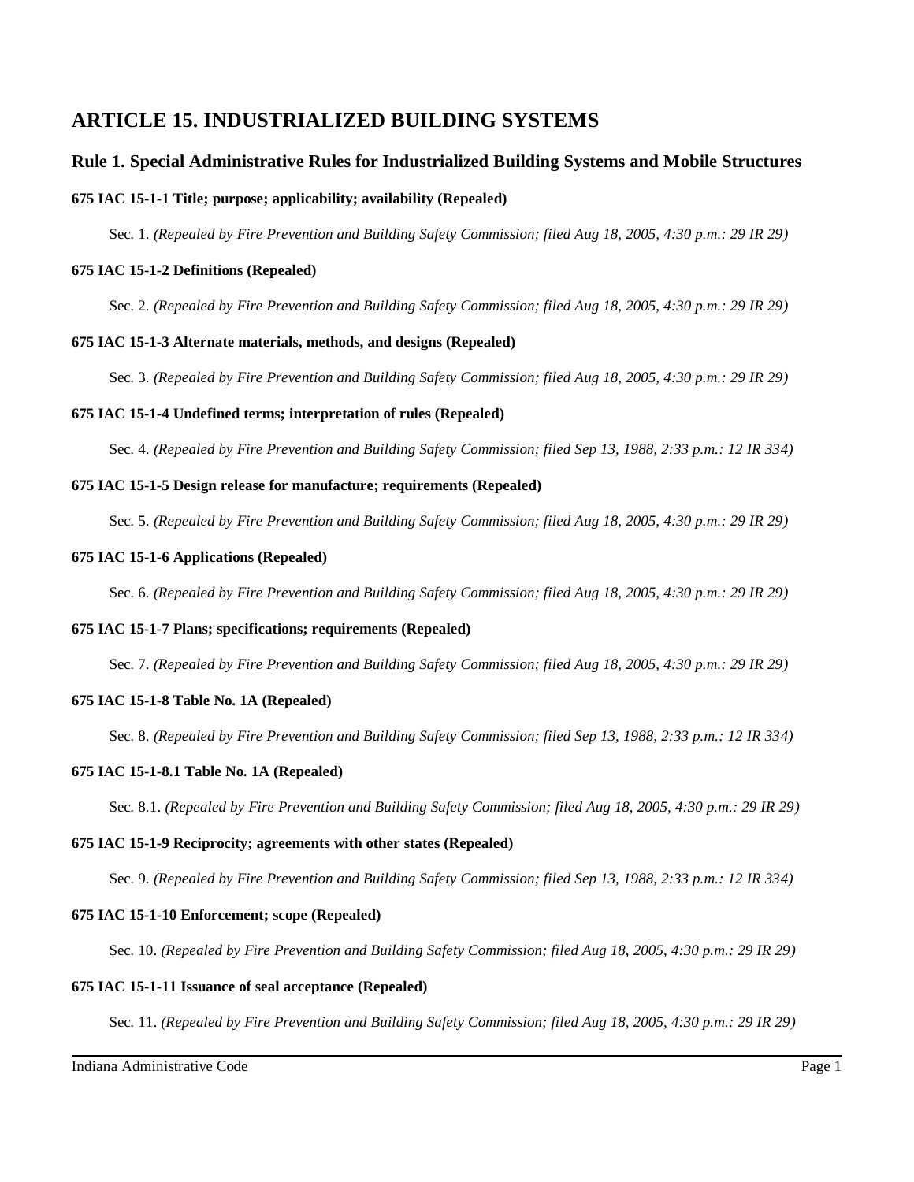# ARTICLE 15. INDUSTRIALIZED BUILDING SYSTEMS

## Rule 1. Special Administrative Rules for Industrialized Building Systems and Mobile Structures

#### 675 IAC 15-1-1 Title; purpose; applicability; availability (Repealed)

Sec. 1. *(Repealed by Fire Prevention and Building Safety Commission; filed Aug 18, 2005, 4:30 p.m.: 29 IR 29)*

#### 675 IAC 15-1-2 Definitions (Repealed)

Sec. 2. *(Repealed by Fire Prevention and Building Safety Commission; filed Aug 18, 2005, 4:30 p.m.: 29 IR 29)*

#### 675 IAC 15-1-3 Alternate materials, methods, and designs (Repealed)

Sec. 3. *(Repealed by Fire Prevention and Building Safety Commission; filed Aug 18, 2005, 4:30 p.m.: 29 IR 29)*

#### 675 IAC 15-1-4 Undefined terms; interpretation of rules (Repealed)

Sec. 4. *(Repealed by Fire Prevention and Building Safety Commission; filed Sep 13, 1988, 2:33 p.m.: 12 IR 334)*

#### 675 IAC 15-1-5 Design release for manufacture; requirements (Repealed)

Sec. 5. *(Repealed by Fire Prevention and Building Safety Commission; filed Aug 18, 2005, 4:30 p.m.: 29 IR 29)*

#### 675 IAC 15-1-6 Applications (Repealed)

Sec. 6. *(Repealed by Fire Prevention and Building Safety Commission; filed Aug 18, 2005, 4:30 p.m.: 29 IR 29)*

#### 675 IAC 15-1-7 Plans; specifications; requirements (Repealed)

Sec. 7. *(Repealed by Fire Prevention and Building Safety Commission; filed Aug 18, 2005, 4:30 p.m.: 29 IR 29)*

#### 675 IAC 15-1-8 Table No. 1A (Repealed)

Sec. 8. *(Repealed by Fire Prevention and Building Safety Commission; filed Sep 13, 1988, 2:33 p.m.: 12 IR 334)*

#### 675 IAC 15-1-8.1 Table No. 1A (Repealed)

Sec. 8.1. *(Repealed by Fire Prevention and Building Safety Commission; filed Aug 18, 2005, 4:30 p.m.: 29 IR 29)*

#### 675 IAC 15-1-9 Reciprocity; agreements with other states (Repealed)

Sec. 9. *(Repealed by Fire Prevention and Building Safety Commission; filed Sep 13, 1988, 2:33 p.m.: 12 IR 334)*

#### 675 IAC 15-1-10 Enforcement; scope (Repealed)

Sec. 10. *(Repealed by Fire Prevention and Building Safety Commission; filed Aug 18, 2005, 4:30 p.m.: 29 IR 29)*

#### 675 IAC 15-1-11 Issuance of seal acceptance (Repealed)

Sec. 11. *(Repealed by Fire Prevention and Building Safety Commission; filed Aug 18, 2005, 4:30 p.m.: 29 IR 29)*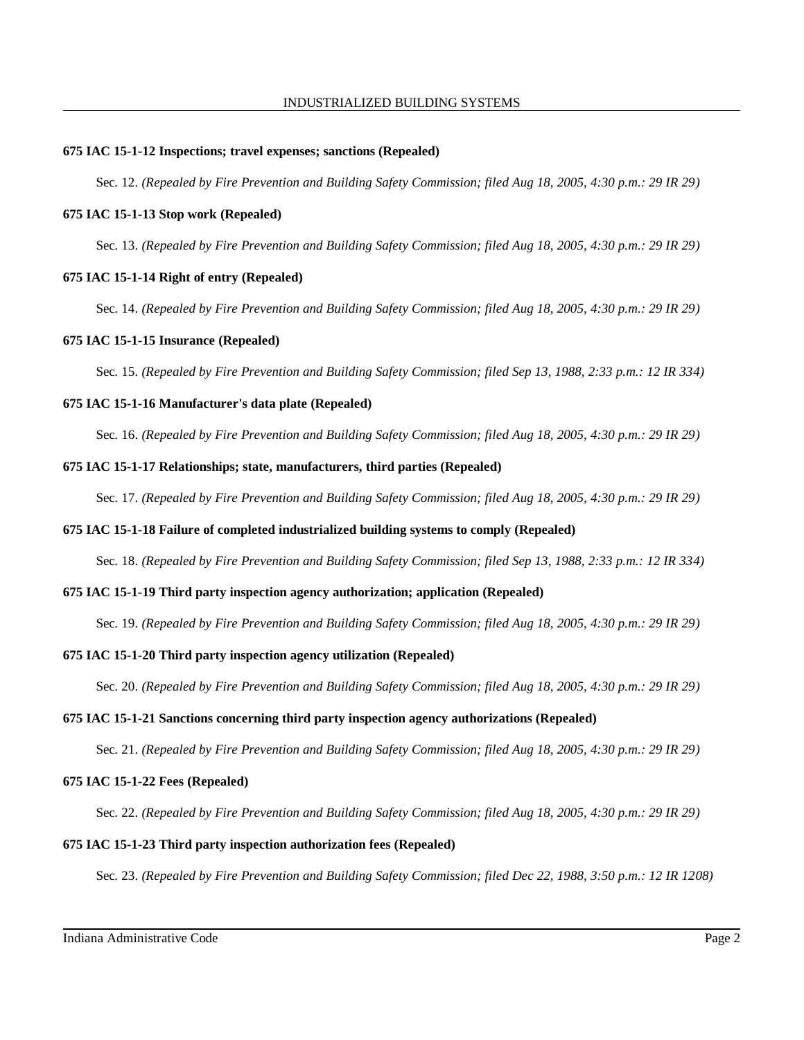**675 IAC 15-1-12 Inspections; travel expenses; sanctions (Repealed)**

Sec. 12. *(Repealed by Fire Prevention and Building Safety Commission; filed Aug 18, 2005, 4:30 p.m.: 29 IR 29)*

**675 IAC 15-1-13 Stop work (Repealed)**

Sec. 13. *(Repealed by Fire Prevention and Building Safety Commission; filed Aug 18, 2005, 4:30 p.m.: 29 IR 29)*

**675 IAC 15-1-14 Right of entry (Repealed)**

Sec. 14. *(Repealed by Fire Prevention and Building Safety Commission; filed Aug 18, 2005, 4:30 p.m.: 29 IR 29)*

**675 IAC 15-1-15 Insurance (Repealed)**

Sec. 15. *(Repealed by Fire Prevention and Building Safety Commission; filed Sep 13, 1988, 2:33 p.m.: 12 IR 334)*

**675 IAC 15-1-16 Manufacturer's data plate (Repealed)**

Sec. 16. *(Repealed by Fire Prevention and Building Safety Commission; filed Aug 18, 2005, 4:30 p.m.: 29 IR 29)*

**675 IAC 15-1-17 Relationships; state, manufacturers, third parties (Repealed)**

Sec. 17. *(Repealed by Fire Prevention and Building Safety Commission; filed Aug 18, 2005, 4:30 p.m.: 29 IR 29)*

**675 IAC 15-1-18 Failure of completed industrialized building systems to comply (Repealed)**

Sec. 18. *(Repealed by Fire Prevention and Building Safety Commission; filed Sep 13, 1988, 2:33 p.m.: 12 IR 334)*

**675 IAC 15-1-19 Third party inspection agency authorization; application (Repealed)**

Sec. 19. *(Repealed by Fire Prevention and Building Safety Commission; filed Aug 18, 2005, 4:30 p.m.: 29 IR 29)*

**675 IAC 15-1-20 Third party inspection agency utilization (Repealed)**

Sec. 20. *(Repealed by Fire Prevention and Building Safety Commission; filed Aug 18, 2005, 4:30 p.m.: 29 IR 29)*

**675 IAC 15-1-21 Sanctions concerning third party inspection agency authorizations (Repealed)**

Sec. 21. *(Repealed by Fire Prevention and Building Safety Commission; filed Aug 18, 2005, 4:30 p.m.: 29 IR 29)*

**675 IAC 15-1-22 Fees (Repealed)**

Sec. 22. *(Repealed by Fire Prevention and Building Safety Commission; filed Aug 18, 2005, 4:30 p.m.: 29 IR 29)*

**675 IAC 15-1-23 Third party inspection authorization fees (Repealed)**

Sec. 23. *(Repealed by Fire Prevention and Building Safety Commission; filed Dec 22, 1988, 3:50 p.m.: 12 IR 1208)*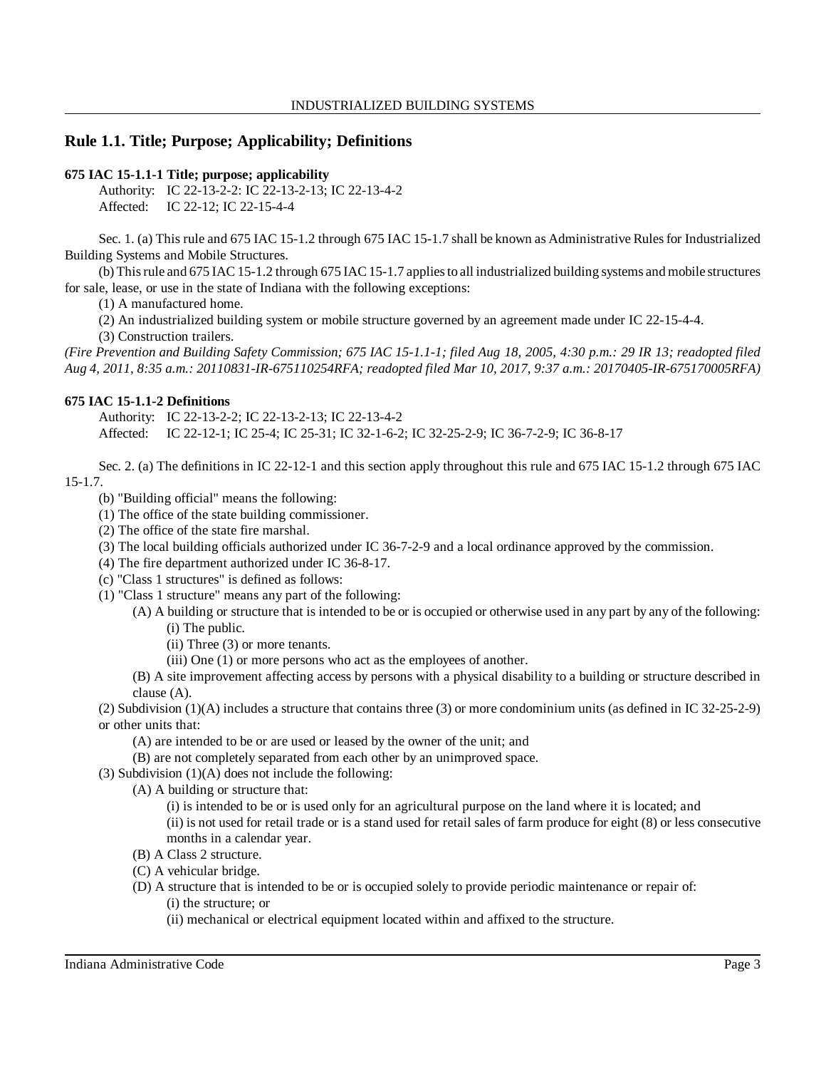## Rule 1.1. Title; Purpose; Applicability; Definitions

**675 IAC 15-1.1-1 Title; purpose; applicability**

Authority: IC 22-13-2-2: IC 22-13-2-13; IC 22-13-4-2
Affected: IC 22-12; IC 22-15-4-4

Sec. 1. (a) This rule and 675 IAC 15-1.2 through 675 IAC 15-1.7 shall be known as Administrative Rules for Industrialized Building Systems and Mobile Structures.

(b) This rule and 675 IAC 15-1.2 through 675 IAC 15-1.7 applies to all industrialized building systems and mobile structures for sale, lease, or use in the state of Indiana with the following exceptions:

(1) A manufactured home.

(2) An industrialized building system or mobile structure governed by an agreement made under IC 22-15-4-4.

(3) Construction trailers.

*(Fire Prevention and Building Safety Commission; 675 IAC 15-1.1-1; filed Aug 18, 2005, 4:30 p.m.: 29 IR 13; readopted filed Aug 4, 2011, 8:35 a.m.: 20110831-IR-675110254RFA; readopted filed Mar 10, 2017, 9:37 a.m.: 20170405-IR-675170005RFA)*

**675 IAC 15-1.1-2 Definitions**

Authority: IC 22-13-2-2; IC 22-13-2-13; IC 22-13-4-2
Affected: IC 22-12-1; IC 25-4; IC 25-31; IC 32-1-6-2; IC 32-25-2-9; IC 36-7-2-9; IC 36-8-17

Sec. 2. (a) The definitions in IC 22-12-1 and this section apply throughout this rule and 675 IAC 15-1.2 through 675 IAC 15-1.7.

(b) "Building official" means the following:

(1) The office of the state building commissioner.

(2) The office of the state fire marshal.

(3) The local building officials authorized under IC 36-7-2-9 and a local ordinance approved by the commission.

(4) The fire department authorized under IC 36-8-17.

(c) "Class 1 structures" is defined as follows:

(1) "Class 1 structure" means any part of the following:

(A) A building or structure that is intended to be or is occupied or otherwise used in any part by any of the following:

(i) The public.

(ii) Three (3) or more tenants.

(iii) One (1) or more persons who act as the employees of another.

(B) A site improvement affecting access by persons with a physical disability to a building or structure described in clause (A).

(2) Subdivision (1)(A) includes a structure that contains three (3) or more condominium units (as defined in IC 32-25-2-9) or other units that:

(A) are intended to be or are used or leased by the owner of the unit; and

(B) are not completely separated from each other by an unimproved space.

(3) Subdivision (1)(A) does not include the following:

(A) A building or structure that:

(i) is intended to be or is used only for an agricultural purpose on the land where it is located; and

(ii) is not used for retail trade or is a stand used for retail sales of farm produce for eight (8) or less consecutive months in a calendar year.

(B) A Class 2 structure.

(C) A vehicular bridge.

(D) A structure that is intended to be or is occupied solely to provide periodic maintenance or repair of:

(i) the structure; or

(ii) mechanical or electrical equipment located within and affixed to the structure.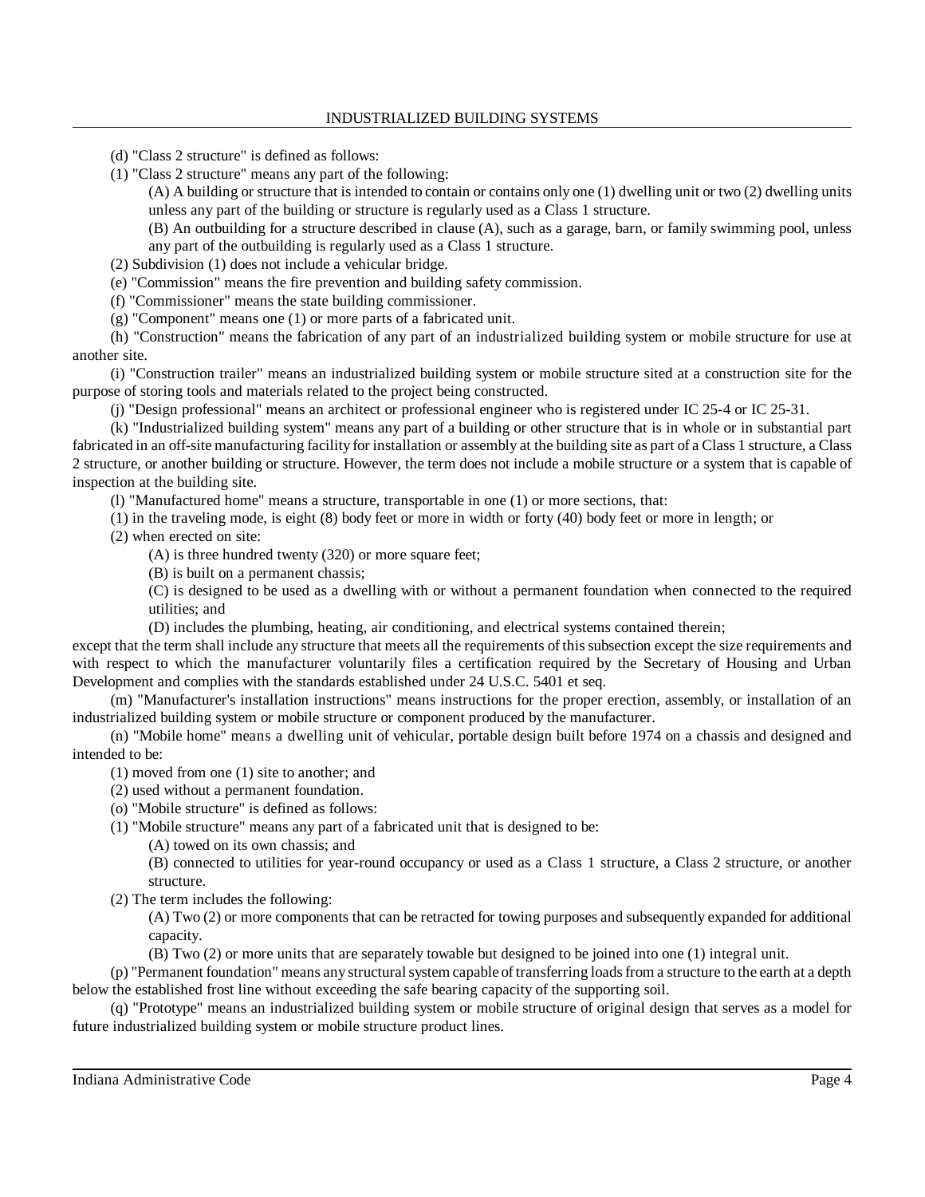(d) "Class 2 structure" is defined as follows:

(1) "Class 2 structure" means any part of the following:

(A) A building or structure that is intended to contain or contains only one (1) dwelling unit or two (2) dwelling units unless any part of the building or structure is regularly used as a Class 1 structure.

(B) An outbuilding for a structure described in clause (A), such as a garage, barn, or family swimming pool, unless any part of the outbuilding is regularly used as a Class 1 structure.

(2) Subdivision (1) does not include a vehicular bridge.

(e) "Commission" means the fire prevention and building safety commission.

(f) "Commissioner" means the state building commissioner.

(g) "Component" means one (1) or more parts of a fabricated unit.

(h) "Construction" means the fabrication of any part of an industrialized building system or mobile structure for use at another site.

(i) "Construction trailer" means an industrialized building system or mobile structure sited at a construction site for the purpose of storing tools and materials related to the project being constructed.

(j) "Design professional" means an architect or professional engineer who is registered under IC 25-4 or IC 25-31.

(k) "Industrialized building system" means any part of a building or other structure that is in whole or in substantial part fabricated in an off-site manufacturing facility for installation or assembly at the building site as part of a Class 1 structure, a Class 2 structure, or another building or structure. However, the term does not include a mobile structure or a system that is capable of inspection at the building site.

(l) "Manufactured home" means a structure, transportable in one (1) or more sections, that:

(1) in the traveling mode, is eight (8) body feet or more in width or forty (40) body feet or more in length; or

(2) when erected on site:

(A) is three hundred twenty (320) or more square feet;

(B) is built on a permanent chassis;

(C) is designed to be used as a dwelling with or without a permanent foundation when connected to the required utilities; and

(D) includes the plumbing, heating, air conditioning, and electrical systems contained therein;

except that the term shall include any structure that meets all the requirements of this subsection except the size requirements and with respect to which the manufacturer voluntarily files a certification required by the Secretary of Housing and Urban Development and complies with the standards established under 24 U.S.C. 5401 et seq.

(m) "Manufacturer's installation instructions" means instructions for the proper erection, assembly, or installation of an industrialized building system or mobile structure or component produced by the manufacturer.

(n) "Mobile home" means a dwelling unit of vehicular, portable design built before 1974 on a chassis and designed and intended to be:

(1) moved from one (1) site to another; and

(2) used without a permanent foundation.

(o) "Mobile structure" is defined as follows:

(1) "Mobile structure" means any part of a fabricated unit that is designed to be:

(A) towed on its own chassis; and

(B) connected to utilities for year-round occupancy or used as a Class 1 structure, a Class 2 structure, or another structure.

(2) The term includes the following:

(A) Two (2) or more components that can be retracted for towing purposes and subsequently expanded for additional capacity.

(B) Two (2) or more units that are separately towable but designed to be joined into one (1) integral unit.

(p) "Permanent foundation" means any structural system capable of transferring loads from a structure to the earth at a depth below the established frost line without exceeding the safe bearing capacity of the supporting soil.

(q) "Prototype" means an industrialized building system or mobile structure of original design that serves as a model for future industrialized building system or mobile structure product lines.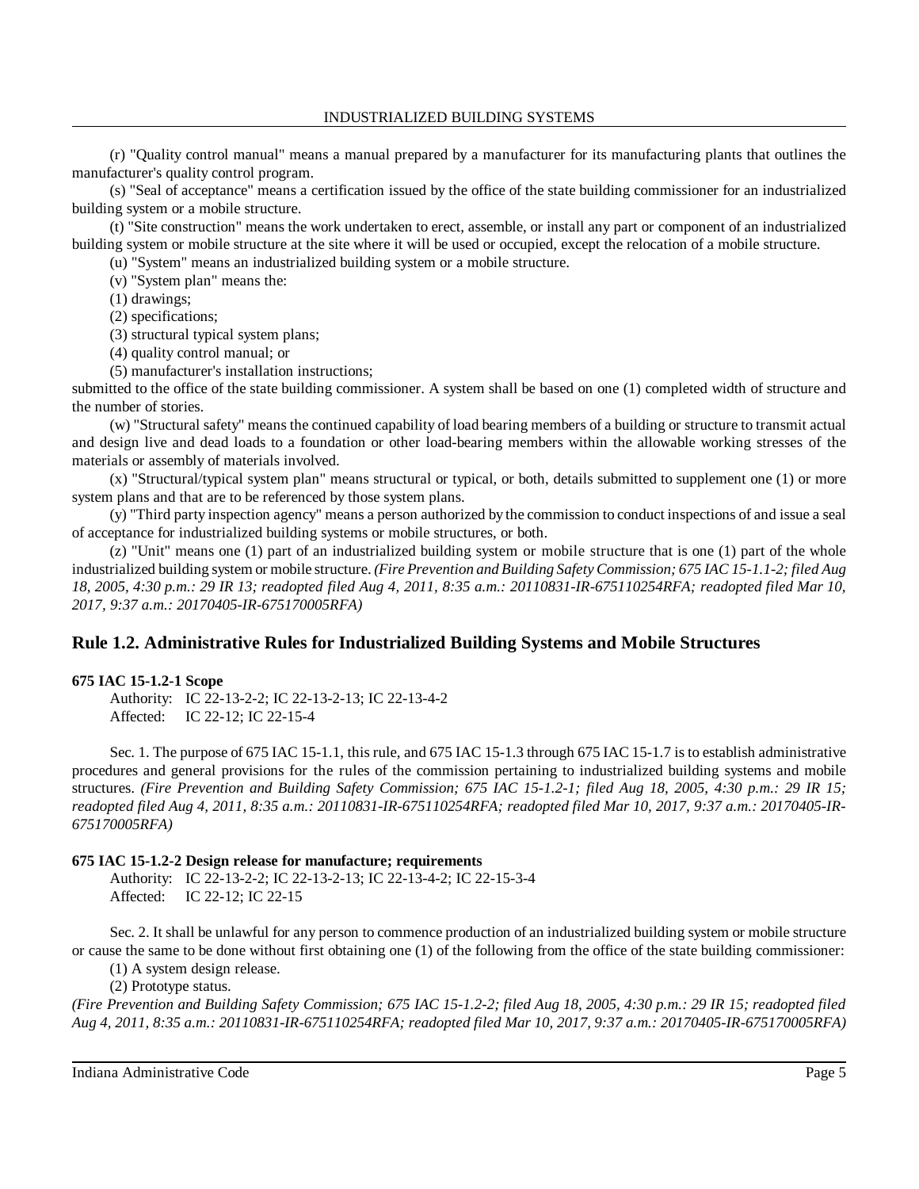(r) "Quality control manual" means a manual prepared by a manufacturer for its manufacturing plants that outlines the manufacturer's quality control program.

(s) "Seal of acceptance" means a certification issued by the office of the state building commissioner for an industrialized building system or a mobile structure.

(t) "Site construction" means the work undertaken to erect, assemble, or install any part or component of an industrialized building system or mobile structure at the site where it will be used or occupied, except the relocation of a mobile structure.

(u) "System" means an industrialized building system or a mobile structure.

(v) "System plan" means the:

(1) drawings;

(2) specifications;

(3) structural typical system plans;

(4) quality control manual; or

(5) manufacturer's installation instructions;

submitted to the office of the state building commissioner. A system shall be based on one (1) completed width of structure and the number of stories.

(w) "Structural safety" means the continued capability of load bearing members of a building or structure to transmit actual and design live and dead loads to a foundation or other load-bearing members within the allowable working stresses of the materials or assembly of materials involved.

(x) "Structural/typical system plan" means structural or typical, or both, details submitted to supplement one (1) or more system plans and that are to be referenced by those system plans.

(y) "Third party inspection agency" means a person authorized by the commission to conduct inspections of and issue a seal of acceptance for industrialized building systems or mobile structures, or both.

(z) "Unit" means one (1) part of an industrialized building system or mobile structure that is one (1) part of the whole industrialized building system or mobile structure. *(Fire Prevention and Building Safety Commission; 675 IAC 15-1.1-2; filed Aug 18, 2005, 4:30 p.m.: 29 IR 13; readopted filed Aug 4, 2011, 8:35 a.m.: 20110831-IR-675110254RFA; readopted filed Mar 10, 2017, 9:37 a.m.: 20170405-IR-675170005RFA)*

## Rule 1.2. Administrative Rules for Industrialized Building Systems and Mobile Structures

**675 IAC 15-1.2-1 Scope**

Authority: IC 22-13-2-2; IC 22-13-2-13; IC 22-13-4-2
Affected: IC 22-12; IC 22-15-4

Sec. 1. The purpose of 675 IAC 15-1.1, this rule, and 675 IAC 15-1.3 through 675 IAC 15-1.7 is to establish administrative procedures and general provisions for the rules of the commission pertaining to industrialized building systems and mobile structures. *(Fire Prevention and Building Safety Commission; 675 IAC 15-1.2-1; filed Aug 18, 2005, 4:30 p.m.: 29 IR 15; readopted filed Aug 4, 2011, 8:35 a.m.: 20110831-IR-675110254RFA; readopted filed Mar 10, 2017, 9:37 a.m.: 20170405-IR-675170005RFA)*

**675 IAC 15-1.2-2 Design release for manufacture; requirements**

Authority: IC 22-13-2-2; IC 22-13-2-13; IC 22-13-4-2; IC 22-15-3-4
Affected: IC 22-12; IC 22-15

Sec. 2. It shall be unlawful for any person to commence production of an industrialized building system or mobile structure or cause the same to be done without first obtaining one (1) of the following from the office of the state building commissioner:

(1) A system design release.

(2) Prototype status.

*(Fire Prevention and Building Safety Commission; 675 IAC 15-1.2-2; filed Aug 18, 2005, 4:30 p.m.: 29 IR 15; readopted filed Aug 4, 2011, 8:35 a.m.: 20110831-IR-675110254RFA; readopted filed Mar 10, 2017, 9:37 a.m.: 20170405-IR-675170005RFA)*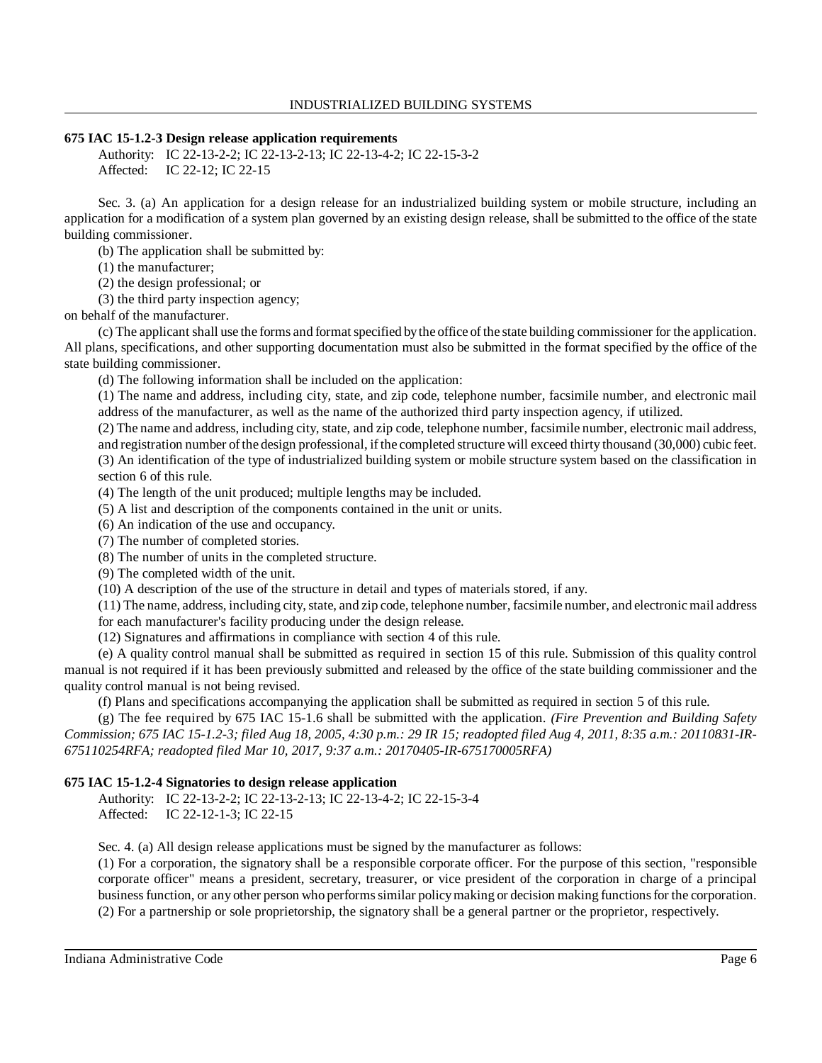**675 IAC 15-1.2-3 Design release application requirements**

Authority: IC 22-13-2-2; IC 22-13-2-13; IC 22-13-4-2; IC 22-15-3-2
Affected: IC 22-12; IC 22-15

Sec. 3. (a) An application for a design release for an industrialized building system or mobile structure, including an application for a modification of a system plan governed by an existing design release, shall be submitted to the office of the state building commissioner.

(b) The application shall be submitted by:

(1) the manufacturer;

(2) the design professional; or

(3) the third party inspection agency;

on behalf of the manufacturer.

(c) The applicant shall use the forms and format specified by the office of the state building commissioner for the application. All plans, specifications, and other supporting documentation must also be submitted in the format specified by the office of the state building commissioner.

(d) The following information shall be included on the application:

(1) The name and address, including city, state, and zip code, telephone number, facsimile number, and electronic mail address of the manufacturer, as well as the name of the authorized third party inspection agency, if utilized.

(2) The name and address, including city, state, and zip code, telephone number, facsimile number, electronic mail address, and registration number of the design professional, if the completed structure will exceed thirty thousand (30,000) cubic feet.

(3) An identification of the type of industrialized building system or mobile structure system based on the classification in section 6 of this rule.

(4) The length of the unit produced; multiple lengths may be included.

(5) A list and description of the components contained in the unit or units.

(6) An indication of the use and occupancy.

(7) The number of completed stories.

(8) The number of units in the completed structure.

(9) The completed width of the unit.

(10) A description of the use of the structure in detail and types of materials stored, if any.

(11) The name, address, including city, state, and zip code, telephone number, facsimile number, and electronic mail address for each manufacturer's facility producing under the design release.

(12) Signatures and affirmations in compliance with section 4 of this rule.

(e) A quality control manual shall be submitted as required in section 15 of this rule. Submission of this quality control manual is not required if it has been previously submitted and released by the office of the state building commissioner and the quality control manual is not being revised.

(f) Plans and specifications accompanying the application shall be submitted as required in section 5 of this rule.

(g) The fee required by 675 IAC 15-1.6 shall be submitted with the application. *(Fire Prevention and Building Safety Commission; 675 IAC 15-1.2-3; filed Aug 18, 2005, 4:30 p.m.: 29 IR 15; readopted filed Aug 4, 2011, 8:35 a.m.: 20110831-IR-675110254RFA; readopted filed Mar 10, 2017, 9:37 a.m.: 20170405-IR-675170005RFA)*

**675 IAC 15-1.2-4 Signatories to design release application**

Authority: IC 22-13-2-2; IC 22-13-2-13; IC 22-13-4-2; IC 22-15-3-4
Affected: IC 22-12-1-3; IC 22-15

Sec. 4. (a) All design release applications must be signed by the manufacturer as follows:

(1) For a corporation, the signatory shall be a responsible corporate officer. For the purpose of this section, "responsible corporate officer" means a president, secretary, treasurer, or vice president of the corporation in charge of a principal business function, or any other person who performs similar policy making or decision making functions for the corporation.

(2) For a partnership or sole proprietorship, the signatory shall be a general partner or the proprietor, respectively.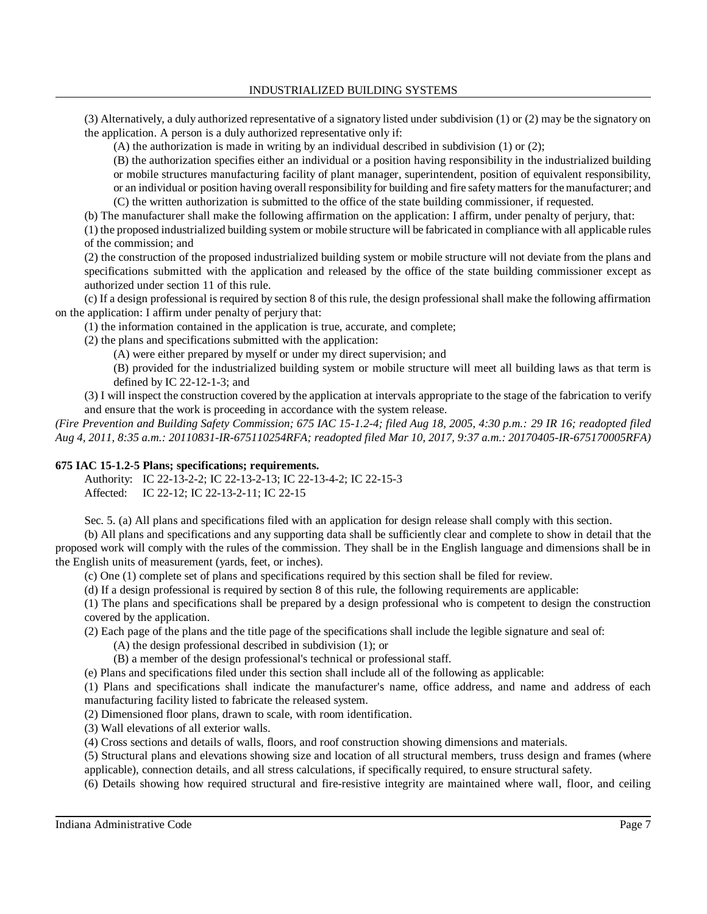(3) Alternatively, a duly authorized representative of a signatory listed under subdivision (1) or (2) may be the signatory on the application. A person is a duly authorized representative only if:

(A) the authorization is made in writing by an individual described in subdivision (1) or (2);

(B) the authorization specifies either an individual or a position having responsibility in the industrialized building or mobile structures manufacturing facility of plant manager, superintendent, position of equivalent responsibility, or an individual or position having overall responsibility for building and fire safety matters for the manufacturer; and

(C) the written authorization is submitted to the office of the state building commissioner, if requested.

(b) The manufacturer shall make the following affirmation on the application: I affirm, under penalty of perjury, that:

(1) the proposed industrialized building system or mobile structure will be fabricated in compliance with all applicable rules of the commission; and

(2) the construction of the proposed industrialized building system or mobile structure will not deviate from the plans and specifications submitted with the application and released by the office of the state building commissioner except as authorized under section 11 of this rule.

(c) If a design professional is required by section 8 of this rule, the design professional shall make the following affirmation on the application: I affirm under penalty of perjury that:

(1) the information contained in the application is true, accurate, and complete;

(2) the plans and specifications submitted with the application:

(A) were either prepared by myself or under my direct supervision; and

(B) provided for the industrialized building system or mobile structure will meet all building laws as that term is defined by IC 22-12-1-3; and

(3) I will inspect the construction covered by the application at intervals appropriate to the stage of the fabrication to verify and ensure that the work is proceeding in accordance with the system release.

*(Fire Prevention and Building Safety Commission; 675 IAC 15-1.2-4; filed Aug 18, 2005, 4:30 p.m.: 29 IR 16; readopted filed Aug 4, 2011, 8:35 a.m.: 20110831-IR-675110254RFA; readopted filed Mar 10, 2017, 9:37 a.m.: 20170405-IR-675170005RFA)*

**675 IAC 15-1.2-5 Plans; specifications; requirements.**

Authority: IC 22-13-2-2; IC 22-13-2-13; IC 22-13-4-2; IC 22-15-3
Affected: IC 22-12; IC 22-13-2-11; IC 22-15

Sec. 5. (a) All plans and specifications filed with an application for design release shall comply with this section.

(b) All plans and specifications and any supporting data shall be sufficiently clear and complete to show in detail that the proposed work will comply with the rules of the commission. They shall be in the English language and dimensions shall be in the English units of measurement (yards, feet, or inches).

(c) One (1) complete set of plans and specifications required by this section shall be filed for review.

(d) If a design professional is required by section 8 of this rule, the following requirements are applicable:

(1) The plans and specifications shall be prepared by a design professional who is competent to design the construction covered by the application.

(2) Each page of the plans and the title page of the specifications shall include the legible signature and seal of:

(A) the design professional described in subdivision (1); or

(B) a member of the design professional's technical or professional staff.

(e) Plans and specifications filed under this section shall include all of the following as applicable:

(1) Plans and specifications shall indicate the manufacturer's name, office address, and name and address of each manufacturing facility listed to fabricate the released system.

(2) Dimensioned floor plans, drawn to scale, with room identification.

(3) Wall elevations of all exterior walls.

(4) Cross sections and details of walls, floors, and roof construction showing dimensions and materials.

(5) Structural plans and elevations showing size and location of all structural members, truss design and frames (where applicable), connection details, and all stress calculations, if specifically required, to ensure structural safety.

(6) Details showing how required structural and fire-resistive integrity are maintained where wall, floor, and ceiling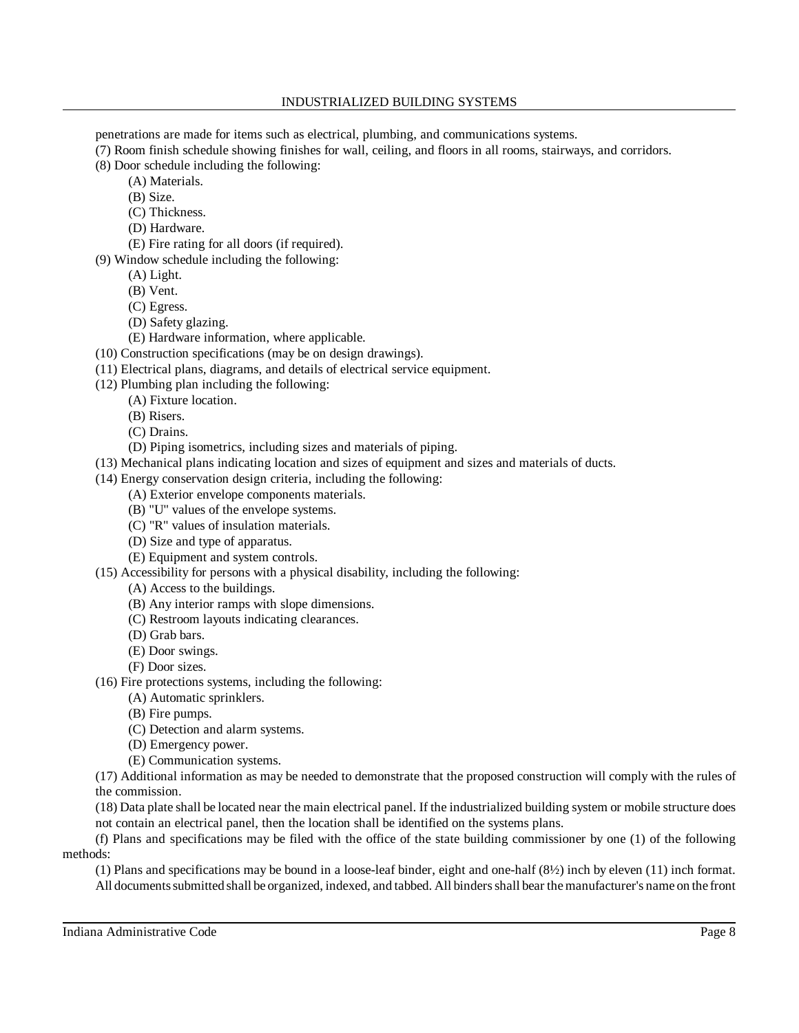penetrations are made for items such as electrical, plumbing, and communications systems.

(7) Room finish schedule showing finishes for wall, ceiling, and floors in all rooms, stairways, and corridors.

(8) Door schedule including the following:

(A) Materials.

(B) Size.

(C) Thickness.

(D) Hardware.

(E) Fire rating for all doors (if required).

(9) Window schedule including the following:

(A) Light.

(B) Vent.

(C) Egress.

(D) Safety glazing.

(E) Hardware information, where applicable.

(10) Construction specifications (may be on design drawings).

(11) Electrical plans, diagrams, and details of electrical service equipment.

(12) Plumbing plan including the following:

(A) Fixture location.

(B) Risers.

(C) Drains.

(D) Piping isometrics, including sizes and materials of piping.

(13) Mechanical plans indicating location and sizes of equipment and sizes and materials of ducts.

(14) Energy conservation design criteria, including the following:

(A) Exterior envelope components materials.

(B) "U" values of the envelope systems.

(C) "R" values of insulation materials.

(D) Size and type of apparatus.

(E) Equipment and system controls.

(15) Accessibility for persons with a physical disability, including the following:

(A) Access to the buildings.

(B) Any interior ramps with slope dimensions.

(C) Restroom layouts indicating clearances.

(D) Grab bars.

(E) Door swings.

(F) Door sizes.

(16) Fire protections systems, including the following:

(A) Automatic sprinklers.

(B) Fire pumps.

(C) Detection and alarm systems.

(D) Emergency power.

(E) Communication systems.

(17) Additional information as may be needed to demonstrate that the proposed construction will comply with the rules of the commission.

(18) Data plate shall be located near the main electrical panel. If the industrialized building system or mobile structure does not contain an electrical panel, then the location shall be identified on the systems plans.

(f) Plans and specifications may be filed with the office of the state building commissioner by one (1) of the following methods:

(1) Plans and specifications may be bound in a loose-leaf binder, eight and one-half (8½) inch by eleven (11) inch format. All documents submitted shall be organized, indexed, and tabbed. All binders shall bear the manufacturer's name on the front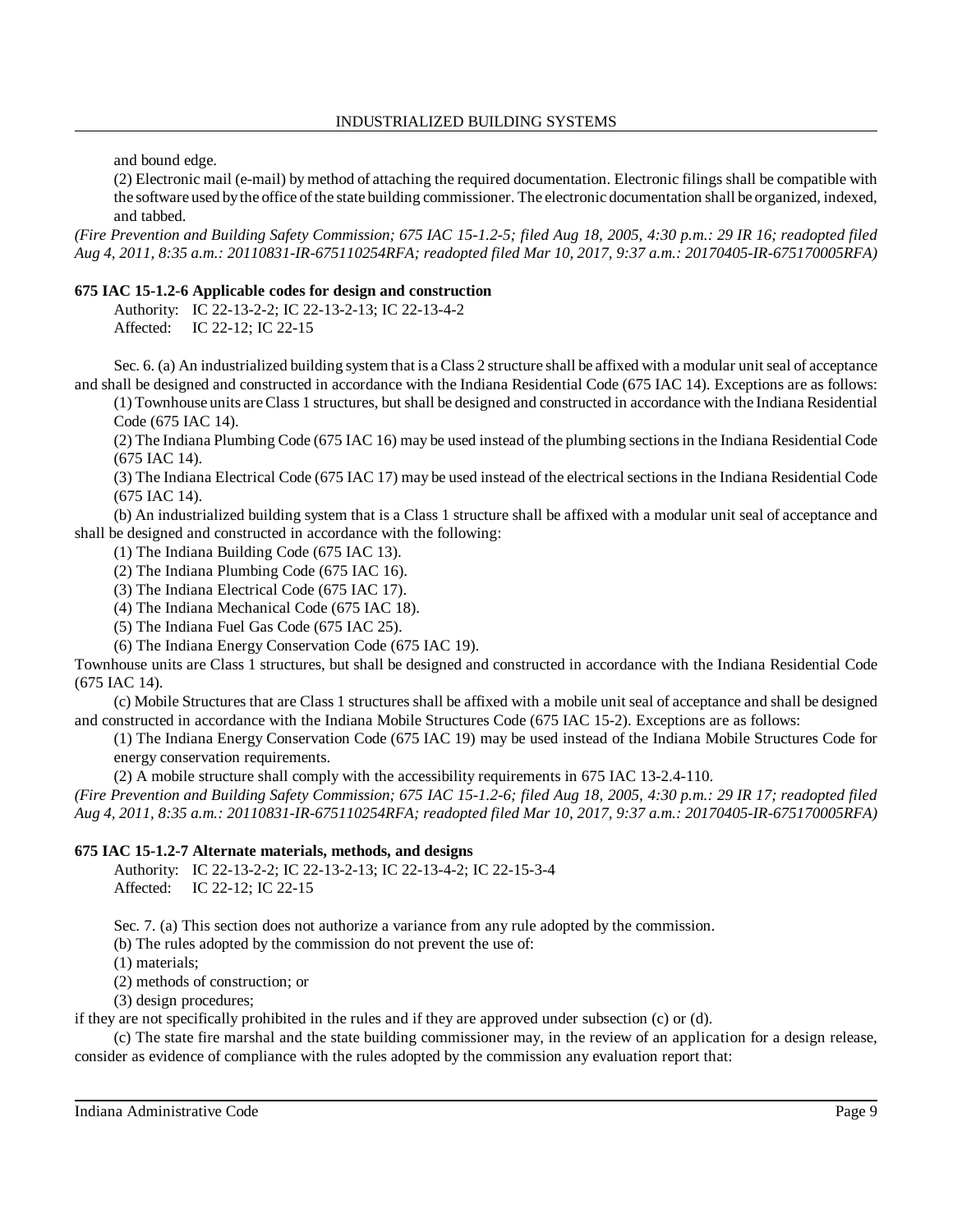and bound edge.

(2) Electronic mail (e-mail) by method of attaching the required documentation. Electronic filings shall be compatible with the software used by the office of the state building commissioner. The electronic documentation shall be organized, indexed, and tabbed.

*(Fire Prevention and Building Safety Commission; 675 IAC 15-1.2-5; filed Aug 18, 2005, 4:30 p.m.: 29 IR 16; readopted filed Aug 4, 2011, 8:35 a.m.: 20110831-IR-675110254RFA; readopted filed Mar 10, 2017, 9:37 a.m.: 20170405-IR-675170005RFA)*

**675 IAC 15-1.2-6 Applicable codes for design and construction**

Authority: IC 22-13-2-2; IC 22-13-2-13; IC 22-13-4-2
Affected: IC 22-12; IC 22-15

Sec. 6. (a) An industrialized building system that is a Class 2 structure shall be affixed with a modular unit seal of acceptance and shall be designed and constructed in accordance with the Indiana Residential Code (675 IAC 14). Exceptions are as follows:

(1) Townhouse units are Class 1 structures, but shall be designed and constructed in accordance with the Indiana Residential Code (675 IAC 14).

(2) The Indiana Plumbing Code (675 IAC 16) may be used instead of the plumbing sections in the Indiana Residential Code (675 IAC 14).

(3) The Indiana Electrical Code (675 IAC 17) may be used instead of the electrical sections in the Indiana Residential Code (675 IAC 14).

(b) An industrialized building system that is a Class 1 structure shall be affixed with a modular unit seal of acceptance and shall be designed and constructed in accordance with the following:

(1) The Indiana Building Code (675 IAC 13).

(2) The Indiana Plumbing Code (675 IAC 16).

(3) The Indiana Electrical Code (675 IAC 17).

(4) The Indiana Mechanical Code (675 IAC 18).

(5) The Indiana Fuel Gas Code (675 IAC 25).

(6) The Indiana Energy Conservation Code (675 IAC 19).

Townhouse units are Class 1 structures, but shall be designed and constructed in accordance with the Indiana Residential Code (675 IAC 14).

(c) Mobile Structures that are Class 1 structures shall be affixed with a mobile unit seal of acceptance and shall be designed and constructed in accordance with the Indiana Mobile Structures Code (675 IAC 15-2). Exceptions are as follows:

(1) The Indiana Energy Conservation Code (675 IAC 19) may be used instead of the Indiana Mobile Structures Code for energy conservation requirements.

(2) A mobile structure shall comply with the accessibility requirements in 675 IAC 13-2.4-110.

*(Fire Prevention and Building Safety Commission; 675 IAC 15-1.2-6; filed Aug 18, 2005, 4:30 p.m.: 29 IR 17; readopted filed Aug 4, 2011, 8:35 a.m.: 20110831-IR-675110254RFA; readopted filed Mar 10, 2017, 9:37 a.m.: 20170405-IR-675170005RFA)*

**675 IAC 15-1.2-7 Alternate materials, methods, and designs**

Authority: IC 22-13-2-2; IC 22-13-2-13; IC 22-13-4-2; IC 22-15-3-4
Affected: IC 22-12; IC 22-15

Sec. 7. (a) This section does not authorize a variance from any rule adopted by the commission.

(b) The rules adopted by the commission do not prevent the use of:

(1) materials;

(2) methods of construction; or

(3) design procedures;

if they are not specifically prohibited in the rules and if they are approved under subsection (c) or (d).

(c) The state fire marshal and the state building commissioner may, in the review of an application for a design release, consider as evidence of compliance with the rules adopted by the commission any evaluation report that: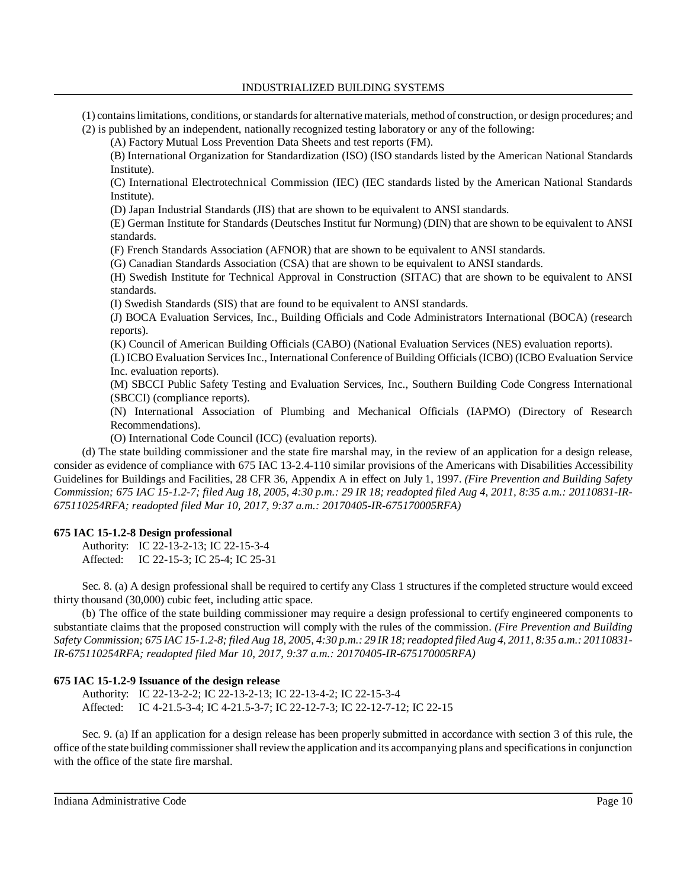(1) contains limitations, conditions, or standards for alternative materials, method of construction, or design procedures; and

(2) is published by an independent, nationally recognized testing laboratory or any of the following:

(A) Factory Mutual Loss Prevention Data Sheets and test reports (FM).

(B) International Organization for Standardization (ISO) (ISO standards listed by the American National Standards Institute).

(C) International Electrotechnical Commission (IEC) (IEC standards listed by the American National Standards Institute).

(D) Japan Industrial Standards (JIS) that are shown to be equivalent to ANSI standards.

(E) German Institute for Standards (Deutsches Institut fur Normung) (DIN) that are shown to be equivalent to ANSI standards.

(F) French Standards Association (AFNOR) that are shown to be equivalent to ANSI standards.

(G) Canadian Standards Association (CSA) that are shown to be equivalent to ANSI standards.

(H) Swedish Institute for Technical Approval in Construction (SITAC) that are shown to be equivalent to ANSI standards.

(I) Swedish Standards (SIS) that are found to be equivalent to ANSI standards.

(J) BOCA Evaluation Services, Inc., Building Officials and Code Administrators International (BOCA) (research reports).

(K) Council of American Building Officials (CABO) (National Evaluation Services (NES) evaluation reports).

(L) ICBO Evaluation Services Inc., International Conference of Building Officials (ICBO) (ICBO Evaluation Service Inc. evaluation reports).

(M) SBCCI Public Safety Testing and Evaluation Services, Inc., Southern Building Code Congress International (SBCCI) (compliance reports).

(N) International Association of Plumbing and Mechanical Officials (IAPMO) (Directory of Research Recommendations).

(O) International Code Council (ICC) (evaluation reports).

(d) The state building commissioner and the state fire marshal may, in the review of an application for a design release, consider as evidence of compliance with 675 IAC 13-2.4-110 similar provisions of the Americans with Disabilities Accessibility Guidelines for Buildings and Facilities, 28 CFR 36, Appendix A in effect on July 1, 1997. *(Fire Prevention and Building Safety Commission; 675 IAC 15-1.2-7; filed Aug 18, 2005, 4:30 p.m.: 29 IR 18; readopted filed Aug 4, 2011, 8:35 a.m.: 20110831-IR-675110254RFA; readopted filed Mar 10, 2017, 9:37 a.m.: 20170405-IR-675170005RFA)*

**675 IAC 15-1.2-8 Design professional**

Authority: IC 22-13-2-13; IC 22-15-3-4
Affected: IC 22-15-3; IC 25-4; IC 25-31

Sec. 8. (a) A design professional shall be required to certify any Class 1 structures if the completed structure would exceed thirty thousand (30,000) cubic feet, including attic space.

(b) The office of the state building commissioner may require a design professional to certify engineered components to substantiate claims that the proposed construction will comply with the rules of the commission. *(Fire Prevention and Building Safety Commission; 675 IAC 15-1.2-8; filed Aug 18, 2005, 4:30 p.m.: 29 IR 18; readopted filed Aug 4, 2011, 8:35 a.m.: 20110831-IR-675110254RFA; readopted filed Mar 10, 2017, 9:37 a.m.: 20170405-IR-675170005RFA)*

**675 IAC 15-1.2-9 Issuance of the design release**

Authority: IC 22-13-2-2; IC 22-13-2-13; IC 22-13-4-2; IC 22-15-3-4
Affected: IC 4-21.5-3-4; IC 4-21.5-3-7; IC 22-12-7-3; IC 22-12-7-12; IC 22-15

Sec. 9. (a) If an application for a design release has been properly submitted in accordance with section 3 of this rule, the office of the state building commissioner shall review the application and its accompanying plans and specifications in conjunction with the office of the state fire marshal.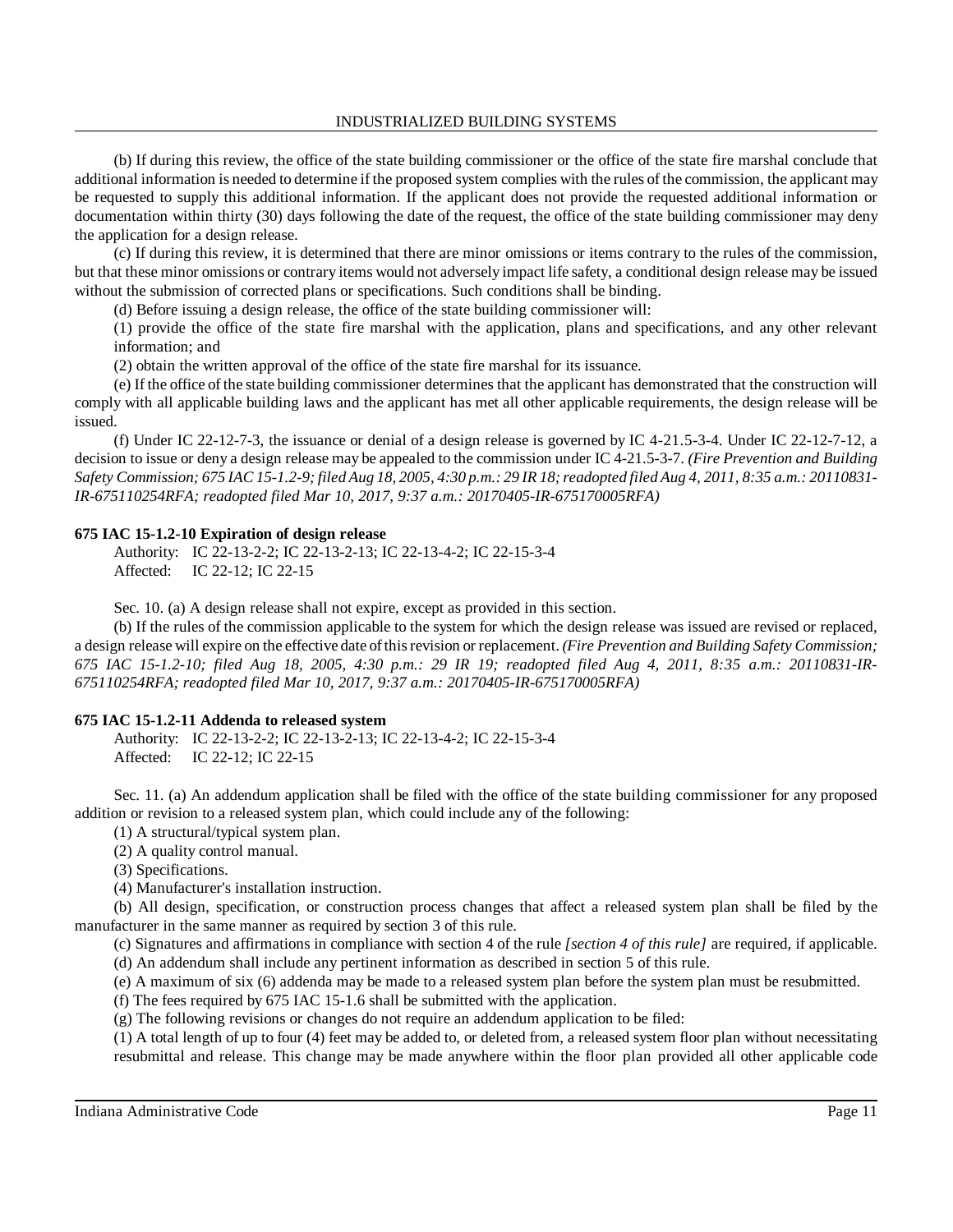(b) If during this review, the office of the state building commissioner or the office of the state fire marshal conclude that additional information is needed to determine if the proposed system complies with the rules of the commission, the applicant may be requested to supply this additional information. If the applicant does not provide the requested additional information or documentation within thirty (30) days following the date of the request, the office of the state building commissioner may deny the application for a design release.

(c) If during this review, it is determined that there are minor omissions or items contrary to the rules of the commission, but that these minor omissions or contrary items would not adversely impact life safety, a conditional design release may be issued without the submission of corrected plans or specifications. Such conditions shall be binding.

(d) Before issuing a design release, the office of the state building commissioner will:

(1) provide the office of the state fire marshal with the application, plans and specifications, and any other relevant information; and

(2) obtain the written approval of the office of the state fire marshal for its issuance.

(e) If the office of the state building commissioner determines that the applicant has demonstrated that the construction will comply with all applicable building laws and the applicant has met all other applicable requirements, the design release will be issued.

(f) Under IC 22-12-7-3, the issuance or denial of a design release is governed by IC 4-21.5-3-4. Under IC 22-12-7-12, a decision to issue or deny a design release may be appealed to the commission under IC 4-21.5-3-7. *(Fire Prevention and Building Safety Commission; 675 IAC 15-1.2-9; filed Aug 18, 2005, 4:30 p.m.: 29 IR 18; readopted filed Aug 4, 2011, 8:35 a.m.: 20110831-IR-675110254RFA; readopted filed Mar 10, 2017, 9:37 a.m.: 20170405-IR-675170005RFA)*

**675 IAC 15-1.2-10 Expiration of design release**

Authority: IC 22-13-2-2; IC 22-13-2-13; IC 22-13-4-2; IC 22-15-3-4
Affected: IC 22-12; IC 22-15

Sec. 10. (a) A design release shall not expire, except as provided in this section.

(b) If the rules of the commission applicable to the system for which the design release was issued are revised or replaced, a design release will expire on the effective date of this revision or replacement. *(Fire Prevention and Building Safety Commission; 675 IAC 15-1.2-10; filed Aug 18, 2005, 4:30 p.m.: 29 IR 19; readopted filed Aug 4, 2011, 8:35 a.m.: 20110831-IR-675110254RFA; readopted filed Mar 10, 2017, 9:37 a.m.: 20170405-IR-675170005RFA)*

**675 IAC 15-1.2-11 Addenda to released system**

Authority: IC 22-13-2-2; IC 22-13-2-13; IC 22-13-4-2; IC 22-15-3-4
Affected: IC 22-12; IC 22-15

Sec. 11. (a) An addendum application shall be filed with the office of the state building commissioner for any proposed addition or revision to a released system plan, which could include any of the following:

(1) A structural/typical system plan.

(2) A quality control manual.

(3) Specifications.

(4) Manufacturer's installation instruction.

(b) All design, specification, or construction process changes that affect a released system plan shall be filed by the manufacturer in the same manner as required by section 3 of this rule.

(c) Signatures and affirmations in compliance with section 4 of the rule *[section 4 of this rule]* are required, if applicable.

(d) An addendum shall include any pertinent information as described in section 5 of this rule.

(e) A maximum of six (6) addenda may be made to a released system plan before the system plan must be resubmitted.

(f) The fees required by 675 IAC 15-1.6 shall be submitted with the application.

(g) The following revisions or changes do not require an addendum application to be filed:

(1) A total length of up to four (4) feet may be added to, or deleted from, a released system floor plan without necessitating resubmittal and release. This change may be made anywhere within the floor plan provided all other applicable code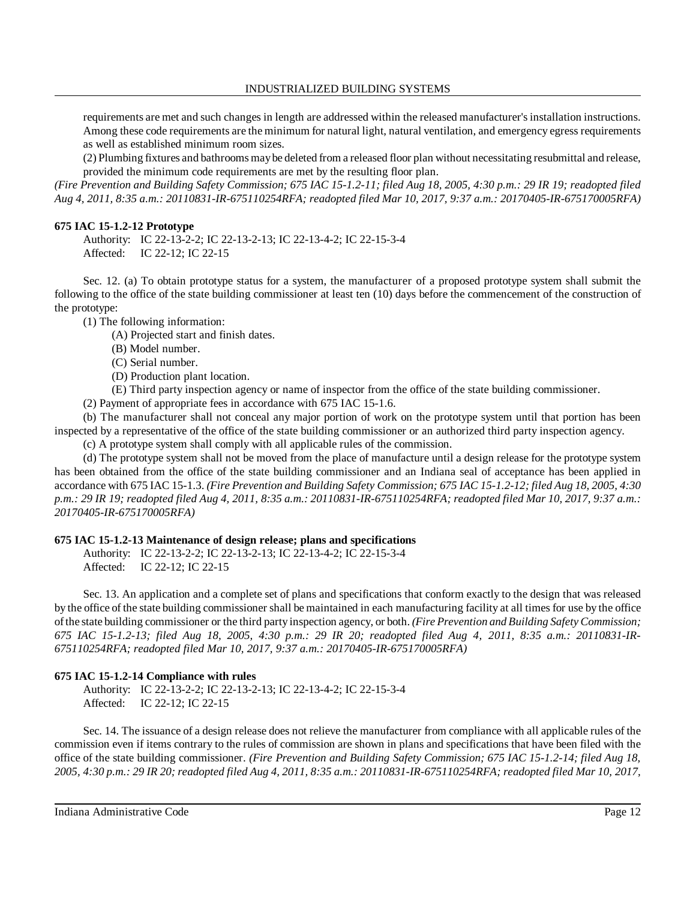requirements are met and such changes in length are addressed within the released manufacturer's installation instructions. Among these code requirements are the minimum for natural light, natural ventilation, and emergency egress requirements as well as established minimum room sizes.

(2) Plumbing fixtures and bathrooms may be deleted from a released floor plan without necessitating resubmittal and release, provided the minimum code requirements are met by the resulting floor plan.

*(Fire Prevention and Building Safety Commission; 675 IAC 15-1.2-11; filed Aug 18, 2005, 4:30 p.m.: 29 IR 19; readopted filed Aug 4, 2011, 8:35 a.m.: 20110831-IR-675110254RFA; readopted filed Mar 10, 2017, 9:37 a.m.: 20170405-IR-675170005RFA)*

**675 IAC 15-1.2-12 Prototype**

Authority: IC 22-13-2-2; IC 22-13-2-13; IC 22-13-4-2; IC 22-15-3-4
Affected: IC 22-12; IC 22-15

Sec. 12. (a) To obtain prototype status for a system, the manufacturer of a proposed prototype system shall submit the following to the office of the state building commissioner at least ten (10) days before the commencement of the construction of the prototype:

(1) The following information:

(A) Projected start and finish dates.

(B) Model number.

(C) Serial number.

(D) Production plant location.

(E) Third party inspection agency or name of inspector from the office of the state building commissioner.

(2) Payment of appropriate fees in accordance with 675 IAC 15-1.6.

(b) The manufacturer shall not conceal any major portion of work on the prototype system until that portion has been inspected by a representative of the office of the state building commissioner or an authorized third party inspection agency.

(c) A prototype system shall comply with all applicable rules of the commission.

(d) The prototype system shall not be moved from the place of manufacture until a design release for the prototype system has been obtained from the office of the state building commissioner and an Indiana seal of acceptance has been applied in accordance with 675 IAC 15-1.3. *(Fire Prevention and Building Safety Commission; 675 IAC 15-1.2-12; filed Aug 18, 2005, 4:30 p.m.: 29 IR 19; readopted filed Aug 4, 2011, 8:35 a.m.: 20110831-IR-675110254RFA; readopted filed Mar 10, 2017, 9:37 a.m.: 20170405-IR-675170005RFA)*

**675 IAC 15-1.2-13 Maintenance of design release; plans and specifications**

Authority: IC 22-13-2-2; IC 22-13-2-13; IC 22-13-4-2; IC 22-15-3-4
Affected: IC 22-12; IC 22-15

Sec. 13. An application and a complete set of plans and specifications that conform exactly to the design that was released by the office of the state building commissioner shall be maintained in each manufacturing facility at all times for use by the office of the state building commissioner or the third party inspection agency, or both. *(Fire Prevention and Building Safety Commission; 675 IAC 15-1.2-13; filed Aug 18, 2005, 4:30 p.m.: 29 IR 20; readopted filed Aug 4, 2011, 8:35 a.m.: 20110831-IR-675110254RFA; readopted filed Mar 10, 2017, 9:37 a.m.: 20170405-IR-675170005RFA)*

**675 IAC 15-1.2-14 Compliance with rules**

Authority: IC 22-13-2-2; IC 22-13-2-13; IC 22-13-4-2; IC 22-15-3-4
Affected: IC 22-12; IC 22-15

Sec. 14. The issuance of a design release does not relieve the manufacturer from compliance with all applicable rules of the commission even if items contrary to the rules of commission are shown in plans and specifications that have been filed with the office of the state building commissioner. *(Fire Prevention and Building Safety Commission; 675 IAC 15-1.2-14; filed Aug 18, 2005, 4:30 p.m.: 29 IR 20; readopted filed Aug 4, 2011, 8:35 a.m.: 20110831-IR-675110254RFA; readopted filed Mar 10, 2017,*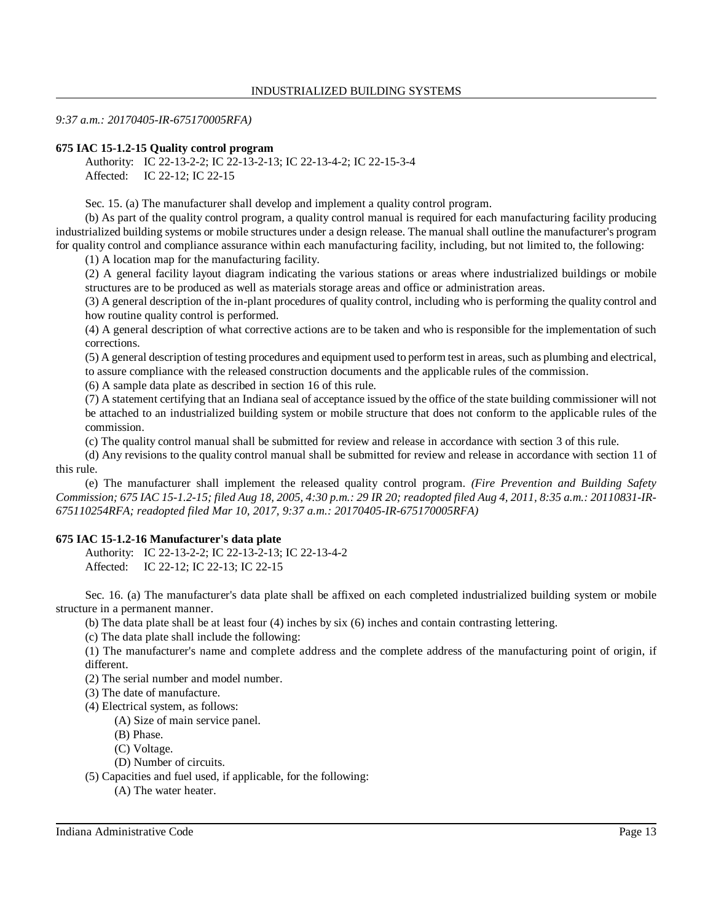*9:37 a.m.: 20170405-IR-675170005RFA)*

**675 IAC 15-1.2-15 Quality control program**

Authority: IC 22-13-2-2; IC 22-13-2-13; IC 22-13-4-2; IC 22-15-3-4
Affected: IC 22-12; IC 22-15

Sec. 15. (a) The manufacturer shall develop and implement a quality control program.

(b) As part of the quality control program, a quality control manual is required for each manufacturing facility producing industrialized building systems or mobile structures under a design release. The manual shall outline the manufacturer's program for quality control and compliance assurance within each manufacturing facility, including, but not limited to, the following:

(1) A location map for the manufacturing facility.

(2) A general facility layout diagram indicating the various stations or areas where industrialized buildings or mobile structures are to be produced as well as materials storage areas and office or administration areas.

(3) A general description of the in-plant procedures of quality control, including who is performing the quality control and how routine quality control is performed.

(4) A general description of what corrective actions are to be taken and who is responsible for the implementation of such corrections.

(5) A general description of testing procedures and equipment used to perform test in areas, such as plumbing and electrical, to assure compliance with the released construction documents and the applicable rules of the commission.

(6) A sample data plate as described in section 16 of this rule.

(7) A statement certifying that an Indiana seal of acceptance issued by the office of the state building commissioner will not be attached to an industrialized building system or mobile structure that does not conform to the applicable rules of the commission.

(c) The quality control manual shall be submitted for review and release in accordance with section 3 of this rule.

(d) Any revisions to the quality control manual shall be submitted for review and release in accordance with section 11 of this rule.

(e) The manufacturer shall implement the released quality control program. *(Fire Prevention and Building Safety Commission; 675 IAC 15-1.2-15; filed Aug 18, 2005, 4:30 p.m.: 29 IR 20; readopted filed Aug 4, 2011, 8:35 a.m.: 20110831-IR-675110254RFA; readopted filed Mar 10, 2017, 9:37 a.m.: 20170405-IR-675170005RFA)*

**675 IAC 15-1.2-16 Manufacturer's data plate**

Authority: IC 22-13-2-2; IC 22-13-2-13; IC 22-13-4-2
Affected: IC 22-12; IC 22-13; IC 22-15

Sec. 16. (a) The manufacturer's data plate shall be affixed on each completed industrialized building system or mobile structure in a permanent manner.

(b) The data plate shall be at least four (4) inches by six (6) inches and contain contrasting lettering.

(c) The data plate shall include the following:

(1) The manufacturer's name and complete address and the complete address of the manufacturing point of origin, if different.

(2) The serial number and model number.

(3) The date of manufacture.

(4) Electrical system, as follows:

(A) Size of main service panel.

(B) Phase.

(C) Voltage.

(D) Number of circuits.

(5) Capacities and fuel used, if applicable, for the following:

(A) The water heater.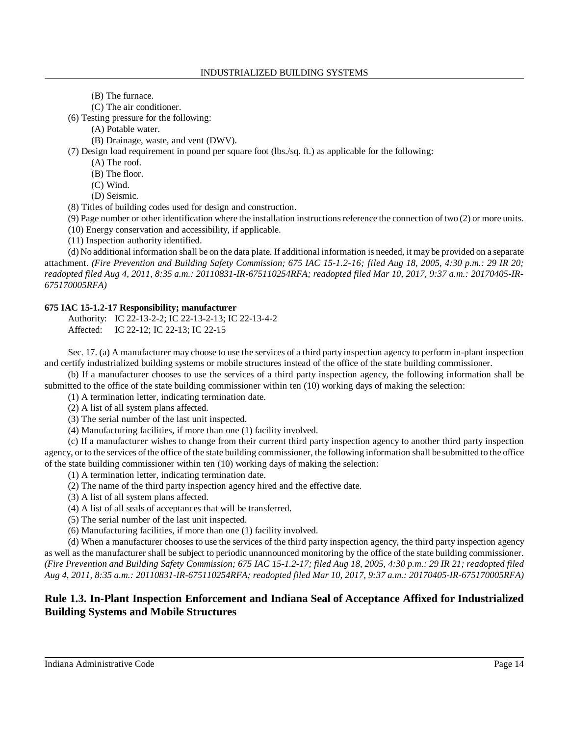(B) The furnace.

(C) The air conditioner.

(6) Testing pressure for the following:

(A) Potable water.

(B) Drainage, waste, and vent (DWV).

(7) Design load requirement in pound per square foot (lbs./sq. ft.) as applicable for the following:

(A) The roof.

(B) The floor.

(C) Wind.

(D) Seismic.

(8) Titles of building codes used for design and construction.

(9) Page number or other identification where the installation instructions reference the connection of two (2) or more units.

(10) Energy conservation and accessibility, if applicable.

(11) Inspection authority identified.

(d) No additional information shall be on the data plate. If additional information is needed, it may be provided on a separate attachment. *(Fire Prevention and Building Safety Commission; 675 IAC 15-1.2-16; filed Aug 18, 2005, 4:30 p.m.: 29 IR 20; readopted filed Aug 4, 2011, 8:35 a.m.: 20110831-IR-675110254RFA; readopted filed Mar 10, 2017, 9:37 a.m.: 20170405-IR-675170005RFA)*

**675 IAC 15-1.2-17 Responsibility; manufacturer**

Authority: IC 22-13-2-2; IC 22-13-2-13; IC 22-13-4-2
Affected: IC 22-12; IC 22-13; IC 22-15

Sec. 17. (a) A manufacturer may choose to use the services of a third party inspection agency to perform in-plant inspection and certify industrialized building systems or mobile structures instead of the office of the state building commissioner.

(b) If a manufacturer chooses to use the services of a third party inspection agency, the following information shall be submitted to the office of the state building commissioner within ten (10) working days of making the selection:

(1) A termination letter, indicating termination date.

(2) A list of all system plans affected.

(3) The serial number of the last unit inspected.

(4) Manufacturing facilities, if more than one (1) facility involved.

(c) If a manufacturer wishes to change from their current third party inspection agency to another third party inspection agency, or to the services of the office of the state building commissioner, the following information shall be submitted to the office of the state building commissioner within ten (10) working days of making the selection:

(1) A termination letter, indicating termination date.

(2) The name of the third party inspection agency hired and the effective date.

(3) A list of all system plans affected.

(4) A list of all seals of acceptances that will be transferred.

(5) The serial number of the last unit inspected.

(6) Manufacturing facilities, if more than one (1) facility involved.

(d) When a manufacturer chooses to use the services of the third party inspection agency, the third party inspection agency as well as the manufacturer shall be subject to periodic unannounced monitoring by the office of the state building commissioner. *(Fire Prevention and Building Safety Commission; 675 IAC 15-1.2-17; filed Aug 18, 2005, 4:30 p.m.: 29 IR 21; readopted filed Aug 4, 2011, 8:35 a.m.: 20110831-IR-675110254RFA; readopted filed Mar 10, 2017, 9:37 a.m.: 20170405-IR-675170005RFA)*

## Rule 1.3. In-Plant Inspection Enforcement and Indiana Seal of Acceptance Affixed for Industrialized Building Systems and Mobile Structures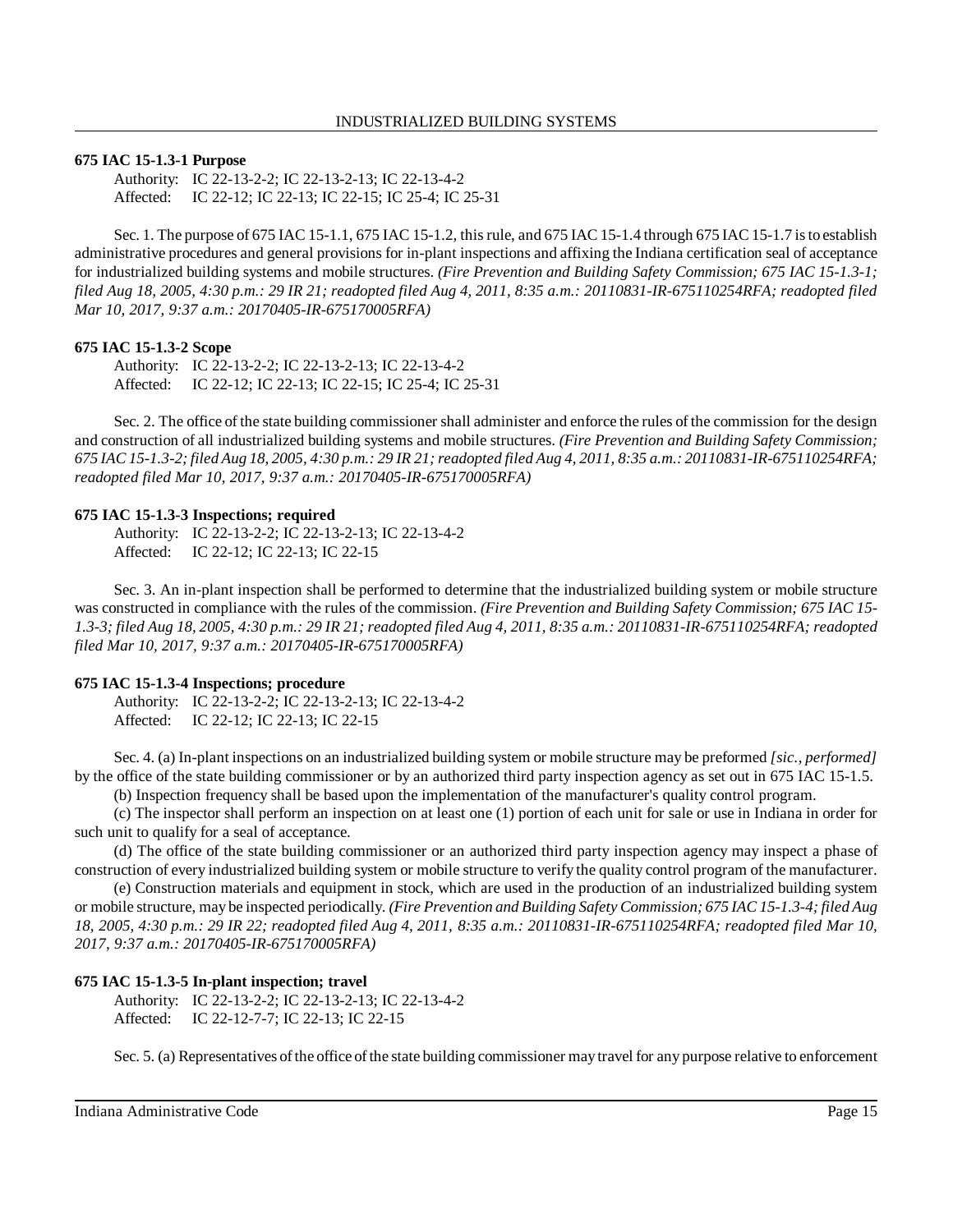**675 IAC 15-1.3-1 Purpose**

Authority: IC 22-13-2-2; IC 22-13-2-13; IC 22-13-4-2
Affected: IC 22-12; IC 22-13; IC 22-15; IC 25-4; IC 25-31

Sec. 1. The purpose of 675 IAC 15-1.1, 675 IAC 15-1.2, this rule, and 675 IAC 15-1.4 through 675 IAC 15-1.7 is to establish administrative procedures and general provisions for in-plant inspections and affixing the Indiana certification seal of acceptance for industrialized building systems and mobile structures. *(Fire Prevention and Building Safety Commission; 675 IAC 15-1.3-1; filed Aug 18, 2005, 4:30 p.m.: 29 IR 21; readopted filed Aug 4, 2011, 8:35 a.m.: 20110831-IR-675110254RFA; readopted filed Mar 10, 2017, 9:37 a.m.: 20170405-IR-675170005RFA)*

**675 IAC 15-1.3-2 Scope**

Authority: IC 22-13-2-2; IC 22-13-2-13; IC 22-13-4-2
Affected: IC 22-12; IC 22-13; IC 22-15; IC 25-4; IC 25-31

Sec. 2. The office of the state building commissioner shall administer and enforce the rules of the commission for the design and construction of all industrialized building systems and mobile structures. *(Fire Prevention and Building Safety Commission; 675 IAC 15-1.3-2; filed Aug 18, 2005, 4:30 p.m.: 29 IR 21; readopted filed Aug 4, 2011, 8:35 a.m.: 20110831-IR-675110254RFA; readopted filed Mar 10, 2017, 9:37 a.m.: 20170405-IR-675170005RFA)*

**675 IAC 15-1.3-3 Inspections; required**

Authority: IC 22-13-2-2; IC 22-13-2-13; IC 22-13-4-2
Affected: IC 22-12; IC 22-13; IC 22-15

Sec. 3. An in-plant inspection shall be performed to determine that the industrialized building system or mobile structure was constructed in compliance with the rules of the commission. *(Fire Prevention and Building Safety Commission; 675 IAC 15-1.3-3; filed Aug 18, 2005, 4:30 p.m.: 29 IR 21; readopted filed Aug 4, 2011, 8:35 a.m.: 20110831-IR-675110254RFA; readopted filed Mar 10, 2017, 9:37 a.m.: 20170405-IR-675170005RFA)*

**675 IAC 15-1.3-4 Inspections; procedure**

Authority: IC 22-13-2-2; IC 22-13-2-13; IC 22-13-4-2
Affected: IC 22-12; IC 22-13; IC 22-15

Sec. 4. (a) In-plant inspections on an industrialized building system or mobile structure may be preformed *[sic., performed]* by the office of the state building commissioner or by an authorized third party inspection agency as set out in 675 IAC 15-1.5.

(b) Inspection frequency shall be based upon the implementation of the manufacturer's quality control program.

(c) The inspector shall perform an inspection on at least one (1) portion of each unit for sale or use in Indiana in order for such unit to qualify for a seal of acceptance.

(d) The office of the state building commissioner or an authorized third party inspection agency may inspect a phase of construction of every industrialized building system or mobile structure to verify the quality control program of the manufacturer.

(e) Construction materials and equipment in stock, which are used in the production of an industrialized building system or mobile structure, may be inspected periodically. *(Fire Prevention and Building Safety Commission; 675 IAC 15-1.3-4; filed Aug 18, 2005, 4:30 p.m.: 29 IR 22; readopted filed Aug 4, 2011, 8:35 a.m.: 20110831-IR-675110254RFA; readopted filed Mar 10, 2017, 9:37 a.m.: 20170405-IR-675170005RFA)*

**675 IAC 15-1.3-5 In-plant inspection; travel**

Authority: IC 22-13-2-2; IC 22-13-2-13; IC 22-13-4-2
Affected: IC 22-12-7-7; IC 22-13; IC 22-15

Sec. 5. (a) Representatives of the office of the state building commissioner may travel for any purpose relative to enforcement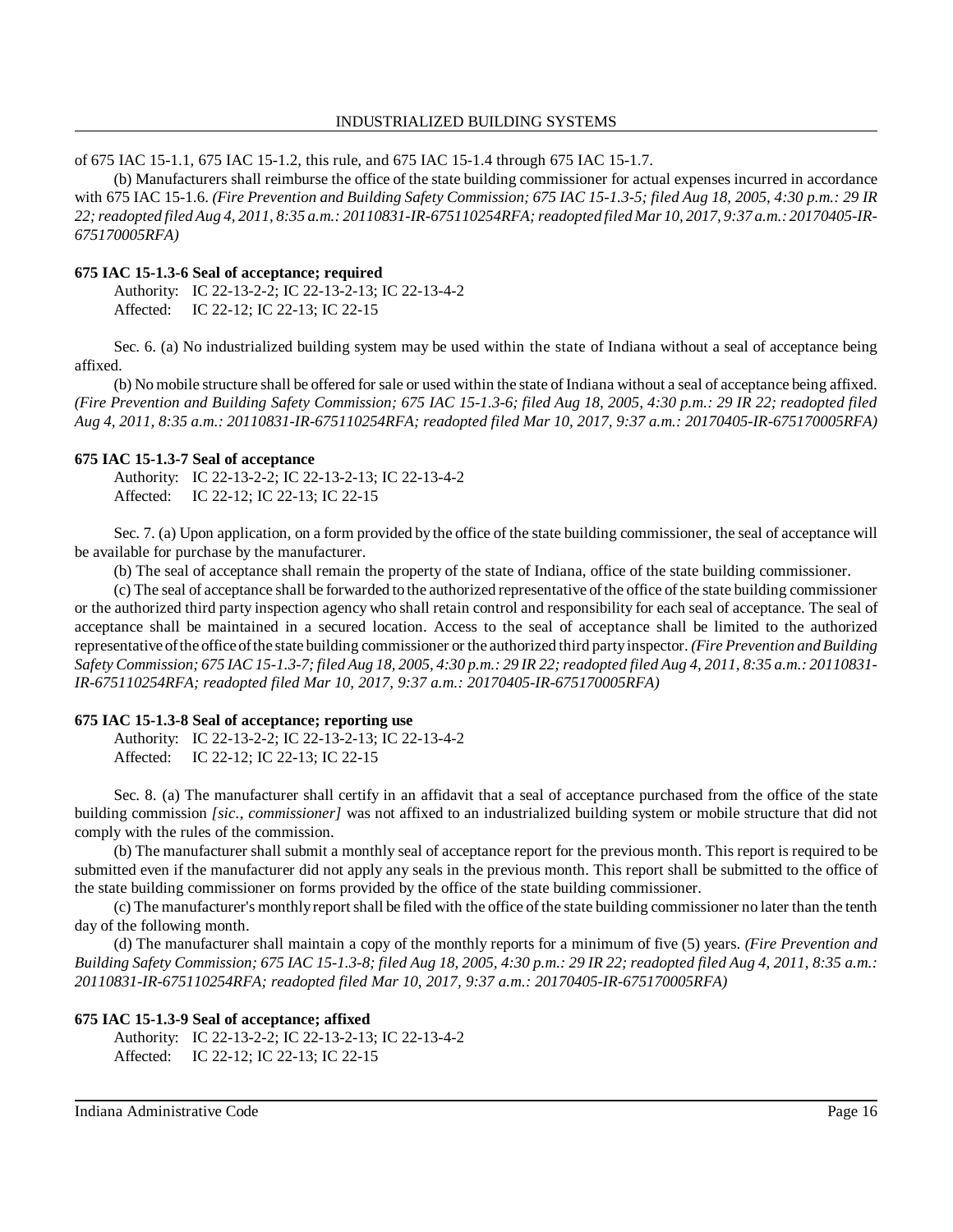of 675 IAC 15-1.1, 675 IAC 15-1.2, this rule, and 675 IAC 15-1.4 through 675 IAC 15-1.7.

(b) Manufacturers shall reimburse the office of the state building commissioner for actual expenses incurred in accordance with 675 IAC 15-1.6. *(Fire Prevention and Building Safety Commission; 675 IAC 15-1.3-5; filed Aug 18, 2005, 4:30 p.m.: 29 IR 22; readopted filed Aug 4, 2011, 8:35 a.m.: 20110831-IR-675110254RFA; readopted filed Mar 10, 2017, 9:37 a.m.: 20170405-IR-675170005RFA)*

**675 IAC 15-1.3-6 Seal of acceptance; required**

Authority: IC 22-13-2-2; IC 22-13-2-13; IC 22-13-4-2
Affected: IC 22-12; IC 22-13; IC 22-15

Sec. 6. (a) No industrialized building system may be used within the state of Indiana without a seal of acceptance being affixed.

(b) No mobile structure shall be offered for sale or used within the state of Indiana without a seal of acceptance being affixed. *(Fire Prevention and Building Safety Commission; 675 IAC 15-1.3-6; filed Aug 18, 2005, 4:30 p.m.: 29 IR 22; readopted filed Aug 4, 2011, 8:35 a.m.: 20110831-IR-675110254RFA; readopted filed Mar 10, 2017, 9:37 a.m.: 20170405-IR-675170005RFA)*

**675 IAC 15-1.3-7 Seal of acceptance**

Authority: IC 22-13-2-2; IC 22-13-2-13; IC 22-13-4-2
Affected: IC 22-12; IC 22-13; IC 22-15

Sec. 7. (a) Upon application, on a form provided by the office of the state building commissioner, the seal of acceptance will be available for purchase by the manufacturer.

(b) The seal of acceptance shall remain the property of the state of Indiana, office of the state building commissioner.

(c) The seal of acceptance shall be forwarded to the authorized representative of the office of the state building commissioner or the authorized third party inspection agency who shall retain control and responsibility for each seal of acceptance. The seal of acceptance shall be maintained in a secured location. Access to the seal of acceptance shall be limited to the authorized representative of the office of the state building commissioner or the authorized third party inspector. *(Fire Prevention and Building Safety Commission; 675 IAC 15-1.3-7; filed Aug 18, 2005, 4:30 p.m.: 29 IR 22; readopted filed Aug 4, 2011, 8:35 a.m.: 20110831-IR-675110254RFA; readopted filed Mar 10, 2017, 9:37 a.m.: 20170405-IR-675170005RFA)*

**675 IAC 15-1.3-8 Seal of acceptance; reporting use**

Authority: IC 22-13-2-2; IC 22-13-2-13; IC 22-13-4-2
Affected: IC 22-12; IC 22-13; IC 22-15

Sec. 8. (a) The manufacturer shall certify in an affidavit that a seal of acceptance purchased from the office of the state building commission *[sic., commissioner]* was not affixed to an industrialized building system or mobile structure that did not comply with the rules of the commission.

(b) The manufacturer shall submit a monthly seal of acceptance report for the previous month. This report is required to be submitted even if the manufacturer did not apply any seals in the previous month. This report shall be submitted to the office of the state building commissioner on forms provided by the office of the state building commissioner.

(c) The manufacturer's monthly report shall be filed with the office of the state building commissioner no later than the tenth day of the following month.

(d) The manufacturer shall maintain a copy of the monthly reports for a minimum of five (5) years. *(Fire Prevention and Building Safety Commission; 675 IAC 15-1.3-8; filed Aug 18, 2005, 4:30 p.m.: 29 IR 22; readopted filed Aug 4, 2011, 8:35 a.m.: 20110831-IR-675110254RFA; readopted filed Mar 10, 2017, 9:37 a.m.: 20170405-IR-675170005RFA)*

**675 IAC 15-1.3-9 Seal of acceptance; affixed**

Authority: IC 22-13-2-2; IC 22-13-2-13; IC 22-13-4-2
Affected: IC 22-12; IC 22-13; IC 22-15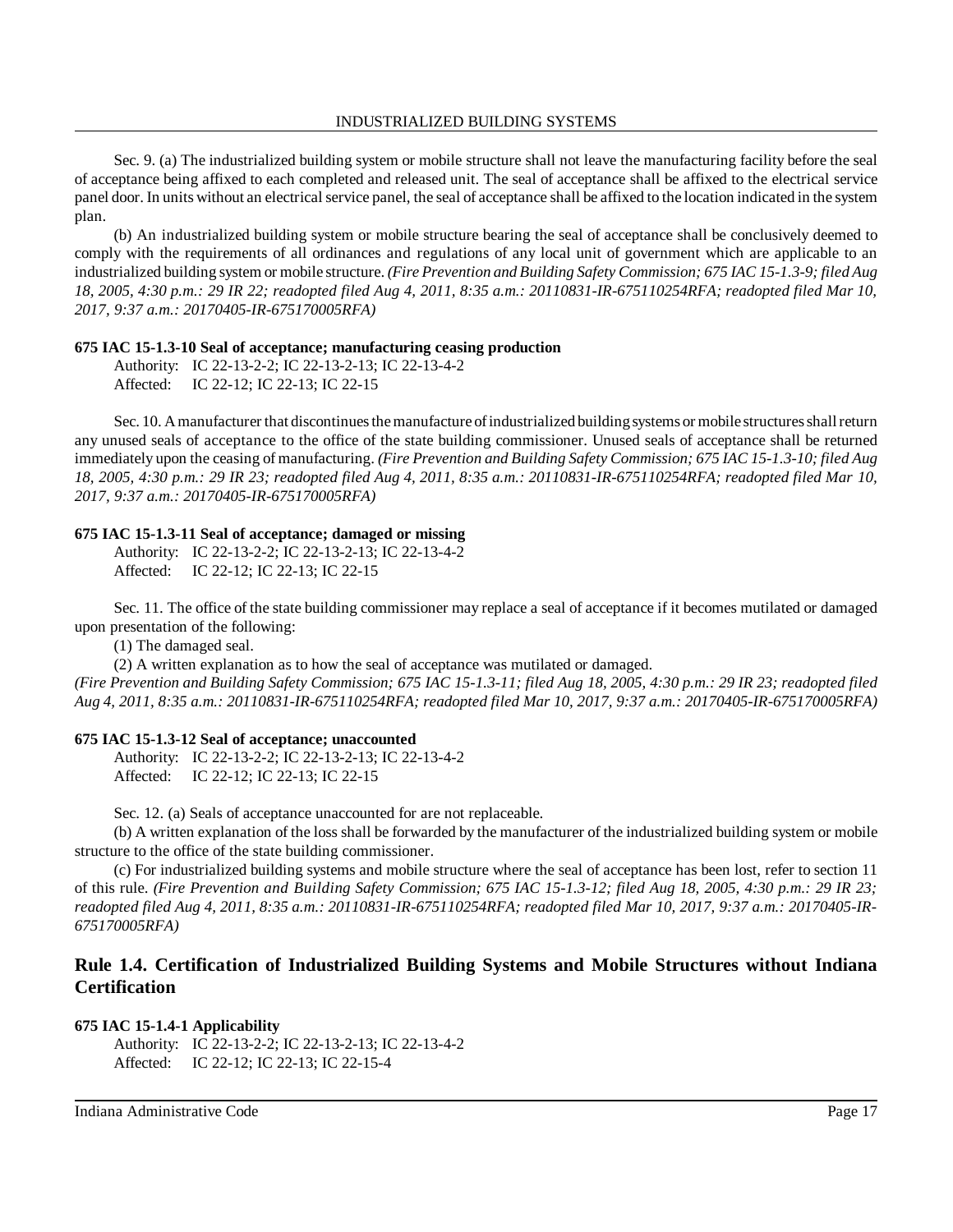Sec. 9. (a) The industrialized building system or mobile structure shall not leave the manufacturing facility before the seal of acceptance being affixed to each completed and released unit. The seal of acceptance shall be affixed to the electrical service panel door. In units without an electrical service panel, the seal of acceptance shall be affixed to the location indicated in the system plan.

(b) An industrialized building system or mobile structure bearing the seal of acceptance shall be conclusively deemed to comply with the requirements of all ordinances and regulations of any local unit of government which are applicable to an industrialized building system or mobile structure. *(Fire Prevention and Building Safety Commission; 675 IAC 15-1.3-9; filed Aug 18, 2005, 4:30 p.m.: 29 IR 22; readopted filed Aug 4, 2011, 8:35 a.m.: 20110831-IR-675110254RFA; readopted filed Mar 10, 2017, 9:37 a.m.: 20170405-IR-675170005RFA)*

**675 IAC 15-1.3-10 Seal of acceptance; manufacturing ceasing production**

Authority: IC 22-13-2-2; IC 22-13-2-13; IC 22-13-4-2
Affected: IC 22-12; IC 22-13; IC 22-15

Sec. 10. A manufacturer that discontinues the manufacture of industrialized building systems or mobile structures shall return any unused seals of acceptance to the office of the state building commissioner. Unused seals of acceptance shall be returned immediately upon the ceasing of manufacturing. *(Fire Prevention and Building Safety Commission; 675 IAC 15-1.3-10; filed Aug 18, 2005, 4:30 p.m.: 29 IR 23; readopted filed Aug 4, 2011, 8:35 a.m.: 20110831-IR-675110254RFA; readopted filed Mar 10, 2017, 9:37 a.m.: 20170405-IR-675170005RFA)*

**675 IAC 15-1.3-11 Seal of acceptance; damaged or missing**

Authority: IC 22-13-2-2; IC 22-13-2-13; IC 22-13-4-2
Affected: IC 22-12; IC 22-13; IC 22-15

Sec. 11. The office of the state building commissioner may replace a seal of acceptance if it becomes mutilated or damaged upon presentation of the following:

(1) The damaged seal.

(2) A written explanation as to how the seal of acceptance was mutilated or damaged.

*(Fire Prevention and Building Safety Commission; 675 IAC 15-1.3-11; filed Aug 18, 2005, 4:30 p.m.: 29 IR 23; readopted filed Aug 4, 2011, 8:35 a.m.: 20110831-IR-675110254RFA; readopted filed Mar 10, 2017, 9:37 a.m.: 20170405-IR-675170005RFA)*

**675 IAC 15-1.3-12 Seal of acceptance; unaccounted**

Authority: IC 22-13-2-2; IC 22-13-2-13; IC 22-13-4-2
Affected: IC 22-12; IC 22-13; IC 22-15

Sec. 12. (a) Seals of acceptance unaccounted for are not replaceable.

(b) A written explanation of the loss shall be forwarded by the manufacturer of the industrialized building system or mobile structure to the office of the state building commissioner.

(c) For industrialized building systems and mobile structure where the seal of acceptance has been lost, refer to section 11 of this rule. *(Fire Prevention and Building Safety Commission; 675 IAC 15-1.3-12; filed Aug 18, 2005, 4:30 p.m.: 29 IR 23; readopted filed Aug 4, 2011, 8:35 a.m.: 20110831-IR-675110254RFA; readopted filed Mar 10, 2017, 9:37 a.m.: 20170405-IR-675170005RFA)*

## Rule 1.4. Certification of Industrialized Building Systems and Mobile Structures without Indiana Certification

**675 IAC 15-1.4-1 Applicability**

Authority: IC 22-13-2-2; IC 22-13-2-13; IC 22-13-4-2
Affected: IC 22-12; IC 22-13; IC 22-15-4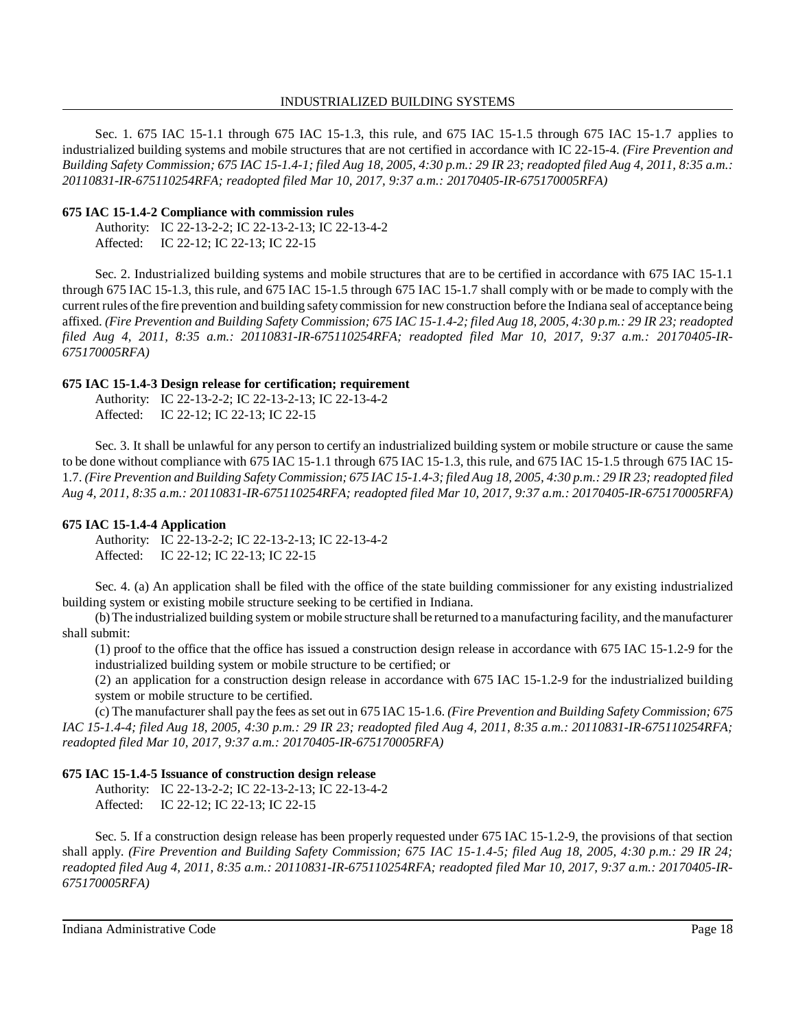Sec. 1. 675 IAC 15-1.1 through 675 IAC 15-1.3, this rule, and 675 IAC 15-1.5 through 675 IAC 15-1.7 applies to industrialized building systems and mobile structures that are not certified in accordance with IC 22-15-4. *(Fire Prevention and Building Safety Commission; 675 IAC 15-1.4-1; filed Aug 18, 2005, 4:30 p.m.: 29 IR 23; readopted filed Aug 4, 2011, 8:35 a.m.: 20110831-IR-675110254RFA; readopted filed Mar 10, 2017, 9:37 a.m.: 20170405-IR-675170005RFA)*

**675 IAC 15-1.4-2 Compliance with commission rules**

Authority: IC 22-13-2-2; IC 22-13-2-13; IC 22-13-4-2
Affected: IC 22-12; IC 22-13; IC 22-15

Sec. 2. Industrialized building systems and mobile structures that are to be certified in accordance with 675 IAC 15-1.1 through 675 IAC 15-1.3, this rule, and 675 IAC 15-1.5 through 675 IAC 15-1.7 shall comply with or be made to comply with the current rules of the fire prevention and building safety commission for new construction before the Indiana seal of acceptance being affixed. *(Fire Prevention and Building Safety Commission; 675 IAC 15-1.4-2; filed Aug 18, 2005, 4:30 p.m.: 29 IR 23; readopted filed Aug 4, 2011, 8:35 a.m.: 20110831-IR-675110254RFA; readopted filed Mar 10, 2017, 9:37 a.m.: 20170405-IR-675170005RFA)*

**675 IAC 15-1.4-3 Design release for certification; requirement**

Authority: IC 22-13-2-2; IC 22-13-2-13; IC 22-13-4-2
Affected: IC 22-12; IC 22-13; IC 22-15

Sec. 3. It shall be unlawful for any person to certify an industrialized building system or mobile structure or cause the same to be done without compliance with 675 IAC 15-1.1 through 675 IAC 15-1.3, this rule, and 675 IAC 15-1.5 through 675 IAC 15-1.7. *(Fire Prevention and Building Safety Commission; 675 IAC 15-1.4-3; filed Aug 18, 2005, 4:30 p.m.: 29 IR 23; readopted filed Aug 4, 2011, 8:35 a.m.: 20110831-IR-675110254RFA; readopted filed Mar 10, 2017, 9:37 a.m.: 20170405-IR-675170005RFA)*

**675 IAC 15-1.4-4 Application**

Authority: IC 22-13-2-2; IC 22-13-2-13; IC 22-13-4-2
Affected: IC 22-12; IC 22-13; IC 22-15

Sec. 4. (a) An application shall be filed with the office of the state building commissioner for any existing industrialized building system or existing mobile structure seeking to be certified in Indiana.

(b) The industrialized building system or mobile structure shall be returned to a manufacturing facility, and the manufacturer shall submit:

(1) proof to the office that the office has issued a construction design release in accordance with 675 IAC 15-1.2-9 for the industrialized building system or mobile structure to be certified; or

(2) an application for a construction design release in accordance with 675 IAC 15-1.2-9 for the industrialized building system or mobile structure to be certified.

(c) The manufacturer shall pay the fees as set out in 675 IAC 15-1.6. *(Fire Prevention and Building Safety Commission; 675 IAC 15-1.4-4; filed Aug 18, 2005, 4:30 p.m.: 29 IR 23; readopted filed Aug 4, 2011, 8:35 a.m.: 20110831-IR-675110254RFA; readopted filed Mar 10, 2017, 9:37 a.m.: 20170405-IR-675170005RFA)*

**675 IAC 15-1.4-5 Issuance of construction design release**

Authority: IC 22-13-2-2; IC 22-13-2-13; IC 22-13-4-2
Affected: IC 22-12; IC 22-13; IC 22-15

Sec. 5. If a construction design release has been properly requested under 675 IAC 15-1.2-9, the provisions of that section shall apply. *(Fire Prevention and Building Safety Commission; 675 IAC 15-1.4-5; filed Aug 18, 2005, 4:30 p.m.: 29 IR 24; readopted filed Aug 4, 2011, 8:35 a.m.: 20110831-IR-675110254RFA; readopted filed Mar 10, 2017, 9:37 a.m.: 20170405-IR-675170005RFA)*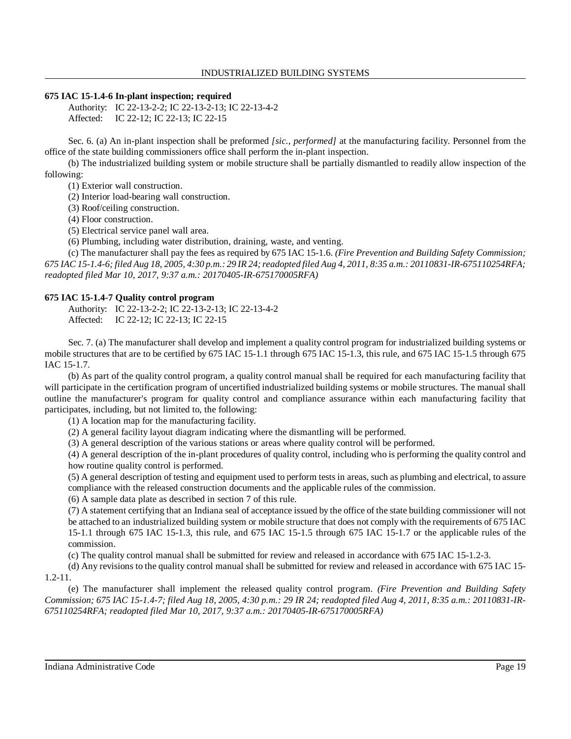**675 IAC 15-1.4-6 In-plant inspection; required**

Authority: IC 22-13-2-2; IC 22-13-2-13; IC 22-13-4-2
Affected: IC 22-12; IC 22-13; IC 22-15

Sec. 6. (a) An in-plant inspection shall be preformed *[sic., performed]* at the manufacturing facility. Personnel from the office of the state building commissioners office shall perform the in-plant inspection.

(b) The industrialized building system or mobile structure shall be partially dismantled to readily allow inspection of the following:

(1) Exterior wall construction.
(2) Interior load-bearing wall construction.
(3) Roof/ceiling construction.
(4) Floor construction.
(5) Electrical service panel wall area.
(6) Plumbing, including water distribution, draining, waste, and venting.

(c) The manufacturer shall pay the fees as required by 675 IAC 15-1.6. *(Fire Prevention and Building Safety Commission; 675 IAC 15-1.4-6; filed Aug 18, 2005, 4:30 p.m.: 29 IR 24; readopted filed Aug 4, 2011, 8:35 a.m.: 20110831-IR-675110254RFA; readopted filed Mar 10, 2017, 9:37 a.m.: 20170405-IR-675170005RFA)*

**675 IAC 15-1.4-7 Quality control program**

Authority: IC 22-13-2-2; IC 22-13-2-13; IC 22-13-4-2
Affected: IC 22-12; IC 22-13; IC 22-15

Sec. 7. (a) The manufacturer shall develop and implement a quality control program for industrialized building systems or mobile structures that are to be certified by 675 IAC 15-1.1 through 675 IAC 15-1.3, this rule, and 675 IAC 15-1.5 through 675 IAC 15-1.7.

(b) As part of the quality control program, a quality control manual shall be required for each manufacturing facility that will participate in the certification program of uncertified industrialized building systems or mobile structures. The manual shall outline the manufacturer's program for quality control and compliance assurance within each manufacturing facility that participates, including, but not limited to, the following:

(1) A location map for the manufacturing facility.
(2) A general facility layout diagram indicating where the dismantling will be performed.
(3) A general description of the various stations or areas where quality control will be performed.
(4) A general description of the in-plant procedures of quality control, including who is performing the quality control and how routine quality control is performed.
(5) A general description of testing and equipment used to perform tests in areas, such as plumbing and electrical, to assure compliance with the released construction documents and the applicable rules of the commission.
(6) A sample data plate as described in section 7 of this rule.
(7) A statement certifying that an Indiana seal of acceptance issued by the office of the state building commissioner will not be attached to an industrialized building system or mobile structure that does not comply with the requirements of 675 IAC 15-1.1 through 675 IAC 15-1.3, this rule, and 675 IAC 15-1.5 through 675 IAC 15-1.7 or the applicable rules of the commission.

(c) The quality control manual shall be submitted for review and released in accordance with 675 IAC 15-1.2-3.

(d) Any revisions to the quality control manual shall be submitted for review and released in accordance with 675 IAC 15-1.2-11.

(e) The manufacturer shall implement the released quality control program. *(Fire Prevention and Building Safety Commission; 675 IAC 15-1.4-7; filed Aug 18, 2005, 4:30 p.m.: 29 IR 24; readopted filed Aug 4, 2011, 8:35 a.m.: 20110831-IR-675110254RFA; readopted filed Mar 10, 2017, 9:37 a.m.: 20170405-IR-675170005RFA)*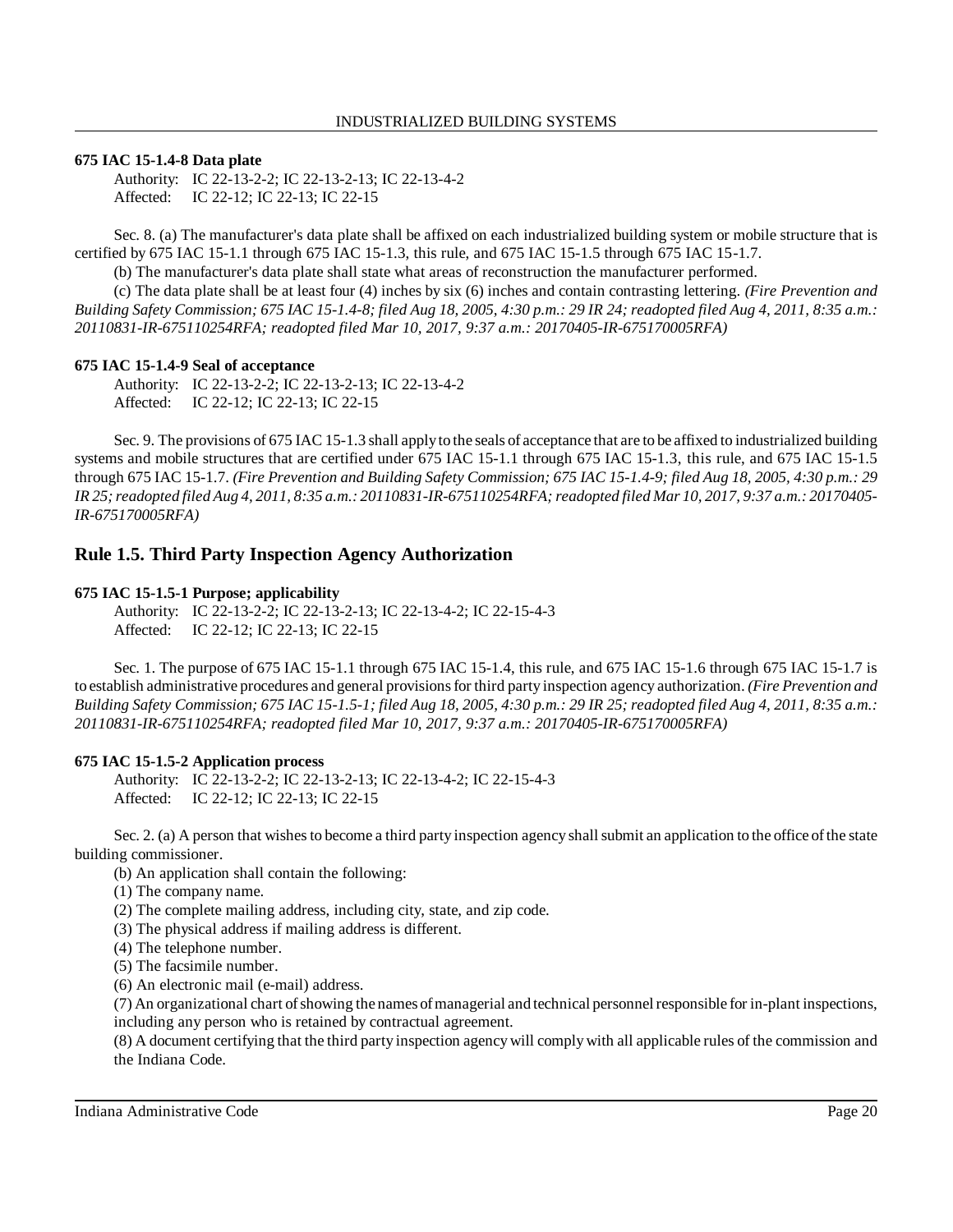**675 IAC 15-1.4-8 Data plate**

Authority: IC 22-13-2-2; IC 22-13-2-13; IC 22-13-4-2
Affected: IC 22-12; IC 22-13; IC 22-15

Sec. 8. (a) The manufacturer's data plate shall be affixed on each industrialized building system or mobile structure that is certified by 675 IAC 15-1.1 through 675 IAC 15-1.3, this rule, and 675 IAC 15-1.5 through 675 IAC 15-1.7.

(b) The manufacturer's data plate shall state what areas of reconstruction the manufacturer performed.

(c) The data plate shall be at least four (4) inches by six (6) inches and contain contrasting lettering. *(Fire Prevention and Building Safety Commission; 675 IAC 15-1.4-8; filed Aug 18, 2005, 4:30 p.m.: 29 IR 24; readopted filed Aug 4, 2011, 8:35 a.m.: 20110831-IR-675110254RFA; readopted filed Mar 10, 2017, 9:37 a.m.: 20170405-IR-675170005RFA)*

**675 IAC 15-1.4-9 Seal of acceptance**

Authority: IC 22-13-2-2; IC 22-13-2-13; IC 22-13-4-2
Affected: IC 22-12; IC 22-13; IC 22-15

Sec. 9. The provisions of 675 IAC 15-1.3 shall apply to the seals of acceptance that are to be affixed to industrialized building systems and mobile structures that are certified under 675 IAC 15-1.1 through 675 IAC 15-1.3, this rule, and 675 IAC 15-1.5 through 675 IAC 15-1.7. *(Fire Prevention and Building Safety Commission; 675 IAC 15-1.4-9; filed Aug 18, 2005, 4:30 p.m.: 29 IR 25; readopted filed Aug 4, 2011, 8:35 a.m.: 20110831-IR-675110254RFA; readopted filed Mar 10, 2017, 9:37 a.m.: 20170405-IR-675170005RFA)*

## Rule 1.5. Third Party Inspection Agency Authorization

**675 IAC 15-1.5-1 Purpose; applicability**

Authority: IC 22-13-2-2; IC 22-13-2-13; IC 22-13-4-2; IC 22-15-4-3
Affected: IC 22-12; IC 22-13; IC 22-15

Sec. 1. The purpose of 675 IAC 15-1.1 through 675 IAC 15-1.4, this rule, and 675 IAC 15-1.6 through 675 IAC 15-1.7 is to establish administrative procedures and general provisions for third party inspection agency authorization. *(Fire Prevention and Building Safety Commission; 675 IAC 15-1.5-1; filed Aug 18, 2005, 4:30 p.m.: 29 IR 25; readopted filed Aug 4, 2011, 8:35 a.m.: 20110831-IR-675110254RFA; readopted filed Mar 10, 2017, 9:37 a.m.: 20170405-IR-675170005RFA)*

**675 IAC 15-1.5-2 Application process**

Authority: IC 22-13-2-2; IC 22-13-2-13; IC 22-13-4-2; IC 22-15-4-3
Affected: IC 22-12; IC 22-13; IC 22-15

Sec. 2. (a) A person that wishes to become a third party inspection agency shall submit an application to the office of the state building commissioner.

(b) An application shall contain the following:

(1) The company name.

(2) The complete mailing address, including city, state, and zip code.

(3) The physical address if mailing address is different.

(4) The telephone number.

(5) The facsimile number.

(6) An electronic mail (e-mail) address.

(7) An organizational chart of showing the names of managerial and technical personnel responsible for in-plant inspections, including any person who is retained by contractual agreement.

(8) A document certifying that the third party inspection agency will comply with all applicable rules of the commission and the Indiana Code.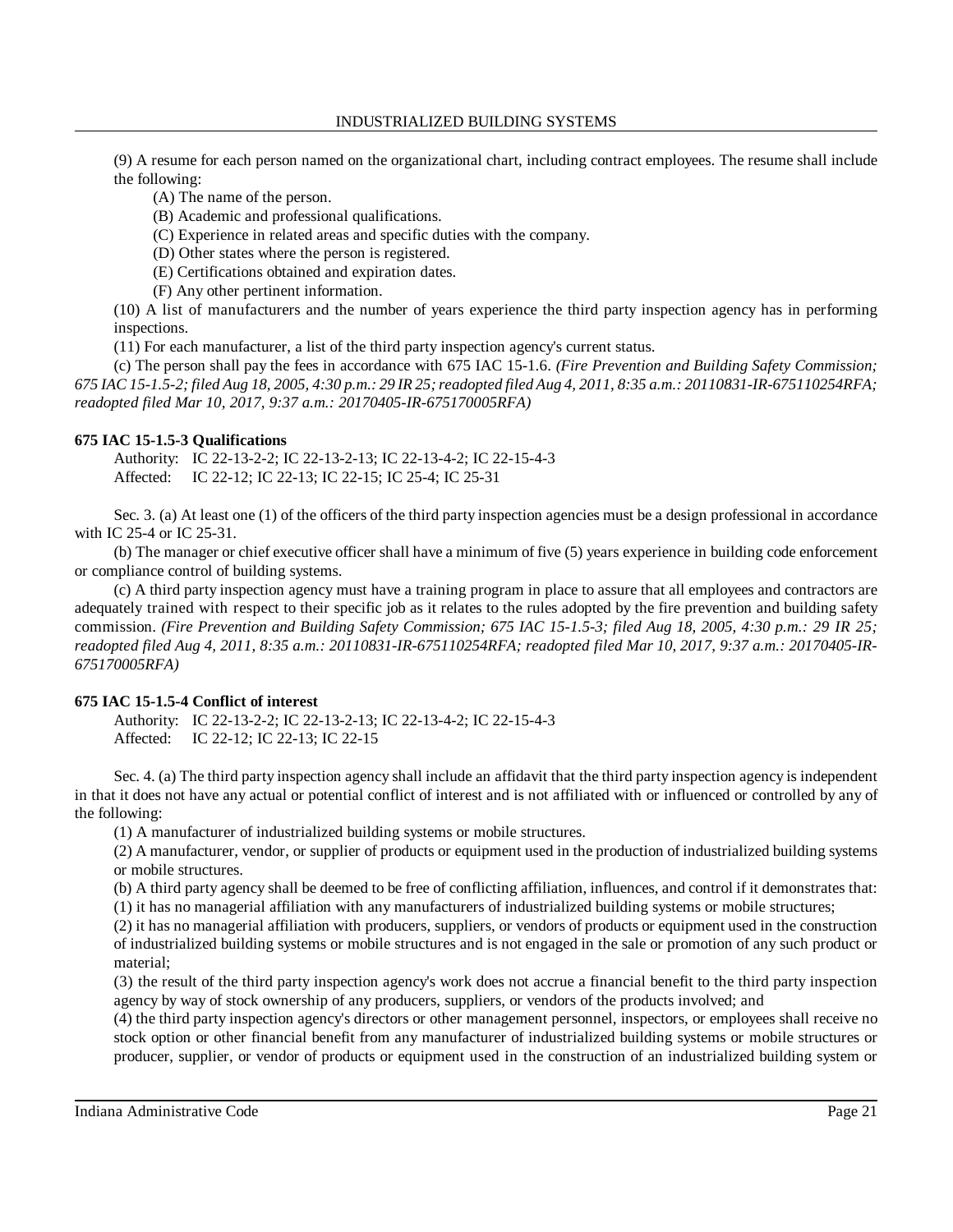(9) A resume for each person named on the organizational chart, including contract employees. The resume shall include the following:

(A) The name of the person.

(B) Academic and professional qualifications.

(C) Experience in related areas and specific duties with the company.

(D) Other states where the person is registered.

(E) Certifications obtained and expiration dates.

(F) Any other pertinent information.

(10) A list of manufacturers and the number of years experience the third party inspection agency has in performing inspections.

(11) For each manufacturer, a list of the third party inspection agency's current status.

(c) The person shall pay the fees in accordance with 675 IAC 15-1.6. *(Fire Prevention and Building Safety Commission; 675 IAC 15-1.5-2; filed Aug 18, 2005, 4:30 p.m.: 29 IR 25; readopted filed Aug 4, 2011, 8:35 a.m.: 20110831-IR-675110254RFA; readopted filed Mar 10, 2017, 9:37 a.m.: 20170405-IR-675170005RFA)*

**675 IAC 15-1.5-3 Qualifications**

Authority: IC 22-13-2-2; IC 22-13-2-13; IC 22-13-4-2; IC 22-15-4-3
Affected: IC 22-12; IC 22-13; IC 22-15; IC 25-4; IC 25-31

Sec. 3. (a) At least one (1) of the officers of the third party inspection agencies must be a design professional in accordance with IC 25-4 or IC 25-31.

(b) The manager or chief executive officer shall have a minimum of five (5) years experience in building code enforcement or compliance control of building systems.

(c) A third party inspection agency must have a training program in place to assure that all employees and contractors are adequately trained with respect to their specific job as it relates to the rules adopted by the fire prevention and building safety commission. *(Fire Prevention and Building Safety Commission; 675 IAC 15-1.5-3; filed Aug 18, 2005, 4:30 p.m.: 29 IR 25; readopted filed Aug 4, 2011, 8:35 a.m.: 20110831-IR-675110254RFA; readopted filed Mar 10, 2017, 9:37 a.m.: 20170405-IR-675170005RFA)*

**675 IAC 15-1.5-4 Conflict of interest**

Authority: IC 22-13-2-2; IC 22-13-2-13; IC 22-13-4-2; IC 22-15-4-3
Affected: IC 22-12; IC 22-13; IC 22-15

Sec. 4. (a) The third party inspection agency shall include an affidavit that the third party inspection agency is independent in that it does not have any actual or potential conflict of interest and is not affiliated with or influenced or controlled by any of the following:

(1) A manufacturer of industrialized building systems or mobile structures.

(2) A manufacturer, vendor, or supplier of products or equipment used in the production of industrialized building systems or mobile structures.

(b) A third party agency shall be deemed to be free of conflicting affiliation, influences, and control if it demonstrates that:

(1) it has no managerial affiliation with any manufacturers of industrialized building systems or mobile structures;

(2) it has no managerial affiliation with producers, suppliers, or vendors of products or equipment used in the construction of industrialized building systems or mobile structures and is not engaged in the sale or promotion of any such product or material;

(3) the result of the third party inspection agency's work does not accrue a financial benefit to the third party inspection agency by way of stock ownership of any producers, suppliers, or vendors of the products involved; and

(4) the third party inspection agency's directors or other management personnel, inspectors, or employees shall receive no stock option or other financial benefit from any manufacturer of industrialized building systems or mobile structures or producer, supplier, or vendor of products or equipment used in the construction of an industrialized building system or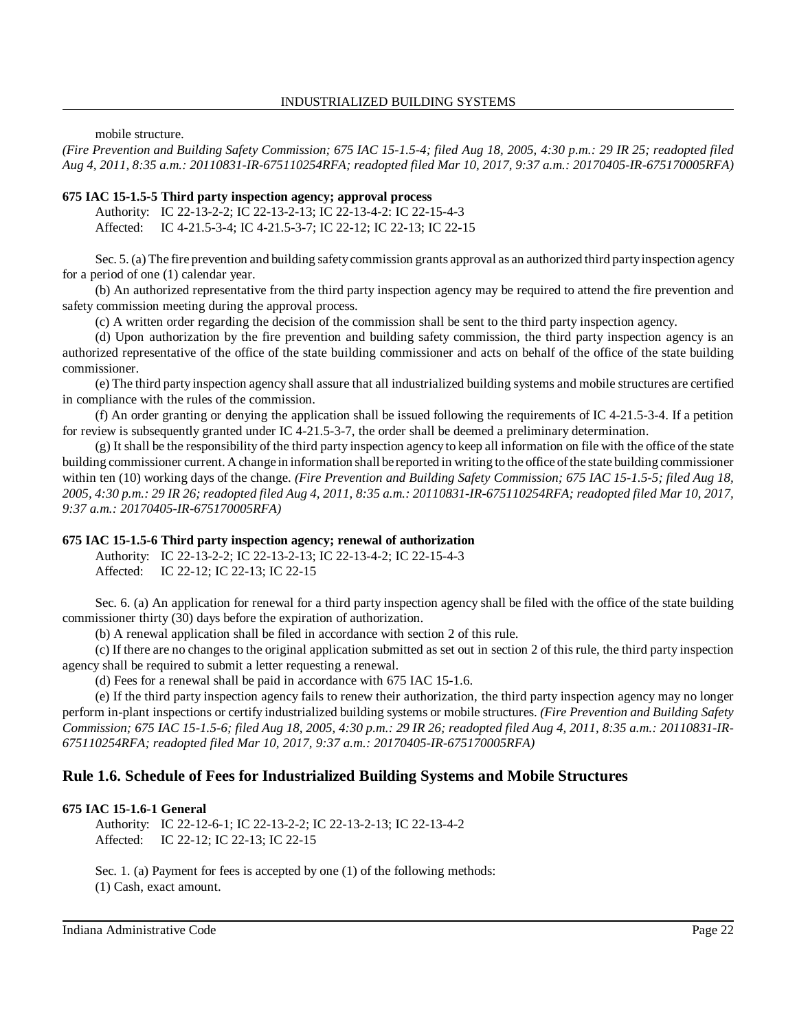mobile structure.
*(Fire Prevention and Building Safety Commission; 675 IAC 15-1.5-4; filed Aug 18, 2005, 4:30 p.m.: 29 IR 25; readopted filed Aug 4, 2011, 8:35 a.m.: 20110831-IR-675110254RFA; readopted filed Mar 10, 2017, 9:37 a.m.: 20170405-IR-675170005RFA)*

**675 IAC 15-1.5-5 Third party inspection agency; approval process**

Authority: IC 22-13-2-2; IC 22-13-2-13; IC 22-13-4-2: IC 22-15-4-3
Affected: IC 4-21.5-3-4; IC 4-21.5-3-7; IC 22-12; IC 22-13; IC 22-15

Sec. 5. (a) The fire prevention and building safety commission grants approval as an authorized third party inspection agency for a period of one (1) calendar year.

(b) An authorized representative from the third party inspection agency may be required to attend the fire prevention and safety commission meeting during the approval process.

(c) A written order regarding the decision of the commission shall be sent to the third party inspection agency.

(d) Upon authorization by the fire prevention and building safety commission, the third party inspection agency is an authorized representative of the office of the state building commissioner and acts on behalf of the office of the state building commissioner.

(e) The third party inspection agency shall assure that all industrialized building systems and mobile structures are certified in compliance with the rules of the commission.

(f) An order granting or denying the application shall be issued following the requirements of IC 4-21.5-3-4. If a petition for review is subsequently granted under IC 4-21.5-3-7, the order shall be deemed a preliminary determination.

(g) It shall be the responsibility of the third party inspection agency to keep all information on file with the office of the state building commissioner current. A change in information shall be reported in writing to the office of the state building commissioner within ten (10) working days of the change. *(Fire Prevention and Building Safety Commission; 675 IAC 15-1.5-5; filed Aug 18, 2005, 4:30 p.m.: 29 IR 26; readopted filed Aug 4, 2011, 8:35 a.m.: 20110831-IR-675110254RFA; readopted filed Mar 10, 2017, 9:37 a.m.: 20170405-IR-675170005RFA)*

**675 IAC 15-1.5-6 Third party inspection agency; renewal of authorization**

Authority: IC 22-13-2-2; IC 22-13-2-13; IC 22-13-4-2; IC 22-15-4-3
Affected: IC 22-12; IC 22-13; IC 22-15

Sec. 6. (a) An application for renewal for a third party inspection agency shall be filed with the office of the state building commissioner thirty (30) days before the expiration of authorization.

(b) A renewal application shall be filed in accordance with section 2 of this rule.

(c) If there are no changes to the original application submitted as set out in section 2 of this rule, the third party inspection agency shall be required to submit a letter requesting a renewal.

(d) Fees for a renewal shall be paid in accordance with 675 IAC 15-1.6.

(e) If the third party inspection agency fails to renew their authorization, the third party inspection agency may no longer perform in-plant inspections or certify industrialized building systems or mobile structures. *(Fire Prevention and Building Safety Commission; 675 IAC 15-1.5-6; filed Aug 18, 2005, 4:30 p.m.: 29 IR 26; readopted filed Aug 4, 2011, 8:35 a.m.: 20110831-IR-675110254RFA; readopted filed Mar 10, 2017, 9:37 a.m.: 20170405-IR-675170005RFA)*

## Rule 1.6. Schedule of Fees for Industrialized Building Systems and Mobile Structures

**675 IAC 15-1.6-1 General**

Authority: IC 22-12-6-1; IC 22-13-2-2; IC 22-13-2-13; IC 22-13-4-2
Affected: IC 22-12; IC 22-13; IC 22-15

Sec. 1. (a) Payment for fees is accepted by one (1) of the following methods:
(1) Cash, exact amount.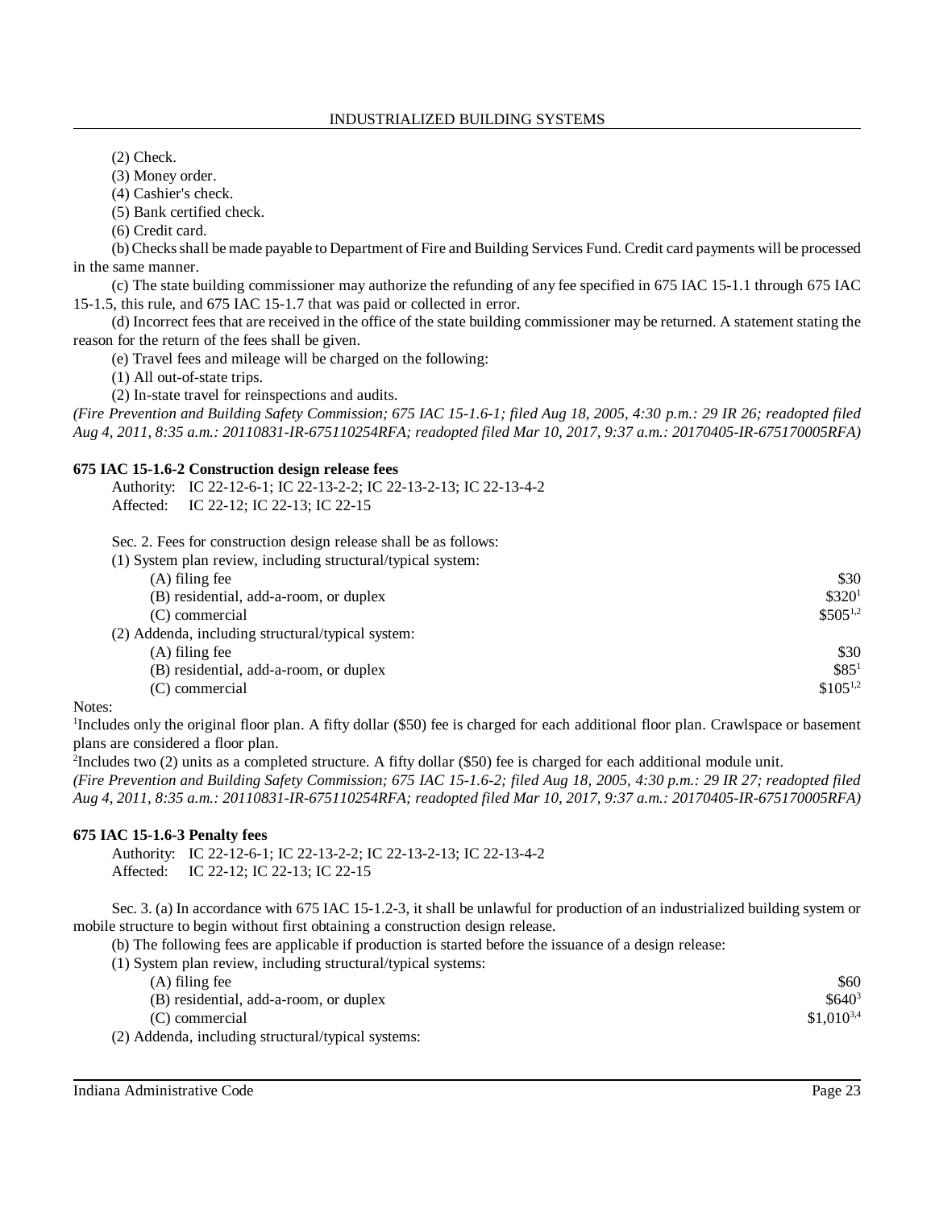(2) Check.

(3) Money order.

(4) Cashier's check.

(5) Bank certified check.

(6) Credit card.

(b) Checks shall be made payable to Department of Fire and Building Services Fund. Credit card payments will be processed in the same manner.

(c) The state building commissioner may authorize the refunding of any fee specified in 675 IAC 15-1.1 through 675 IAC 15-1.5, this rule, and 675 IAC 15-1.7 that was paid or collected in error.

(d) Incorrect fees that are received in the office of the state building commissioner may be returned. A statement stating the reason for the return of the fees shall be given.

(e) Travel fees and mileage will be charged on the following:

(1) All out-of-state trips.

(2) In-state travel for reinspections and audits.

*(Fire Prevention and Building Safety Commission; 675 IAC 15-1.6-1; filed Aug 18, 2005, 4:30 p.m.: 29 IR 26; readopted filed Aug 4, 2011, 8:35 a.m.: 20110831-IR-675110254RFA; readopted filed Mar 10, 2017, 9:37 a.m.: 20170405-IR-675170005RFA)*

**675 IAC 15-1.6-2 Construction design release fees**

Authority: IC 22-12-6-1; IC 22-13-2-2; IC 22-13-2-13; IC 22-13-4-2
Affected: IC 22-12; IC 22-13; IC 22-15

Sec. 2. Fees for construction design release shall be as follows:

| | |
|---|---|
| (1) System plan review, including structural/typical system: | |
| (A) filing fee | $30 |
| (B) residential, add-a-room, or duplex | $320[1] |
| (C) commercial | $505[1,2] |
| (2) Addenda, including structural/typical system: | |
| (A) filing fee | $30 |
| (B) residential, add-a-room, or duplex | $85[1] |
| (C) commercial | $105[1,2] |

Notes:

[1]Includes only the original floor plan. A fifty dollar ($50) fee is charged for each additional floor plan. Crawlspace or basement plans are considered a floor plan.

[2]Includes two (2) units as a completed structure. A fifty dollar ($50) fee is charged for each additional module unit.

*(Fire Prevention and Building Safety Commission; 675 IAC 15-1.6-2; filed Aug 18, 2005, 4:30 p.m.: 29 IR 27; readopted filed Aug 4, 2011, 8:35 a.m.: 20110831-IR-675110254RFA; readopted filed Mar 10, 2017, 9:37 a.m.: 20170405-IR-675170005RFA)*

**675 IAC 15-1.6-3 Penalty fees**

Authority: IC 22-12-6-1; IC 22-13-2-2; IC 22-13-2-13; IC 22-13-4-2
Affected: IC 22-12; IC 22-13; IC 22-15

Sec. 3. (a) In accordance with 675 IAC 15-1.2-3, it shall be unlawful for production of an industrialized building system or mobile structure to begin without first obtaining a construction design release.

(b) The following fees are applicable if production is started before the issuance of a design release:

| | |
|---|---|
| (1) System plan review, including structural/typical systems: | |
| (A) filing fee | $60 |
| (B) residential, add-a-room, or duplex | $640[3] |
| (C) commercial | $1,010[3,4] |
| (2) Addenda, including structural/typical systems: | |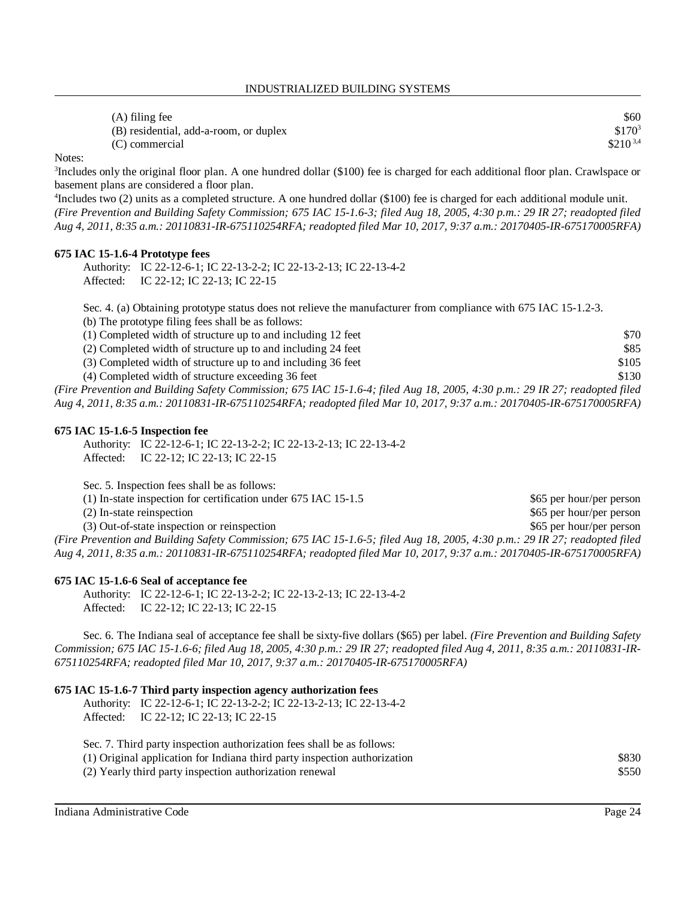| | |
|---|---|
| (A) filing fee | $60 |
| (B) residential, add-a-room, or duplex | $170[3] |
| (C) commercial | $210[3,4] |

Notes:

[3]Includes only the original floor plan. A one hundred dollar ($100) fee is charged for each additional floor plan. Crawlspace or basement plans are considered a floor plan.

[4]Includes two (2) units as a completed structure. A one hundred dollar ($100) fee is charged for each additional module unit.

*(Fire Prevention and Building Safety Commission; 675 IAC 15-1.6-3; filed Aug 18, 2005, 4:30 p.m.: 29 IR 27; readopted filed Aug 4, 2011, 8:35 a.m.: 20110831-IR-675110254RFA; readopted filed Mar 10, 2017, 9:37 a.m.: 20170405-IR-675170005RFA)*

**675 IAC 15-1.6-4 Prototype fees**

Authority: IC 22-12-6-1; IC 22-13-2-2; IC 22-13-2-13; IC 22-13-4-2
Affected: IC 22-12; IC 22-13; IC 22-15

Sec. 4. (a) Obtaining prototype status does not relieve the manufacturer from compliance with 675 IAC 15-1.2-3.

(b) The prototype filing fees shall be as follows:

| | |
|---|---|
| (1) Completed width of structure up to and including 12 feet | $70 |
| (2) Completed width of structure up to and including 24 feet | $85 |
| (3) Completed width of structure up to and including 36 feet | $105 |
| (4) Completed width of structure exceeding 36 feet | $130 |

*(Fire Prevention and Building Safety Commission; 675 IAC 15-1.6-4; filed Aug 18, 2005, 4:30 p.m.: 29 IR 27; readopted filed Aug 4, 2011, 8:35 a.m.: 20110831-IR-675110254RFA; readopted filed Mar 10, 2017, 9:37 a.m.: 20170405-IR-675170005RFA)*

**675 IAC 15-1.6-5 Inspection fee**

Authority: IC 22-12-6-1; IC 22-13-2-2; IC 22-13-2-13; IC 22-13-4-2
Affected: IC 22-12; IC 22-13; IC 22-15

Sec. 5. Inspection fees shall be as follows:

| | |
|---|---|
| (1) In-state inspection for certification under 675 IAC 15-1.5 | $65 per hour/per person |
| (2) In-state reinspection | $65 per hour/per person |
| (3) Out-of-state inspection or reinspection | $65 per hour/per person |

*(Fire Prevention and Building Safety Commission; 675 IAC 15-1.6-5; filed Aug 18, 2005, 4:30 p.m.: 29 IR 27; readopted filed Aug 4, 2011, 8:35 a.m.: 20110831-IR-675110254RFA; readopted filed Mar 10, 2017, 9:37 a.m.: 20170405-IR-675170005RFA)*

**675 IAC 15-1.6-6 Seal of acceptance fee**

Authority: IC 22-12-6-1; IC 22-13-2-2; IC 22-13-2-13; IC 22-13-4-2
Affected: IC 22-12; IC 22-13; IC 22-15

Sec. 6. The Indiana seal of acceptance fee shall be sixty-five dollars ($65) per label. *(Fire Prevention and Building Safety Commission; 675 IAC 15-1.6-6; filed Aug 18, 2005, 4:30 p.m.: 29 IR 27; readopted filed Aug 4, 2011, 8:35 a.m.: 20110831-IR-675110254RFA; readopted filed Mar 10, 2017, 9:37 a.m.: 20170405-IR-675170005RFA)*

**675 IAC 15-1.6-7 Third party inspection agency authorization fees**

Authority: IC 22-12-6-1; IC 22-13-2-2; IC 22-13-2-13; IC 22-13-4-2
Affected: IC 22-12; IC 22-13; IC 22-15

Sec. 7. Third party inspection authorization fees shall be as follows:

| | |
|---|---|
| (1) Original application for Indiana third party inspection authorization | $830 |
| (2) Yearly third party inspection authorization renewal | $550 |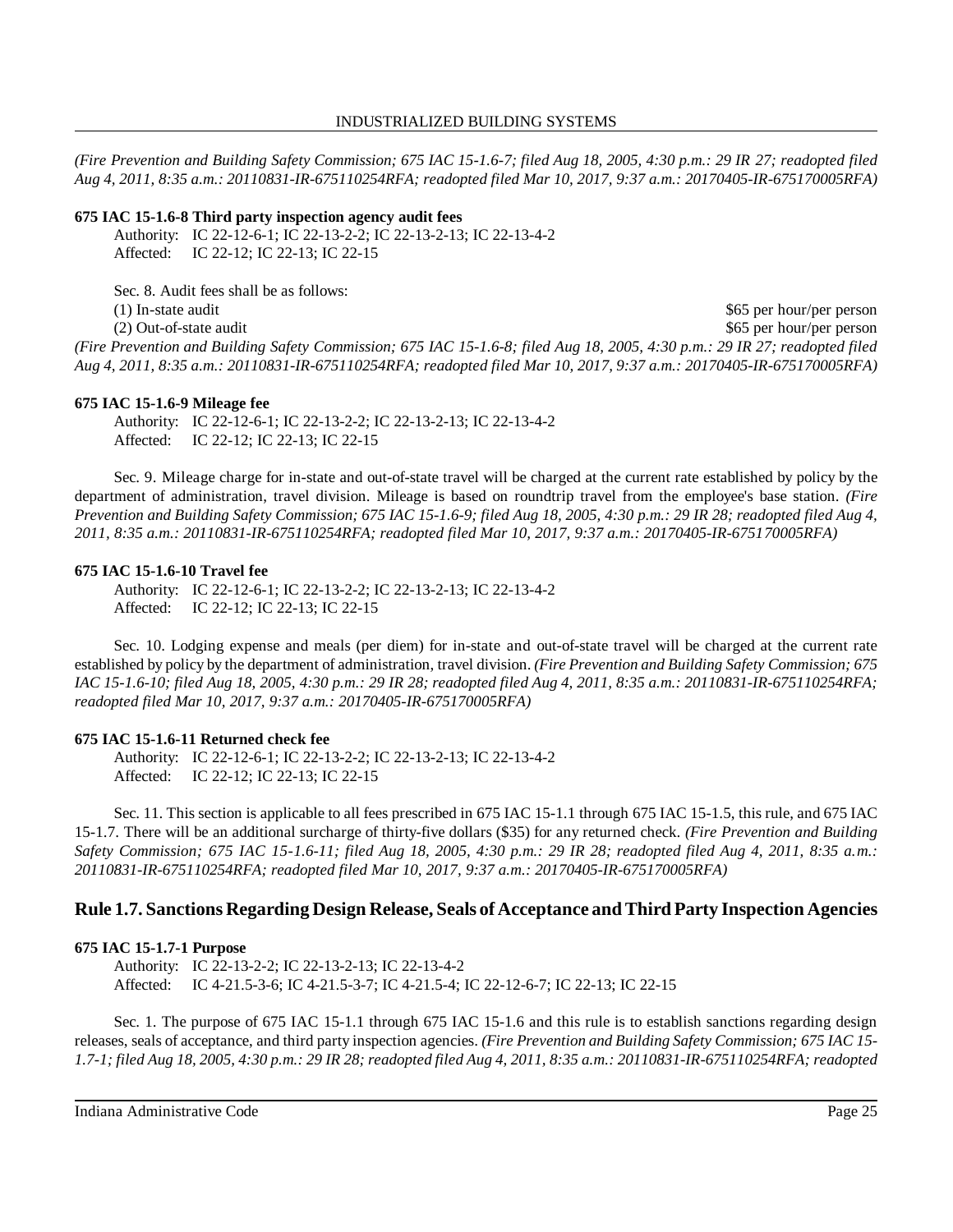*(Fire Prevention and Building Safety Commission; 675 IAC 15-1.6-7; filed Aug 18, 2005, 4:30 p.m.: 29 IR 27; readopted filed Aug 4, 2011, 8:35 a.m.: 20110831-IR-675110254RFA; readopted filed Mar 10, 2017, 9:37 a.m.: 20170405-IR-675170005RFA)*

**675 IAC 15-1.6-8 Third party inspection agency audit fees**

Authority: IC 22-12-6-1; IC 22-13-2-2; IC 22-13-2-13; IC 22-13-4-2
Affected: IC 22-12; IC 22-13; IC 22-15

Sec. 8. Audit fees shall be as follows:

| | |
|---|---|
| (1) In-state audit | $65 per hour/per person |
| (2) Out-of-state audit | $65 per hour/per person |

*(Fire Prevention and Building Safety Commission; 675 IAC 15-1.6-8; filed Aug 18, 2005, 4:30 p.m.: 29 IR 27; readopted filed Aug 4, 2011, 8:35 a.m.: 20110831-IR-675110254RFA; readopted filed Mar 10, 2017, 9:37 a.m.: 20170405-IR-675170005RFA)*

**675 IAC 15-1.6-9 Mileage fee**

Authority: IC 22-12-6-1; IC 22-13-2-2; IC 22-13-2-13; IC 22-13-4-2
Affected: IC 22-12; IC 22-13; IC 22-15

Sec. 9. Mileage charge for in-state and out-of-state travel will be charged at the current rate established by policy by the department of administration, travel division. Mileage is based on roundtrip travel from the employee's base station. *(Fire Prevention and Building Safety Commission; 675 IAC 15-1.6-9; filed Aug 18, 2005, 4:30 p.m.: 29 IR 28; readopted filed Aug 4, 2011, 8:35 a.m.: 20110831-IR-675110254RFA; readopted filed Mar 10, 2017, 9:37 a.m.: 20170405-IR-675170005RFA)*

**675 IAC 15-1.6-10 Travel fee**

Authority: IC 22-12-6-1; IC 22-13-2-2; IC 22-13-2-13; IC 22-13-4-2
Affected: IC 22-12; IC 22-13; IC 22-15

Sec. 10. Lodging expense and meals (per diem) for in-state and out-of-state travel will be charged at the current rate established by policy by the department of administration, travel division. *(Fire Prevention and Building Safety Commission; 675 IAC 15-1.6-10; filed Aug 18, 2005, 4:30 p.m.: 29 IR 28; readopted filed Aug 4, 2011, 8:35 a.m.: 20110831-IR-675110254RFA; readopted filed Mar 10, 2017, 9:37 a.m.: 20170405-IR-675170005RFA)*

**675 IAC 15-1.6-11 Returned check fee**

Authority: IC 22-12-6-1; IC 22-13-2-2; IC 22-13-2-13; IC 22-13-4-2
Affected: IC 22-12; IC 22-13; IC 22-15

Sec. 11. This section is applicable to all fees prescribed in 675 IAC 15-1.1 through 675 IAC 15-1.5, this rule, and 675 IAC 15-1.7. There will be an additional surcharge of thirty-five dollars ($35) for any returned check. *(Fire Prevention and Building Safety Commission; 675 IAC 15-1.6-11; filed Aug 18, 2005, 4:30 p.m.: 29 IR 28; readopted filed Aug 4, 2011, 8:35 a.m.: 20110831-IR-675110254RFA; readopted filed Mar 10, 2017, 9:37 a.m.: 20170405-IR-675170005RFA)*

## Rule 1.7. Sanctions Regarding Design Release, Seals of Acceptance and Third Party Inspection Agencies

**675 IAC 15-1.7-1 Purpose**

Authority: IC 22-13-2-2; IC 22-13-2-13; IC 22-13-4-2
Affected: IC 4-21.5-3-6; IC 4-21.5-3-7; IC 4-21.5-4; IC 22-12-6-7; IC 22-13; IC 22-15

Sec. 1. The purpose of 675 IAC 15-1.1 through 675 IAC 15-1.6 and this rule is to establish sanctions regarding design releases, seals of acceptance, and third party inspection agencies. *(Fire Prevention and Building Safety Commission; 675 IAC 15-1.7-1; filed Aug 18, 2005, 4:30 p.m.: 29 IR 28; readopted filed Aug 4, 2011, 8:35 a.m.: 20110831-IR-675110254RFA; readopted*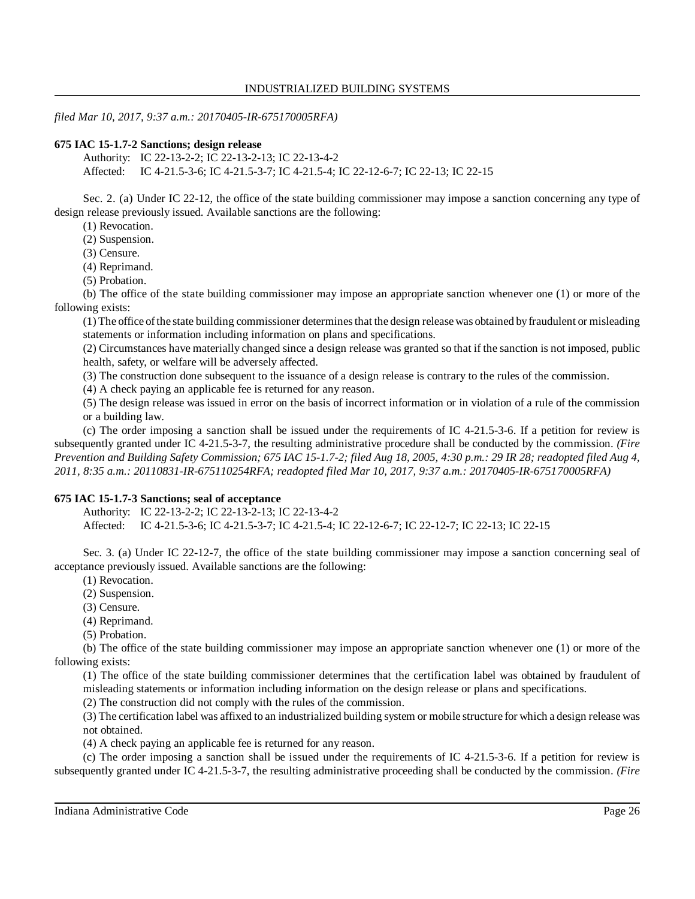*filed Mar 10, 2017, 9:37 a.m.: 20170405-IR-675170005RFA)*

**675 IAC 15-1.7-2 Sanctions; design release**

Authority: IC 22-13-2-2; IC 22-13-2-13; IC 22-13-4-2
Affected: IC 4-21.5-3-6; IC 4-21.5-3-7; IC 4-21.5-4; IC 22-12-6-7; IC 22-13; IC 22-15

Sec. 2. (a) Under IC 22-12, the office of the state building commissioner may impose a sanction concerning any type of design release previously issued. Available sanctions are the following:

(1) Revocation.
(2) Suspension.
(3) Censure.
(4) Reprimand.
(5) Probation.

(b) The office of the state building commissioner may impose an appropriate sanction whenever one (1) or more of the following exists:

(1) The office of the state building commissioner determines that the design release was obtained by fraudulent or misleading statements or information including information on plans and specifications.
(2) Circumstances have materially changed since a design release was granted so that if the sanction is not imposed, public health, safety, or welfare will be adversely affected.
(3) The construction done subsequent to the issuance of a design release is contrary to the rules of the commission.
(4) A check paying an applicable fee is returned for any reason.
(5) The design release was issued in error on the basis of incorrect information or in violation of a rule of the commission or a building law.

(c) The order imposing a sanction shall be issued under the requirements of IC 4-21.5-3-6. If a petition for review is subsequently granted under IC 4-21.5-3-7, the resulting administrative procedure shall be conducted by the commission. *(Fire Prevention and Building Safety Commission; 675 IAC 15-1.7-2; filed Aug 18, 2005, 4:30 p.m.: 29 IR 28; readopted filed Aug 4, 2011, 8:35 a.m.: 20110831-IR-675110254RFA; readopted filed Mar 10, 2017, 9:37 a.m.: 20170405-IR-675170005RFA)*

**675 IAC 15-1.7-3 Sanctions; seal of acceptance**

Authority: IC 22-13-2-2; IC 22-13-2-13; IC 22-13-4-2
Affected: IC 4-21.5-3-6; IC 4-21.5-3-7; IC 4-21.5-4; IC 22-12-6-7; IC 22-12-7; IC 22-13; IC 22-15

Sec. 3. (a) Under IC 22-12-7, the office of the state building commissioner may impose a sanction concerning seal of acceptance previously issued. Available sanctions are the following:

(1) Revocation.
(2) Suspension.
(3) Censure.
(4) Reprimand.
(5) Probation.

(b) The office of the state building commissioner may impose an appropriate sanction whenever one (1) or more of the following exists:

(1) The office of the state building commissioner determines that the certification label was obtained by fraudulent of misleading statements or information including information on the design release or plans and specifications.
(2) The construction did not comply with the rules of the commission.
(3) The certification label was affixed to an industrialized building system or mobile structure for which a design release was not obtained.
(4) A check paying an applicable fee is returned for any reason.

(c) The order imposing a sanction shall be issued under the requirements of IC 4-21.5-3-6. If a petition for review is subsequently granted under IC 4-21.5-3-7, the resulting administrative proceeding shall be conducted by the commission. *(Fire*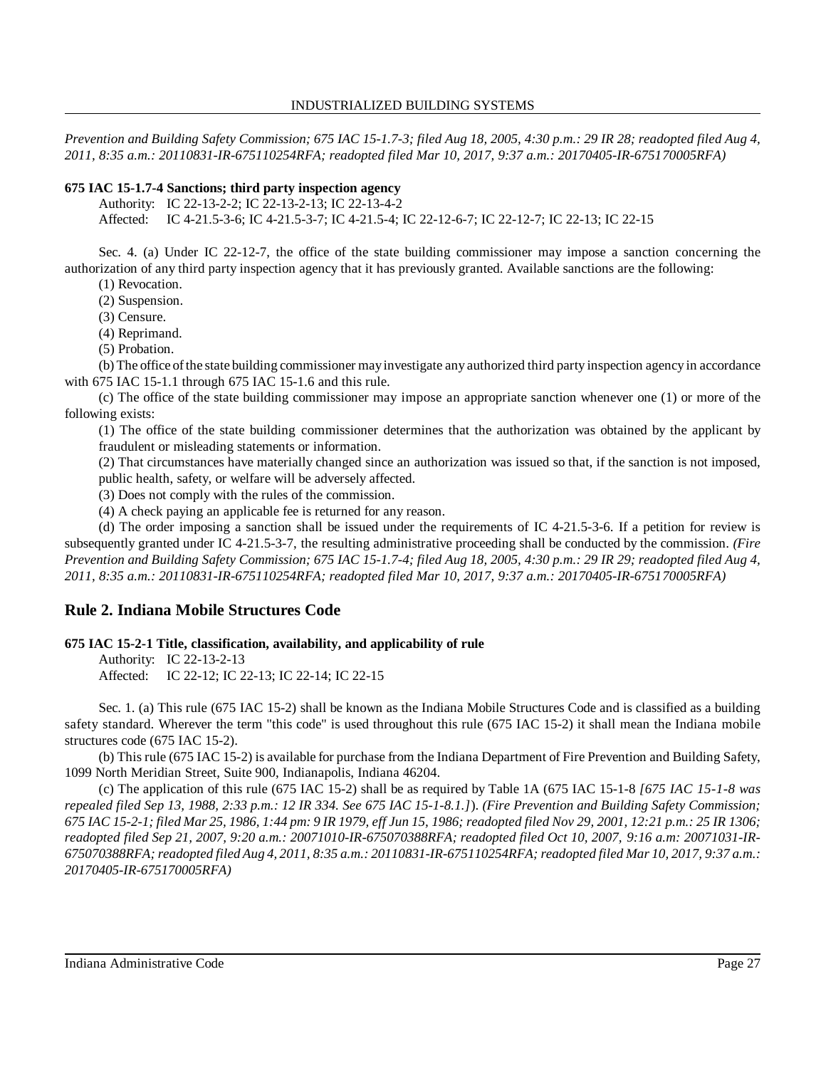*Prevention and Building Safety Commission; 675 IAC 15-1.7-3; filed Aug 18, 2005, 4:30 p.m.: 29 IR 28; readopted filed Aug 4, 2011, 8:35 a.m.: 20110831-IR-675110254RFA; readopted filed Mar 10, 2017, 9:37 a.m.: 20170405-IR-675170005RFA)*

**675 IAC 15-1.7-4 Sanctions; third party inspection agency**

Authority: IC 22-13-2-2; IC 22-13-2-13; IC 22-13-4-2

Affected: IC 4-21.5-3-6; IC 4-21.5-3-7; IC 4-21.5-4; IC 22-12-6-7; IC 22-12-7; IC 22-13; IC 22-15

Sec. 4. (a) Under IC 22-12-7, the office of the state building commissioner may impose a sanction concerning the authorization of any third party inspection agency that it has previously granted. Available sanctions are the following:

(1) Revocation.

(2) Suspension.

(3) Censure.

(4) Reprimand.

(5) Probation.

(b) The office of the state building commissioner may investigate any authorized third party inspection agency in accordance with 675 IAC 15-1.1 through 675 IAC 15-1.6 and this rule.

(c) The office of the state building commissioner may impose an appropriate sanction whenever one (1) or more of the following exists:

(1) The office of the state building commissioner determines that the authorization was obtained by the applicant by fraudulent or misleading statements or information.

(2) That circumstances have materially changed since an authorization was issued so that, if the sanction is not imposed, public health, safety, or welfare will be adversely affected.

(3) Does not comply with the rules of the commission.

(4) A check paying an applicable fee is returned for any reason.

(d) The order imposing a sanction shall be issued under the requirements of IC 4-21.5-3-6. If a petition for review is subsequently granted under IC 4-21.5-3-7, the resulting administrative proceeding shall be conducted by the commission. *(Fire Prevention and Building Safety Commission; 675 IAC 15-1.7-4; filed Aug 18, 2005, 4:30 p.m.: 29 IR 29; readopted filed Aug 4, 2011, 8:35 a.m.: 20110831-IR-675110254RFA; readopted filed Mar 10, 2017, 9:37 a.m.: 20170405-IR-675170005RFA)*

## Rule 2. Indiana Mobile Structures Code

**675 IAC 15-2-1 Title, classification, availability, and applicability of rule**

Authority: IC 22-13-2-13

Affected: IC 22-12; IC 22-13; IC 22-14; IC 22-15

Sec. 1. (a) This rule (675 IAC 15-2) shall be known as the Indiana Mobile Structures Code and is classified as a building safety standard. Wherever the term "this code" is used throughout this rule (675 IAC 15-2) it shall mean the Indiana mobile structures code (675 IAC 15-2).

(b) This rule (675 IAC 15-2) is available for purchase from the Indiana Department of Fire Prevention and Building Safety, 1099 North Meridian Street, Suite 900, Indianapolis, Indiana 46204.

(c) The application of this rule (675 IAC 15-2) shall be as required by Table 1A (675 IAC 15-1-8 *[675 IAC 15-1-8 was repealed filed Sep 13, 1988, 2:33 p.m.: 12 IR 334. See 675 IAC 15-1-8.1.]*). *(Fire Prevention and Building Safety Commission; 675 IAC 15-2-1; filed Mar 25, 1986, 1:44 pm: 9 IR 1979, eff Jun 15, 1986; readopted filed Nov 29, 2001, 12:21 p.m.: 25 IR 1306; readopted filed Sep 21, 2007, 9:20 a.m.: 20071010-IR-675070388RFA; readopted filed Oct 10, 2007, 9:16 a.m: 20071031-IR-675070388RFA; readopted filed Aug 4, 2011, 8:35 a.m.: 20110831-IR-675110254RFA; readopted filed Mar 10, 2017, 9:37 a.m.: 20170405-IR-675170005RFA)*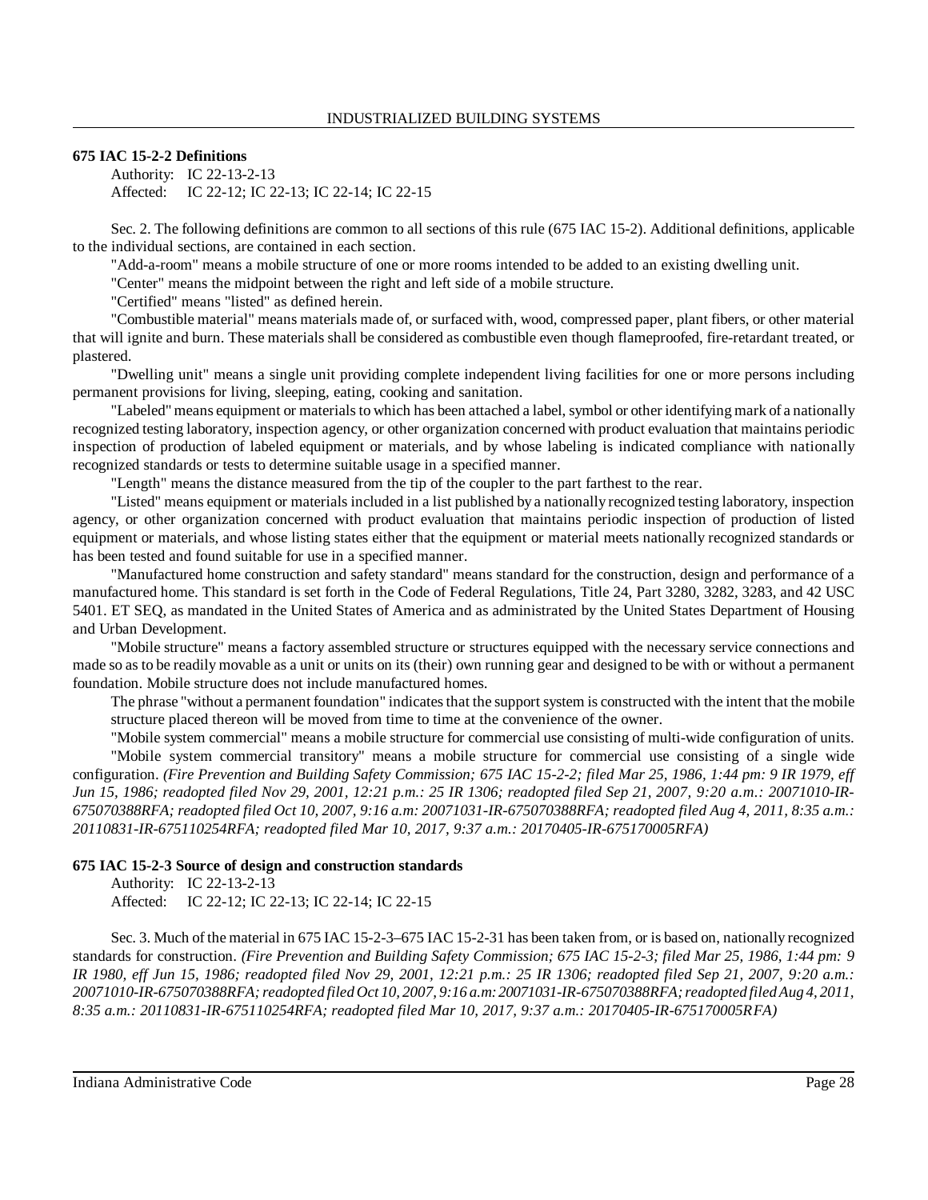**675 IAC 15-2-2 Definitions**

Authority: IC 22-13-2-13
Affected: IC 22-12; IC 22-13; IC 22-14; IC 22-15

Sec. 2. The following definitions are common to all sections of this rule (675 IAC 15-2). Additional definitions, applicable to the individual sections, are contained in each section.

"Add-a-room" means a mobile structure of one or more rooms intended to be added to an existing dwelling unit.

"Center" means the midpoint between the right and left side of a mobile structure.

"Certified" means "listed" as defined herein.

"Combustible material" means materials made of, or surfaced with, wood, compressed paper, plant fibers, or other material that will ignite and burn. These materials shall be considered as combustible even though flameproofed, fire-retardant treated, or plastered.

"Dwelling unit" means a single unit providing complete independent living facilities for one or more persons including permanent provisions for living, sleeping, eating, cooking and sanitation.

"Labeled" means equipment or materials to which has been attached a label, symbol or other identifying mark of a nationally recognized testing laboratory, inspection agency, or other organization concerned with product evaluation that maintains periodic inspection of production of labeled equipment or materials, and by whose labeling is indicated compliance with nationally recognized standards or tests to determine suitable usage in a specified manner.

"Length" means the distance measured from the tip of the coupler to the part farthest to the rear.

"Listed" means equipment or materials included in a list published by a nationally recognized testing laboratory, inspection agency, or other organization concerned with product evaluation that maintains periodic inspection of production of listed equipment or materials, and whose listing states either that the equipment or material meets nationally recognized standards or has been tested and found suitable for use in a specified manner.

"Manufactured home construction and safety standard" means standard for the construction, design and performance of a manufactured home. This standard is set forth in the Code of Federal Regulations, Title 24, Part 3280, 3282, 3283, and 42 USC 5401. ET SEQ, as mandated in the United States of America and as administrated by the United States Department of Housing and Urban Development.

"Mobile structure" means a factory assembled structure or structures equipped with the necessary service connections and made so as to be readily movable as a unit or units on its (their) own running gear and designed to be with or without a permanent foundation. Mobile structure does not include manufactured homes.

The phrase "without a permanent foundation" indicates that the support system is constructed with the intent that the mobile structure placed thereon will be moved from time to time at the convenience of the owner.

"Mobile system commercial" means a mobile structure for commercial use consisting of multi-wide configuration of units.

"Mobile system commercial transitory" means a mobile structure for commercial use consisting of a single wide configuration. *(Fire Prevention and Building Safety Commission; 675 IAC 15-2-2; filed Mar 25, 1986, 1:44 pm: 9 IR 1979, eff Jun 15, 1986; readopted filed Nov 29, 2001, 12:21 p.m.: 25 IR 1306; readopted filed Sep 21, 2007, 9:20 a.m.: 20071010-IR-675070388RFA; readopted filed Oct 10, 2007, 9:16 a.m: 20071031-IR-675070388RFA; readopted filed Aug 4, 2011, 8:35 a.m.: 20110831-IR-675110254RFA; readopted filed Mar 10, 2017, 9:37 a.m.: 20170405-IR-675170005RFA)*

**675 IAC 15-2-3 Source of design and construction standards**

Authority: IC 22-13-2-13
Affected: IC 22-12; IC 22-13; IC 22-14; IC 22-15

Sec. 3. Much of the material in 675 IAC 15-2-3–675 IAC 15-2-31 has been taken from, or is based on, nationally recognized standards for construction. *(Fire Prevention and Building Safety Commission; 675 IAC 15-2-3; filed Mar 25, 1986, 1:44 pm: 9 IR 1980, eff Jun 15, 1986; readopted filed Nov 29, 2001, 12:21 p.m.: 25 IR 1306; readopted filed Sep 21, 2007, 9:20 a.m.: 20071010-IR-675070388RFA; readopted filed Oct 10, 2007, 9:16 a.m: 20071031-IR-675070388RFA; readopted filed Aug 4, 2011, 8:35 a.m.: 20110831-IR-675110254RFA; readopted filed Mar 10, 2017, 9:37 a.m.: 20170405-IR-675170005RFA)*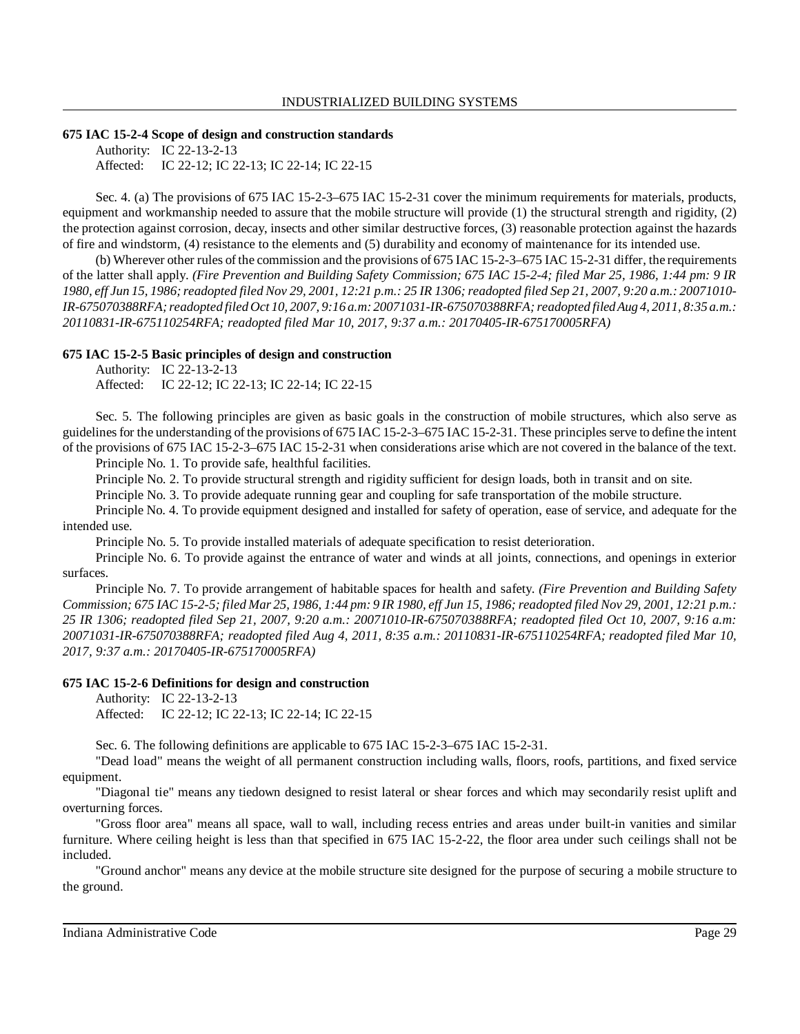**675 IAC 15-2-4 Scope of design and construction standards**

Authority: IC 22-13-2-13
Affected: IC 22-12; IC 22-13; IC 22-14; IC 22-15

Sec. 4. (a) The provisions of 675 IAC 15-2-3–675 IAC 15-2-31 cover the minimum requirements for materials, products, equipment and workmanship needed to assure that the mobile structure will provide (1) the structural strength and rigidity, (2) the protection against corrosion, decay, insects and other similar destructive forces, (3) reasonable protection against the hazards of fire and windstorm, (4) resistance to the elements and (5) durability and economy of maintenance for its intended use.

(b) Wherever other rules of the commission and the provisions of 675 IAC 15-2-3–675 IAC 15-2-31 differ, the requirements of the latter shall apply. *(Fire Prevention and Building Safety Commission; 675 IAC 15-2-4; filed Mar 25, 1986, 1:44 pm: 9 IR 1980, eff Jun 15, 1986; readopted filed Nov 29, 2001, 12:21 p.m.: 25 IR 1306; readopted filed Sep 21, 2007, 9:20 a.m.: 20071010-IR-675070388RFA; readopted filed Oct 10, 2007, 9:16 a.m: 20071031-IR-675070388RFA; readopted filed Aug 4, 2011, 8:35 a.m.: 20110831-IR-675110254RFA; readopted filed Mar 10, 2017, 9:37 a.m.: 20170405-IR-675170005RFA)*

**675 IAC 15-2-5 Basic principles of design and construction**

Authority: IC 22-13-2-13
Affected: IC 22-12; IC 22-13; IC 22-14; IC 22-15

Sec. 5. The following principles are given as basic goals in the construction of mobile structures, which also serve as guidelines for the understanding of the provisions of 675 IAC 15-2-3–675 IAC 15-2-31. These principles serve to define the intent of the provisions of 675 IAC 15-2-3–675 IAC 15-2-31 when considerations arise which are not covered in the balance of the text.

Principle No. 1. To provide safe, healthful facilities.

Principle No. 2. To provide structural strength and rigidity sufficient for design loads, both in transit and on site.

Principle No. 3. To provide adequate running gear and coupling for safe transportation of the mobile structure.

Principle No. 4. To provide equipment designed and installed for safety of operation, ease of service, and adequate for the intended use.

Principle No. 5. To provide installed materials of adequate specification to resist deterioration.

Principle No. 6. To provide against the entrance of water and winds at all joints, connections, and openings in exterior surfaces.

Principle No. 7. To provide arrangement of habitable spaces for health and safety. *(Fire Prevention and Building Safety Commission; 675 IAC 15-2-5; filed Mar 25, 1986, 1:44 pm: 9 IR 1980, eff Jun 15, 1986; readopted filed Nov 29, 2001, 12:21 p.m.: 25 IR 1306; readopted filed Sep 21, 2007, 9:20 a.m.: 20071010-IR-675070388RFA; readopted filed Oct 10, 2007, 9:16 a.m: 20071031-IR-675070388RFA; readopted filed Aug 4, 2011, 8:35 a.m.: 20110831-IR-675110254RFA; readopted filed Mar 10, 2017, 9:37 a.m.: 20170405-IR-675170005RFA)*

**675 IAC 15-2-6 Definitions for design and construction**

Authority: IC 22-13-2-13
Affected: IC 22-12; IC 22-13; IC 22-14; IC 22-15

Sec. 6. The following definitions are applicable to 675 IAC 15-2-3–675 IAC 15-2-31.

"Dead load" means the weight of all permanent construction including walls, floors, roofs, partitions, and fixed service equipment.

"Diagonal tie" means any tiedown designed to resist lateral or shear forces and which may secondarily resist uplift and overturning forces.

"Gross floor area" means all space, wall to wall, including recess entries and areas under built-in vanities and similar furniture. Where ceiling height is less than that specified in 675 IAC 15-2-22, the floor area under such ceilings shall not be included.

"Ground anchor" means any device at the mobile structure site designed for the purpose of securing a mobile structure to the ground.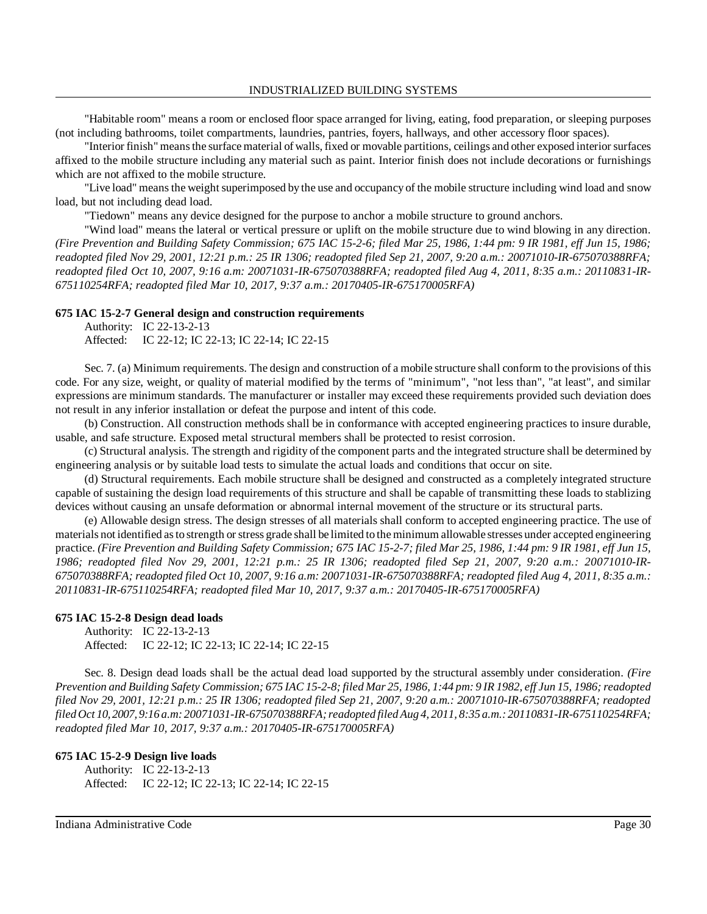"Habitable room" means a room or enclosed floor space arranged for living, eating, food preparation, or sleeping purposes (not including bathrooms, toilet compartments, laundries, pantries, foyers, hallways, and other accessory floor spaces).

"Interior finish" means the surface material of walls, fixed or movable partitions, ceilings and other exposed interior surfaces affixed to the mobile structure including any material such as paint. Interior finish does not include decorations or furnishings which are not affixed to the mobile structure.

"Live load" means the weight superimposed by the use and occupancy of the mobile structure including wind load and snow load, but not including dead load.

"Tiedown" means any device designed for the purpose to anchor a mobile structure to ground anchors.

"Wind load" means the lateral or vertical pressure or uplift on the mobile structure due to wind blowing in any direction. *(Fire Prevention and Building Safety Commission; 675 IAC 15-2-6; filed Mar 25, 1986, 1:44 pm: 9 IR 1981, eff Jun 15, 1986; readopted filed Nov 29, 2001, 12:21 p.m.: 25 IR 1306; readopted filed Sep 21, 2007, 9:20 a.m.: 20071010-IR-675070388RFA; readopted filed Oct 10, 2007, 9:16 a.m: 20071031-IR-675070388RFA; readopted filed Aug 4, 2011, 8:35 a.m.: 20110831-IR-675110254RFA; readopted filed Mar 10, 2017, 9:37 a.m.: 20170405-IR-675170005RFA)*

**675 IAC 15-2-7 General design and construction requirements**

Authority: IC 22-13-2-13
Affected: IC 22-12; IC 22-13; IC 22-14; IC 22-15

Sec. 7. (a) Minimum requirements. The design and construction of a mobile structure shall conform to the provisions of this code. For any size, weight, or quality of material modified by the terms of "minimum", "not less than", "at least", and similar expressions are minimum standards. The manufacturer or installer may exceed these requirements provided such deviation does not result in any inferior installation or defeat the purpose and intent of this code.

(b) Construction. All construction methods shall be in conformance with accepted engineering practices to insure durable, usable, and safe structure. Exposed metal structural members shall be protected to resist corrosion.

(c) Structural analysis. The strength and rigidity of the component parts and the integrated structure shall be determined by engineering analysis or by suitable load tests to simulate the actual loads and conditions that occur on site.

(d) Structural requirements. Each mobile structure shall be designed and constructed as a completely integrated structure capable of sustaining the design load requirements of this structure and shall be capable of transmitting these loads to stablizing devices without causing an unsafe deformation or abnormal internal movement of the structure or its structural parts.

(e) Allowable design stress. The design stresses of all materials shall conform to accepted engineering practice. The use of materials not identified as to strength or stress grade shall be limited to the minimum allowable stresses under accepted engineering practice. *(Fire Prevention and Building Safety Commission; 675 IAC 15-2-7; filed Mar 25, 1986, 1:44 pm: 9 IR 1981, eff Jun 15, 1986; readopted filed Nov 29, 2001, 12:21 p.m.: 25 IR 1306; readopted filed Sep 21, 2007, 9:20 a.m.: 20071010-IR-675070388RFA; readopted filed Oct 10, 2007, 9:16 a.m: 20071031-IR-675070388RFA; readopted filed Aug 4, 2011, 8:35 a.m.: 20110831-IR-675110254RFA; readopted filed Mar 10, 2017, 9:37 a.m.: 20170405-IR-675170005RFA)*

**675 IAC 15-2-8 Design dead loads**

Authority: IC 22-13-2-13
Affected: IC 22-12; IC 22-13; IC 22-14; IC 22-15

Sec. 8. Design dead loads shall be the actual dead load supported by the structural assembly under consideration. *(Fire Prevention and Building Safety Commission; 675 IAC 15-2-8; filed Mar 25, 1986, 1:44 pm: 9 IR 1982, eff Jun 15, 1986; readopted filed Nov 29, 2001, 12:21 p.m.: 25 IR 1306; readopted filed Sep 21, 2007, 9:20 a.m.: 20071010-IR-675070388RFA; readopted filed Oct 10, 2007, 9:16 a.m: 20071031-IR-675070388RFA; readopted filed Aug 4, 2011, 8:35 a.m.: 20110831-IR-675110254RFA; readopted filed Mar 10, 2017, 9:37 a.m.: 20170405-IR-675170005RFA)*

**675 IAC 15-2-9 Design live loads**

Authority: IC 22-13-2-13
Affected: IC 22-12; IC 22-13; IC 22-14; IC 22-15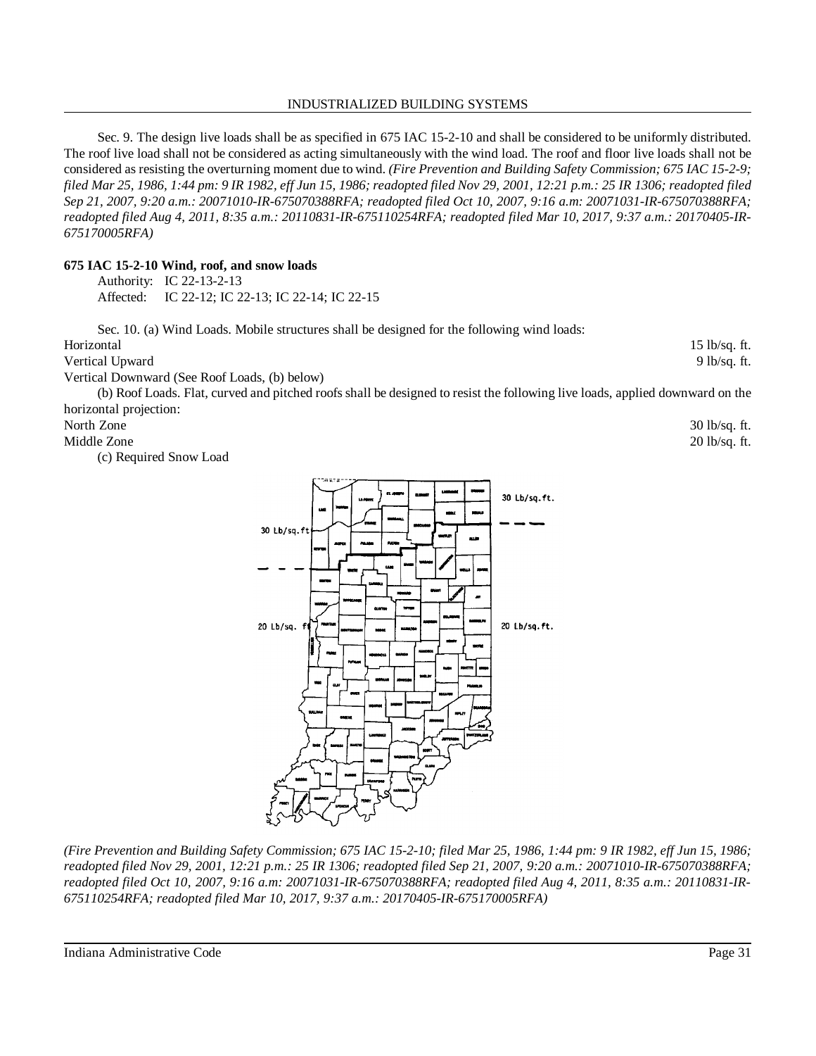Sec. 9. The design live loads shall be as specified in 675 IAC 15-2-10 and shall be considered to be uniformly distributed. The roof live load shall not be considered as acting simultaneously with the wind load. The roof and floor live loads shall not be considered as resisting the overturning moment due to wind. *(Fire Prevention and Building Safety Commission; 675 IAC 15-2-9; filed Mar 25, 1986, 1:44 pm: 9 IR 1982, eff Jun 15, 1986; readopted filed Nov 29, 2001, 12:21 p.m.: 25 IR 1306; readopted filed Sep 21, 2007, 9:20 a.m.: 20071010-IR-675070388RFA; readopted filed Oct 10, 2007, 9:16 a.m: 20071031-IR-675070388RFA; readopted filed Aug 4, 2011, 8:35 a.m.: 20110831-IR-675110254RFA; readopted filed Mar 10, 2017, 9:37 a.m.: 20170405-IR-675170005RFA)*

**675 IAC 15-2-10 Wind, roof, and snow loads**

Authority: IC 22-13-2-13
Affected: IC 22-12; IC 22-13; IC 22-14; IC 22-15

Sec. 10. (a) Wind Loads. Mobile structures shall be designed for the following wind loads:

| | |
|---|---|
| Horizontal | 15 lb/sq. ft. |
| Vertical Upward | 9 lb/sq. ft. |
| Vertical Downward (See Roof Loads, (b) below) | |

(b) Roof Loads. Flat, curved and pitched roofs shall be designed to resist the following live loads, applied downward on the horizontal projection:

| | |
|---|---|
| North Zone | 30 lb/sq. ft. |
| Middle Zone | 20 lb/sq. ft. |

(c) Required Snow Load

30 Lb/sq.ft.

20 Lb/sq.ft.

*(Fire Prevention and Building Safety Commission; 675 IAC 15-2-10; filed Mar 25, 1986, 1:44 pm: 9 IR 1982, eff Jun 15, 1986; readopted filed Nov 29, 2001, 12:21 p.m.: 25 IR 1306; readopted filed Sep 21, 2007, 9:20 a.m.: 20071010-IR-675070388RFA; readopted filed Oct 10, 2007, 9:16 a.m: 20071031-IR-675070388RFA; readopted filed Aug 4, 2011, 8:35 a.m.: 20110831-IR-675110254RFA; readopted filed Mar 10, 2017, 9:37 a.m.: 20170405-IR-675170005RFA)*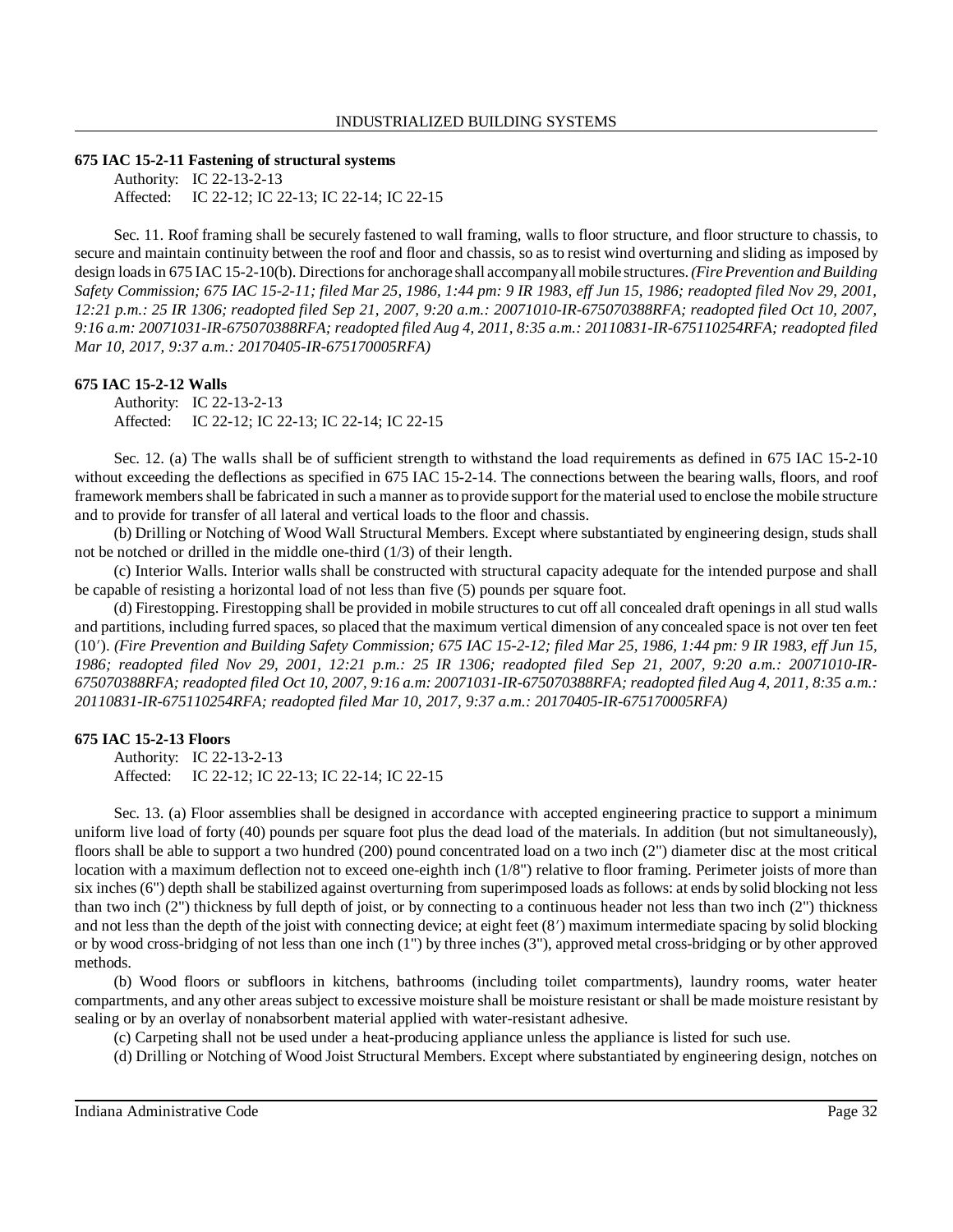**675 IAC 15-2-11 Fastening of structural systems**

Authority: IC 22-13-2-13
Affected: IC 22-12; IC 22-13; IC 22-14; IC 22-15

Sec. 11. Roof framing shall be securely fastened to wall framing, walls to floor structure, and floor structure to chassis, to secure and maintain continuity between the roof and floor and chassis, so as to resist wind overturning and sliding as imposed by design loads in 675 IAC 15-2-10(b). Directions for anchorage shall accompany all mobile structures. *(Fire Prevention and Building Safety Commission; 675 IAC 15-2-11; filed Mar 25, 1986, 1:44 pm: 9 IR 1983, eff Jun 15, 1986; readopted filed Nov 29, 2001, 12:21 p.m.: 25 IR 1306; readopted filed Sep 21, 2007, 9:20 a.m.: 20071010-IR-675070388RFA; readopted filed Oct 10, 2007, 9:16 a.m: 20071031-IR-675070388RFA; readopted filed Aug 4, 2011, 8:35 a.m.: 20110831-IR-675110254RFA; readopted filed Mar 10, 2017, 9:37 a.m.: 20170405-IR-675170005RFA)*

**675 IAC 15-2-12 Walls**

Authority: IC 22-13-2-13
Affected: IC 22-12; IC 22-13; IC 22-14; IC 22-15

Sec. 12. (a) The walls shall be of sufficient strength to withstand the load requirements as defined in 675 IAC 15-2-10 without exceeding the deflections as specified in 675 IAC 15-2-14. The connections between the bearing walls, floors, and roof framework members shall be fabricated in such a manner as to provide support for the material used to enclose the mobile structure and to provide for transfer of all lateral and vertical loads to the floor and chassis.

(b) Drilling or Notching of Wood Wall Structural Members. Except where substantiated by engineering design, studs shall not be notched or drilled in the middle one-third (1/3) of their length.

(c) Interior Walls. Interior walls shall be constructed with structural capacity adequate for the intended purpose and shall be capable of resisting a horizontal load of not less than five (5) pounds per square foot.

(d) Firestopping. Firestopping shall be provided in mobile structures to cut off all concealed draft openings in all stud walls and partitions, including furred spaces, so placed that the maximum vertical dimension of any concealed space is not over ten feet (10′). *(Fire Prevention and Building Safety Commission; 675 IAC 15-2-12; filed Mar 25, 1986, 1:44 pm: 9 IR 1983, eff Jun 15, 1986; readopted filed Nov 29, 2001, 12:21 p.m.: 25 IR 1306; readopted filed Sep 21, 2007, 9:20 a.m.: 20071010-IR-675070388RFA; readopted filed Oct 10, 2007, 9:16 a.m: 20071031-IR-675070388RFA; readopted filed Aug 4, 2011, 8:35 a.m.: 20110831-IR-675110254RFA; readopted filed Mar 10, 2017, 9:37 a.m.: 20170405-IR-675170005RFA)*

**675 IAC 15-2-13 Floors**

Authority: IC 22-13-2-13
Affected: IC 22-12; IC 22-13; IC 22-14; IC 22-15

Sec. 13. (a) Floor assemblies shall be designed in accordance with accepted engineering practice to support a minimum uniform live load of forty (40) pounds per square foot plus the dead load of the materials. In addition (but not simultaneously), floors shall be able to support a two hundred (200) pound concentrated load on a two inch (2") diameter disc at the most critical location with a maximum deflection not to exceed one-eighth inch (1/8") relative to floor framing. Perimeter joists of more than six inches (6") depth shall be stabilized against overturning from superimposed loads as follows: at ends by solid blocking not less than two inch (2") thickness by full depth of joist, or by connecting to a continuous header not less than two inch (2") thickness and not less than the depth of the joist with connecting device; at eight feet (8′) maximum intermediate spacing by solid blocking or by wood cross-bridging of not less than one inch (1") by three inches (3"), approved metal cross-bridging or by other approved methods.

(b) Wood floors or subfloors in kitchens, bathrooms (including toilet compartments), laundry rooms, water heater compartments, and any other areas subject to excessive moisture shall be moisture resistant or shall be made moisture resistant by sealing or by an overlay of nonabsorbent material applied with water-resistant adhesive.

(c) Carpeting shall not be used under a heat-producing appliance unless the appliance is listed for such use.

(d) Drilling or Notching of Wood Joist Structural Members. Except where substantiated by engineering design, notches on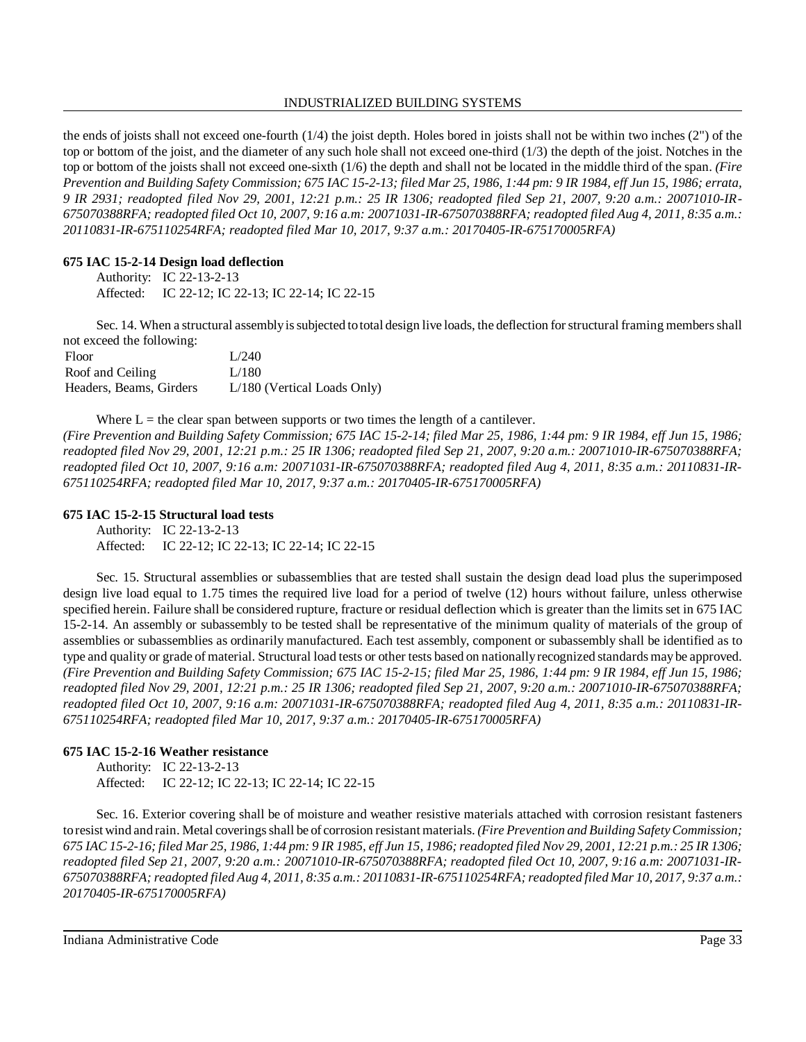the ends of joists shall not exceed one-fourth (1/4) the joist depth. Holes bored in joists shall not be within two inches (2") of the top or bottom of the joist, and the diameter of any such hole shall not exceed one-third (1/3) the depth of the joist. Notches in the top or bottom of the joists shall not exceed one-sixth (1/6) the depth and shall not be located in the middle third of the span. *(Fire Prevention and Building Safety Commission; 675 IAC 15-2-13; filed Mar 25, 1986, 1:44 pm: 9 IR 1984, eff Jun 15, 1986; errata, 9 IR 2931; readopted filed Nov 29, 2001, 12:21 p.m.: 25 IR 1306; readopted filed Sep 21, 2007, 9:20 a.m.: 20071010-IR-675070388RFA; readopted filed Oct 10, 2007, 9:16 a.m: 20071031-IR-675070388RFA; readopted filed Aug 4, 2011, 8:35 a.m.: 20110831-IR-675110254RFA; readopted filed Mar 10, 2017, 9:37 a.m.: 20170405-IR-675170005RFA)*

**675 IAC 15-2-14 Design load deflection**

Authority: IC 22-13-2-13
Affected: IC 22-12; IC 22-13; IC 22-14; IC 22-15

Sec. 14. When a structural assembly is subjected to total design live loads, the deflection for structural framing members shall not exceed the following:

| | |
|---|---|
| Floor | L/240 |
| Roof and Ceiling | L/180 |
| Headers, Beams, Girders | L/180 (Vertical Loads Only) |

Where L = the clear span between supports or two times the length of a cantilever.
*(Fire Prevention and Building Safety Commission; 675 IAC 15-2-14; filed Mar 25, 1986, 1:44 pm: 9 IR 1984, eff Jun 15, 1986; readopted filed Nov 29, 2001, 12:21 p.m.: 25 IR 1306; readopted filed Sep 21, 2007, 9:20 a.m.: 20071010-IR-675070388RFA; readopted filed Oct 10, 2007, 9:16 a.m: 20071031-IR-675070388RFA; readopted filed Aug 4, 2011, 8:35 a.m.: 20110831-IR-675110254RFA; readopted filed Mar 10, 2017, 9:37 a.m.: 20170405-IR-675170005RFA)*

**675 IAC 15-2-15 Structural load tests**

Authority: IC 22-13-2-13
Affected: IC 22-12; IC 22-13; IC 22-14; IC 22-15

Sec. 15. Structural assemblies or subassemblies that are tested shall sustain the design dead load plus the superimposed design live load equal to 1.75 times the required live load for a period of twelve (12) hours without failure, unless otherwise specified herein. Failure shall be considered rupture, fracture or residual deflection which is greater than the limits set in 675 IAC 15-2-14. An assembly or subassembly to be tested shall be representative of the minimum quality of materials of the group of assemblies or subassemblies as ordinarily manufactured. Each test assembly, component or subassembly shall be identified as to type and quality or grade of material. Structural load tests or other tests based on nationally recognized standards may be approved. *(Fire Prevention and Building Safety Commission; 675 IAC 15-2-15; filed Mar 25, 1986, 1:44 pm: 9 IR 1984, eff Jun 15, 1986; readopted filed Nov 29, 2001, 12:21 p.m.: 25 IR 1306; readopted filed Sep 21, 2007, 9:20 a.m.: 20071010-IR-675070388RFA; readopted filed Oct 10, 2007, 9:16 a.m: 20071031-IR-675070388RFA; readopted filed Aug 4, 2011, 8:35 a.m.: 20110831-IR-675110254RFA; readopted filed Mar 10, 2017, 9:37 a.m.: 20170405-IR-675170005RFA)*

**675 IAC 15-2-16 Weather resistance**

Authority: IC 22-13-2-13
Affected: IC 22-12; IC 22-13; IC 22-14; IC 22-15

Sec. 16. Exterior covering shall be of moisture and weather resistive materials attached with corrosion resistant fasteners to resist wind and rain. Metal coverings shall be of corrosion resistant materials. *(Fire Prevention and Building Safety Commission; 675 IAC 15-2-16; filed Mar 25, 1986, 1:44 pm: 9 IR 1985, eff Jun 15, 1986; readopted filed Nov 29, 2001, 12:21 p.m.: 25 IR 1306; readopted filed Sep 21, 2007, 9:20 a.m.: 20071010-IR-675070388RFA; readopted filed Oct 10, 2007, 9:16 a.m: 20071031-IR-675070388RFA; readopted filed Aug 4, 2011, 8:35 a.m.: 20110831-IR-675110254RFA; readopted filed Mar 10, 2017, 9:37 a.m.: 20170405-IR-675170005RFA)*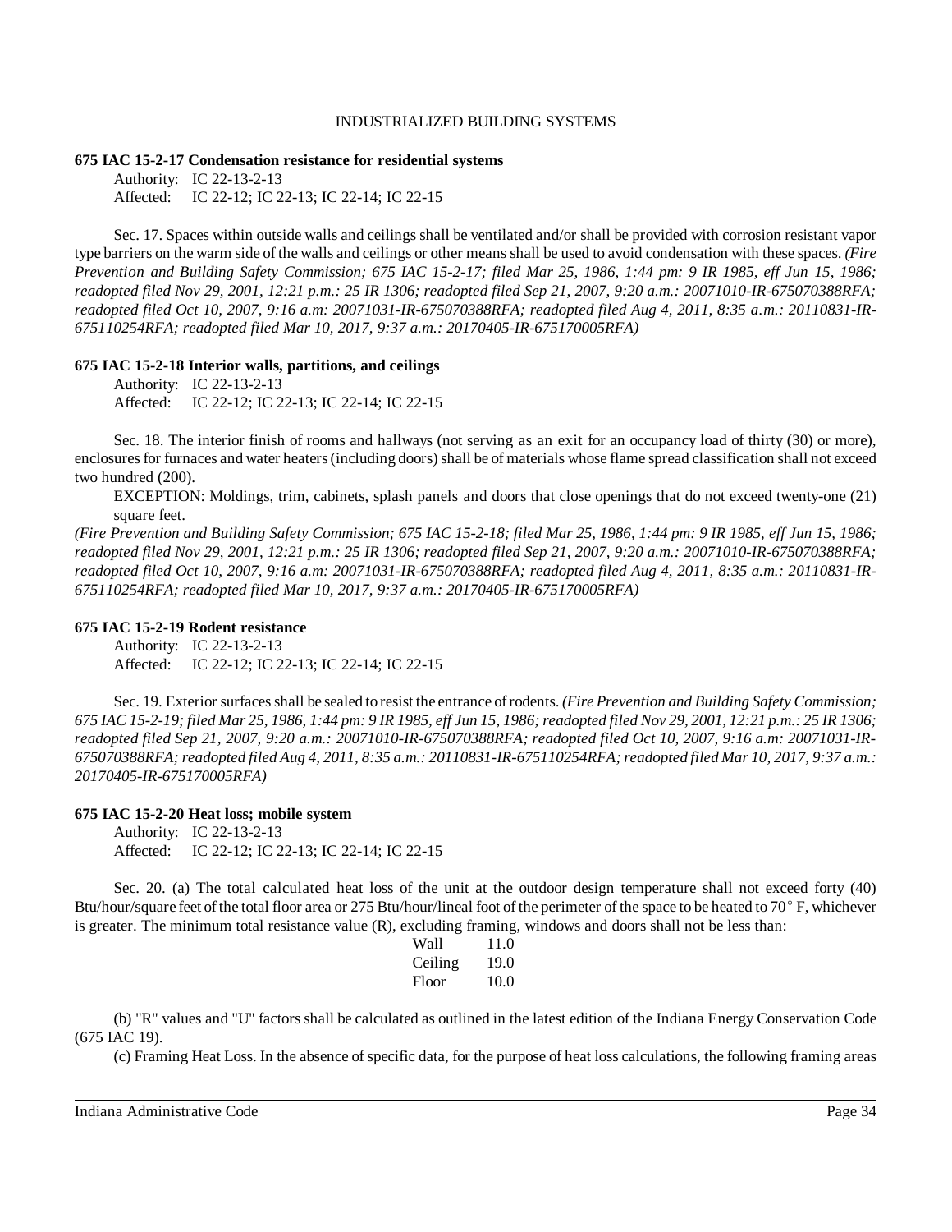**675 IAC 15-2-17 Condensation resistance for residential systems**

Authority: IC 22-13-2-13
Affected: IC 22-12; IC 22-13; IC 22-14; IC 22-15

Sec. 17. Spaces within outside walls and ceilings shall be ventilated and/or shall be provided with corrosion resistant vapor type barriers on the warm side of the walls and ceilings or other means shall be used to avoid condensation with these spaces. *(Fire Prevention and Building Safety Commission; 675 IAC 15-2-17; filed Mar 25, 1986, 1:44 pm: 9 IR 1985, eff Jun 15, 1986; readopted filed Nov 29, 2001, 12:21 p.m.: 25 IR 1306; readopted filed Sep 21, 2007, 9:20 a.m.: 20071010-IR-675070388RFA; readopted filed Oct 10, 2007, 9:16 a.m: 20071031-IR-675070388RFA; readopted filed Aug 4, 2011, 8:35 a.m.: 20110831-IR-675110254RFA; readopted filed Mar 10, 2017, 9:37 a.m.: 20170405-IR-675170005RFA)*

**675 IAC 15-2-18 Interior walls, partitions, and ceilings**

Authority: IC 22-13-2-13
Affected: IC 22-12; IC 22-13; IC 22-14; IC 22-15

Sec. 18. The interior finish of rooms and hallways (not serving as an exit for an occupancy load of thirty (30) or more), enclosures for furnaces and water heaters (including doors) shall be of materials whose flame spread classification shall not exceed two hundred (200).

EXCEPTION: Moldings, trim, cabinets, splash panels and doors that close openings that do not exceed twenty-one (21) square feet.

*(Fire Prevention and Building Safety Commission; 675 IAC 15-2-18; filed Mar 25, 1986, 1:44 pm: 9 IR 1985, eff Jun 15, 1986; readopted filed Nov 29, 2001, 12:21 p.m.: 25 IR 1306; readopted filed Sep 21, 2007, 9:20 a.m.: 20071010-IR-675070388RFA; readopted filed Oct 10, 2007, 9:16 a.m: 20071031-IR-675070388RFA; readopted filed Aug 4, 2011, 8:35 a.m.: 20110831-IR-675110254RFA; readopted filed Mar 10, 2017, 9:37 a.m.: 20170405-IR-675170005RFA)*

**675 IAC 15-2-19 Rodent resistance**

Authority: IC 22-13-2-13
Affected: IC 22-12; IC 22-13; IC 22-14; IC 22-15

Sec. 19. Exterior surfaces shall be sealed to resist the entrance of rodents. *(Fire Prevention and Building Safety Commission; 675 IAC 15-2-19; filed Mar 25, 1986, 1:44 pm: 9 IR 1985, eff Jun 15, 1986; readopted filed Nov 29, 2001, 12:21 p.m.: 25 IR 1306; readopted filed Sep 21, 2007, 9:20 a.m.: 20071010-IR-675070388RFA; readopted filed Oct 10, 2007, 9:16 a.m: 20071031-IR-675070388RFA; readopted filed Aug 4, 2011, 8:35 a.m.: 20110831-IR-675110254RFA; readopted filed Mar 10, 2017, 9:37 a.m.: 20170405-IR-675170005RFA)*

**675 IAC 15-2-20 Heat loss; mobile system**

Authority: IC 22-13-2-13
Affected: IC 22-12; IC 22-13; IC 22-14; IC 22-15

Sec. 20. (a) The total calculated heat loss of the unit at the outdoor design temperature shall not exceed forty (40) Btu/hour/square feet of the total floor area or 275 Btu/hour/lineal foot of the perimeter of the space to be heated to 70° F, whichever is greater. The minimum total resistance value (R), excluding framing, windows and doors shall not be less than:

| | |
|---|---|
| Wall | 11.0 |
| Ceiling | 19.0 |
| Floor | 10.0 |

(b) "R" values and "U" factors shall be calculated as outlined in the latest edition of the Indiana Energy Conservation Code (675 IAC 19).

(c) Framing Heat Loss. In the absence of specific data, for the purpose of heat loss calculations, the following framing areas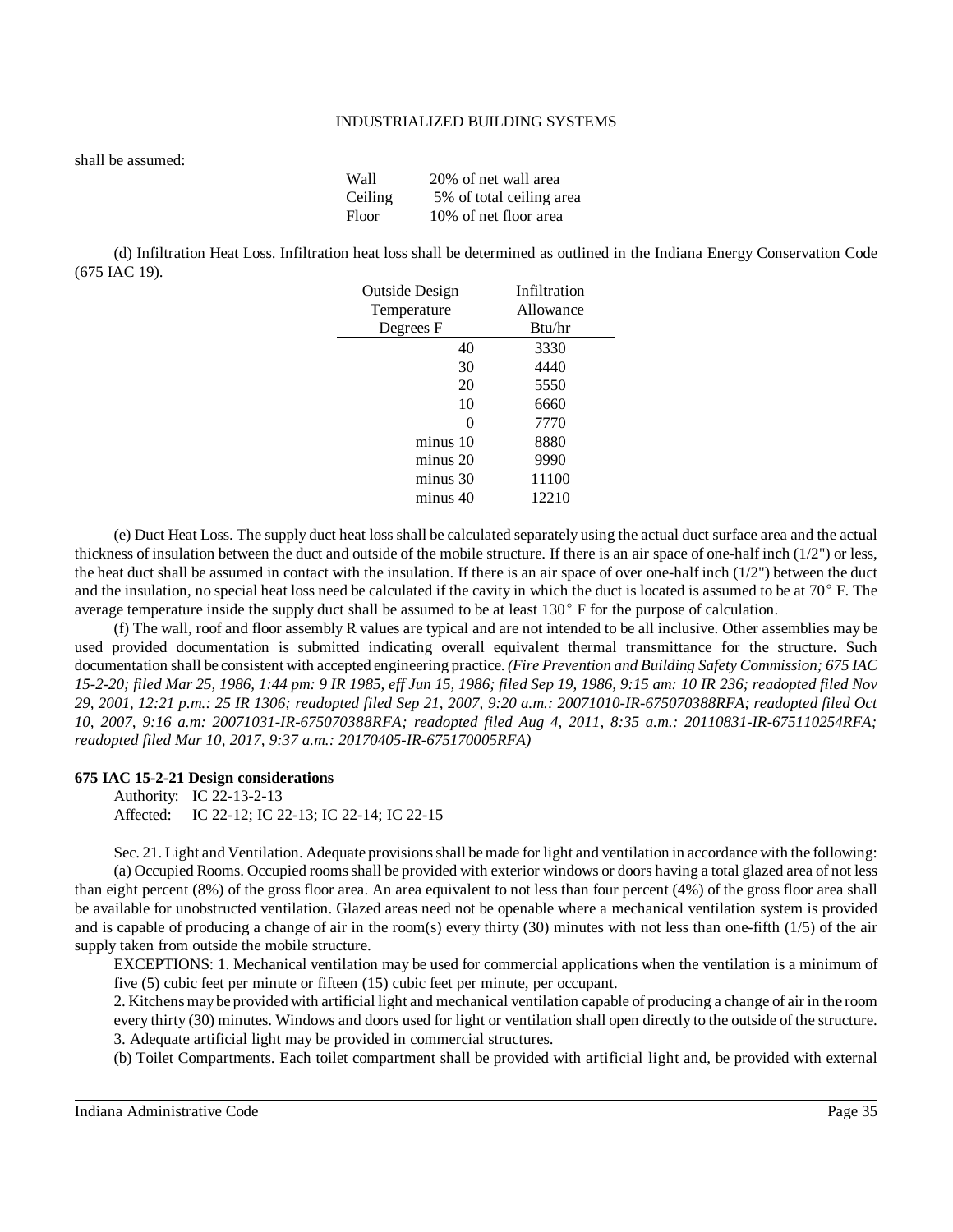shall be assumed:

| | |
|---|---|
| Wall | 20% of net wall area |
| Ceiling | 5% of total ceiling area |
| Floor | 10% of net floor area |

(d) Infiltration Heat Loss. Infiltration heat loss shall be determined as outlined in the Indiana Energy Conservation Code (675 IAC 19).

| Outside Design Temperature Degrees F | Infiltration Allowance Btu/hr |
|---|---|
| 40 | 3330 |
| 30 | 4440 |
| 20 | 5550 |
| 10 | 6660 |
| 0 | 7770 |
| minus 10 | 8880 |
| minus 20 | 9990 |
| minus 30 | 11100 |
| minus 40 | 12210 |

(e) Duct Heat Loss. The supply duct heat loss shall be calculated separately using the actual duct surface area and the actual thickness of insulation between the duct and outside of the mobile structure. If there is an air space of one-half inch (1/2") or less, the heat duct shall be assumed in contact with the insulation. If there is an air space of over one-half inch (1/2") between the duct and the insulation, no special heat loss need be calculated if the cavity in which the duct is located is assumed to be at 70° F. The average temperature inside the supply duct shall be assumed to be at least 130° F for the purpose of calculation.

(f) The wall, roof and floor assembly R values are typical and are not intended to be all inclusive. Other assemblies may be used provided documentation is submitted indicating overall equivalent thermal transmittance for the structure. Such documentation shall be consistent with accepted engineering practice. *(Fire Prevention and Building Safety Commission; 675 IAC 15-2-20; filed Mar 25, 1986, 1:44 pm: 9 IR 1985, eff Jun 15, 1986; filed Sep 19, 1986, 9:15 am: 10 IR 236; readopted filed Nov 29, 2001, 12:21 p.m.: 25 IR 1306; readopted filed Sep 21, 2007, 9:20 a.m.: 20071010-IR-675070388RFA; readopted filed Oct 10, 2007, 9:16 a.m: 20071031-IR-675070388RFA; readopted filed Aug 4, 2011, 8:35 a.m.: 20110831-IR-675110254RFA; readopted filed Mar 10, 2017, 9:37 a.m.: 20170405-IR-675170005RFA)*

**675 IAC 15-2-21 Design considerations**

Authority: IC 22-13-2-13
Affected: IC 22-12; IC 22-13; IC 22-14; IC 22-15

Sec. 21. Light and Ventilation. Adequate provisions shall be made for light and ventilation in accordance with the following:

(a) Occupied Rooms. Occupied rooms shall be provided with exterior windows or doors having a total glazed area of not less than eight percent (8%) of the gross floor area. An area equivalent to not less than four percent (4%) of the gross floor area shall be available for unobstructed ventilation. Glazed areas need not be openable where a mechanical ventilation system is provided and is capable of producing a change of air in the room(s) every thirty (30) minutes with not less than one-fifth (1/5) of the air supply taken from outside the mobile structure.

EXCEPTIONS: 1. Mechanical ventilation may be used for commercial applications when the ventilation is a minimum of five (5) cubic feet per minute or fifteen (15) cubic feet per minute, per occupant.

2. Kitchens may be provided with artificial light and mechanical ventilation capable of producing a change of air in the room every thirty (30) minutes. Windows and doors used for light or ventilation shall open directly to the outside of the structure.

3. Adequate artificial light may be provided in commercial structures.

(b) Toilet Compartments. Each toilet compartment shall be provided with artificial light and, be provided with external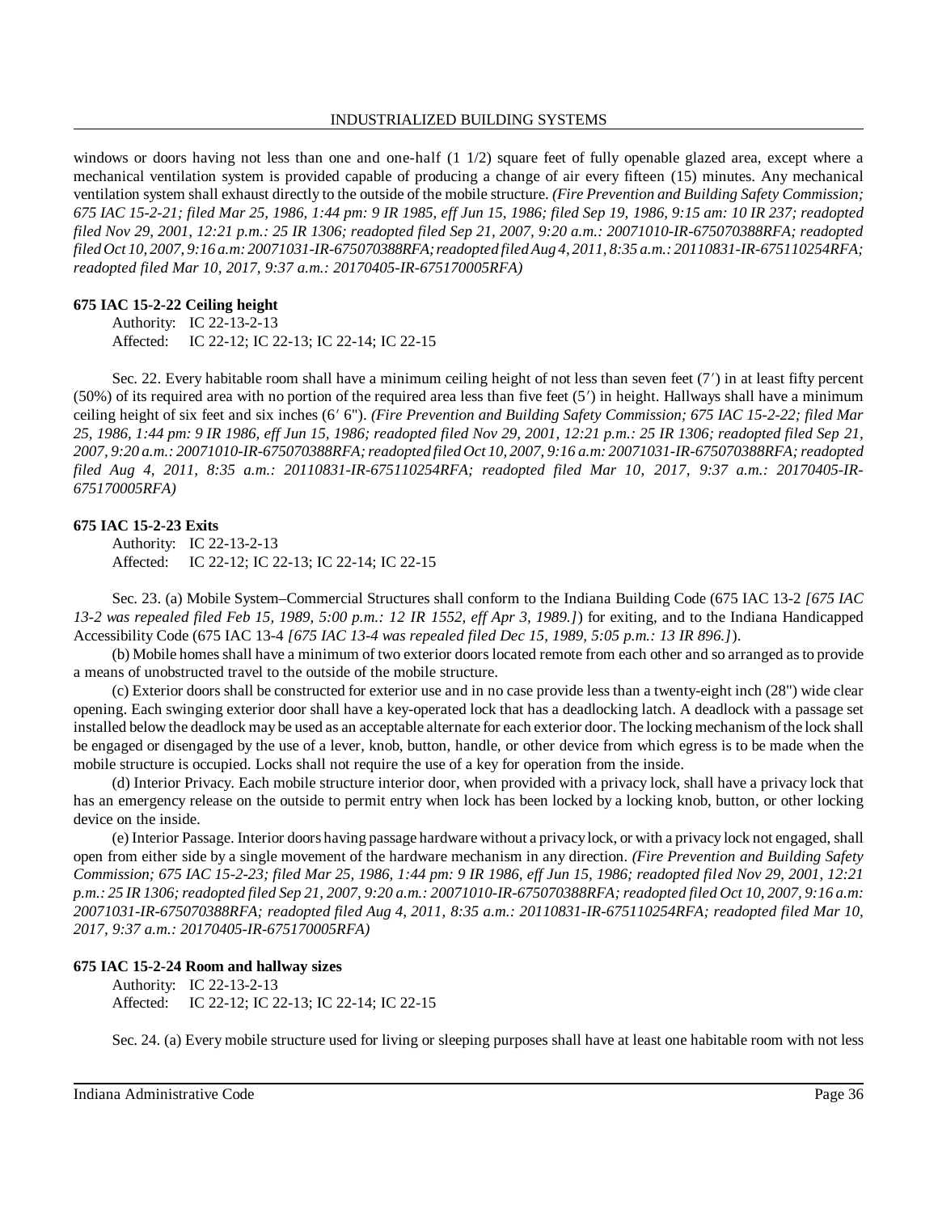windows or doors having not less than one and one-half (1 1/2) square feet of fully openable glazed area, except where a mechanical ventilation system is provided capable of producing a change of air every fifteen (15) minutes. Any mechanical ventilation system shall exhaust directly to the outside of the mobile structure. *(Fire Prevention and Building Safety Commission; 675 IAC 15-2-21; filed Mar 25, 1986, 1:44 pm: 9 IR 1985, eff Jun 15, 1986; filed Sep 19, 1986, 9:15 am: 10 IR 237; readopted filed Nov 29, 2001, 12:21 p.m.: 25 IR 1306; readopted filed Sep 21, 2007, 9:20 a.m.: 20071010-IR-675070388RFA; readopted filed Oct 10, 2007, 9:16 a.m: 20071031-IR-675070388RFA; readopted filed Aug 4, 2011, 8:35 a.m.: 20110831-IR-675110254RFA; readopted filed Mar 10, 2017, 9:37 a.m.: 20170405-IR-675170005RFA)*

**675 IAC 15-2-22 Ceiling height**

Authority: IC 22-13-2-13
Affected: IC 22-12; IC 22-13; IC 22-14; IC 22-15

Sec. 22. Every habitable room shall have a minimum ceiling height of not less than seven feet (7′) in at least fifty percent (50%) of its required area with no portion of the required area less than five feet (5′) in height. Hallways shall have a minimum ceiling height of six feet and six inches (6′ 6"). *(Fire Prevention and Building Safety Commission; 675 IAC 15-2-22; filed Mar 25, 1986, 1:44 pm: 9 IR 1986, eff Jun 15, 1986; readopted filed Nov 29, 2001, 12:21 p.m.: 25 IR 1306; readopted filed Sep 21, 2007, 9:20 a.m.: 20071010-IR-675070388RFA; readopted filed Oct 10, 2007, 9:16 a.m: 20071031-IR-675070388RFA; readopted filed Aug 4, 2011, 8:35 a.m.: 20110831-IR-675110254RFA; readopted filed Mar 10, 2017, 9:37 a.m.: 20170405-IR-675170005RFA)*

**675 IAC 15-2-23 Exits**

Authority: IC 22-13-2-13
Affected: IC 22-12; IC 22-13; IC 22-14; IC 22-15

Sec. 23. (a) Mobile System–Commercial Structures shall conform to the Indiana Building Code (675 IAC 13-2 *[675 IAC 13-2 was repealed filed Feb 15, 1989, 5:00 p.m.: 12 IR 1552, eff Apr 3, 1989.]*) for exiting, and to the Indiana Handicapped Accessibility Code (675 IAC 13-4 *[675 IAC 13-4 was repealed filed Dec 15, 1989, 5:05 p.m.: 13 IR 896.]*).

(b) Mobile homes shall have a minimum of two exterior doors located remote from each other and so arranged as to provide a means of unobstructed travel to the outside of the mobile structure.

(c) Exterior doors shall be constructed for exterior use and in no case provide less than a twenty-eight inch (28") wide clear opening. Each swinging exterior door shall have a key-operated lock that has a deadlocking latch. A deadlock with a passage set installed below the deadlock may be used as an acceptable alternate for each exterior door. The locking mechanism of the lock shall be engaged or disengaged by the use of a lever, knob, button, handle, or other device from which egress is to be made when the mobile structure is occupied. Locks shall not require the use of a key for operation from the inside.

(d) Interior Privacy. Each mobile structure interior door, when provided with a privacy lock, shall have a privacy lock that has an emergency release on the outside to permit entry when lock has been locked by a locking knob, button, or other locking device on the inside.

(e) Interior Passage. Interior doors having passage hardware without a privacy lock, or with a privacy lock not engaged, shall open from either side by a single movement of the hardware mechanism in any direction. *(Fire Prevention and Building Safety Commission; 675 IAC 15-2-23; filed Mar 25, 1986, 1:44 pm: 9 IR 1986, eff Jun 15, 1986; readopted filed Nov 29, 2001, 12:21 p.m.: 25 IR 1306; readopted filed Sep 21, 2007, 9:20 a.m.: 20071010-IR-675070388RFA; readopted filed Oct 10, 2007, 9:16 a.m: 20071031-IR-675070388RFA; readopted filed Aug 4, 2011, 8:35 a.m.: 20110831-IR-675110254RFA; readopted filed Mar 10, 2017, 9:37 a.m.: 20170405-IR-675170005RFA)*

**675 IAC 15-2-24 Room and hallway sizes**

Authority: IC 22-13-2-13
Affected: IC 22-12; IC 22-13; IC 22-14; IC 22-15

Sec. 24. (a) Every mobile structure used for living or sleeping purposes shall have at least one habitable room with not less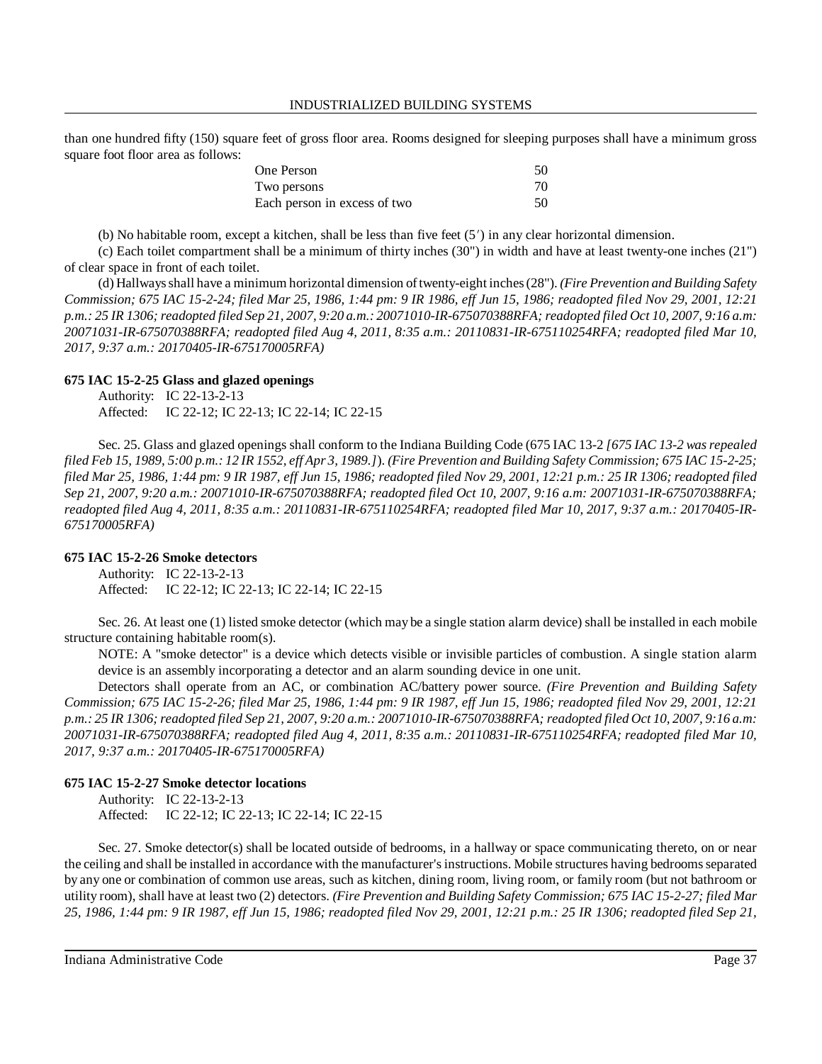than one hundred fifty (150) square feet of gross floor area. Rooms designed for sleeping purposes shall have a minimum gross square foot floor area as follows:

| | |
|---|---|
| One Person | 50 |
| Two persons | 70 |
| Each person in excess of two | 50 |

(b) No habitable room, except a kitchen, shall be less than five feet (5′) in any clear horizontal dimension.

(c) Each toilet compartment shall be a minimum of thirty inches (30") in width and have at least twenty-one inches (21") of clear space in front of each toilet.

(d) Hallways shall have a minimum horizontal dimension of twenty-eight inches (28"). *(Fire Prevention and Building Safety Commission; 675 IAC 15-2-24; filed Mar 25, 1986, 1:44 pm: 9 IR 1986, eff Jun 15, 1986; readopted filed Nov 29, 2001, 12:21 p.m.: 25 IR 1306; readopted filed Sep 21, 2007, 9:20 a.m.: 20071010-IR-675070388RFA; readopted filed Oct 10, 2007, 9:16 a.m: 20071031-IR-675070388RFA; readopted filed Aug 4, 2011, 8:35 a.m.: 20110831-IR-675110254RFA; readopted filed Mar 10, 2017, 9:37 a.m.: 20170405-IR-675170005RFA)*

**675 IAC 15-2-25 Glass and glazed openings**

Authority: IC 22-13-2-13
Affected: IC 22-12; IC 22-13; IC 22-14; IC 22-15

Sec. 25. Glass and glazed openings shall conform to the Indiana Building Code (675 IAC 13-2 *[675 IAC 13-2 was repealed filed Feb 15, 1989, 5:00 p.m.: 12 IR 1552, eff Apr 3, 1989.]*). *(Fire Prevention and Building Safety Commission; 675 IAC 15-2-25; filed Mar 25, 1986, 1:44 pm: 9 IR 1987, eff Jun 15, 1986; readopted filed Nov 29, 2001, 12:21 p.m.: 25 IR 1306; readopted filed Sep 21, 2007, 9:20 a.m.: 20071010-IR-675070388RFA; readopted filed Oct 10, 2007, 9:16 a.m: 20071031-IR-675070388RFA; readopted filed Aug 4, 2011, 8:35 a.m.: 20110831-IR-675110254RFA; readopted filed Mar 10, 2017, 9:37 a.m.: 20170405-IR-675170005RFA)*

**675 IAC 15-2-26 Smoke detectors**

Authority: IC 22-13-2-13
Affected: IC 22-12; IC 22-13; IC 22-14; IC 22-15

Sec. 26. At least one (1) listed smoke detector (which may be a single station alarm device) shall be installed in each mobile structure containing habitable room(s).

NOTE: A "smoke detector" is a device which detects visible or invisible particles of combustion. A single station alarm device is an assembly incorporating a detector and an alarm sounding device in one unit.

Detectors shall operate from an AC, or combination AC/battery power source. *(Fire Prevention and Building Safety Commission; 675 IAC 15-2-26; filed Mar 25, 1986, 1:44 pm: 9 IR 1987, eff Jun 15, 1986; readopted filed Nov 29, 2001, 12:21 p.m.: 25 IR 1306; readopted filed Sep 21, 2007, 9:20 a.m.: 20071010-IR-675070388RFA; readopted filed Oct 10, 2007, 9:16 a.m: 20071031-IR-675070388RFA; readopted filed Aug 4, 2011, 8:35 a.m.: 20110831-IR-675110254RFA; readopted filed Mar 10, 2017, 9:37 a.m.: 20170405-IR-675170005RFA)*

**675 IAC 15-2-27 Smoke detector locations**

Authority: IC 22-13-2-13
Affected: IC 22-12; IC 22-13; IC 22-14; IC 22-15

Sec. 27. Smoke detector(s) shall be located outside of bedrooms, in a hallway or space communicating thereto, on or near the ceiling and shall be installed in accordance with the manufacturer's instructions. Mobile structures having bedrooms separated by any one or combination of common use areas, such as kitchen, dining room, living room, or family room (but not bathroom or utility room), shall have at least two (2) detectors. *(Fire Prevention and Building Safety Commission; 675 IAC 15-2-27; filed Mar 25, 1986, 1:44 pm: 9 IR 1987, eff Jun 15, 1986; readopted filed Nov 29, 2001, 12:21 p.m.: 25 IR 1306; readopted filed Sep 21,*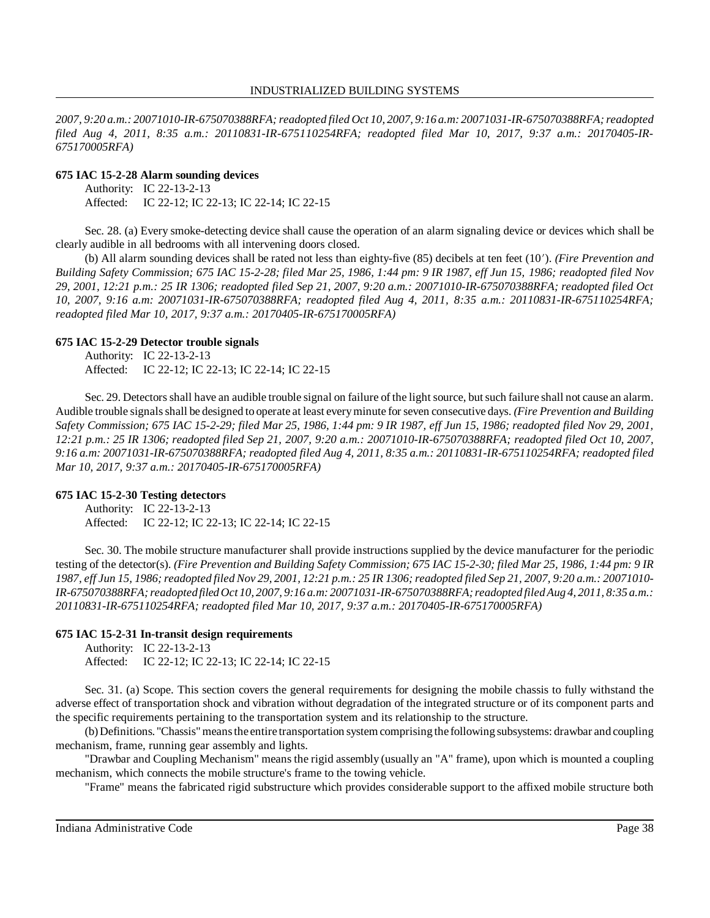*2007, 9:20 a.m.: 20071010-IR-675070388RFA; readopted filed Oct 10, 2007, 9:16 a.m: 20071031-IR-675070388RFA; readopted filed Aug 4, 2011, 8:35 a.m.: 20110831-IR-675110254RFA; readopted filed Mar 10, 2017, 9:37 a.m.: 20170405-IR-675170005RFA)*

**675 IAC 15-2-28 Alarm sounding devices**

Authority: IC 22-13-2-13
Affected: IC 22-12; IC 22-13; IC 22-14; IC 22-15

Sec. 28. (a) Every smoke-detecting device shall cause the operation of an alarm signaling device or devices which shall be clearly audible in all bedrooms with all intervening doors closed.

(b) All alarm sounding devices shall be rated not less than eighty-five (85) decibels at ten feet (10′). *(Fire Prevention and Building Safety Commission; 675 IAC 15-2-28; filed Mar 25, 1986, 1:44 pm: 9 IR 1987, eff Jun 15, 1986; readopted filed Nov 29, 2001, 12:21 p.m.: 25 IR 1306; readopted filed Sep 21, 2007, 9:20 a.m.: 20071010-IR-675070388RFA; readopted filed Oct 10, 2007, 9:16 a.m: 20071031-IR-675070388RFA; readopted filed Aug 4, 2011, 8:35 a.m.: 20110831-IR-675110254RFA; readopted filed Mar 10, 2017, 9:37 a.m.: 20170405-IR-675170005RFA)*

**675 IAC 15-2-29 Detector trouble signals**

Authority: IC 22-13-2-13
Affected: IC 22-12; IC 22-13; IC 22-14; IC 22-15

Sec. 29. Detectors shall have an audible trouble signal on failure of the light source, but such failure shall not cause an alarm. Audible trouble signals shall be designed to operate at least every minute for seven consecutive days. *(Fire Prevention and Building Safety Commission; 675 IAC 15-2-29; filed Mar 25, 1986, 1:44 pm: 9 IR 1987, eff Jun 15, 1986; readopted filed Nov 29, 2001, 12:21 p.m.: 25 IR 1306; readopted filed Sep 21, 2007, 9:20 a.m.: 20071010-IR-675070388RFA; readopted filed Oct 10, 2007, 9:16 a.m: 20071031-IR-675070388RFA; readopted filed Aug 4, 2011, 8:35 a.m.: 20110831-IR-675110254RFA; readopted filed Mar 10, 2017, 9:37 a.m.: 20170405-IR-675170005RFA)*

**675 IAC 15-2-30 Testing detectors**

Authority: IC 22-13-2-13
Affected: IC 22-12; IC 22-13; IC 22-14; IC 22-15

Sec. 30. The mobile structure manufacturer shall provide instructions supplied by the device manufacturer for the periodic testing of the detector(s). *(Fire Prevention and Building Safety Commission; 675 IAC 15-2-30; filed Mar 25, 1986, 1:44 pm: 9 IR 1987, eff Jun 15, 1986; readopted filed Nov 29, 2001, 12:21 p.m.: 25 IR 1306; readopted filed Sep 21, 2007, 9:20 a.m.: 20071010-IR-675070388RFA; readopted filed Oct 10, 2007, 9:16 a.m: 20071031-IR-675070388RFA; readopted filed Aug 4, 2011, 8:35 a.m.: 20110831-IR-675110254RFA; readopted filed Mar 10, 2017, 9:37 a.m.: 20170405-IR-675170005RFA)*

**675 IAC 15-2-31 In-transit design requirements**

Authority: IC 22-13-2-13
Affected: IC 22-12; IC 22-13; IC 22-14; IC 22-15

Sec. 31. (a) Scope. This section covers the general requirements for designing the mobile chassis to fully withstand the adverse effect of transportation shock and vibration without degradation of the integrated structure or of its component parts and the specific requirements pertaining to the transportation system and its relationship to the structure.

(b) Definitions. "Chassis" means the entire transportation system comprising the following subsystems: drawbar and coupling mechanism, frame, running gear assembly and lights.

"Drawbar and Coupling Mechanism" means the rigid assembly (usually an "A" frame), upon which is mounted a coupling mechanism, which connects the mobile structure's frame to the towing vehicle.

"Frame" means the fabricated rigid substructure which provides considerable support to the affixed mobile structure both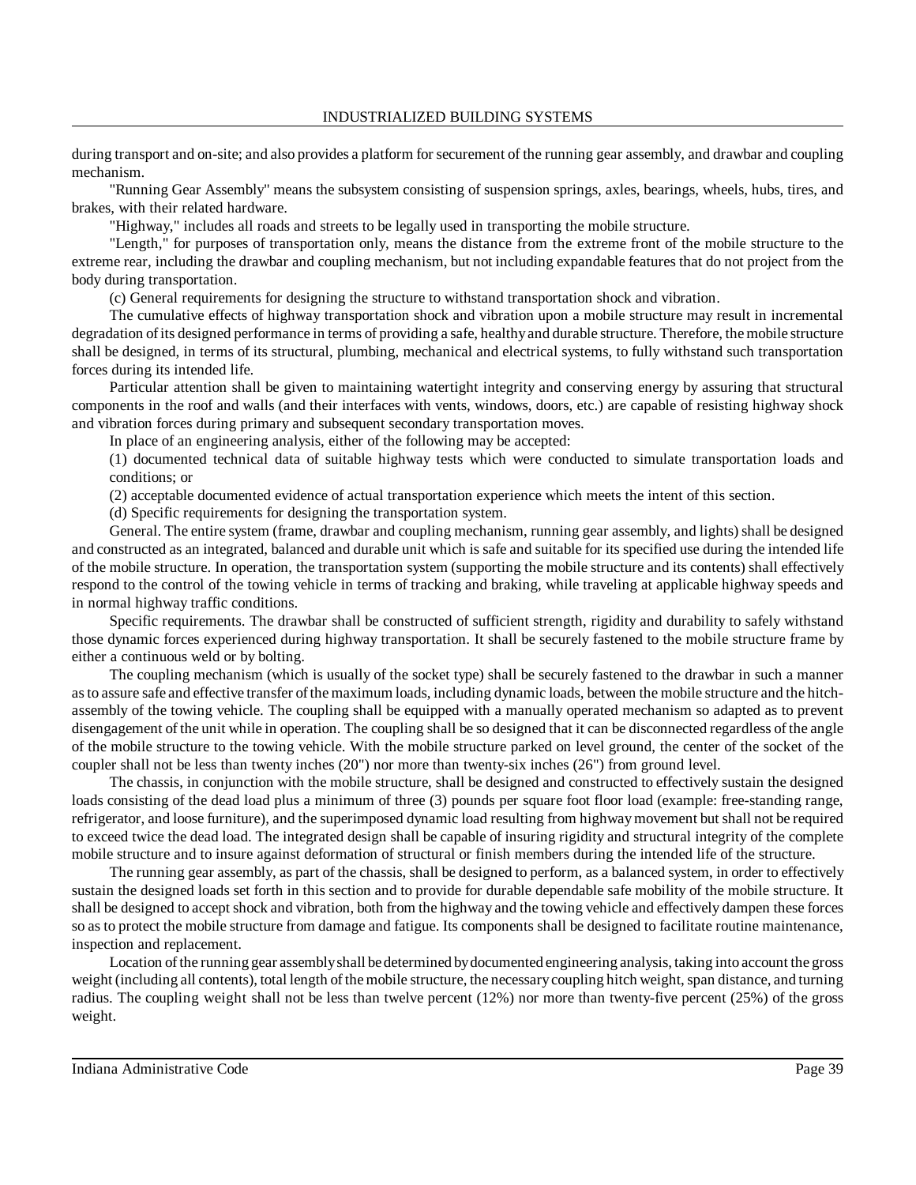during transport and on-site; and also provides a platform for securement of the running gear assembly, and drawbar and coupling mechanism.

"Running Gear Assembly" means the subsystem consisting of suspension springs, axles, bearings, wheels, hubs, tires, and brakes, with their related hardware.

"Highway," includes all roads and streets to be legally used in transporting the mobile structure.

"Length," for purposes of transportation only, means the distance from the extreme front of the mobile structure to the extreme rear, including the drawbar and coupling mechanism, but not including expandable features that do not project from the body during transportation.

(c) General requirements for designing the structure to withstand transportation shock and vibration.

The cumulative effects of highway transportation shock and vibration upon a mobile structure may result in incremental degradation of its designed performance in terms of providing a safe, healthy and durable structure. Therefore, the mobile structure shall be designed, in terms of its structural, plumbing, mechanical and electrical systems, to fully withstand such transportation forces during its intended life.

Particular attention shall be given to maintaining watertight integrity and conserving energy by assuring that structural components in the roof and walls (and their interfaces with vents, windows, doors, etc.) are capable of resisting highway shock and vibration forces during primary and subsequent secondary transportation moves.

In place of an engineering analysis, either of the following may be accepted:

(1) documented technical data of suitable highway tests which were conducted to simulate transportation loads and conditions; or

(2) acceptable documented evidence of actual transportation experience which meets the intent of this section.

(d) Specific requirements for designing the transportation system.

General. The entire system (frame, drawbar and coupling mechanism, running gear assembly, and lights) shall be designed and constructed as an integrated, balanced and durable unit which is safe and suitable for its specified use during the intended life of the mobile structure. In operation, the transportation system (supporting the mobile structure and its contents) shall effectively respond to the control of the towing vehicle in terms of tracking and braking, while traveling at applicable highway speeds and in normal highway traffic conditions.

Specific requirements. The drawbar shall be constructed of sufficient strength, rigidity and durability to safely withstand those dynamic forces experienced during highway transportation. It shall be securely fastened to the mobile structure frame by either a continuous weld or by bolting.

The coupling mechanism (which is usually of the socket type) shall be securely fastened to the drawbar in such a manner as to assure safe and effective transfer of the maximum loads, including dynamic loads, between the mobile structure and the hitch-assembly of the towing vehicle. The coupling shall be equipped with a manually operated mechanism so adapted as to prevent disengagement of the unit while in operation. The coupling shall be so designed that it can be disconnected regardless of the angle of the mobile structure to the towing vehicle. With the mobile structure parked on level ground, the center of the socket of the coupler shall not be less than twenty inches (20") nor more than twenty-six inches (26") from ground level.

The chassis, in conjunction with the mobile structure, shall be designed and constructed to effectively sustain the designed loads consisting of the dead load plus a minimum of three (3) pounds per square foot floor load (example: free-standing range, refrigerator, and loose furniture), and the superimposed dynamic load resulting from highway movement but shall not be required to exceed twice the dead load. The integrated design shall be capable of insuring rigidity and structural integrity of the complete mobile structure and to insure against deformation of structural or finish members during the intended life of the structure.

The running gear assembly, as part of the chassis, shall be designed to perform, as a balanced system, in order to effectively sustain the designed loads set forth in this section and to provide for durable dependable safe mobility of the mobile structure. It shall be designed to accept shock and vibration, both from the highway and the towing vehicle and effectively dampen these forces so as to protect the mobile structure from damage and fatigue. Its components shall be designed to facilitate routine maintenance, inspection and replacement.

Location of the running gear assembly shall be determined by documented engineering analysis, taking into account the gross weight (including all contents), total length of the mobile structure, the necessary coupling hitch weight, span distance, and turning radius. The coupling weight shall not be less than twelve percent (12%) nor more than twenty-five percent (25%) of the gross weight.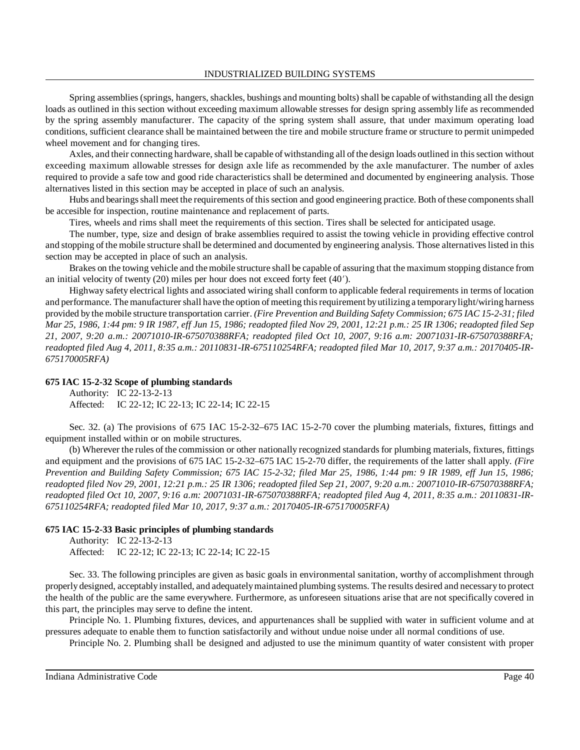Spring assemblies (springs, hangers, shackles, bushings and mounting bolts) shall be capable of withstanding all the design loads as outlined in this section without exceeding maximum allowable stresses for design spring assembly life as recommended by the spring assembly manufacturer. The capacity of the spring system shall assure, that under maximum operating load conditions, sufficient clearance shall be maintained between the tire and mobile structure frame or structure to permit unimpeded wheel movement and for changing tires.

Axles, and their connecting hardware, shall be capable of withstanding all of the design loads outlined in this section without exceeding maximum allowable stresses for design axle life as recommended by the axle manufacturer. The number of axles required to provide a safe tow and good ride characteristics shall be determined and documented by engineering analysis. Those alternatives listed in this section may be accepted in place of such an analysis.

Hubs and bearings shall meet the requirements of this section and good engineering practice. Both of these components shall be accesible for inspection, routine maintenance and replacement of parts.

Tires, wheels and rims shall meet the requirements of this section. Tires shall be selected for anticipated usage.

The number, type, size and design of brake assemblies required to assist the towing vehicle in providing effective control and stopping of the mobile structure shall be determined and documented by engineering analysis. Those alternatives listed in this section may be accepted in place of such an analysis.

Brakes on the towing vehicle and the mobile structure shall be capable of assuring that the maximum stopping distance from an initial velocity of twenty (20) miles per hour does not exceed forty feet (40′).

Highway safety electrical lights and associated wiring shall conform to applicable federal requirements in terms of location and performance. The manufacturer shall have the option of meeting this requirement by utilizing a temporary light/wiring harness provided by the mobile structure transportation carrier. *(Fire Prevention and Building Safety Commission; 675 IAC 15-2-31; filed Mar 25, 1986, 1:44 pm: 9 IR 1987, eff Jun 15, 1986; readopted filed Nov 29, 2001, 12:21 p.m.: 25 IR 1306; readopted filed Sep 21, 2007, 9:20 a.m.: 20071010-IR-675070388RFA; readopted filed Oct 10, 2007, 9:16 a.m: 20071031-IR-675070388RFA; readopted filed Aug 4, 2011, 8:35 a.m.: 20110831-IR-675110254RFA; readopted filed Mar 10, 2017, 9:37 a.m.: 20170405-IR-675170005RFA)*

**675 IAC 15-2-32 Scope of plumbing standards**

Authority: IC 22-13-2-13
Affected: IC 22-12; IC 22-13; IC 22-14; IC 22-15

Sec. 32. (a) The provisions of 675 IAC 15-2-32–675 IAC 15-2-70 cover the plumbing materials, fixtures, fittings and equipment installed within or on mobile structures.

(b) Wherever the rules of the commission or other nationally recognized standards for plumbing materials, fixtures, fittings and equipment and the provisions of 675 IAC 15-2-32–675 IAC 15-2-70 differ, the requirements of the latter shall apply. *(Fire Prevention and Building Safety Commission; 675 IAC 15-2-32; filed Mar 25, 1986, 1:44 pm: 9 IR 1989, eff Jun 15, 1986; readopted filed Nov 29, 2001, 12:21 p.m.: 25 IR 1306; readopted filed Sep 21, 2007, 9:20 a.m.: 20071010-IR-675070388RFA; readopted filed Oct 10, 2007, 9:16 a.m: 20071031-IR-675070388RFA; readopted filed Aug 4, 2011, 8:35 a.m.: 20110831-IR-675110254RFA; readopted filed Mar 10, 2017, 9:37 a.m.: 20170405-IR-675170005RFA)*

**675 IAC 15-2-33 Basic principles of plumbing standards**

Authority: IC 22-13-2-13
Affected: IC 22-12; IC 22-13; IC 22-14; IC 22-15

Sec. 33. The following principles are given as basic goals in environmental sanitation, worthy of accomplishment through properly designed, acceptably installed, and adequately maintained plumbing systems. The results desired and necessary to protect the health of the public are the same everywhere. Furthermore, as unforeseen situations arise that are not specifically covered in this part, the principles may serve to define the intent.

Principle No. 1. Plumbing fixtures, devices, and appurtenances shall be supplied with water in sufficient volume and at pressures adequate to enable them to function satisfactorily and without undue noise under all normal conditions of use.

Principle No. 2. Plumbing shall be designed and adjusted to use the minimum quantity of water consistent with proper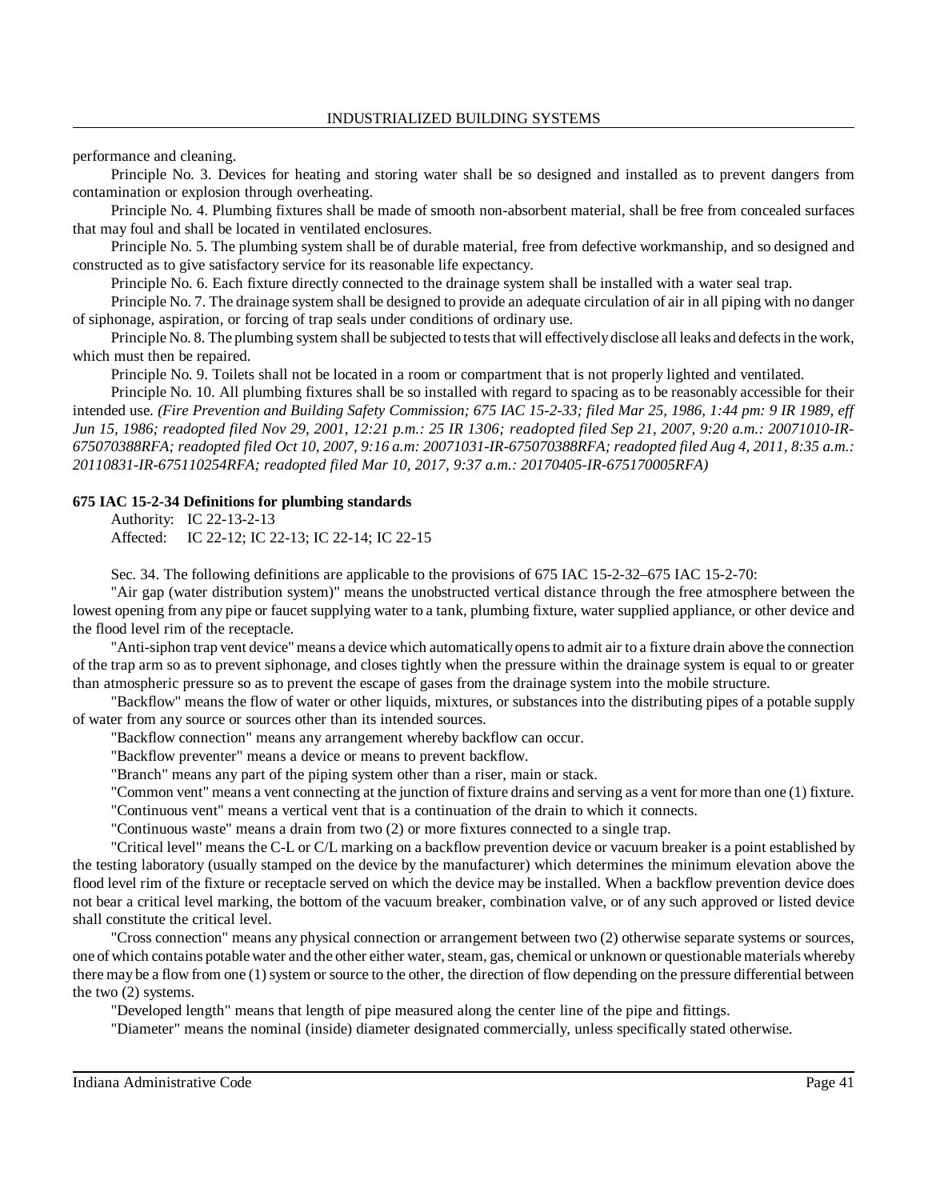performance and cleaning.

Principle No. 3. Devices for heating and storing water shall be so designed and installed as to prevent dangers from contamination or explosion through overheating.

Principle No. 4. Plumbing fixtures shall be made of smooth non-absorbent material, shall be free from concealed surfaces that may foul and shall be located in ventilated enclosures.

Principle No. 5. The plumbing system shall be of durable material, free from defective workmanship, and so designed and constructed as to give satisfactory service for its reasonable life expectancy.

Principle No. 6. Each fixture directly connected to the drainage system shall be installed with a water seal trap.

Principle No. 7. The drainage system shall be designed to provide an adequate circulation of air in all piping with no danger of siphonage, aspiration, or forcing of trap seals under conditions of ordinary use.

Principle No. 8. The plumbing system shall be subjected to tests that will effectively disclose all leaks and defects in the work, which must then be repaired.

Principle No. 9. Toilets shall not be located in a room or compartment that is not properly lighted and ventilated.

Principle No. 10. All plumbing fixtures shall be so installed with regard to spacing as to be reasonably accessible for their intended use. *(Fire Prevention and Building Safety Commission; 675 IAC 15-2-33; filed Mar 25, 1986, 1:44 pm: 9 IR 1989, eff Jun 15, 1986; readopted filed Nov 29, 2001, 12:21 p.m.: 25 IR 1306; readopted filed Sep 21, 2007, 9:20 a.m.: 20071010-IR-675070388RFA; readopted filed Oct 10, 2007, 9:16 a.m: 20071031-IR-675070388RFA; readopted filed Aug 4, 2011, 8:35 a.m.: 20110831-IR-675110254RFA; readopted filed Mar 10, 2017, 9:37 a.m.: 20170405-IR-675170005RFA)*

**675 IAC 15-2-34 Definitions for plumbing standards**

Authority: IC 22-13-2-13
Affected: IC 22-12; IC 22-13; IC 22-14; IC 22-15

Sec. 34. The following definitions are applicable to the provisions of 675 IAC 15-2-32–675 IAC 15-2-70:

"Air gap (water distribution system)" means the unobstructed vertical distance through the free atmosphere between the lowest opening from any pipe or faucet supplying water to a tank, plumbing fixture, water supplied appliance, or other device and the flood level rim of the receptacle.

"Anti-siphon trap vent device" means a device which automatically opens to admit air to a fixture drain above the connection of the trap arm so as to prevent siphonage, and closes tightly when the pressure within the drainage system is equal to or greater than atmospheric pressure so as to prevent the escape of gases from the drainage system into the mobile structure.

"Backflow" means the flow of water or other liquids, mixtures, or substances into the distributing pipes of a potable supply of water from any source or sources other than its intended sources.

"Backflow connection" means any arrangement whereby backflow can occur.

"Backflow preventer" means a device or means to prevent backflow.

"Branch" means any part of the piping system other than a riser, main or stack.

"Common vent" means a vent connecting at the junction of fixture drains and serving as a vent for more than one (1) fixture.

"Continuous vent" means a vertical vent that is a continuation of the drain to which it connects.

"Continuous waste" means a drain from two (2) or more fixtures connected to a single trap.

"Critical level" means the C-L or C/L marking on a backflow prevention device or vacuum breaker is a point established by the testing laboratory (usually stamped on the device by the manufacturer) which determines the minimum elevation above the flood level rim of the fixture or receptacle served on which the device may be installed. When a backflow prevention device does not bear a critical level marking, the bottom of the vacuum breaker, combination valve, or of any such approved or listed device shall constitute the critical level.

"Cross connection" means any physical connection or arrangement between two (2) otherwise separate systems or sources, one of which contains potable water and the other either water, steam, gas, chemical or unknown or questionable materials whereby there may be a flow from one (1) system or source to the other, the direction of flow depending on the pressure differential between the two (2) systems.

"Developed length" means that length of pipe measured along the center line of the pipe and fittings.

"Diameter" means the nominal (inside) diameter designated commercially, unless specifically stated otherwise.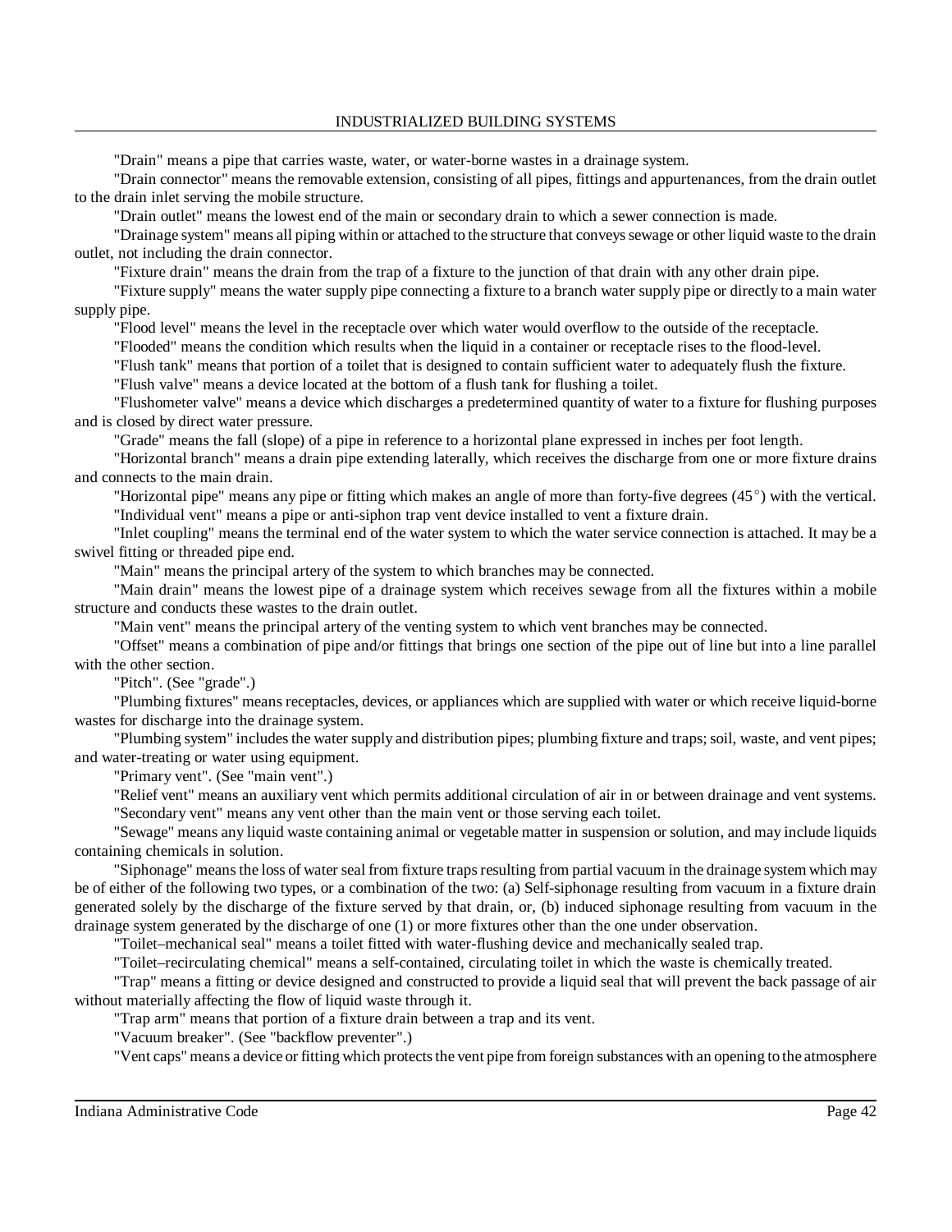"Drain" means a pipe that carries waste, water, or water-borne wastes in a drainage system.

"Drain connector" means the removable extension, consisting of all pipes, fittings and appurtenances, from the drain outlet to the drain inlet serving the mobile structure.

"Drain outlet" means the lowest end of the main or secondary drain to which a sewer connection is made.

"Drainage system" means all piping within or attached to the structure that conveys sewage or other liquid waste to the drain outlet, not including the drain connector.

"Fixture drain" means the drain from the trap of a fixture to the junction of that drain with any other drain pipe.

"Fixture supply" means the water supply pipe connecting a fixture to a branch water supply pipe or directly to a main water supply pipe.

"Flood level" means the level in the receptacle over which water would overflow to the outside of the receptacle.

"Flooded" means the condition which results when the liquid in a container or receptacle rises to the flood-level.

"Flush tank" means that portion of a toilet that is designed to contain sufficient water to adequately flush the fixture.

"Flush valve" means a device located at the bottom of a flush tank for flushing a toilet.

"Flushometer valve" means a device which discharges a predetermined quantity of water to a fixture for flushing purposes and is closed by direct water pressure.

"Grade" means the fall (slope) of a pipe in reference to a horizontal plane expressed in inches per foot length.

"Horizontal branch" means a drain pipe extending laterally, which receives the discharge from one or more fixture drains and connects to the main drain.

"Horizontal pipe" means any pipe or fitting which makes an angle of more than forty-five degrees (45°) with the vertical.

"Individual vent" means a pipe or anti-siphon trap vent device installed to vent a fixture drain.

"Inlet coupling" means the terminal end of the water system to which the water service connection is attached. It may be a swivel fitting or threaded pipe end.

"Main" means the principal artery of the system to which branches may be connected.

"Main drain" means the lowest pipe of a drainage system which receives sewage from all the fixtures within a mobile structure and conducts these wastes to the drain outlet.

"Main vent" means the principal artery of the venting system to which vent branches may be connected.

"Offset" means a combination of pipe and/or fittings that brings one section of the pipe out of line but into a line parallel with the other section.

"Pitch". (See "grade".)

"Plumbing fixtures" means receptacles, devices, or appliances which are supplied with water or which receive liquid-borne wastes for discharge into the drainage system.

"Plumbing system" includes the water supply and distribution pipes; plumbing fixture and traps; soil, waste, and vent pipes; and water-treating or water using equipment.

"Primary vent". (See "main vent".)

"Relief vent" means an auxiliary vent which permits additional circulation of air in or between drainage and vent systems.

"Secondary vent" means any vent other than the main vent or those serving each toilet.

"Sewage" means any liquid waste containing animal or vegetable matter in suspension or solution, and may include liquids containing chemicals in solution.

"Siphonage" means the loss of water seal from fixture traps resulting from partial vacuum in the drainage system which may be of either of the following two types, or a combination of the two: (a) Self-siphonage resulting from vacuum in a fixture drain generated solely by the discharge of the fixture served by that drain, or, (b) induced siphonage resulting from vacuum in the drainage system generated by the discharge of one (1) or more fixtures other than the one under observation.

"Toilet–mechanical seal" means a toilet fitted with water-flushing device and mechanically sealed trap.

"Toilet–recirculating chemical" means a self-contained, circulating toilet in which the waste is chemically treated.

"Trap" means a fitting or device designed and constructed to provide a liquid seal that will prevent the back passage of air without materially affecting the flow of liquid waste through it.

"Trap arm" means that portion of a fixture drain between a trap and its vent.

"Vacuum breaker". (See "backflow preventer".)

"Vent caps" means a device or fitting which protects the vent pipe from foreign substances with an opening to the atmosphere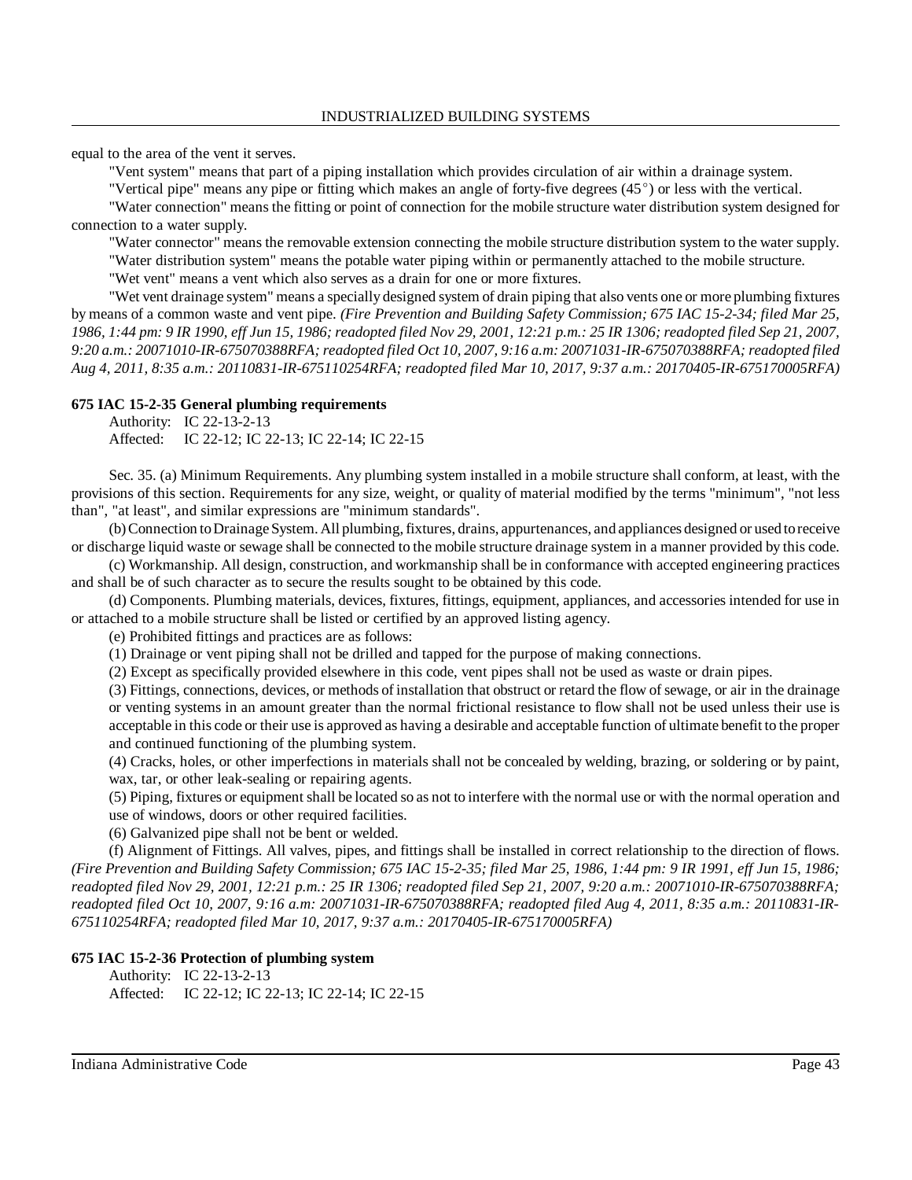equal to the area of the vent it serves.

"Vent system" means that part of a piping installation which provides circulation of air within a drainage system.

"Vertical pipe" means any pipe or fitting which makes an angle of forty-five degrees (45°) or less with the vertical.

"Water connection" means the fitting or point of connection for the mobile structure water distribution system designed for connection to a water supply.

"Water connector" means the removable extension connecting the mobile structure distribution system to the water supply.

"Water distribution system" means the potable water piping within or permanently attached to the mobile structure.

"Wet vent" means a vent which also serves as a drain for one or more fixtures.

"Wet vent drainage system" means a specially designed system of drain piping that also vents one or more plumbing fixtures by means of a common waste and vent pipe. *(Fire Prevention and Building Safety Commission; 675 IAC 15-2-34; filed Mar 25, 1986, 1:44 pm: 9 IR 1990, eff Jun 15, 1986; readopted filed Nov 29, 2001, 12:21 p.m.: 25 IR 1306; readopted filed Sep 21, 2007, 9:20 a.m.: 20071010-IR-675070388RFA; readopted filed Oct 10, 2007, 9:16 a.m: 20071031-IR-675070388RFA; readopted filed Aug 4, 2011, 8:35 a.m.: 20110831-IR-675110254RFA; readopted filed Mar 10, 2017, 9:37 a.m.: 20170405-IR-675170005RFA)*

**675 IAC 15-2-35 General plumbing requirements**

Authority: IC 22-13-2-13
Affected: IC 22-12; IC 22-13; IC 22-14; IC 22-15

Sec. 35. (a) Minimum Requirements. Any plumbing system installed in a mobile structure shall conform, at least, with the provisions of this section. Requirements for any size, weight, or quality of material modified by the terms "minimum", "not less than", "at least", and similar expressions are "minimum standards".

(b) Connection to Drainage System. All plumbing, fixtures, drains, appurtenances, and appliances designed or used to receive or discharge liquid waste or sewage shall be connected to the mobile structure drainage system in a manner provided by this code.

(c) Workmanship. All design, construction, and workmanship shall be in conformance with accepted engineering practices and shall be of such character as to secure the results sought to be obtained by this code.

(d) Components. Plumbing materials, devices, fixtures, fittings, equipment, appliances, and accessories intended for use in or attached to a mobile structure shall be listed or certified by an approved listing agency.

(e) Prohibited fittings and practices are as follows:

(1) Drainage or vent piping shall not be drilled and tapped for the purpose of making connections.

(2) Except as specifically provided elsewhere in this code, vent pipes shall not be used as waste or drain pipes.

(3) Fittings, connections, devices, or methods of installation that obstruct or retard the flow of sewage, or air in the drainage or venting systems in an amount greater than the normal frictional resistance to flow shall not be used unless their use is acceptable in this code or their use is approved as having a desirable and acceptable function of ultimate benefit to the proper and continued functioning of the plumbing system.

(4) Cracks, holes, or other imperfections in materials shall not be concealed by welding, brazing, or soldering or by paint, wax, tar, or other leak-sealing or repairing agents.

(5) Piping, fixtures or equipment shall be located so as not to interfere with the normal use or with the normal operation and use of windows, doors or other required facilities.

(6) Galvanized pipe shall not be bent or welded.

(f) Alignment of Fittings. All valves, pipes, and fittings shall be installed in correct relationship to the direction of flows. *(Fire Prevention and Building Safety Commission; 675 IAC 15-2-35; filed Mar 25, 1986, 1:44 pm: 9 IR 1991, eff Jun 15, 1986; readopted filed Nov 29, 2001, 12:21 p.m.: 25 IR 1306; readopted filed Sep 21, 2007, 9:20 a.m.: 20071010-IR-675070388RFA; readopted filed Oct 10, 2007, 9:16 a.m: 20071031-IR-675070388RFA; readopted filed Aug 4, 2011, 8:35 a.m.: 20110831-IR-675110254RFA; readopted filed Mar 10, 2017, 9:37 a.m.: 20170405-IR-675170005RFA)*

**675 IAC 15-2-36 Protection of plumbing system**

Authority: IC 22-13-2-13
Affected: IC 22-12; IC 22-13; IC 22-14; IC 22-15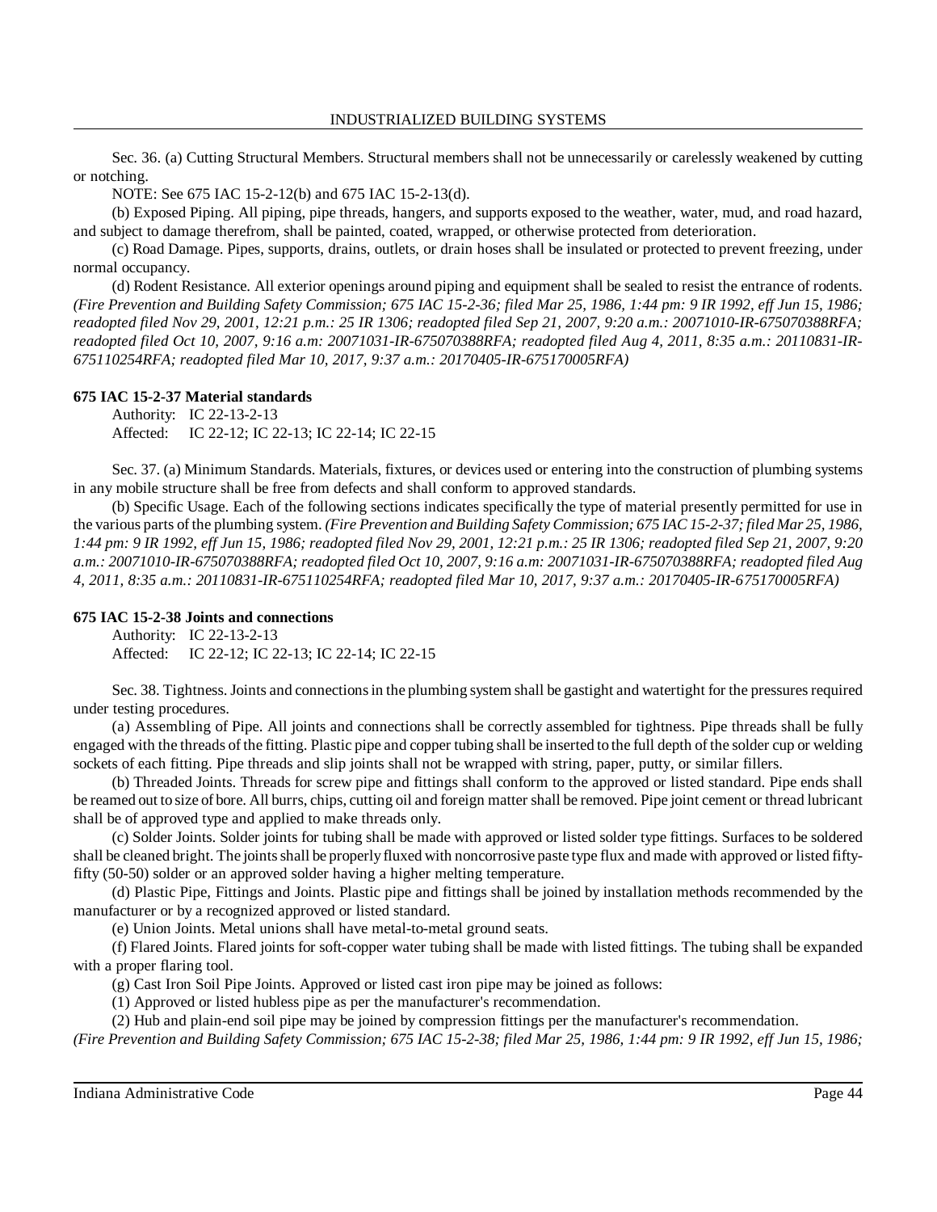Sec. 36. (a) Cutting Structural Members. Structural members shall not be unnecessarily or carelessly weakened by cutting or notching.

NOTE: See 675 IAC 15-2-12(b) and 675 IAC 15-2-13(d).

(b) Exposed Piping. All piping, pipe threads, hangers, and supports exposed to the weather, water, mud, and road hazard, and subject to damage therefrom, shall be painted, coated, wrapped, or otherwise protected from deterioration.

(c) Road Damage. Pipes, supports, drains, outlets, or drain hoses shall be insulated or protected to prevent freezing, under normal occupancy.

(d) Rodent Resistance. All exterior openings around piping and equipment shall be sealed to resist the entrance of rodents. *(Fire Prevention and Building Safety Commission; 675 IAC 15-2-36; filed Mar 25, 1986, 1:44 pm: 9 IR 1992, eff Jun 15, 1986; readopted filed Nov 29, 2001, 12:21 p.m.: 25 IR 1306; readopted filed Sep 21, 2007, 9:20 a.m.: 20071010-IR-675070388RFA; readopted filed Oct 10, 2007, 9:16 a.m: 20071031-IR-675070388RFA; readopted filed Aug 4, 2011, 8:35 a.m.: 20110831-IR-675110254RFA; readopted filed Mar 10, 2017, 9:37 a.m.: 20170405-IR-675170005RFA)*

**675 IAC 15-2-37 Material standards**

Authority: IC 22-13-2-13
Affected: IC 22-12; IC 22-13; IC 22-14; IC 22-15

Sec. 37. (a) Minimum Standards. Materials, fixtures, or devices used or entering into the construction of plumbing systems in any mobile structure shall be free from defects and shall conform to approved standards.

(b) Specific Usage. Each of the following sections indicates specifically the type of material presently permitted for use in the various parts of the plumbing system. *(Fire Prevention and Building Safety Commission; 675 IAC 15-2-37; filed Mar 25, 1986, 1:44 pm: 9 IR 1992, eff Jun 15, 1986; readopted filed Nov 29, 2001, 12:21 p.m.: 25 IR 1306; readopted filed Sep 21, 2007, 9:20 a.m.: 20071010-IR-675070388RFA; readopted filed Oct 10, 2007, 9:16 a.m: 20071031-IR-675070388RFA; readopted filed Aug 4, 2011, 8:35 a.m.: 20110831-IR-675110254RFA; readopted filed Mar 10, 2017, 9:37 a.m.: 20170405-IR-675170005RFA)*

**675 IAC 15-2-38 Joints and connections**

Authority: IC 22-13-2-13
Affected: IC 22-12; IC 22-13; IC 22-14; IC 22-15

Sec. 38. Tightness. Joints and connections in the plumbing system shall be gastight and watertight for the pressures required under testing procedures.

(a) Assembling of Pipe. All joints and connections shall be correctly assembled for tightness. Pipe threads shall be fully engaged with the threads of the fitting. Plastic pipe and copper tubing shall be inserted to the full depth of the solder cup or welding sockets of each fitting. Pipe threads and slip joints shall not be wrapped with string, paper, putty, or similar fillers.

(b) Threaded Joints. Threads for screw pipe and fittings shall conform to the approved or listed standard. Pipe ends shall be reamed out to size of bore. All burrs, chips, cutting oil and foreign matter shall be removed. Pipe joint cement or thread lubricant shall be of approved type and applied to make threads only.

(c) Solder Joints. Solder joints for tubing shall be made with approved or listed solder type fittings. Surfaces to be soldered shall be cleaned bright. The joints shall be properly fluxed with noncorrosive paste type flux and made with approved or listed fifty-fifty (50-50) solder or an approved solder having a higher melting temperature.

(d) Plastic Pipe, Fittings and Joints. Plastic pipe and fittings shall be joined by installation methods recommended by the manufacturer or by a recognized approved or listed standard.

(e) Union Joints. Metal unions shall have metal-to-metal ground seats.

(f) Flared Joints. Flared joints for soft-copper water tubing shall be made with listed fittings. The tubing shall be expanded with a proper flaring tool.

(g) Cast Iron Soil Pipe Joints. Approved or listed cast iron pipe may be joined as follows:

(1) Approved or listed hubless pipe as per the manufacturer's recommendation.

(2) Hub and plain-end soil pipe may be joined by compression fittings per the manufacturer's recommendation.

*(Fire Prevention and Building Safety Commission; 675 IAC 15-2-38; filed Mar 25, 1986, 1:44 pm: 9 IR 1992, eff Jun 15, 1986;*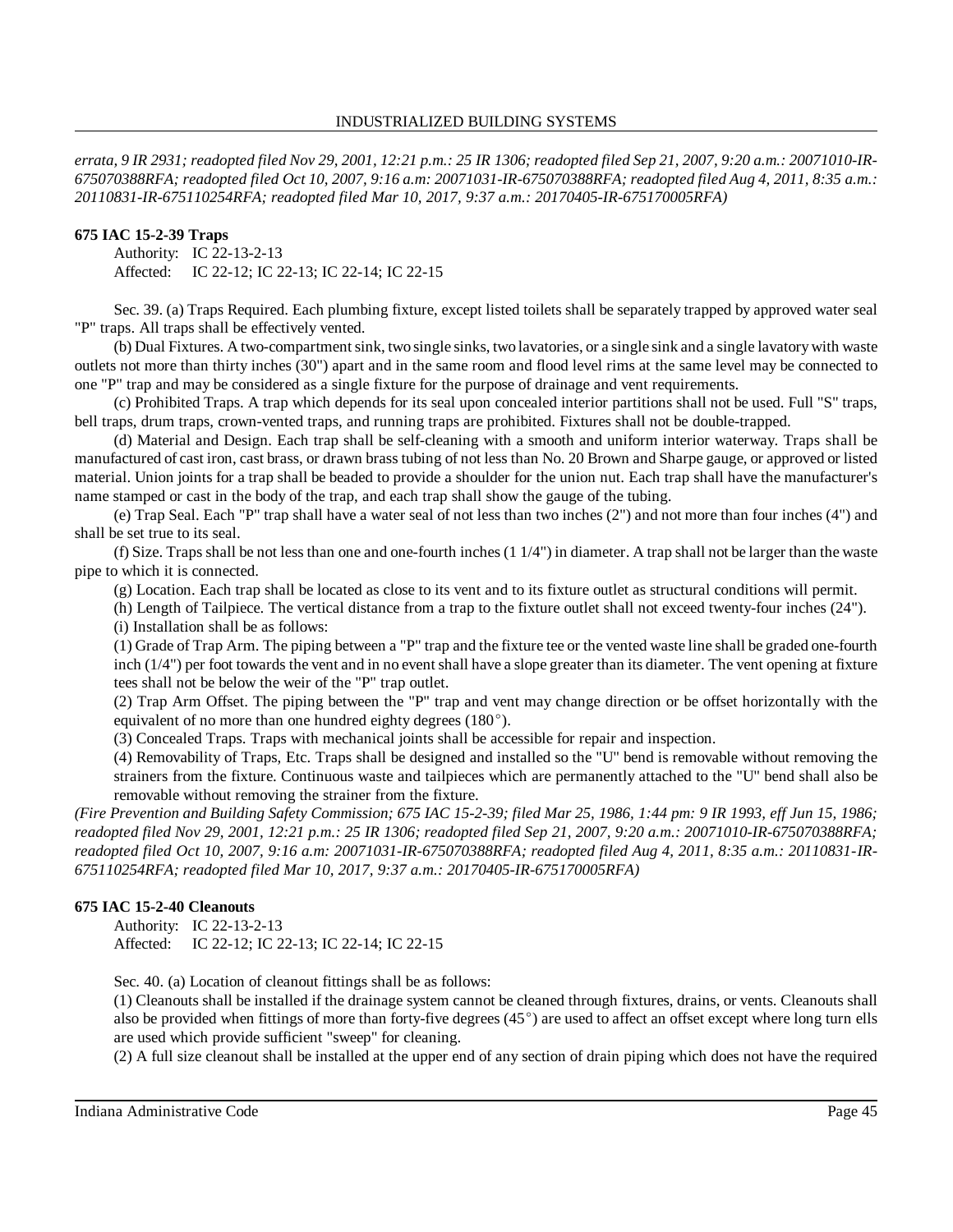*errata, 9 IR 2931; readopted filed Nov 29, 2001, 12:21 p.m.: 25 IR 1306; readopted filed Sep 21, 2007, 9:20 a.m.: 20071010-IR-675070388RFA; readopted filed Oct 10, 2007, 9:16 a.m: 20071031-IR-675070388RFA; readopted filed Aug 4, 2011, 8:35 a.m.: 20110831-IR-675110254RFA; readopted filed Mar 10, 2017, 9:37 a.m.: 20170405-IR-675170005RFA)*

**675 IAC 15-2-39 Traps**

Authority: IC 22-13-2-13
Affected: IC 22-12; IC 22-13; IC 22-14; IC 22-15

Sec. 39. (a) Traps Required. Each plumbing fixture, except listed toilets shall be separately trapped by approved water seal "P" traps. All traps shall be effectively vented.

(b) Dual Fixtures. A two-compartment sink, two single sinks, two lavatories, or a single sink and a single lavatory with waste outlets not more than thirty inches (30") apart and in the same room and flood level rims at the same level may be connected to one "P" trap and may be considered as a single fixture for the purpose of drainage and vent requirements.

(c) Prohibited Traps. A trap which depends for its seal upon concealed interior partitions shall not be used. Full "S" traps, bell traps, drum traps, crown-vented traps, and running traps are prohibited. Fixtures shall not be double-trapped.

(d) Material and Design. Each trap shall be self-cleaning with a smooth and uniform interior waterway. Traps shall be manufactured of cast iron, cast brass, or drawn brass tubing of not less than No. 20 Brown and Sharpe gauge, or approved or listed material. Union joints for a trap shall be beaded to provide a shoulder for the union nut. Each trap shall have the manufacturer's name stamped or cast in the body of the trap, and each trap shall show the gauge of the tubing.

(e) Trap Seal. Each "P" trap shall have a water seal of not less than two inches (2") and not more than four inches (4") and shall be set true to its seal.

(f) Size. Traps shall be not less than one and one-fourth inches (1 1/4") in diameter. A trap shall not be larger than the waste pipe to which it is connected.

(g) Location. Each trap shall be located as close to its vent and to its fixture outlet as structural conditions will permit.

(h) Length of Tailpiece. The vertical distance from a trap to the fixture outlet shall not exceed twenty-four inches (24").

(i) Installation shall be as follows:

(1) Grade of Trap Arm. The piping between a "P" trap and the fixture tee or the vented waste line shall be graded one-fourth inch (1/4") per foot towards the vent and in no event shall have a slope greater than its diameter. The vent opening at fixture tees shall not be below the weir of the "P" trap outlet.

(2) Trap Arm Offset. The piping between the "P" trap and vent may change direction or be offset horizontally with the equivalent of no more than one hundred eighty degrees (180°).

(3) Concealed Traps. Traps with mechanical joints shall be accessible for repair and inspection.

(4) Removability of Traps, Etc. Traps shall be designed and installed so the "U" bend is removable without removing the strainers from the fixture. Continuous waste and tailpieces which are permanently attached to the "U" bend shall also be removable without removing the strainer from the fixture.

*(Fire Prevention and Building Safety Commission; 675 IAC 15-2-39; filed Mar 25, 1986, 1:44 pm: 9 IR 1993, eff Jun 15, 1986; readopted filed Nov 29, 2001, 12:21 p.m.: 25 IR 1306; readopted filed Sep 21, 2007, 9:20 a.m.: 20071010-IR-675070388RFA; readopted filed Oct 10, 2007, 9:16 a.m: 20071031-IR-675070388RFA; readopted filed Aug 4, 2011, 8:35 a.m.: 20110831-IR-675110254RFA; readopted filed Mar 10, 2017, 9:37 a.m.: 20170405-IR-675170005RFA)*

**675 IAC 15-2-40 Cleanouts**

Authority: IC 22-13-2-13
Affected: IC 22-12; IC 22-13; IC 22-14; IC 22-15

Sec. 40. (a) Location of cleanout fittings shall be as follows:

(1) Cleanouts shall be installed if the drainage system cannot be cleaned through fixtures, drains, or vents. Cleanouts shall also be provided when fittings of more than forty-five degrees (45°) are used to affect an offset except where long turn ells are used which provide sufficient "sweep" for cleaning.

(2) A full size cleanout shall be installed at the upper end of any section of drain piping which does not have the required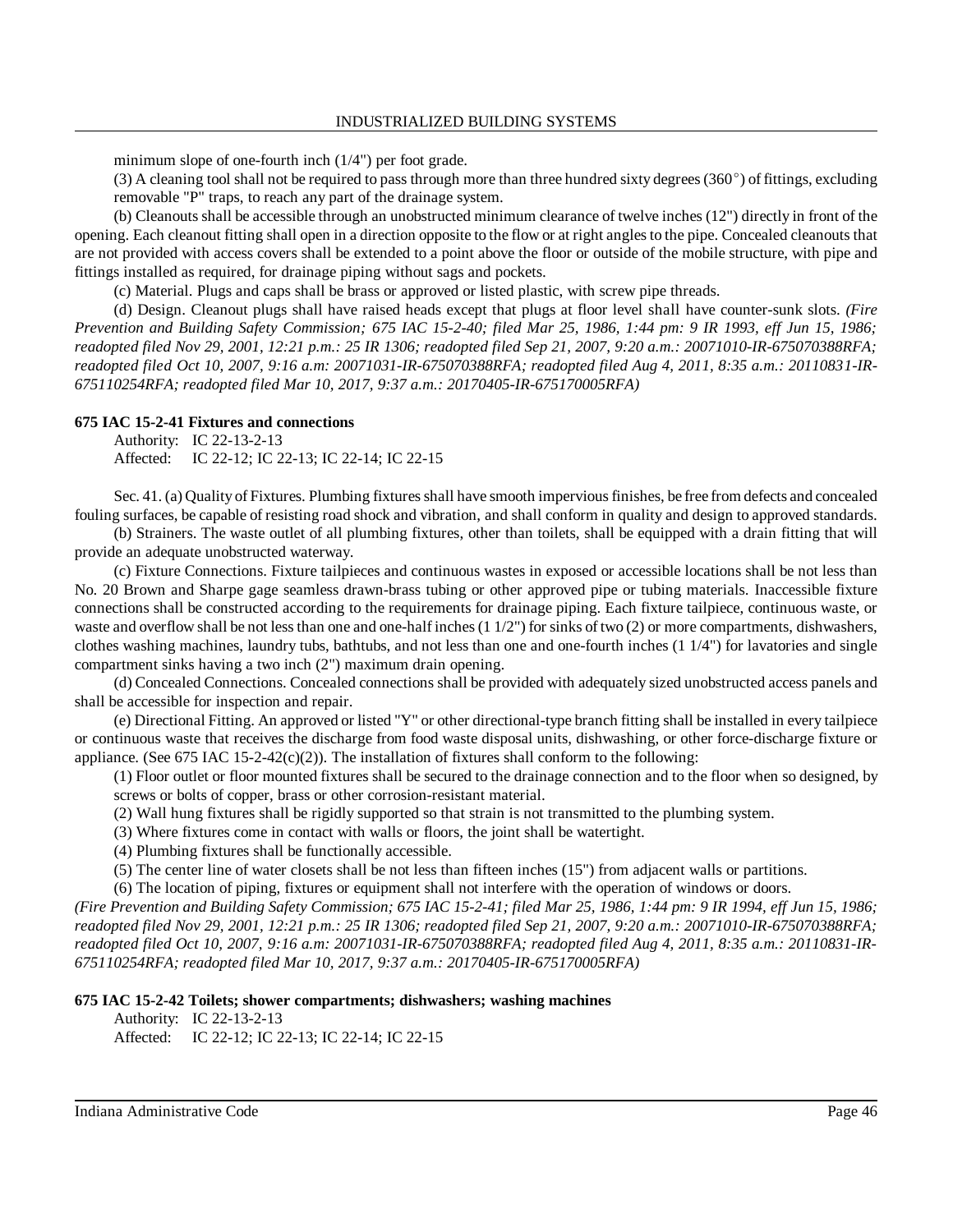minimum slope of one-fourth inch (1/4") per foot grade.

(3) A cleaning tool shall not be required to pass through more than three hundred sixty degrees (360°) of fittings, excluding removable "P" traps, to reach any part of the drainage system.

(b) Cleanouts shall be accessible through an unobstructed minimum clearance of twelve inches (12") directly in front of the opening. Each cleanout fitting shall open in a direction opposite to the flow or at right angles to the pipe. Concealed cleanouts that are not provided with access covers shall be extended to a point above the floor or outside of the mobile structure, with pipe and fittings installed as required, for drainage piping without sags and pockets.

(c) Material. Plugs and caps shall be brass or approved or listed plastic, with screw pipe threads.

(d) Design. Cleanout plugs shall have raised heads except that plugs at floor level shall have counter-sunk slots. *(Fire Prevention and Building Safety Commission; 675 IAC 15-2-40; filed Mar 25, 1986, 1:44 pm: 9 IR 1993, eff Jun 15, 1986; readopted filed Nov 29, 2001, 12:21 p.m.: 25 IR 1306; readopted filed Sep 21, 2007, 9:20 a.m.: 20071010-IR-675070388RFA; readopted filed Oct 10, 2007, 9:16 a.m: 20071031-IR-675070388RFA; readopted filed Aug 4, 2011, 8:35 a.m.: 20110831-IR-675110254RFA; readopted filed Mar 10, 2017, 9:37 a.m.: 20170405-IR-675170005RFA)*

**675 IAC 15-2-41 Fixtures and connections**

Authority: IC 22-13-2-13
Affected: IC 22-12; IC 22-13; IC 22-14; IC 22-15

Sec. 41. (a) Quality of Fixtures. Plumbing fixtures shall have smooth impervious finishes, be free from defects and concealed fouling surfaces, be capable of resisting road shock and vibration, and shall conform in quality and design to approved standards.

(b) Strainers. The waste outlet of all plumbing fixtures, other than toilets, shall be equipped with a drain fitting that will provide an adequate unobstructed waterway.

(c) Fixture Connections. Fixture tailpieces and continuous wastes in exposed or accessible locations shall be not less than No. 20 Brown and Sharpe gage seamless drawn-brass tubing or other approved pipe or tubing materials. Inaccessible fixture connections shall be constructed according to the requirements for drainage piping. Each fixture tailpiece, continuous waste, or waste and overflow shall be not less than one and one-half inches (1 1/2") for sinks of two (2) or more compartments, dishwashers, clothes washing machines, laundry tubs, bathtubs, and not less than one and one-fourth inches (1 1/4") for lavatories and single compartment sinks having a two inch (2") maximum drain opening.

(d) Concealed Connections. Concealed connections shall be provided with adequately sized unobstructed access panels and shall be accessible for inspection and repair.

(e) Directional Fitting. An approved or listed "Y" or other directional-type branch fitting shall be installed in every tailpiece or continuous waste that receives the discharge from food waste disposal units, dishwashing, or other force-discharge fixture or appliance. (See 675 IAC 15-2-42(c)(2)). The installation of fixtures shall conform to the following:

(1) Floor outlet or floor mounted fixtures shall be secured to the drainage connection and to the floor when so designed, by screws or bolts of copper, brass or other corrosion-resistant material.

(2) Wall hung fixtures shall be rigidly supported so that strain is not transmitted to the plumbing system.

(3) Where fixtures come in contact with walls or floors, the joint shall be watertight.

(4) Plumbing fixtures shall be functionally accessible.

(5) The center line of water closets shall be not less than fifteen inches (15") from adjacent walls or partitions.

(6) The location of piping, fixtures or equipment shall not interfere with the operation of windows or doors.

*(Fire Prevention and Building Safety Commission; 675 IAC 15-2-41; filed Mar 25, 1986, 1:44 pm: 9 IR 1994, eff Jun 15, 1986; readopted filed Nov 29, 2001, 12:21 p.m.: 25 IR 1306; readopted filed Sep 21, 2007, 9:20 a.m.: 20071010-IR-675070388RFA; readopted filed Oct 10, 2007, 9:16 a.m: 20071031-IR-675070388RFA; readopted filed Aug 4, 2011, 8:35 a.m.: 20110831-IR-675110254RFA; readopted filed Mar 10, 2017, 9:37 a.m.: 20170405-IR-675170005RFA)*

**675 IAC 15-2-42 Toilets; shower compartments; dishwashers; washing machines**

Authority: IC 22-13-2-13
Affected: IC 22-12; IC 22-13; IC 22-14; IC 22-15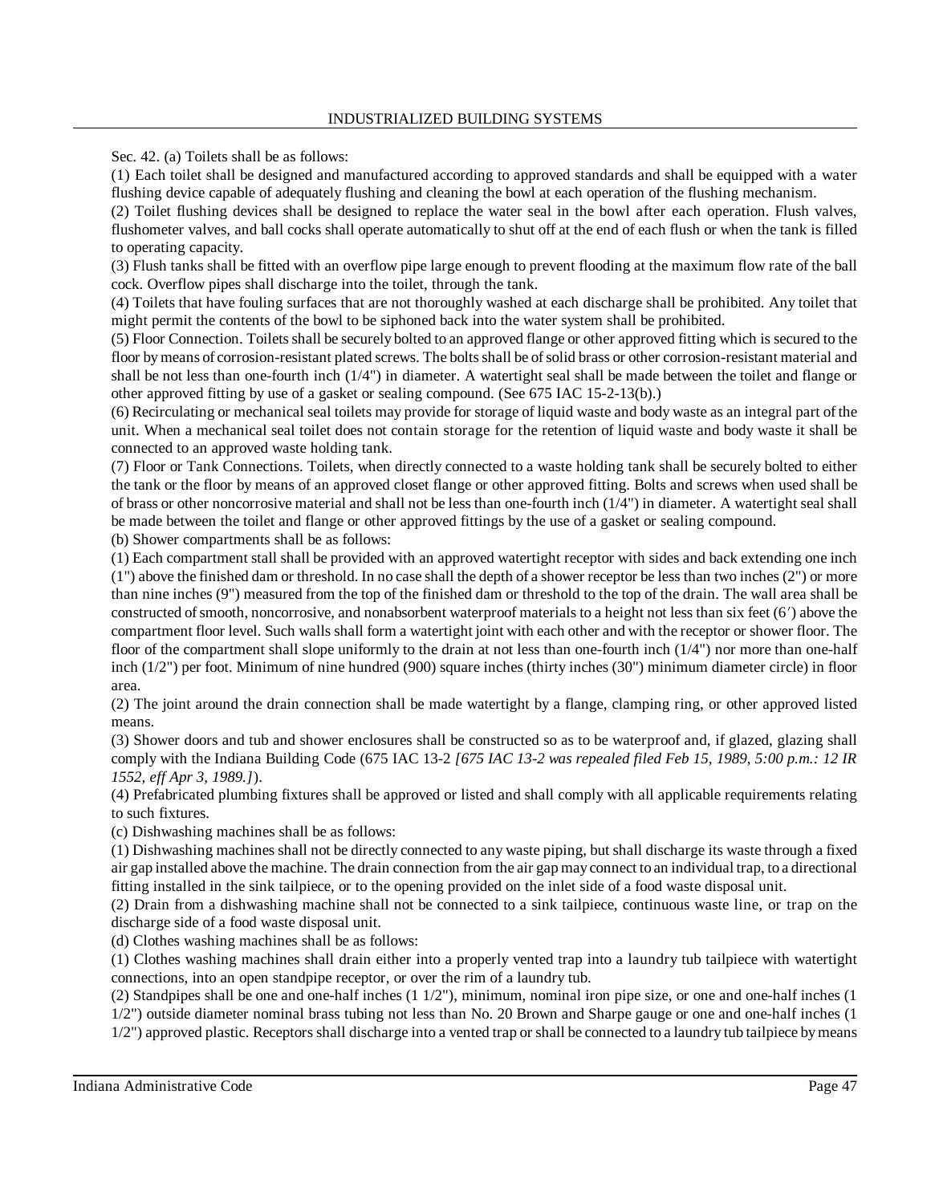Sec. 42. (a) Toilets shall be as follows:

(1) Each toilet shall be designed and manufactured according to approved standards and shall be equipped with a water flushing device capable of adequately flushing and cleaning the bowl at each operation of the flushing mechanism.

(2) Toilet flushing devices shall be designed to replace the water seal in the bowl after each operation. Flush valves, flushometer valves, and ball cocks shall operate automatically to shut off at the end of each flush or when the tank is filled to operating capacity.

(3) Flush tanks shall be fitted with an overflow pipe large enough to prevent flooding at the maximum flow rate of the ball cock. Overflow pipes shall discharge into the toilet, through the tank.

(4) Toilets that have fouling surfaces that are not thoroughly washed at each discharge shall be prohibited. Any toilet that might permit the contents of the bowl to be siphoned back into the water system shall be prohibited.

(5) Floor Connection. Toilets shall be securely bolted to an approved flange or other approved fitting which is secured to the floor by means of corrosion-resistant plated screws. The bolts shall be of solid brass or other corrosion-resistant material and shall be not less than one-fourth inch (1/4") in diameter. A watertight seal shall be made between the toilet and flange or other approved fitting by use of a gasket or sealing compound. (See 675 IAC 15-2-13(b).)

(6) Recirculating or mechanical seal toilets may provide for storage of liquid waste and body waste as an integral part of the unit. When a mechanical seal toilet does not contain storage for the retention of liquid waste and body waste it shall be connected to an approved waste holding tank.

(7) Floor or Tank Connections. Toilets, when directly connected to a waste holding tank shall be securely bolted to either the tank or the floor by means of an approved closet flange or other approved fitting. Bolts and screws when used shall be of brass or other noncorrosive material and shall not be less than one-fourth inch (1/4") in diameter. A watertight seal shall be made between the toilet and flange or other approved fittings by the use of a gasket or sealing compound.

(b) Shower compartments shall be as follows:

(1) Each compartment stall shall be provided with an approved watertight receptor with sides and back extending one inch (1") above the finished dam or threshold. In no case shall the depth of a shower receptor be less than two inches (2") or more than nine inches (9") measured from the top of the finished dam or threshold to the top of the drain. The wall area shall be constructed of smooth, noncorrosive, and nonabsorbent waterproof materials to a height not less than six feet (6′) above the compartment floor level. Such walls shall form a watertight joint with each other and with the receptor or shower floor. The floor of the compartment shall slope uniformly to the drain at not less than one-fourth inch (1/4") nor more than one-half inch (1/2") per foot. Minimum of nine hundred (900) square inches (thirty inches (30") minimum diameter circle) in floor area.

(2) The joint around the drain connection shall be made watertight by a flange, clamping ring, or other approved listed means.

(3) Shower doors and tub and shower enclosures shall be constructed so as to be waterproof and, if glazed, glazing shall comply with the Indiana Building Code (675 IAC 13-2 *[675 IAC 13-2 was repealed filed Feb 15, 1989, 5:00 p.m.: 12 IR 1552, eff Apr 3, 1989.]*).

(4) Prefabricated plumbing fixtures shall be approved or listed and shall comply with all applicable requirements relating to such fixtures.

(c) Dishwashing machines shall be as follows:

(1) Dishwashing machines shall not be directly connected to any waste piping, but shall discharge its waste through a fixed air gap installed above the machine. The drain connection from the air gap may connect to an individual trap, to a directional fitting installed in the sink tailpiece, or to the opening provided on the inlet side of a food waste disposal unit.

(2) Drain from a dishwashing machine shall not be connected to a sink tailpiece, continuous waste line, or trap on the discharge side of a food waste disposal unit.

(d) Clothes washing machines shall be as follows:

(1) Clothes washing machines shall drain either into a properly vented trap into a laundry tub tailpiece with watertight connections, into an open standpipe receptor, or over the rim of a laundry tub.

(2) Standpipes shall be one and one-half inches (1 1/2"), minimum, nominal iron pipe size, or one and one-half inches (1 1/2") outside diameter nominal brass tubing not less than No. 20 Brown and Sharpe gauge or one and one-half inches (1 1/2") approved plastic. Receptors shall discharge into a vented trap or shall be connected to a laundry tub tailpiece by means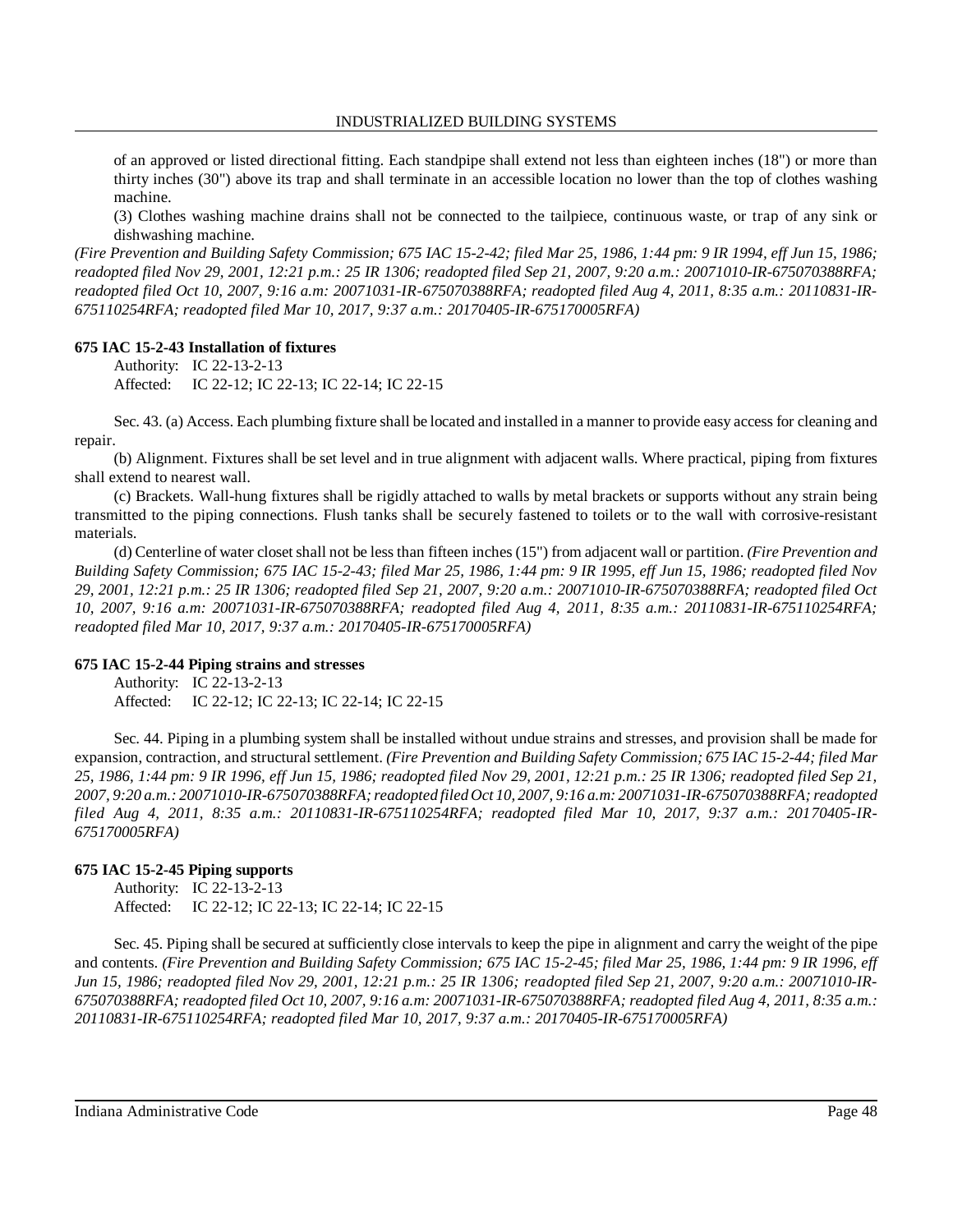of an approved or listed directional fitting. Each standpipe shall extend not less than eighteen inches (18") or more than thirty inches (30") above its trap and shall terminate in an accessible location no lower than the top of clothes washing machine.

(3) Clothes washing machine drains shall not be connected to the tailpiece, continuous waste, or trap of any sink or dishwashing machine.

*(Fire Prevention and Building Safety Commission; 675 IAC 15-2-42; filed Mar 25, 1986, 1:44 pm: 9 IR 1994, eff Jun 15, 1986; readopted filed Nov 29, 2001, 12:21 p.m.: 25 IR 1306; readopted filed Sep 21, 2007, 9:20 a.m.: 20071010-IR-675070388RFA; readopted filed Oct 10, 2007, 9:16 a.m: 20071031-IR-675070388RFA; readopted filed Aug 4, 2011, 8:35 a.m.: 20110831-IR-675110254RFA; readopted filed Mar 10, 2017, 9:37 a.m.: 20170405-IR-675170005RFA)*

**675 IAC 15-2-43 Installation of fixtures**

Authority: IC 22-13-2-13
Affected: IC 22-12; IC 22-13; IC 22-14; IC 22-15

Sec. 43. (a) Access. Each plumbing fixture shall be located and installed in a manner to provide easy access for cleaning and repair.

(b) Alignment. Fixtures shall be set level and in true alignment with adjacent walls. Where practical, piping from fixtures shall extend to nearest wall.

(c) Brackets. Wall-hung fixtures shall be rigidly attached to walls by metal brackets or supports without any strain being transmitted to the piping connections. Flush tanks shall be securely fastened to toilets or to the wall with corrosive-resistant materials.

(d) Centerline of water closet shall not be less than fifteen inches (15") from adjacent wall or partition. *(Fire Prevention and Building Safety Commission; 675 IAC 15-2-43; filed Mar 25, 1986, 1:44 pm: 9 IR 1995, eff Jun 15, 1986; readopted filed Nov 29, 2001, 12:21 p.m.: 25 IR 1306; readopted filed Sep 21, 2007, 9:20 a.m.: 20071010-IR-675070388RFA; readopted filed Oct 10, 2007, 9:16 a.m: 20071031-IR-675070388RFA; readopted filed Aug 4, 2011, 8:35 a.m.: 20110831-IR-675110254RFA; readopted filed Mar 10, 2017, 9:37 a.m.: 20170405-IR-675170005RFA)*

**675 IAC 15-2-44 Piping strains and stresses**

Authority: IC 22-13-2-13
Affected: IC 22-12; IC 22-13; IC 22-14; IC 22-15

Sec. 44. Piping in a plumbing system shall be installed without undue strains and stresses, and provision shall be made for expansion, contraction, and structural settlement. *(Fire Prevention and Building Safety Commission; 675 IAC 15-2-44; filed Mar 25, 1986, 1:44 pm: 9 IR 1996, eff Jun 15, 1986; readopted filed Nov 29, 2001, 12:21 p.m.: 25 IR 1306; readopted filed Sep 21, 2007, 9:20 a.m.: 20071010-IR-675070388RFA; readopted filed Oct 10, 2007, 9:16 a.m: 20071031-IR-675070388RFA; readopted filed Aug 4, 2011, 8:35 a.m.: 20110831-IR-675110254RFA; readopted filed Mar 10, 2017, 9:37 a.m.: 20170405-IR-675170005RFA)*

**675 IAC 15-2-45 Piping supports**

Authority: IC 22-13-2-13
Affected: IC 22-12; IC 22-13; IC 22-14; IC 22-15

Sec. 45. Piping shall be secured at sufficiently close intervals to keep the pipe in alignment and carry the weight of the pipe and contents. *(Fire Prevention and Building Safety Commission; 675 IAC 15-2-45; filed Mar 25, 1986, 1:44 pm: 9 IR 1996, eff Jun 15, 1986; readopted filed Nov 29, 2001, 12:21 p.m.: 25 IR 1306; readopted filed Sep 21, 2007, 9:20 a.m.: 20071010-IR-675070388RFA; readopted filed Oct 10, 2007, 9:16 a.m: 20071031-IR-675070388RFA; readopted filed Aug 4, 2011, 8:35 a.m.: 20110831-IR-675110254RFA; readopted filed Mar 10, 2017, 9:37 a.m.: 20170405-IR-675170005RFA)*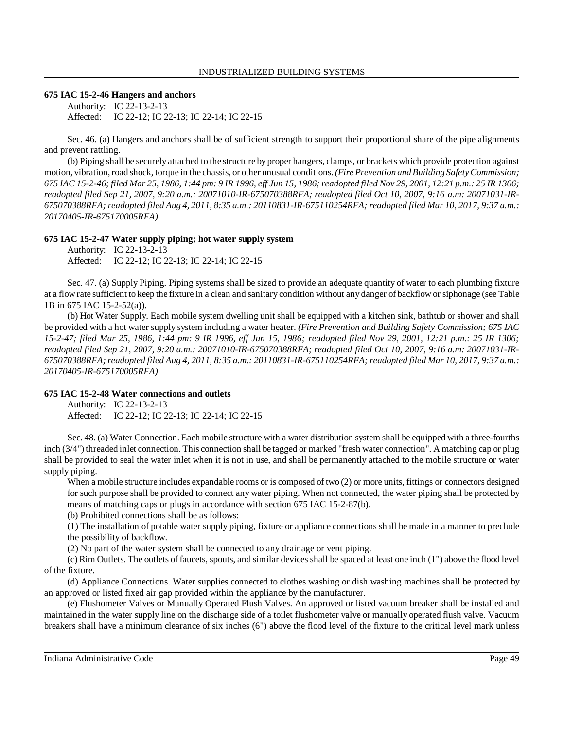**675 IAC 15-2-46 Hangers and anchors**

Authority: IC 22-13-2-13
Affected: IC 22-12; IC 22-13; IC 22-14; IC 22-15

Sec. 46. (a) Hangers and anchors shall be of sufficient strength to support their proportional share of the pipe alignments and prevent rattling.

(b) Piping shall be securely attached to the structure by proper hangers, clamps, or brackets which provide protection against motion, vibration, road shock, torque in the chassis, or other unusual conditions. *(Fire Prevention and Building Safety Commission; 675 IAC 15-2-46; filed Mar 25, 1986, 1:44 pm: 9 IR 1996, eff Jun 15, 1986; readopted filed Nov 29, 2001, 12:21 p.m.: 25 IR 1306; readopted filed Sep 21, 2007, 9:20 a.m.: 20071010-IR-675070388RFA; readopted filed Oct 10, 2007, 9:16 a.m: 20071031-IR-675070388RFA; readopted filed Aug 4, 2011, 8:35 a.m.: 20110831-IR-675110254RFA; readopted filed Mar 10, 2017, 9:37 a.m.: 20170405-IR-675170005RFA)*

**675 IAC 15-2-47 Water supply piping; hot water supply system**

Authority: IC 22-13-2-13
Affected: IC 22-12; IC 22-13; IC 22-14; IC 22-15

Sec. 47. (a) Supply Piping. Piping systems shall be sized to provide an adequate quantity of water to each plumbing fixture at a flow rate sufficient to keep the fixture in a clean and sanitary condition without any danger of backflow or siphonage (see Table 1B in 675 IAC 15-2-52(a)).

(b) Hot Water Supply. Each mobile system dwelling unit shall be equipped with a kitchen sink, bathtub or shower and shall be provided with a hot water supply system including a water heater. *(Fire Prevention and Building Safety Commission; 675 IAC 15-2-47; filed Mar 25, 1986, 1:44 pm: 9 IR 1996, eff Jun 15, 1986; readopted filed Nov 29, 2001, 12:21 p.m.: 25 IR 1306; readopted filed Sep 21, 2007, 9:20 a.m.: 20071010-IR-675070388RFA; readopted filed Oct 10, 2007, 9:16 a.m: 20071031-IR-675070388RFA; readopted filed Aug 4, 2011, 8:35 a.m.: 20110831-IR-675110254RFA; readopted filed Mar 10, 2017, 9:37 a.m.: 20170405-IR-675170005RFA)*

**675 IAC 15-2-48 Water connections and outlets**

Authority: IC 22-13-2-13
Affected: IC 22-12; IC 22-13; IC 22-14; IC 22-15

Sec. 48. (a) Water Connection. Each mobile structure with a water distribution system shall be equipped with a three-fourths inch (3/4") threaded inlet connection. This connection shall be tagged or marked "fresh water connection". A matching cap or plug shall be provided to seal the water inlet when it is not in use, and shall be permanently attached to the mobile structure or water supply piping.

When a mobile structure includes expandable rooms or is composed of two (2) or more units, fittings or connectors designed for such purpose shall be provided to connect any water piping. When not connected, the water piping shall be protected by means of matching caps or plugs in accordance with section 675 IAC 15-2-87(b).

(b) Prohibited connections shall be as follows:

(1) The installation of potable water supply piping, fixture or appliance connections shall be made in a manner to preclude the possibility of backflow.

(2) No part of the water system shall be connected to any drainage or vent piping.

(c) Rim Outlets. The outlets of faucets, spouts, and similar devices shall be spaced at least one inch (1") above the flood level of the fixture.

(d) Appliance Connections. Water supplies connected to clothes washing or dish washing machines shall be protected by an approved or listed fixed air gap provided within the appliance by the manufacturer.

(e) Flushometer Valves or Manually Operated Flush Valves. An approved or listed vacuum breaker shall be installed and maintained in the water supply line on the discharge side of a toilet flushometer valve or manually operated flush valve. Vacuum breakers shall have a minimum clearance of six inches (6") above the flood level of the fixture to the critical level mark unless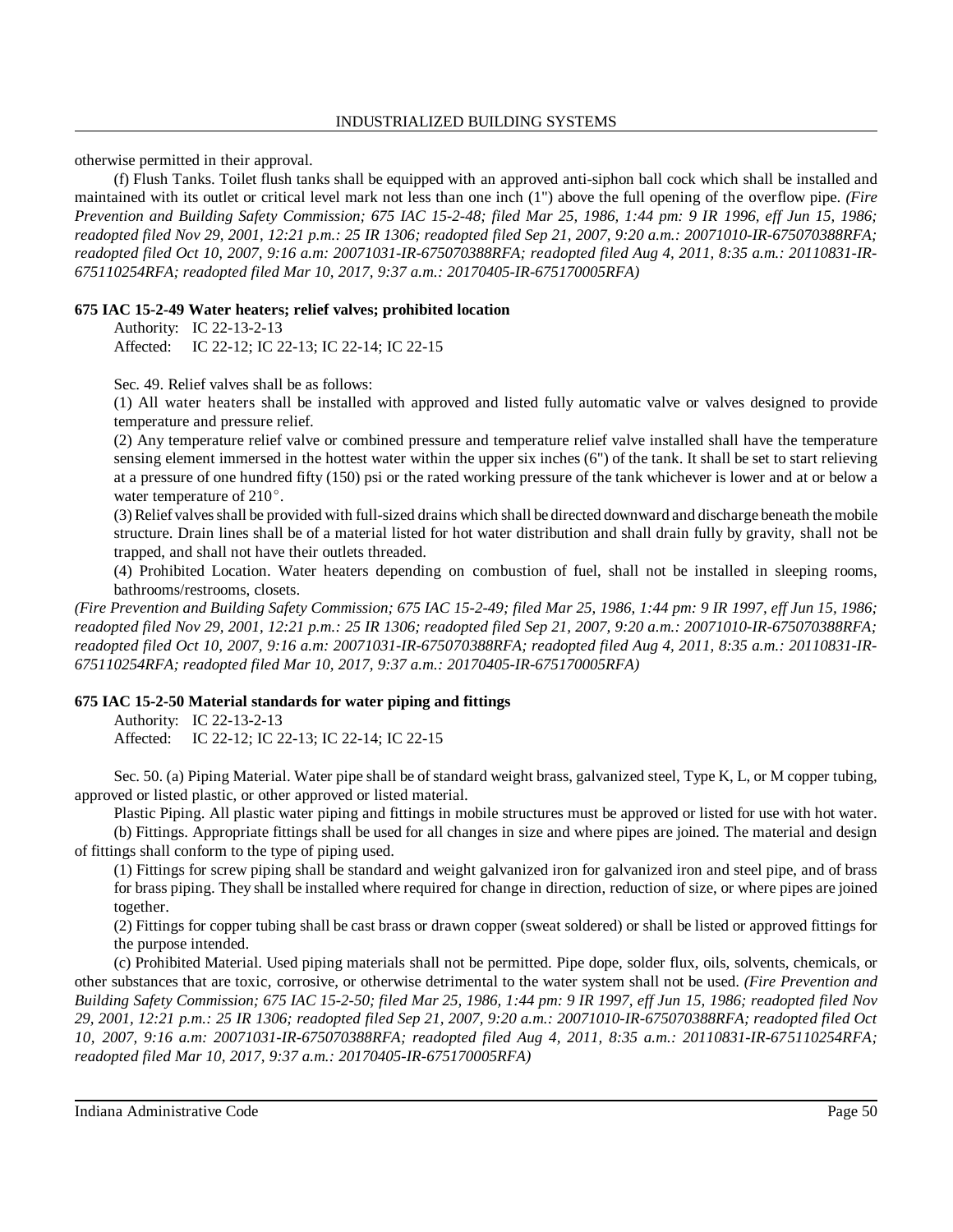otherwise permitted in their approval.

(f) Flush Tanks. Toilet flush tanks shall be equipped with an approved anti-siphon ball cock which shall be installed and maintained with its outlet or critical level mark not less than one inch (1") above the full opening of the overflow pipe. *(Fire Prevention and Building Safety Commission; 675 IAC 15-2-48; filed Mar 25, 1986, 1:44 pm: 9 IR 1996, eff Jun 15, 1986; readopted filed Nov 29, 2001, 12:21 p.m.: 25 IR 1306; readopted filed Sep 21, 2007, 9:20 a.m.: 20071010-IR-675070388RFA; readopted filed Oct 10, 2007, 9:16 a.m: 20071031-IR-675070388RFA; readopted filed Aug 4, 2011, 8:35 a.m.: 20110831-IR-675110254RFA; readopted filed Mar 10, 2017, 9:37 a.m.: 20170405-IR-675170005RFA)*

**675 IAC 15-2-49 Water heaters; relief valves; prohibited location**

Authority: IC 22-13-2-13
Affected: IC 22-12; IC 22-13; IC 22-14; IC 22-15

Sec. 49. Relief valves shall be as follows:

(1) All water heaters shall be installed with approved and listed fully automatic valve or valves designed to provide temperature and pressure relief.

(2) Any temperature relief valve or combined pressure and temperature relief valve installed shall have the temperature sensing element immersed in the hottest water within the upper six inches (6") of the tank. It shall be set to start relieving at a pressure of one hundred fifty (150) psi or the rated working pressure of the tank whichever is lower and at or below a water temperature of 210°.

(3) Relief valves shall be provided with full-sized drains which shall be directed downward and discharge beneath the mobile structure. Drain lines shall be of a material listed for hot water distribution and shall drain fully by gravity, shall not be trapped, and shall not have their outlets threaded.

(4) Prohibited Location. Water heaters depending on combustion of fuel, shall not be installed in sleeping rooms, bathrooms/restrooms, closets.

*(Fire Prevention and Building Safety Commission; 675 IAC 15-2-49; filed Mar 25, 1986, 1:44 pm: 9 IR 1997, eff Jun 15, 1986; readopted filed Nov 29, 2001, 12:21 p.m.: 25 IR 1306; readopted filed Sep 21, 2007, 9:20 a.m.: 20071010-IR-675070388RFA; readopted filed Oct 10, 2007, 9:16 a.m: 20071031-IR-675070388RFA; readopted filed Aug 4, 2011, 8:35 a.m.: 20110831-IR-675110254RFA; readopted filed Mar 10, 2017, 9:37 a.m.: 20170405-IR-675170005RFA)*

**675 IAC 15-2-50 Material standards for water piping and fittings**

Authority: IC 22-13-2-13
Affected: IC 22-12; IC 22-13; IC 22-14; IC 22-15

Sec. 50. (a) Piping Material. Water pipe shall be of standard weight brass, galvanized steel, Type K, L, or M copper tubing, approved or listed plastic, or other approved or listed material.

Plastic Piping. All plastic water piping and fittings in mobile structures must be approved or listed for use with hot water.

(b) Fittings. Appropriate fittings shall be used for all changes in size and where pipes are joined. The material and design of fittings shall conform to the type of piping used.

(1) Fittings for screw piping shall be standard and weight galvanized iron for galvanized iron and steel pipe, and of brass for brass piping. They shall be installed where required for change in direction, reduction of size, or where pipes are joined together.

(2) Fittings for copper tubing shall be cast brass or drawn copper (sweat soldered) or shall be listed or approved fittings for the purpose intended.

(c) Prohibited Material. Used piping materials shall not be permitted. Pipe dope, solder flux, oils, solvents, chemicals, or other substances that are toxic, corrosive, or otherwise detrimental to the water system shall not be used. *(Fire Prevention and Building Safety Commission; 675 IAC 15-2-50; filed Mar 25, 1986, 1:44 pm: 9 IR 1997, eff Jun 15, 1986; readopted filed Nov 29, 2001, 12:21 p.m.: 25 IR 1306; readopted filed Sep 21, 2007, 9:20 a.m.: 20071010-IR-675070388RFA; readopted filed Oct 10, 2007, 9:16 a.m: 20071031-IR-675070388RFA; readopted filed Aug 4, 2011, 8:35 a.m.: 20110831-IR-675110254RFA; readopted filed Mar 10, 2017, 9:37 a.m.: 20170405-IR-675170005RFA)*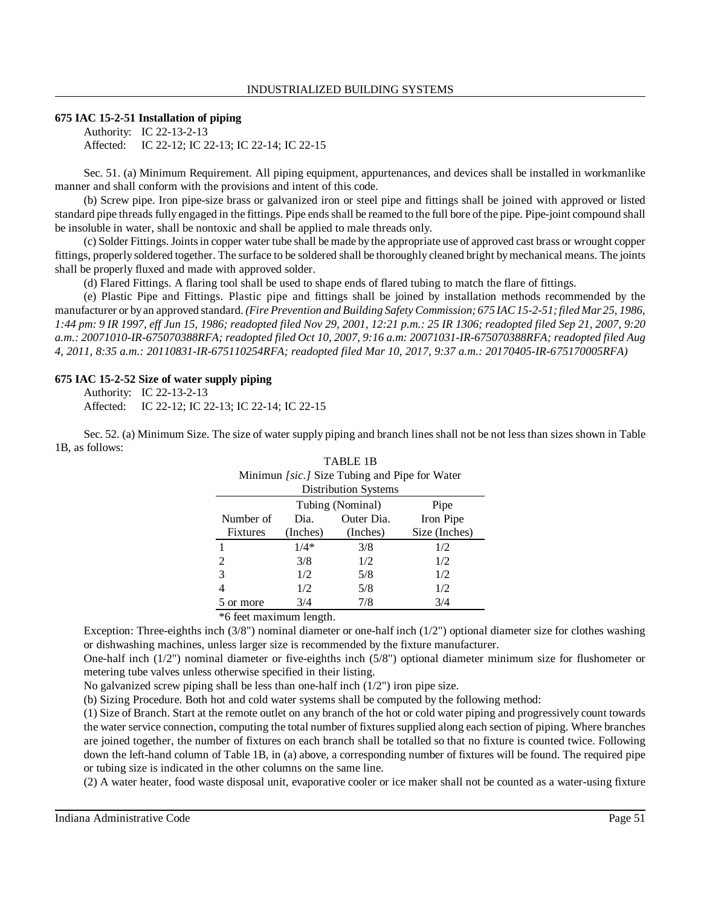### 675 IAC 15-2-51 Installation of piping

Authority: IC 22-13-2-13
Affected: IC 22-12; IC 22-13; IC 22-14; IC 22-15

Sec. 51. (a) Minimum Requirement. All piping equipment, appurtenances, and devices shall be installed in workmanlike manner and shall conform with the provisions and intent of this code.

(b) Screw pipe. Iron pipe-size brass or galvanized iron or steel pipe and fittings shall be joined with approved or listed standard pipe threads fully engaged in the fittings. Pipe ends shall be reamed to the full bore of the pipe. Pipe-joint compound shall be insoluble in water, shall be nontoxic and shall be applied to male threads only.

(c) Solder Fittings. Joints in copper water tube shall be made by the appropriate use of approved cast brass or wrought copper fittings, properly soldered together. The surface to be soldered shall be thoroughly cleaned bright by mechanical means. The joints shall be properly fluxed and made with approved solder.

(d) Flared Fittings. A flaring tool shall be used to shape ends of flared tubing to match the flare of fittings.

(e) Plastic Pipe and Fittings. Plastic pipe and fittings shall be joined by installation methods recommended by the manufacturer or by an approved standard. *(Fire Prevention and Building Safety Commission; 675 IAC 15-2-51; filed Mar 25, 1986, 1:44 pm: 9 IR 1997, eff Jun 15, 1986; readopted filed Nov 29, 2001, 12:21 p.m.: 25 IR 1306; readopted filed Sep 21, 2007, 9:20 a.m.: 20071010-IR-675070388RFA; readopted filed Oct 10, 2007, 9:16 a.m: 20071031-IR-675070388RFA; readopted filed Aug 4, 2011, 8:35 a.m.: 20110831-IR-675110254RFA; readopted filed Mar 10, 2017, 9:37 a.m.: 20170405-IR-675170005RFA)*

### 675 IAC 15-2-52 Size of water supply piping

Authority: IC 22-13-2-13
Affected: IC 22-12; IC 22-13; IC 22-14; IC 22-15

Sec. 52. (a) Minimum Size. The size of water supply piping and branch lines shall not be not less than sizes shown in Table 1B, as follows:

TABLE 1B
Minimun *[sic.]* Size Tubing and Pipe for Water Distribution Systems

| Number of Fixtures | Tubing (Nominal) Dia. (Inches) | Tubing (Nominal) Outer Dia. (Inches) | Pipe Iron Pipe Size (Inches) |
|---|---|---|---|
| 1 | 1/4* | 3/8 | 1/2 |
| 2 | 3/8 | 1/2 | 1/2 |
| 3 | 1/2 | 5/8 | 1/2 |
| 4 | 1/2 | 5/8 | 1/2 |
| 5 or more | 3/4 | 7/8 | 3/4 |

*6 feet maximum length.

Exception: Three-eighths inch (3/8") nominal diameter or one-half inch (1/2") optional diameter size for clothes washing or dishwashing machines, unless larger size is recommended by the fixture manufacturer.

One-half inch (1/2") nominal diameter or five-eighths inch (5/8") optional diameter minimum size for flushometer or metering tube valves unless otherwise specified in their listing.

No galvanized screw piping shall be less than one-half inch (1/2") iron pipe size.

(b) Sizing Procedure. Both hot and cold water systems shall be computed by the following method:

(1) Size of Branch. Start at the remote outlet on any branch of the hot or cold water piping and progressively count towards the water service connection, computing the total number of fixtures supplied along each section of piping. Where branches are joined together, the number of fixtures on each branch shall be totalled so that no fixture is counted twice. Following down the left-hand column of Table 1B, in (a) above, a corresponding number of fixtures will be found. The required pipe or tubing size is indicated in the other columns on the same line.

(2) A water heater, food waste disposal unit, evaporative cooler or ice maker shall not be counted as a water-using fixture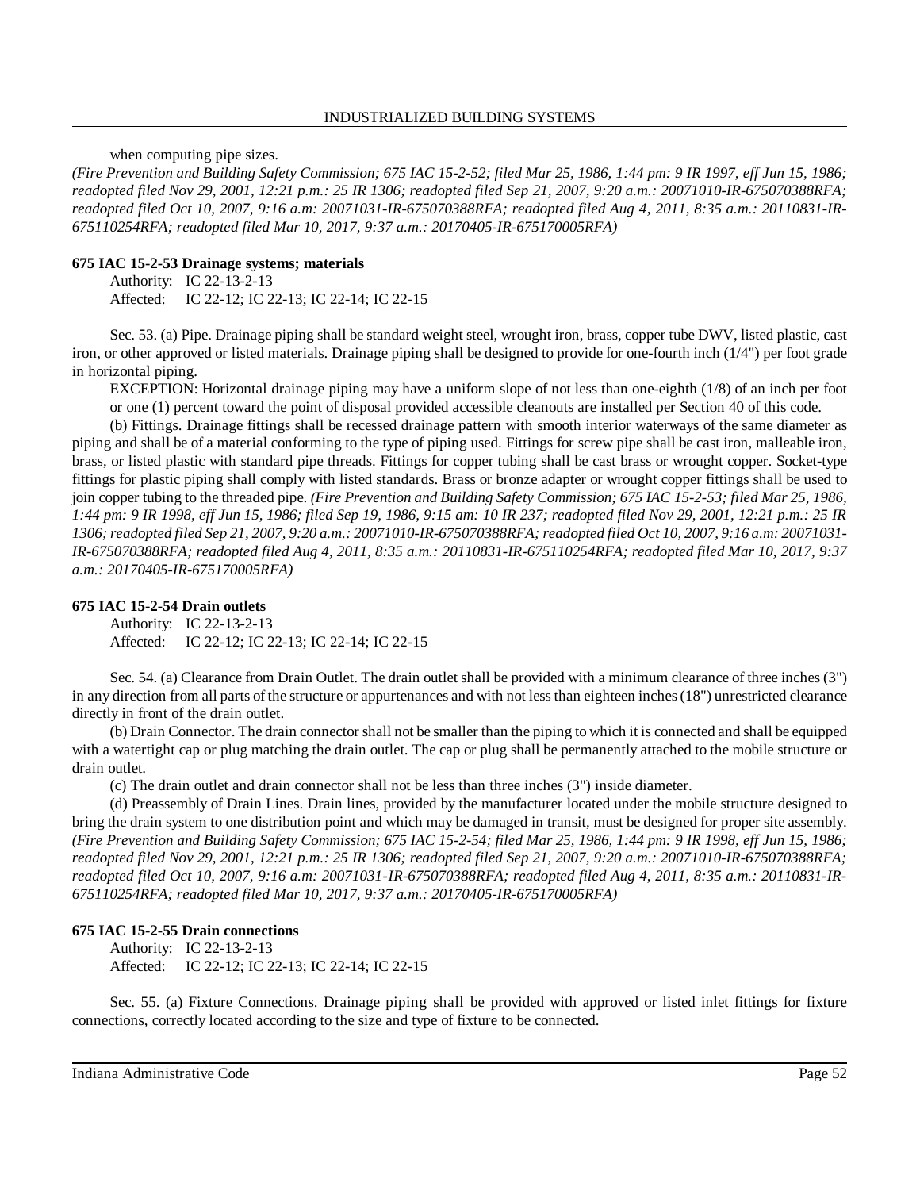when computing pipe sizes.

*(Fire Prevention and Building Safety Commission; 675 IAC 15-2-52; filed Mar 25, 1986, 1:44 pm: 9 IR 1997, eff Jun 15, 1986; readopted filed Nov 29, 2001, 12:21 p.m.: 25 IR 1306; readopted filed Sep 21, 2007, 9:20 a.m.: 20071010-IR-675070388RFA; readopted filed Oct 10, 2007, 9:16 a.m: 20071031-IR-675070388RFA; readopted filed Aug 4, 2011, 8:35 a.m.: 20110831-IR-675110254RFA; readopted filed Mar 10, 2017, 9:37 a.m.: 20170405-IR-675170005RFA)*

**675 IAC 15-2-53 Drainage systems; materials**

Authority: IC 22-13-2-13
Affected: IC 22-12; IC 22-13; IC 22-14; IC 22-15

Sec. 53. (a) Pipe. Drainage piping shall be standard weight steel, wrought iron, brass, copper tube DWV, listed plastic, cast iron, or other approved or listed materials. Drainage piping shall be designed to provide for one-fourth inch (1/4") per foot grade in horizontal piping.

EXCEPTION: Horizontal drainage piping may have a uniform slope of not less than one-eighth (1/8) of an inch per foot or one (1) percent toward the point of disposal provided accessible cleanouts are installed per Section 40 of this code.

(b) Fittings. Drainage fittings shall be recessed drainage pattern with smooth interior waterways of the same diameter as piping and shall be of a material conforming to the type of piping used. Fittings for screw pipe shall be cast iron, malleable iron, brass, or listed plastic with standard pipe threads. Fittings for copper tubing shall be cast brass or wrought copper. Socket-type fittings for plastic piping shall comply with listed standards. Brass or bronze adapter or wrought copper fittings shall be used to join copper tubing to the threaded pipe. *(Fire Prevention and Building Safety Commission; 675 IAC 15-2-53; filed Mar 25, 1986, 1:44 pm: 9 IR 1998, eff Jun 15, 1986; filed Sep 19, 1986, 9:15 am: 10 IR 237; readopted filed Nov 29, 2001, 12:21 p.m.: 25 IR 1306; readopted filed Sep 21, 2007, 9:20 a.m.: 20071010-IR-675070388RFA; readopted filed Oct 10, 2007, 9:16 a.m: 20071031-IR-675070388RFA; readopted filed Aug 4, 2011, 8:35 a.m.: 20110831-IR-675110254RFA; readopted filed Mar 10, 2017, 9:37 a.m.: 20170405-IR-675170005RFA)*

**675 IAC 15-2-54 Drain outlets**

Authority: IC 22-13-2-13
Affected: IC 22-12; IC 22-13; IC 22-14; IC 22-15

Sec. 54. (a) Clearance from Drain Outlet. The drain outlet shall be provided with a minimum clearance of three inches (3") in any direction from all parts of the structure or appurtenances and with not less than eighteen inches (18") unrestricted clearance directly in front of the drain outlet.

(b) Drain Connector. The drain connector shall not be smaller than the piping to which it is connected and shall be equipped with a watertight cap or plug matching the drain outlet. The cap or plug shall be permanently attached to the mobile structure or drain outlet.

(c) The drain outlet and drain connector shall not be less than three inches (3") inside diameter.

(d) Preassembly of Drain Lines. Drain lines, provided by the manufacturer located under the mobile structure designed to bring the drain system to one distribution point and which may be damaged in transit, must be designed for proper site assembly. *(Fire Prevention and Building Safety Commission; 675 IAC 15-2-54; filed Mar 25, 1986, 1:44 pm: 9 IR 1998, eff Jun 15, 1986; readopted filed Nov 29, 2001, 12:21 p.m.: 25 IR 1306; readopted filed Sep 21, 2007, 9:20 a.m.: 20071010-IR-675070388RFA; readopted filed Oct 10, 2007, 9:16 a.m: 20071031-IR-675070388RFA; readopted filed Aug 4, 2011, 8:35 a.m.: 20110831-IR-675110254RFA; readopted filed Mar 10, 2017, 9:37 a.m.: 20170405-IR-675170005RFA)*

**675 IAC 15-2-55 Drain connections**

Authority: IC 22-13-2-13
Affected: IC 22-12; IC 22-13; IC 22-14; IC 22-15

Sec. 55. (a) Fixture Connections. Drainage piping shall be provided with approved or listed inlet fittings for fixture connections, correctly located according to the size and type of fixture to be connected.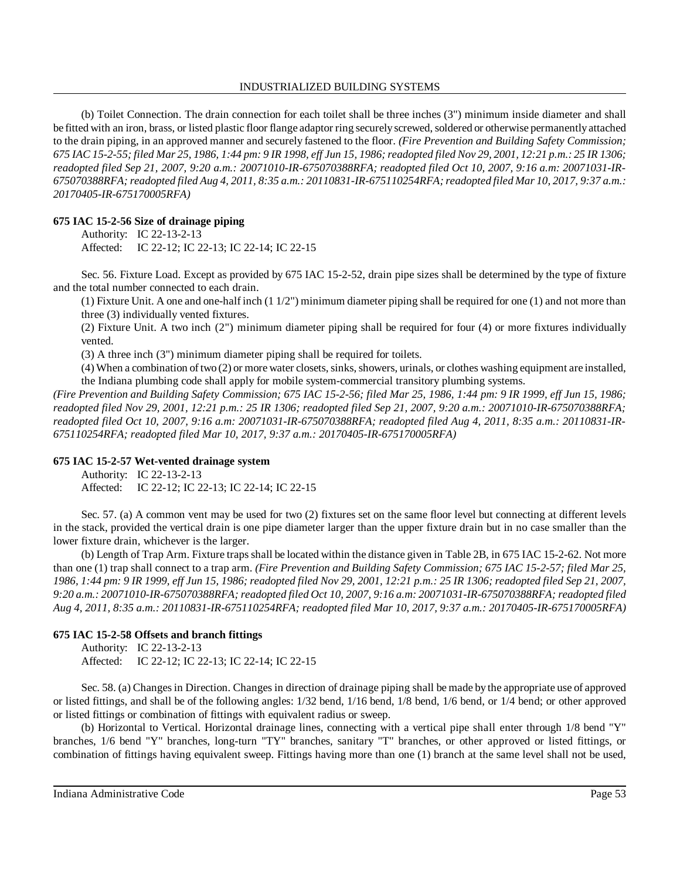(b) Toilet Connection. The drain connection for each toilet shall be three inches (3") minimum inside diameter and shall be fitted with an iron, brass, or listed plastic floor flange adaptor ring securely screwed, soldered or otherwise permanently attached to the drain piping, in an approved manner and securely fastened to the floor. *(Fire Prevention and Building Safety Commission; 675 IAC 15-2-55; filed Mar 25, 1986, 1:44 pm: 9 IR 1998, eff Jun 15, 1986; readopted filed Nov 29, 2001, 12:21 p.m.: 25 IR 1306; readopted filed Sep 21, 2007, 9:20 a.m.: 20071010-IR-675070388RFA; readopted filed Oct 10, 2007, 9:16 a.m: 20071031-IR-675070388RFA; readopted filed Aug 4, 2011, 8:35 a.m.: 20110831-IR-675110254RFA; readopted filed Mar 10, 2017, 9:37 a.m.: 20170405-IR-675170005RFA)*

**675 IAC 15-2-56 Size of drainage piping**

Authority: IC 22-13-2-13
Affected: IC 22-12; IC 22-13; IC 22-14; IC 22-15

Sec. 56. Fixture Load. Except as provided by 675 IAC 15-2-52, drain pipe sizes shall be determined by the type of fixture and the total number connected to each drain.

(1) Fixture Unit. A one and one-half inch (1 1/2") minimum diameter piping shall be required for one (1) and not more than three (3) individually vented fixtures.

(2) Fixture Unit. A two inch (2") minimum diameter piping shall be required for four (4) or more fixtures individually vented.

(3) A three inch (3") minimum diameter piping shall be required for toilets.

(4) When a combination of two (2) or more water closets, sinks, showers, urinals, or clothes washing equipment are installed, the Indiana plumbing code shall apply for mobile system-commercial transitory plumbing systems.

*(Fire Prevention and Building Safety Commission; 675 IAC 15-2-56; filed Mar 25, 1986, 1:44 pm: 9 IR 1999, eff Jun 15, 1986; readopted filed Nov 29, 2001, 12:21 p.m.: 25 IR 1306; readopted filed Sep 21, 2007, 9:20 a.m.: 20071010-IR-675070388RFA; readopted filed Oct 10, 2007, 9:16 a.m: 20071031-IR-675070388RFA; readopted filed Aug 4, 2011, 8:35 a.m.: 20110831-IR-675110254RFA; readopted filed Mar 10, 2017, 9:37 a.m.: 20170405-IR-675170005RFA)*

**675 IAC 15-2-57 Wet-vented drainage system**

Authority: IC 22-13-2-13
Affected: IC 22-12; IC 22-13; IC 22-14; IC 22-15

Sec. 57. (a) A common vent may be used for two (2) fixtures set on the same floor level but connecting at different levels in the stack, provided the vertical drain is one pipe diameter larger than the upper fixture drain but in no case smaller than the lower fixture drain, whichever is the larger.

(b) Length of Trap Arm. Fixture traps shall be located within the distance given in Table 2B, in 675 IAC 15-2-62. Not more than one (1) trap shall connect to a trap arm. *(Fire Prevention and Building Safety Commission; 675 IAC 15-2-57; filed Mar 25, 1986, 1:44 pm: 9 IR 1999, eff Jun 15, 1986; readopted filed Nov 29, 2001, 12:21 p.m.: 25 IR 1306; readopted filed Sep 21, 2007, 9:20 a.m.: 20071010-IR-675070388RFA; readopted filed Oct 10, 2007, 9:16 a.m: 20071031-IR-675070388RFA; readopted filed Aug 4, 2011, 8:35 a.m.: 20110831-IR-675110254RFA; readopted filed Mar 10, 2017, 9:37 a.m.: 20170405-IR-675170005RFA)*

**675 IAC 15-2-58 Offsets and branch fittings**

Authority: IC 22-13-2-13
Affected: IC 22-12; IC 22-13; IC 22-14; IC 22-15

Sec. 58. (a) Changes in Direction. Changes in direction of drainage piping shall be made by the appropriate use of approved or listed fittings, and shall be of the following angles: 1/32 bend, 1/16 bend, 1/8 bend, 1/6 bend, or 1/4 bend; or other approved or listed fittings or combination of fittings with equivalent radius or sweep.

(b) Horizontal to Vertical. Horizontal drainage lines, connecting with a vertical pipe shall enter through 1/8 bend "Y" branches, 1/6 bend "Y" branches, long-turn "TY" branches, sanitary "T" branches, or other approved or listed fittings, or combination of fittings having equivalent sweep. Fittings having more than one (1) branch at the same level shall not be used,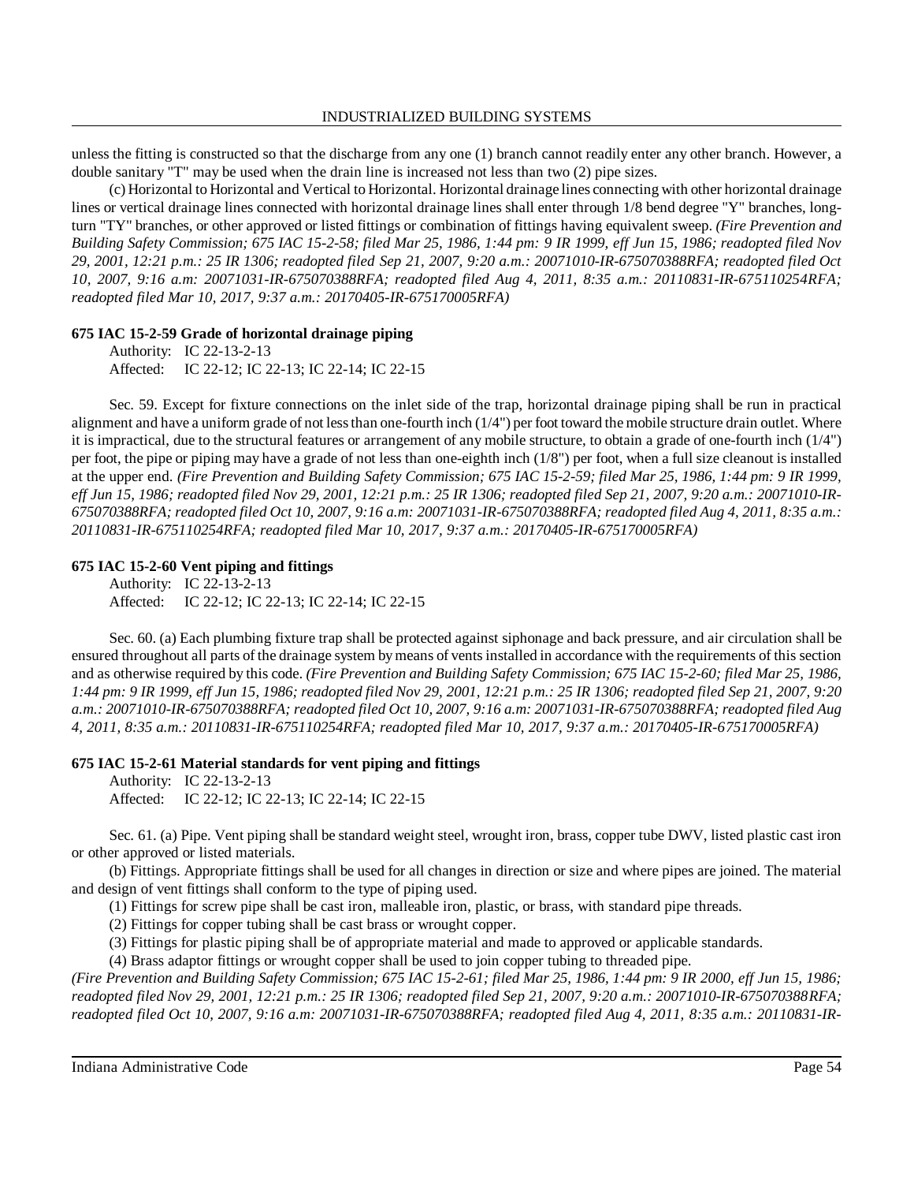unless the fitting is constructed so that the discharge from any one (1) branch cannot readily enter any other branch. However, a double sanitary "T" may be used when the drain line is increased not less than two (2) pipe sizes.

(c) Horizontal to Horizontal and Vertical to Horizontal. Horizontal drainage lines connecting with other horizontal drainage lines or vertical drainage lines connected with horizontal drainage lines shall enter through 1/8 bend degree "Y" branches, long-turn "TY" branches, or other approved or listed fittings or combination of fittings having equivalent sweep. *(Fire Prevention and Building Safety Commission; 675 IAC 15-2-58; filed Mar 25, 1986, 1:44 pm: 9 IR 1999, eff Jun 15, 1986; readopted filed Nov 29, 2001, 12:21 p.m.: 25 IR 1306; readopted filed Sep 21, 2007, 9:20 a.m.: 20071010-IR-675070388RFA; readopted filed Oct 10, 2007, 9:16 a.m: 20071031-IR-675070388RFA; readopted filed Aug 4, 2011, 8:35 a.m.: 20110831-IR-675110254RFA; readopted filed Mar 10, 2017, 9:37 a.m.: 20170405-IR-675170005RFA)*

**675 IAC 15-2-59 Grade of horizontal drainage piping**

Authority: IC 22-13-2-13
Affected: IC 22-12; IC 22-13; IC 22-14; IC 22-15

Sec. 59. Except for fixture connections on the inlet side of the trap, horizontal drainage piping shall be run in practical alignment and have a uniform grade of not less than one-fourth inch (1/4") per foot toward the mobile structure drain outlet. Where it is impractical, due to the structural features or arrangement of any mobile structure, to obtain a grade of one-fourth inch (1/4") per foot, the pipe or piping may have a grade of not less than one-eighth inch (1/8") per foot, when a full size cleanout is installed at the upper end. *(Fire Prevention and Building Safety Commission; 675 IAC 15-2-59; filed Mar 25, 1986, 1:44 pm: 9 IR 1999, eff Jun 15, 1986; readopted filed Nov 29, 2001, 12:21 p.m.: 25 IR 1306; readopted filed Sep 21, 2007, 9:20 a.m.: 20071010-IR-675070388RFA; readopted filed Oct 10, 2007, 9:16 a.m: 20071031-IR-675070388RFA; readopted filed Aug 4, 2011, 8:35 a.m.: 20110831-IR-675110254RFA; readopted filed Mar 10, 2017, 9:37 a.m.: 20170405-IR-675170005RFA)*

**675 IAC 15-2-60 Vent piping and fittings**

Authority: IC 22-13-2-13
Affected: IC 22-12; IC 22-13; IC 22-14; IC 22-15

Sec. 60. (a) Each plumbing fixture trap shall be protected against siphonage and back pressure, and air circulation shall be ensured throughout all parts of the drainage system by means of vents installed in accordance with the requirements of this section and as otherwise required by this code. *(Fire Prevention and Building Safety Commission; 675 IAC 15-2-60; filed Mar 25, 1986, 1:44 pm: 9 IR 1999, eff Jun 15, 1986; readopted filed Nov 29, 2001, 12:21 p.m.: 25 IR 1306; readopted filed Sep 21, 2007, 9:20 a.m.: 20071010-IR-675070388RFA; readopted filed Oct 10, 2007, 9:16 a.m: 20071031-IR-675070388RFA; readopted filed Aug 4, 2011, 8:35 a.m.: 20110831-IR-675110254RFA; readopted filed Mar 10, 2017, 9:37 a.m.: 20170405-IR-675170005RFA)*

**675 IAC 15-2-61 Material standards for vent piping and fittings**

Authority: IC 22-13-2-13
Affected: IC 22-12; IC 22-13; IC 22-14; IC 22-15

Sec. 61. (a) Pipe. Vent piping shall be standard weight steel, wrought iron, brass, copper tube DWV, listed plastic cast iron or other approved or listed materials.

(b) Fittings. Appropriate fittings shall be used for all changes in direction or size and where pipes are joined. The material and design of vent fittings shall conform to the type of piping used.

(1) Fittings for screw pipe shall be cast iron, malleable iron, plastic, or brass, with standard pipe threads.

(2) Fittings for copper tubing shall be cast brass or wrought copper.

(3) Fittings for plastic piping shall be of appropriate material and made to approved or applicable standards.

(4) Brass adaptor fittings or wrought copper shall be used to join copper tubing to threaded pipe.

*(Fire Prevention and Building Safety Commission; 675 IAC 15-2-61; filed Mar 25, 1986, 1:44 pm: 9 IR 2000, eff Jun 15, 1986; readopted filed Nov 29, 2001, 12:21 p.m.: 25 IR 1306; readopted filed Sep 21, 2007, 9:20 a.m.: 20071010-IR-675070388RFA; readopted filed Oct 10, 2007, 9:16 a.m: 20071031-IR-675070388RFA; readopted filed Aug 4, 2011, 8:35 a.m.: 20110831-IR-*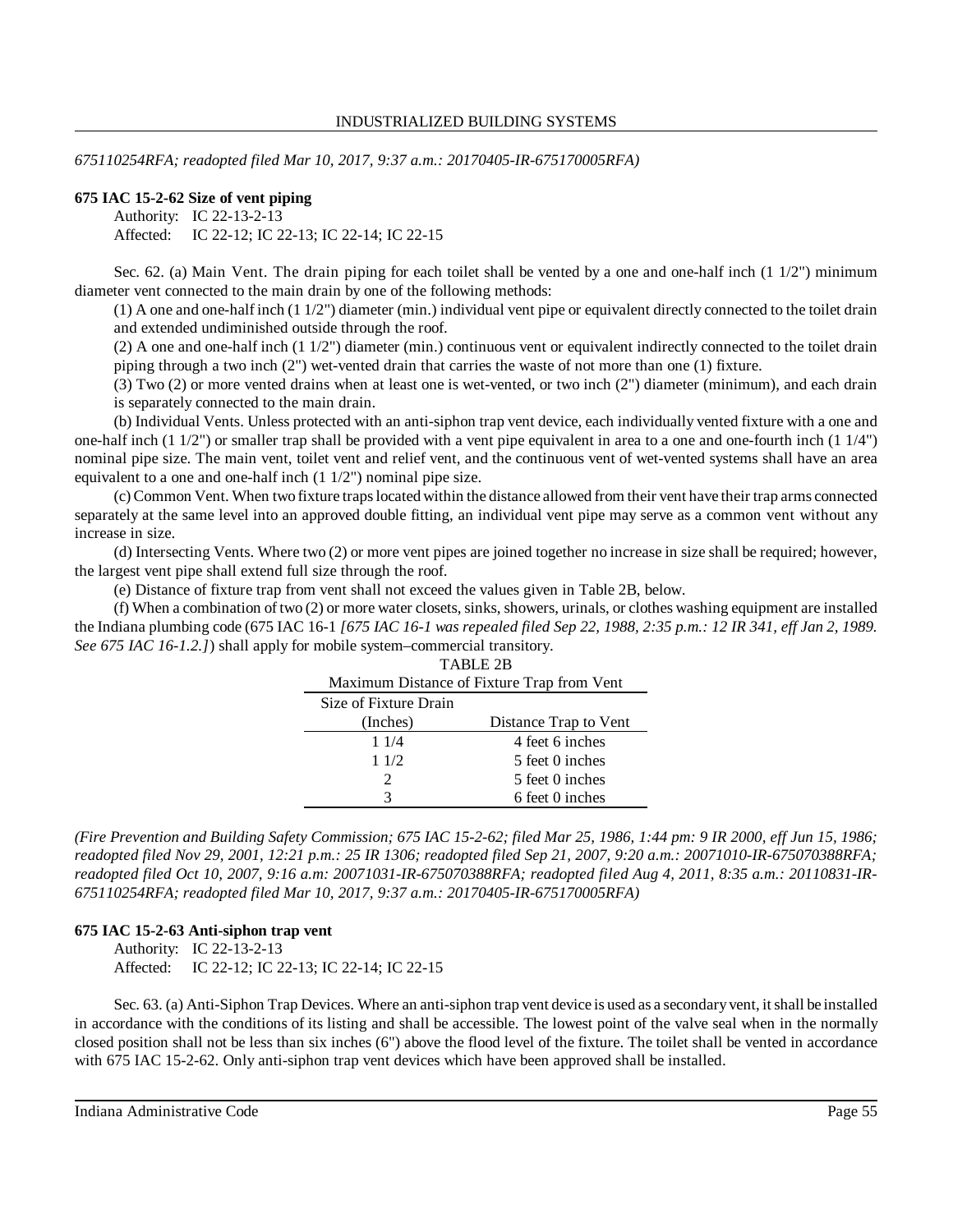*675110254RFA; readopted filed Mar 10, 2017, 9:37 a.m.: 20170405-IR-675170005RFA)*

**675 IAC 15-2-62 Size of vent piping**

Authority: IC 22-13-2-13
Affected: IC 22-12; IC 22-13; IC 22-14; IC 22-15

Sec. 62. (a) Main Vent. The drain piping for each toilet shall be vented by a one and one-half inch (1 1/2") minimum diameter vent connected to the main drain by one of the following methods:

(1) A one and one-half inch (1 1/2") diameter (min.) individual vent pipe or equivalent directly connected to the toilet drain and extended undiminished outside through the roof.

(2) A one and one-half inch (1 1/2") diameter (min.) continuous vent or equivalent indirectly connected to the toilet drain piping through a two inch (2") wet-vented drain that carries the waste of not more than one (1) fixture.

(3) Two (2) or more vented drains when at least one is wet-vented, or two inch (2") diameter (minimum), and each drain is separately connected to the main drain.

(b) Individual Vents. Unless protected with an anti-siphon trap vent device, each individually vented fixture with a one and one-half inch (1 1/2") or smaller trap shall be provided with a vent pipe equivalent in area to a one and one-fourth inch (1 1/4") nominal pipe size. The main vent, toilet vent and relief vent, and the continuous vent of wet-vented systems shall have an area equivalent to a one and one-half inch (1 1/2") nominal pipe size.

(c) Common Vent. When two fixture traps located within the distance allowed from their vent have their trap arms connected separately at the same level into an approved double fitting, an individual vent pipe may serve as a common vent without any increase in size.

(d) Intersecting Vents. Where two (2) or more vent pipes are joined together no increase in size shall be required; however, the largest vent pipe shall extend full size through the roof.

(e) Distance of fixture trap from vent shall not exceed the values given in Table 2B, below.

(f) When a combination of two (2) or more water closets, sinks, showers, urinals, or clothes washing equipment are installed the Indiana plumbing code (675 IAC 16-1 *[675 IAC 16-1 was repealed filed Sep 22, 1988, 2:35 p.m.: 12 IR 341, eff Jan 2, 1989. See 675 IAC 16-1.2.]*) shall apply for mobile system–commercial transitory.

TABLE 2B
Maximum Distance of Fixture Trap from Vent

| Size of Fixture Drain (Inches) | Distance Trap to Vent |
|---|---|
| 1 1/4 | 4 feet 6 inches |
| 1 1/2 | 5 feet 0 inches |
| 2 | 5 feet 0 inches |
| 3 | 6 feet 0 inches |

*(Fire Prevention and Building Safety Commission; 675 IAC 15-2-62; filed Mar 25, 1986, 1:44 pm: 9 IR 2000, eff Jun 15, 1986; readopted filed Nov 29, 2001, 12:21 p.m.: 25 IR 1306; readopted filed Sep 21, 2007, 9:20 a.m.: 20071010-IR-675070388RFA; readopted filed Oct 10, 2007, 9:16 a.m: 20071031-IR-675070388RFA; readopted filed Aug 4, 2011, 8:35 a.m.: 20110831-IR-675110254RFA; readopted filed Mar 10, 2017, 9:37 a.m.: 20170405-IR-675170005RFA)*

**675 IAC 15-2-63 Anti-siphon trap vent**

Authority: IC 22-13-2-13
Affected: IC 22-12; IC 22-13; IC 22-14; IC 22-15

Sec. 63. (a) Anti-Siphon Trap Devices. Where an anti-siphon trap vent device is used as a secondary vent, it shall be installed in accordance with the conditions of its listing and shall be accessible. The lowest point of the valve seal when in the normally closed position shall not be less than six inches (6") above the flood level of the fixture. The toilet shall be vented in accordance with 675 IAC 15-2-62. Only anti-siphon trap vent devices which have been approved shall be installed.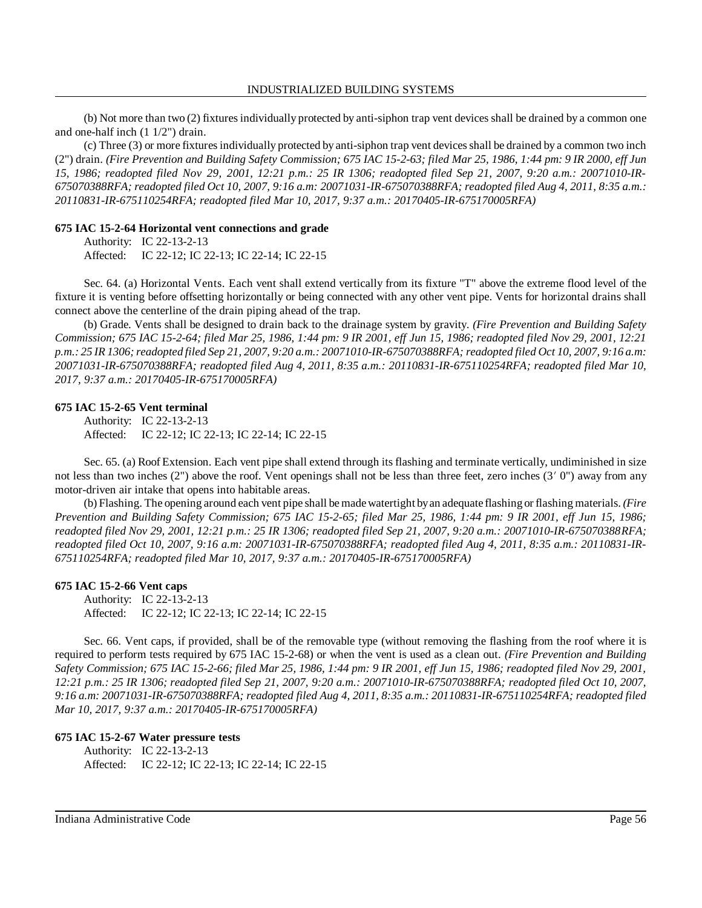(b) Not more than two (2) fixtures individually protected by anti-siphon trap vent devices shall be drained by a common one and one-half inch (1 1/2") drain.

(c) Three (3) or more fixtures individually protected by anti-siphon trap vent devices shall be drained by a common two inch (2") drain. *(Fire Prevention and Building Safety Commission; 675 IAC 15-2-63; filed Mar 25, 1986, 1:44 pm: 9 IR 2000, eff Jun 15, 1986; readopted filed Nov 29, 2001, 12:21 p.m.: 25 IR 1306; readopted filed Sep 21, 2007, 9:20 a.m.: 20071010-IR-675070388RFA; readopted filed Oct 10, 2007, 9:16 a.m: 20071031-IR-675070388RFA; readopted filed Aug 4, 2011, 8:35 a.m.: 20110831-IR-675110254RFA; readopted filed Mar 10, 2017, 9:37 a.m.: 20170405-IR-675170005RFA)*

**675 IAC 15-2-64 Horizontal vent connections and grade**

Authority: IC 22-13-2-13
Affected: IC 22-12; IC 22-13; IC 22-14; IC 22-15

Sec. 64. (a) Horizontal Vents. Each vent shall extend vertically from its fixture "T" above the extreme flood level of the fixture it is venting before offsetting horizontally or being connected with any other vent pipe. Vents for horizontal drains shall connect above the centerline of the drain piping ahead of the trap.

(b) Grade. Vents shall be designed to drain back to the drainage system by gravity. *(Fire Prevention and Building Safety Commission; 675 IAC 15-2-64; filed Mar 25, 1986, 1:44 pm: 9 IR 2001, eff Jun 15, 1986; readopted filed Nov 29, 2001, 12:21 p.m.: 25 IR 1306; readopted filed Sep 21, 2007, 9:20 a.m.: 20071010-IR-675070388RFA; readopted filed Oct 10, 2007, 9:16 a.m: 20071031-IR-675070388RFA; readopted filed Aug 4, 2011, 8:35 a.m.: 20110831-IR-675110254RFA; readopted filed Mar 10, 2017, 9:37 a.m.: 20170405-IR-675170005RFA)*

**675 IAC 15-2-65 Vent terminal**

Authority: IC 22-13-2-13
Affected: IC 22-12; IC 22-13; IC 22-14; IC 22-15

Sec. 65. (a) Roof Extension. Each vent pipe shall extend through its flashing and terminate vertically, undiminished in size not less than two inches (2") above the roof. Vent openings shall not be less than three feet, zero inches (3′ 0") away from any motor-driven air intake that opens into habitable areas.

(b) Flashing. The opening around each vent pipe shall be made watertight by an adequate flashing or flashing materials. *(Fire Prevention and Building Safety Commission; 675 IAC 15-2-65; filed Mar 25, 1986, 1:44 pm: 9 IR 2001, eff Jun 15, 1986; readopted filed Nov 29, 2001, 12:21 p.m.: 25 IR 1306; readopted filed Sep 21, 2007, 9:20 a.m.: 20071010-IR-675070388RFA; readopted filed Oct 10, 2007, 9:16 a.m: 20071031-IR-675070388RFA; readopted filed Aug 4, 2011, 8:35 a.m.: 20110831-IR-675110254RFA; readopted filed Mar 10, 2017, 9:37 a.m.: 20170405-IR-675170005RFA)*

**675 IAC 15-2-66 Vent caps**

Authority: IC 22-13-2-13
Affected: IC 22-12; IC 22-13; IC 22-14; IC 22-15

Sec. 66. Vent caps, if provided, shall be of the removable type (without removing the flashing from the roof where it is required to perform tests required by 675 IAC 15-2-68) or when the vent is used as a clean out. *(Fire Prevention and Building Safety Commission; 675 IAC 15-2-66; filed Mar 25, 1986, 1:44 pm: 9 IR 2001, eff Jun 15, 1986; readopted filed Nov 29, 2001, 12:21 p.m.: 25 IR 1306; readopted filed Sep 21, 2007, 9:20 a.m.: 20071010-IR-675070388RFA; readopted filed Oct 10, 2007, 9:16 a.m: 20071031-IR-675070388RFA; readopted filed Aug 4, 2011, 8:35 a.m.: 20110831-IR-675110254RFA; readopted filed Mar 10, 2017, 9:37 a.m.: 20170405-IR-675170005RFA)*

**675 IAC 15-2-67 Water pressure tests**

Authority: IC 22-13-2-13
Affected: IC 22-12; IC 22-13; IC 22-14; IC 22-15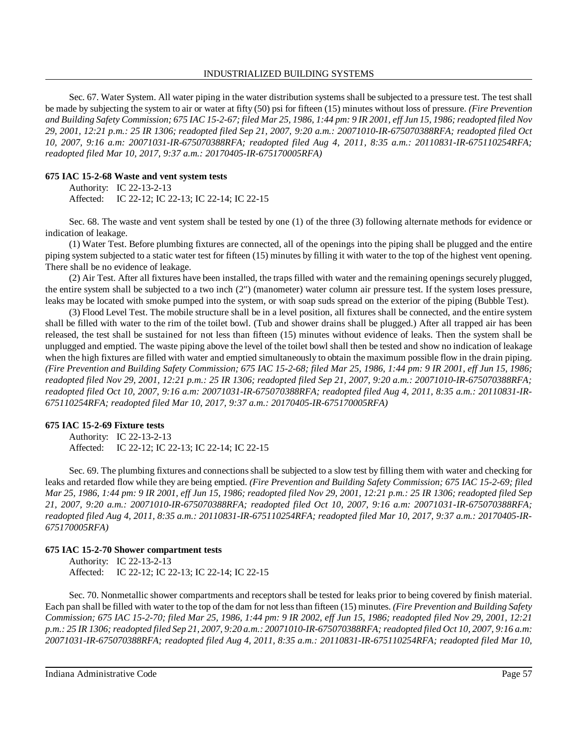Sec. 67. Water System. All water piping in the water distribution systems shall be subjected to a pressure test. The test shall be made by subjecting the system to air or water at fifty (50) psi for fifteen (15) minutes without loss of pressure. *(Fire Prevention and Building Safety Commission; 675 IAC 15-2-67; filed Mar 25, 1986, 1:44 pm: 9 IR 2001, eff Jun 15, 1986; readopted filed Nov 29, 2001, 12:21 p.m.: 25 IR 1306; readopted filed Sep 21, 2007, 9:20 a.m.: 20071010-IR-675070388RFA; readopted filed Oct 10, 2007, 9:16 a.m: 20071031-IR-675070388RFA; readopted filed Aug 4, 2011, 8:35 a.m.: 20110831-IR-675110254RFA; readopted filed Mar 10, 2017, 9:37 a.m.: 20170405-IR-675170005RFA)*

**675 IAC 15-2-68 Waste and vent system tests**

Authority: IC 22-13-2-13
Affected: IC 22-12; IC 22-13; IC 22-14; IC 22-15

Sec. 68. The waste and vent system shall be tested by one (1) of the three (3) following alternate methods for evidence or indication of leakage.

(1) Water Test. Before plumbing fixtures are connected, all of the openings into the piping shall be plugged and the entire piping system subjected to a static water test for fifteen (15) minutes by filling it with water to the top of the highest vent opening. There shall be no evidence of leakage.

(2) Air Test. After all fixtures have been installed, the traps filled with water and the remaining openings securely plugged, the entire system shall be subjected to a two inch (2") (manometer) water column air pressure test. If the system loses pressure, leaks may be located with smoke pumped into the system, or with soap suds spread on the exterior of the piping (Bubble Test).

(3) Flood Level Test. The mobile structure shall be in a level position, all fixtures shall be connected, and the entire system shall be filled with water to the rim of the toilet bowl. (Tub and shower drains shall be plugged.) After all trapped air has been released, the test shall be sustained for not less than fifteen (15) minutes without evidence of leaks. Then the system shall be unplugged and emptied. The waste piping above the level of the toilet bowl shall then be tested and show no indication of leakage when the high fixtures are filled with water and emptied simultaneously to obtain the maximum possible flow in the drain piping. *(Fire Prevention and Building Safety Commission; 675 IAC 15-2-68; filed Mar 25, 1986, 1:44 pm: 9 IR 2001, eff Jun 15, 1986; readopted filed Nov 29, 2001, 12:21 p.m.: 25 IR 1306; readopted filed Sep 21, 2007, 9:20 a.m.: 20071010-IR-675070388RFA; readopted filed Oct 10, 2007, 9:16 a.m: 20071031-IR-675070388RFA; readopted filed Aug 4, 2011, 8:35 a.m.: 20110831-IR-675110254RFA; readopted filed Mar 10, 2017, 9:37 a.m.: 20170405-IR-675170005RFA)*

**675 IAC 15-2-69 Fixture tests**

Authority: IC 22-13-2-13
Affected: IC 22-12; IC 22-13; IC 22-14; IC 22-15

Sec. 69. The plumbing fixtures and connections shall be subjected to a slow test by filling them with water and checking for leaks and retarded flow while they are being emptied. *(Fire Prevention and Building Safety Commission; 675 IAC 15-2-69; filed Mar 25, 1986, 1:44 pm: 9 IR 2001, eff Jun 15, 1986; readopted filed Nov 29, 2001, 12:21 p.m.: 25 IR 1306; readopted filed Sep 21, 2007, 9:20 a.m.: 20071010-IR-675070388RFA; readopted filed Oct 10, 2007, 9:16 a.m: 20071031-IR-675070388RFA; readopted filed Aug 4, 2011, 8:35 a.m.: 20110831-IR-675110254RFA; readopted filed Mar 10, 2017, 9:37 a.m.: 20170405-IR-675170005RFA)*

**675 IAC 15-2-70 Shower compartment tests**

Authority: IC 22-13-2-13
Affected: IC 22-12; IC 22-13; IC 22-14; IC 22-15

Sec. 70. Nonmetallic shower compartments and receptors shall be tested for leaks prior to being covered by finish material. Each pan shall be filled with water to the top of the dam for not less than fifteen (15) minutes. *(Fire Prevention and Building Safety Commission; 675 IAC 15-2-70; filed Mar 25, 1986, 1:44 pm: 9 IR 2002, eff Jun 15, 1986; readopted filed Nov 29, 2001, 12:21 p.m.: 25 IR 1306; readopted filed Sep 21, 2007, 9:20 a.m.: 20071010-IR-675070388RFA; readopted filed Oct 10, 2007, 9:16 a.m: 20071031-IR-675070388RFA; readopted filed Aug 4, 2011, 8:35 a.m.: 20110831-IR-675110254RFA; readopted filed Mar 10,*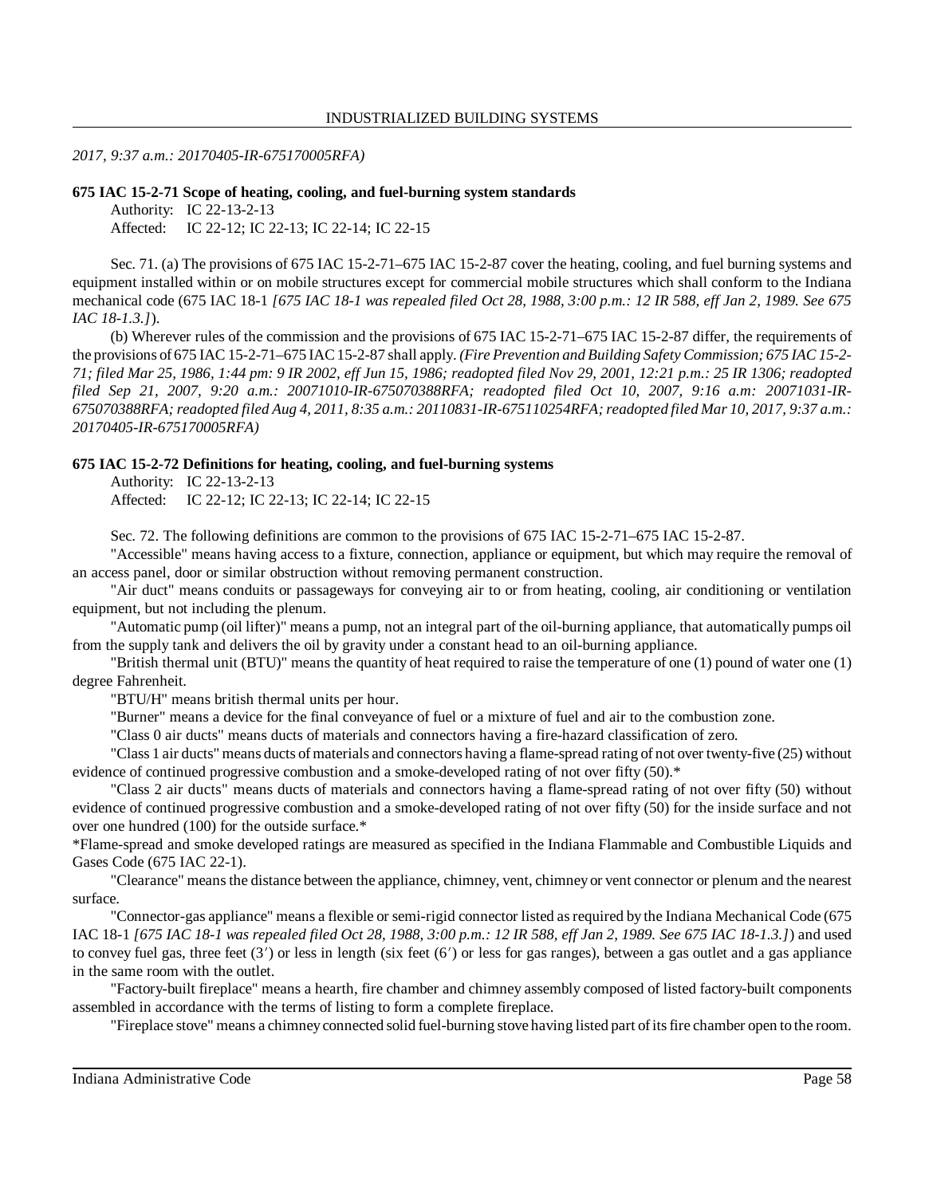*2017, 9:37 a.m.: 20170405-IR-675170005RFA)*

**675 IAC 15-2-71 Scope of heating, cooling, and fuel-burning system standards**

Authority: IC 22-13-2-13
Affected: IC 22-12; IC 22-13; IC 22-14; IC 22-15

Sec. 71. (a) The provisions of 675 IAC 15-2-71–675 IAC 15-2-87 cover the heating, cooling, and fuel burning systems and equipment installed within or on mobile structures except for commercial mobile structures which shall conform to the Indiana mechanical code (675 IAC 18-1 *[675 IAC 18-1 was repealed filed Oct 28, 1988, 3:00 p.m.: 12 IR 588, eff Jan 2, 1989. See 675 IAC 18-1.3.]*).

(b) Wherever rules of the commission and the provisions of 675 IAC 15-2-71–675 IAC 15-2-87 differ, the requirements of the provisions of 675 IAC 15-2-71–675 IAC 15-2-87 shall apply. *(Fire Prevention and Building Safety Commission; 675 IAC 15-2-71; filed Mar 25, 1986, 1:44 pm: 9 IR 2002, eff Jun 15, 1986; readopted filed Nov 29, 2001, 12:21 p.m.: 25 IR 1306; readopted filed Sep 21, 2007, 9:20 a.m.: 20071010-IR-675070388RFA; readopted filed Oct 10, 2007, 9:16 a.m: 20071031-IR-675070388RFA; readopted filed Aug 4, 2011, 8:35 a.m.: 20110831-IR-675110254RFA; readopted filed Mar 10, 2017, 9:37 a.m.: 20170405-IR-675170005RFA)*

**675 IAC 15-2-72 Definitions for heating, cooling, and fuel-burning systems**

Authority: IC 22-13-2-13
Affected: IC 22-12; IC 22-13; IC 22-14; IC 22-15

Sec. 72. The following definitions are common to the provisions of 675 IAC 15-2-71–675 IAC 15-2-87.

"Accessible" means having access to a fixture, connection, appliance or equipment, but which may require the removal of an access panel, door or similar obstruction without removing permanent construction.

"Air duct" means conduits or passageways for conveying air to or from heating, cooling, air conditioning or ventilation equipment, but not including the plenum.

"Automatic pump (oil lifter)" means a pump, not an integral part of the oil-burning appliance, that automatically pumps oil from the supply tank and delivers the oil by gravity under a constant head to an oil-burning appliance.

"British thermal unit (BTU)" means the quantity of heat required to raise the temperature of one (1) pound of water one (1) degree Fahrenheit.

"BTU/H" means british thermal units per hour.

"Burner" means a device for the final conveyance of fuel or a mixture of fuel and air to the combustion zone.

"Class 0 air ducts" means ducts of materials and connectors having a fire-hazard classification of zero.

"Class 1 air ducts" means ducts of materials and connectors having a flame-spread rating of not over twenty-five (25) without evidence of continued progressive combustion and a smoke-developed rating of not over fifty (50).*

"Class 2 air ducts" means ducts of materials and connectors having a flame-spread rating of not over fifty (50) without evidence of continued progressive combustion and a smoke-developed rating of not over fifty (50) for the inside surface and not over one hundred (100) for the outside surface.*

*Flame-spread and smoke developed ratings are measured as specified in the Indiana Flammable and Combustible Liquids and Gases Code (675 IAC 22-1).

"Clearance" means the distance between the appliance, chimney, vent, chimney or vent connector or plenum and the nearest surface.

"Connector-gas appliance" means a flexible or semi-rigid connector listed as required by the Indiana Mechanical Code (675 IAC 18-1 *[675 IAC 18-1 was repealed filed Oct 28, 1988, 3:00 p.m.: 12 IR 588, eff Jan 2, 1989. See 675 IAC 18-1.3.]*) and used to convey fuel gas, three feet (3′) or less in length (six feet (6′) or less for gas ranges), between a gas outlet and a gas appliance in the same room with the outlet.

"Factory-built fireplace" means a hearth, fire chamber and chimney assembly composed of listed factory-built components assembled in accordance with the terms of listing to form a complete fireplace.

"Fireplace stove" means a chimney connected solid fuel-burning stove having listed part of its fire chamber open to the room.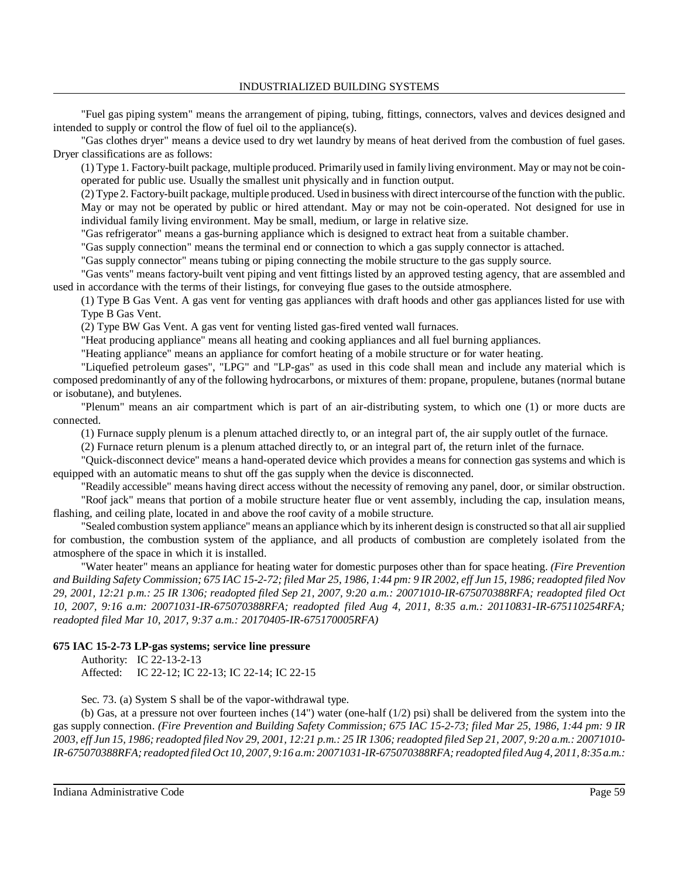"Fuel gas piping system" means the arrangement of piping, tubing, fittings, connectors, valves and devices designed and intended to supply or control the flow of fuel oil to the appliance(s).

"Gas clothes dryer" means a device used to dry wet laundry by means of heat derived from the combustion of fuel gases. Dryer classifications are as follows:

(1) Type 1. Factory-built package, multiple produced. Primarily used in family living environment. May or may not be coin-operated for public use. Usually the smallest unit physically and in function output.

(2) Type 2. Factory-built package, multiple produced. Used in business with direct intercourse of the function with the public. May or may not be operated by public or hired attendant. May or may not be coin-operated. Not designed for use in individual family living environment. May be small, medium, or large in relative size.

"Gas refrigerator" means a gas-burning appliance which is designed to extract heat from a suitable chamber.

"Gas supply connection" means the terminal end or connection to which a gas supply connector is attached.

"Gas supply connector" means tubing or piping connecting the mobile structure to the gas supply source.

"Gas vents" means factory-built vent piping and vent fittings listed by an approved testing agency, that are assembled and used in accordance with the terms of their listings, for conveying flue gases to the outside atmosphere.

(1) Type B Gas Vent. A gas vent for venting gas appliances with draft hoods and other gas appliances listed for use with Type B Gas Vent.

(2) Type BW Gas Vent. A gas vent for venting listed gas-fired vented wall furnaces.

"Heat producing appliance" means all heating and cooking appliances and all fuel burning appliances.

"Heating appliance" means an appliance for comfort heating of a mobile structure or for water heating.

"Liquefied petroleum gases", "LPG" and "LP-gas" as used in this code shall mean and include any material which is composed predominantly of any of the following hydrocarbons, or mixtures of them: propane, propulene, butanes (normal butane or isobutane), and butylenes.

"Plenum" means an air compartment which is part of an air-distributing system, to which one (1) or more ducts are connected.

(1) Furnace supply plenum is a plenum attached directly to, or an integral part of, the air supply outlet of the furnace.

(2) Furnace return plenum is a plenum attached directly to, or an integral part of, the return inlet of the furnace.

"Quick-disconnect device" means a hand-operated device which provides a means for connection gas systems and which is equipped with an automatic means to shut off the gas supply when the device is disconnected.

"Readily accessible" means having direct access without the necessity of removing any panel, door, or similar obstruction.

"Roof jack" means that portion of a mobile structure heater flue or vent assembly, including the cap, insulation means, flashing, and ceiling plate, located in and above the roof cavity of a mobile structure.

"Sealed combustion system appliance" means an appliance which by its inherent design is constructed so that all air supplied for combustion, the combustion system of the appliance, and all products of combustion are completely isolated from the atmosphere of the space in which it is installed.

"Water heater" means an appliance for heating water for domestic purposes other than for space heating. *(Fire Prevention and Building Safety Commission; 675 IAC 15-2-72; filed Mar 25, 1986, 1:44 pm: 9 IR 2002, eff Jun 15, 1986; readopted filed Nov 29, 2001, 12:21 p.m.: 25 IR 1306; readopted filed Sep 21, 2007, 9:20 a.m.: 20071010-IR-675070388RFA; readopted filed Oct 10, 2007, 9:16 a.m: 20071031-IR-675070388RFA; readopted filed Aug 4, 2011, 8:35 a.m.: 20110831-IR-675110254RFA; readopted filed Mar 10, 2017, 9:37 a.m.: 20170405-IR-675170005RFA)*

**675 IAC 15-2-73 LP-gas systems; service line pressure**

Authority: IC 22-13-2-13
Affected: IC 22-12; IC 22-13; IC 22-14; IC 22-15

Sec. 73. (a) System S shall be of the vapor-withdrawal type.

(b) Gas, at a pressure not over fourteen inches (14") water (one-half (1/2) psi) shall be delivered from the system into the gas supply connection. *(Fire Prevention and Building Safety Commission; 675 IAC 15-2-73; filed Mar 25, 1986, 1:44 pm: 9 IR 2003, eff Jun 15, 1986; readopted filed Nov 29, 2001, 12:21 p.m.: 25 IR 1306; readopted filed Sep 21, 2007, 9:20 a.m.: 20071010-IR-675070388RFA; readopted filed Oct 10, 2007, 9:16 a.m: 20071031-IR-675070388RFA; readopted filed Aug 4, 2011, 8:35 a.m.:*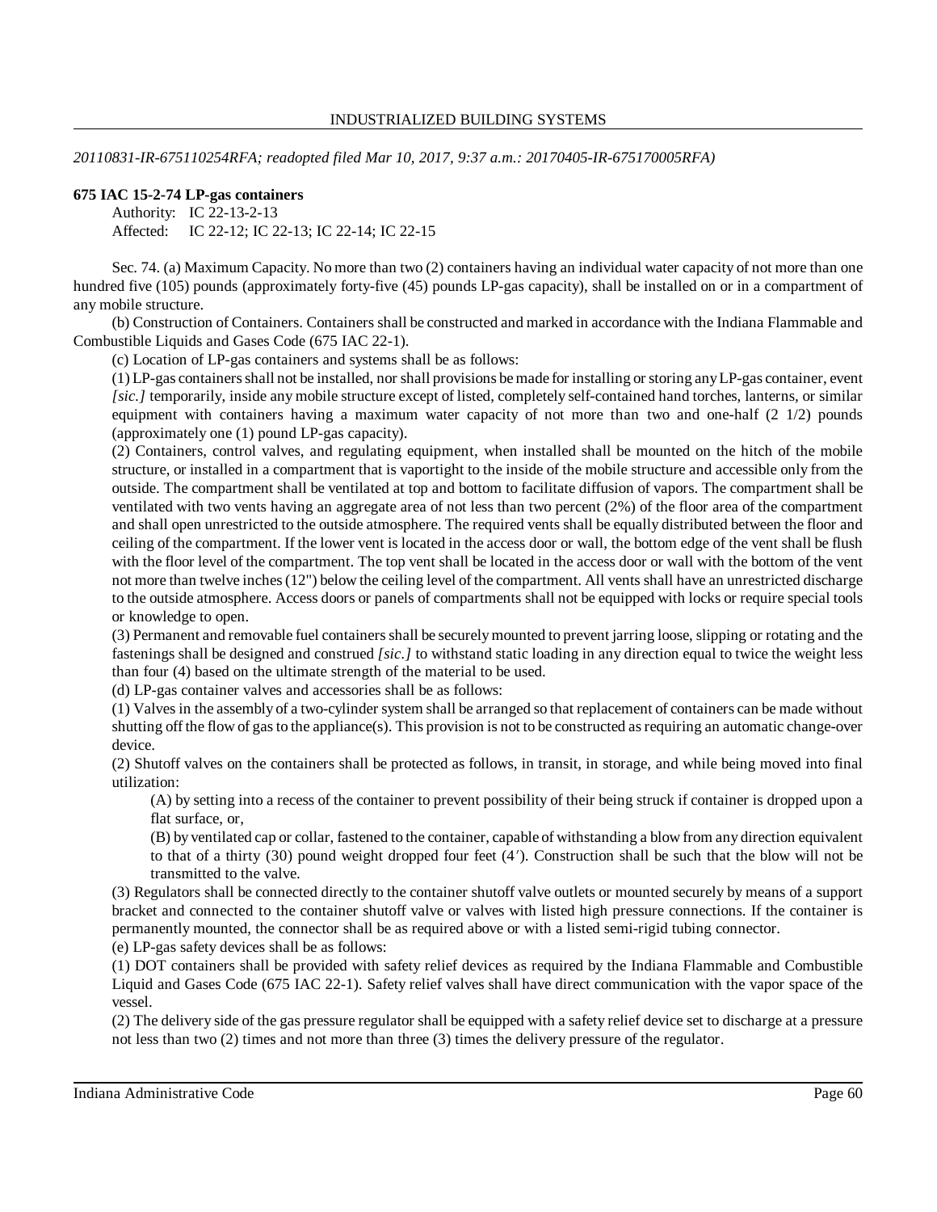*20110831-IR-675110254RFA; readopted filed Mar 10, 2017, 9:37 a.m.: 20170405-IR-675170005RFA)*

**675 IAC 15-2-74 LP-gas containers**

Authority: IC 22-13-2-13
Affected: IC 22-12; IC 22-13; IC 22-14; IC 22-15

Sec. 74. (a) Maximum Capacity. No more than two (2) containers having an individual water capacity of not more than one hundred five (105) pounds (approximately forty-five (45) pounds LP-gas capacity), shall be installed on or in a compartment of any mobile structure.

(b) Construction of Containers. Containers shall be constructed and marked in accordance with the Indiana Flammable and Combustible Liquids and Gases Code (675 IAC 22-1).

(c) Location of LP-gas containers and systems shall be as follows:

(1) LP-gas containers shall not be installed, nor shall provisions be made for installing or storing any LP-gas container, event *[sic.]* temporarily, inside any mobile structure except of listed, completely self-contained hand torches, lanterns, or similar equipment with containers having a maximum water capacity of not more than two and one-half (2 1/2) pounds (approximately one (1) pound LP-gas capacity).

(2) Containers, control valves, and regulating equipment, when installed shall be mounted on the hitch of the mobile structure, or installed in a compartment that is vaportight to the inside of the mobile structure and accessible only from the outside. The compartment shall be ventilated at top and bottom to facilitate diffusion of vapors. The compartment shall be ventilated with two vents having an aggregate area of not less than two percent (2%) of the floor area of the compartment and shall open unrestricted to the outside atmosphere. The required vents shall be equally distributed between the floor and ceiling of the compartment. If the lower vent is located in the access door or wall, the bottom edge of the vent shall be flush with the floor level of the compartment. The top vent shall be located in the access door or wall with the bottom of the vent not more than twelve inches (12") below the ceiling level of the compartment. All vents shall have an unrestricted discharge to the outside atmosphere. Access doors or panels of compartments shall not be equipped with locks or require special tools or knowledge to open.

(3) Permanent and removable fuel containers shall be securely mounted to prevent jarring loose, slipping or rotating and the fastenings shall be designed and construed *[sic.]* to withstand static loading in any direction equal to twice the weight less than four (4) based on the ultimate strength of the material to be used.

(d) LP-gas container valves and accessories shall be as follows:

(1) Valves in the assembly of a two-cylinder system shall be arranged so that replacement of containers can be made without shutting off the flow of gas to the appliance(s). This provision is not to be constructed as requiring an automatic change-over device.

(2) Shutoff valves on the containers shall be protected as follows, in transit, in storage, and while being moved into final utilization:

(A) by setting into a recess of the container to prevent possibility of their being struck if container is dropped upon a flat surface, or,

(B) by ventilated cap or collar, fastened to the container, capable of withstanding a blow from any direction equivalent to that of a thirty (30) pound weight dropped four feet (4′). Construction shall be such that the blow will not be transmitted to the valve.

(3) Regulators shall be connected directly to the container shutoff valve outlets or mounted securely by means of a support bracket and connected to the container shutoff valve or valves with listed high pressure connections. If the container is permanently mounted, the connector shall be as required above or with a listed semi-rigid tubing connector.

(e) LP-gas safety devices shall be as follows:

(1) DOT containers shall be provided with safety relief devices as required by the Indiana Flammable and Combustible Liquid and Gases Code (675 IAC 22-1). Safety relief valves shall have direct communication with the vapor space of the vessel.

(2) The delivery side of the gas pressure regulator shall be equipped with a safety relief device set to discharge at a pressure not less than two (2) times and not more than three (3) times the delivery pressure of the regulator.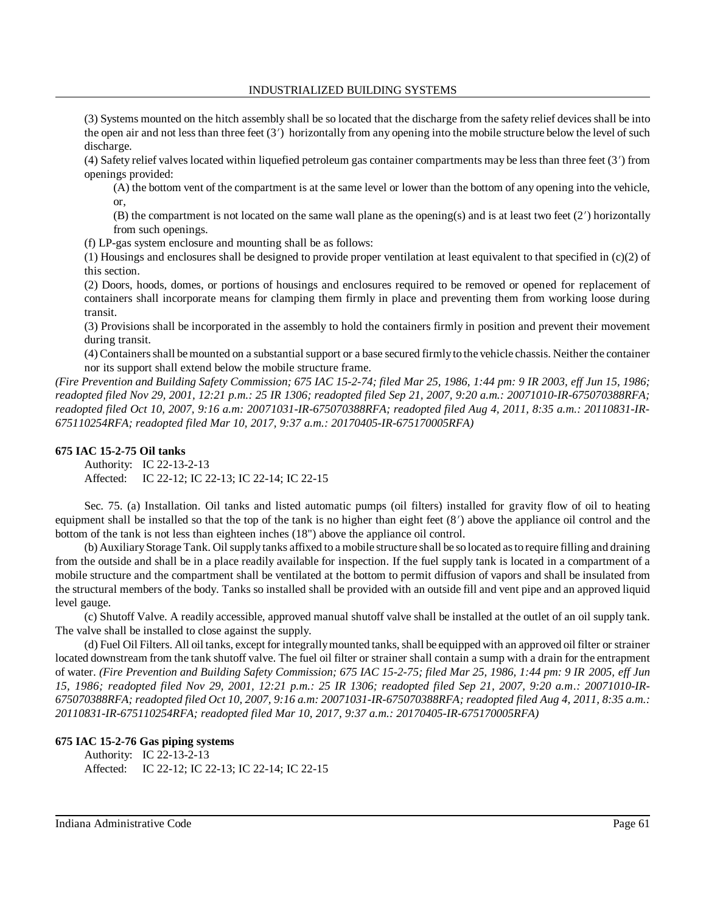(3) Systems mounted on the hitch assembly shall be so located that the discharge from the safety relief devices shall be into the open air and not less than three feet (3′) horizontally from any opening into the mobile structure below the level of such discharge.

(4) Safety relief valves located within liquefied petroleum gas container compartments may be less than three feet (3′) from openings provided:

(A) the bottom vent of the compartment is at the same level or lower than the bottom of any opening into the vehicle, or,

(B) the compartment is not located on the same wall plane as the opening(s) and is at least two feet (2′) horizontally from such openings.

(f) LP-gas system enclosure and mounting shall be as follows:

(1) Housings and enclosures shall be designed to provide proper ventilation at least equivalent to that specified in (c)(2) of this section.

(2) Doors, hoods, domes, or portions of housings and enclosures required to be removed or opened for replacement of containers shall incorporate means for clamping them firmly in place and preventing them from working loose during transit.

(3) Provisions shall be incorporated in the assembly to hold the containers firmly in position and prevent their movement during transit.

(4) Containers shall be mounted on a substantial support or a base secured firmly to the vehicle chassis. Neither the container nor its support shall extend below the mobile structure frame.

*(Fire Prevention and Building Safety Commission; 675 IAC 15-2-74; filed Mar 25, 1986, 1:44 pm: 9 IR 2003, eff Jun 15, 1986; readopted filed Nov 29, 2001, 12:21 p.m.: 25 IR 1306; readopted filed Sep 21, 2007, 9:20 a.m.: 20071010-IR-675070388RFA; readopted filed Oct 10, 2007, 9:16 a.m: 20071031-IR-675070388RFA; readopted filed Aug 4, 2011, 8:35 a.m.: 20110831-IR-675110254RFA; readopted filed Mar 10, 2017, 9:37 a.m.: 20170405-IR-675170005RFA)*

**675 IAC 15-2-75 Oil tanks**

Authority: IC 22-13-2-13
Affected: IC 22-12; IC 22-13; IC 22-14; IC 22-15

Sec. 75. (a) Installation. Oil tanks and listed automatic pumps (oil filters) installed for gravity flow of oil to heating equipment shall be installed so that the top of the tank is no higher than eight feet (8′) above the appliance oil control and the bottom of the tank is not less than eighteen inches (18") above the appliance oil control.

(b) Auxiliary Storage Tank. Oil supply tanks affixed to a mobile structure shall be so located as to require filling and draining from the outside and shall be in a place readily available for inspection. If the fuel supply tank is located in a compartment of a mobile structure and the compartment shall be ventilated at the bottom to permit diffusion of vapors and shall be insulated from the structural members of the body. Tanks so installed shall be provided with an outside fill and vent pipe and an approved liquid level gauge.

(c) Shutoff Valve. A readily accessible, approved manual shutoff valve shall be installed at the outlet of an oil supply tank. The valve shall be installed to close against the supply.

(d) Fuel Oil Filters. All oil tanks, except for integrally mounted tanks, shall be equipped with an approved oil filter or strainer located downstream from the tank shutoff valve. The fuel oil filter or strainer shall contain a sump with a drain for the entrapment of water. *(Fire Prevention and Building Safety Commission; 675 IAC 15-2-75; filed Mar 25, 1986, 1:44 pm: 9 IR 2005, eff Jun 15, 1986; readopted filed Nov 29, 2001, 12:21 p.m.: 25 IR 1306; readopted filed Sep 21, 2007, 9:20 a.m.: 20071010-IR-675070388RFA; readopted filed Oct 10, 2007, 9:16 a.m: 20071031-IR-675070388RFA; readopted filed Aug 4, 2011, 8:35 a.m.: 20110831-IR-675110254RFA; readopted filed Mar 10, 2017, 9:37 a.m.: 20170405-IR-675170005RFA)*

**675 IAC 15-2-76 Gas piping systems**

Authority: IC 22-13-2-13
Affected: IC 22-12; IC 22-13; IC 22-14; IC 22-15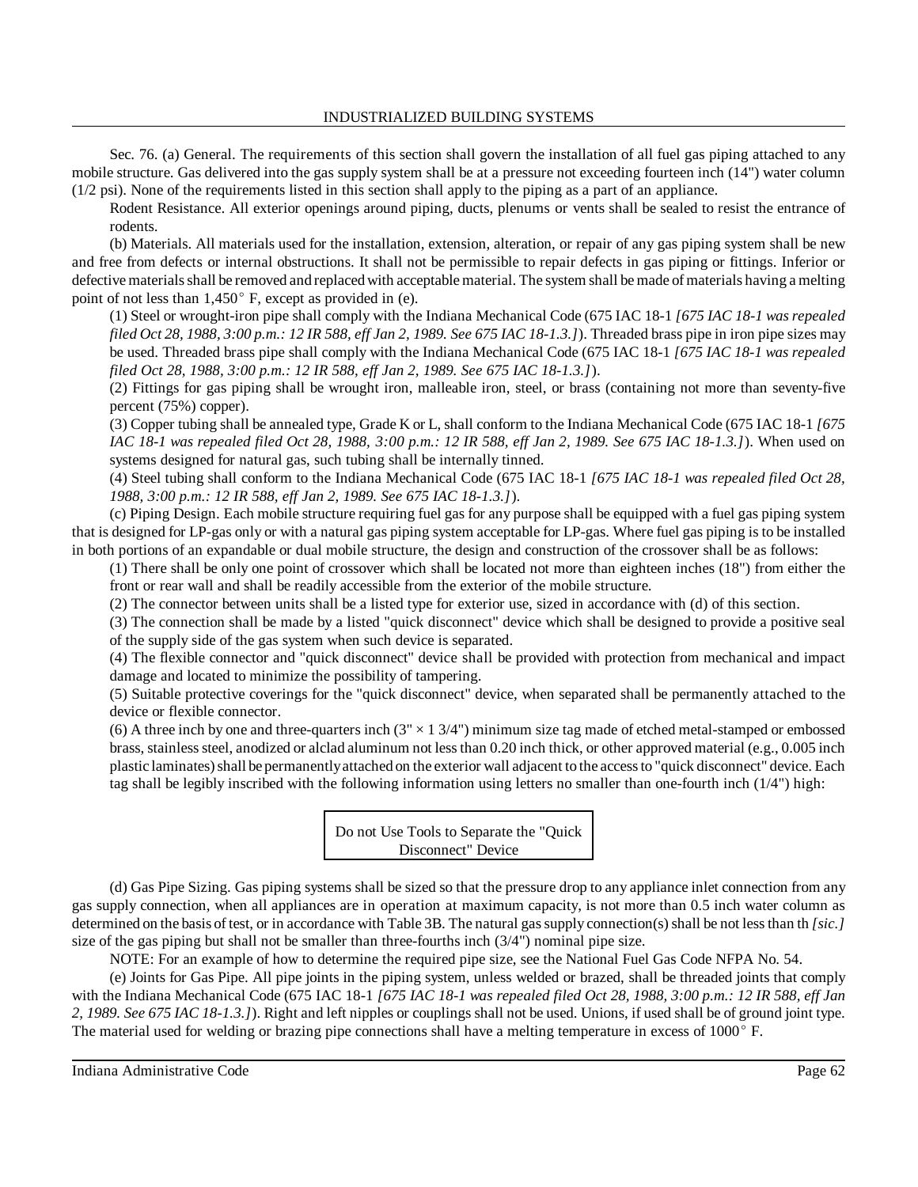Sec. 76. (a) General. The requirements of this section shall govern the installation of all fuel gas piping attached to any mobile structure. Gas delivered into the gas supply system shall be at a pressure not exceeding fourteen inch (14") water column (1/2 psi). None of the requirements listed in this section shall apply to the piping as a part of an appliance.

Rodent Resistance. All exterior openings around piping, ducts, plenums or vents shall be sealed to resist the entrance of rodents.

(b) Materials. All materials used for the installation, extension, alteration, or repair of any gas piping system shall be new and free from defects or internal obstructions. It shall not be permissible to repair defects in gas piping or fittings. Inferior or defective materials shall be removed and replaced with acceptable material. The system shall be made of materials having a melting point of not less than 1,450° F, except as provided in (e).

(1) Steel or wrought-iron pipe shall comply with the Indiana Mechanical Code (675 IAC 18-1 *[675 IAC 18-1 was repealed filed Oct 28, 1988, 3:00 p.m.: 12 IR 588, eff Jan 2, 1989. See 675 IAC 18-1.3.]*). Threaded brass pipe in iron pipe sizes may be used. Threaded brass pipe shall comply with the Indiana Mechanical Code (675 IAC 18-1 *[675 IAC 18-1 was repealed filed Oct 28, 1988, 3:00 p.m.: 12 IR 588, eff Jan 2, 1989. See 675 IAC 18-1.3.]*).

(2) Fittings for gas piping shall be wrought iron, malleable iron, steel, or brass (containing not more than seventy-five percent (75%) copper).

(3) Copper tubing shall be annealed type, Grade K or L, shall conform to the Indiana Mechanical Code (675 IAC 18-1 *[675 IAC 18-1 was repealed filed Oct 28, 1988, 3:00 p.m.: 12 IR 588, eff Jan 2, 1989. See 675 IAC 18-1.3.]*). When used on systems designed for natural gas, such tubing shall be internally tinned.

(4) Steel tubing shall conform to the Indiana Mechanical Code (675 IAC 18-1 *[675 IAC 18-1 was repealed filed Oct 28, 1988, 3:00 p.m.: 12 IR 588, eff Jan 2, 1989. See 675 IAC 18-1.3.]*).

(c) Piping Design. Each mobile structure requiring fuel gas for any purpose shall be equipped with a fuel gas piping system that is designed for LP-gas only or with a natural gas piping system acceptable for LP-gas. Where fuel gas piping is to be installed in both portions of an expandable or dual mobile structure, the design and construction of the crossover shall be as follows:

(1) There shall be only one point of crossover which shall be located not more than eighteen inches (18") from either the front or rear wall and shall be readily accessible from the exterior of the mobile structure.

(2) The connector between units shall be a listed type for exterior use, sized in accordance with (d) of this section.

(3) The connection shall be made by a listed "quick disconnect" device which shall be designed to provide a positive seal of the supply side of the gas system when such device is separated.

(4) The flexible connector and "quick disconnect" device shall be provided with protection from mechanical and impact damage and located to minimize the possibility of tampering.

(5) Suitable protective coverings for the "quick disconnect" device, when separated shall be permanently attached to the device or flexible connector.

(6) A three inch by one and three-quarters inch (3" × 1 3/4") minimum size tag made of etched metal-stamped or embossed brass, stainless steel, anodized or alclad aluminum not less than 0.20 inch thick, or other approved material (e.g., 0.005 inch plastic laminates) shall be permanently attached on the exterior wall adjacent to the access to "quick disconnect" device. Each tag shall be legibly inscribed with the following information using letters no smaller than one-fourth inch (1/4") high:

| Do not Use Tools to Separate the "Quick Disconnect" Device |
|---|

(d) Gas Pipe Sizing. Gas piping systems shall be sized so that the pressure drop to any appliance inlet connection from any gas supply connection, when all appliances are in operation at maximum capacity, is not more than 0.5 inch water column as determined on the basis of test, or in accordance with Table 3B. The natural gas supply connection(s) shall be not less than th *[sic.]* size of the gas piping but shall not be smaller than three-fourths inch (3/4") nominal pipe size.

NOTE: For an example of how to determine the required pipe size, see the National Fuel Gas Code NFPA No. 54.

(e) Joints for Gas Pipe. All pipe joints in the piping system, unless welded or brazed, shall be threaded joints that comply with the Indiana Mechanical Code (675 IAC 18-1 *[675 IAC 18-1 was repealed filed Oct 28, 1988, 3:00 p.m.: 12 IR 588, eff Jan 2, 1989. See 675 IAC 18-1.3.]*). Right and left nipples or couplings shall not be used. Unions, if used shall be of ground joint type. The material used for welding or brazing pipe connections shall have a melting temperature in excess of 1000° F.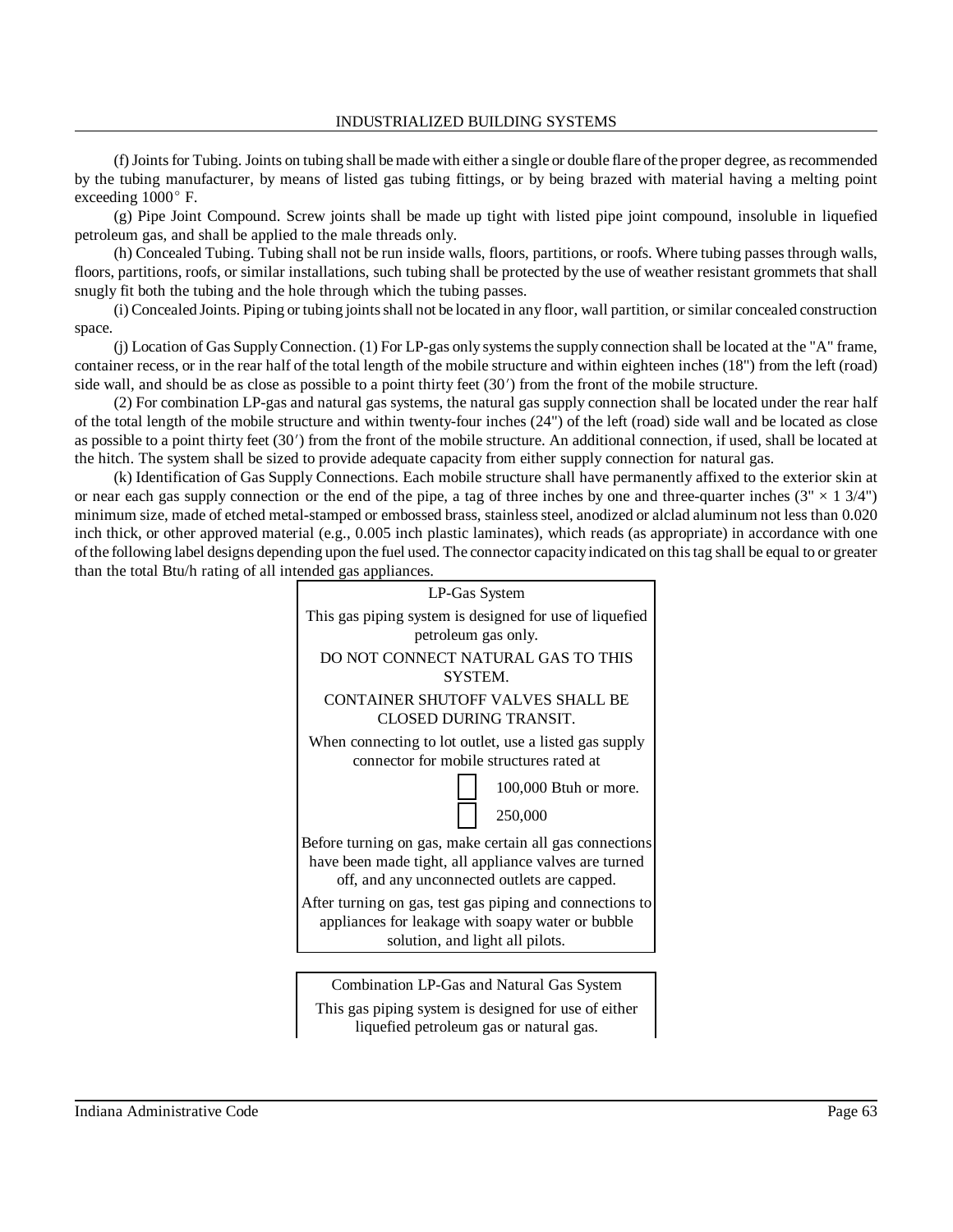(f) Joints for Tubing. Joints on tubing shall be made with either a single or double flare of the proper degree, as recommended by the tubing manufacturer, by means of listed gas tubing fittings, or by being brazed with material having a melting point exceeding 1000° F.

(g) Pipe Joint Compound. Screw joints shall be made up tight with listed pipe joint compound, insoluble in liquefied petroleum gas, and shall be applied to the male threads only.

(h) Concealed Tubing. Tubing shall not be run inside walls, floors, partitions, or roofs. Where tubing passes through walls, floors, partitions, roofs, or similar installations, such tubing shall be protected by the use of weather resistant grommets that shall snugly fit both the tubing and the hole through which the tubing passes.

(i) Concealed Joints. Piping or tubing joints shall not be located in any floor, wall partition, or similar concealed construction space.

(j) Location of Gas Supply Connection. (1) For LP-gas only systems the supply connection shall be located at the "A" frame, container recess, or in the rear half of the total length of the mobile structure and within eighteen inches (18") from the left (road) side wall, and should be as close as possible to a point thirty feet (30′) from the front of the mobile structure.

(2) For combination LP-gas and natural gas systems, the natural gas supply connection shall be located under the rear half of the total length of the mobile structure and within twenty-four inches (24") of the left (road) side wall and be located as close as possible to a point thirty feet (30′) from the front of the mobile structure. An additional connection, if used, shall be located at the hitch. The system shall be sized to provide adequate capacity from either supply connection for natural gas.

(k) Identification of Gas Supply Connections. Each mobile structure shall have permanently affixed to the exterior skin at or near each gas supply connection or the end of the pipe, a tag of three inches by one and three-quarter inches (3" × 1 3/4") minimum size, made of etched metal-stamped or embossed brass, stainless steel, anodized or alclad aluminum not less than 0.020 inch thick, or other approved material (e.g., 0.005 inch plastic laminates), which reads (as appropriate) in accordance with one of the following label designs depending upon the fuel used. The connector capacity indicated on this tag shall be equal to or greater than the total Btu/h rating of all intended gas appliances.

> LP-Gas System
>
> This gas piping system is designed for use of liquefied petroleum gas only.
>
> DO NOT CONNECT NATURAL GAS TO THIS SYSTEM.
>
> CONTAINER SHUTOFF VALVES SHALL BE CLOSED DURING TRANSIT.
>
> When connecting to lot outlet, use a listed gas supply connector for mobile structures rated at
>
> ☐ 100,000 Btuh or more.
>
> ☐ 250,000
>
> Before turning on gas, make certain all gas connections have been made tight, all appliance valves are turned off, and any unconnected outlets are capped.
>
> After turning on gas, test gas piping and connections to appliances for leakage with soapy water or bubble solution, and light all pilots.

> Combination LP-Gas and Natural Gas System
>
> This gas piping system is designed for use of either liquefied petroleum gas or natural gas.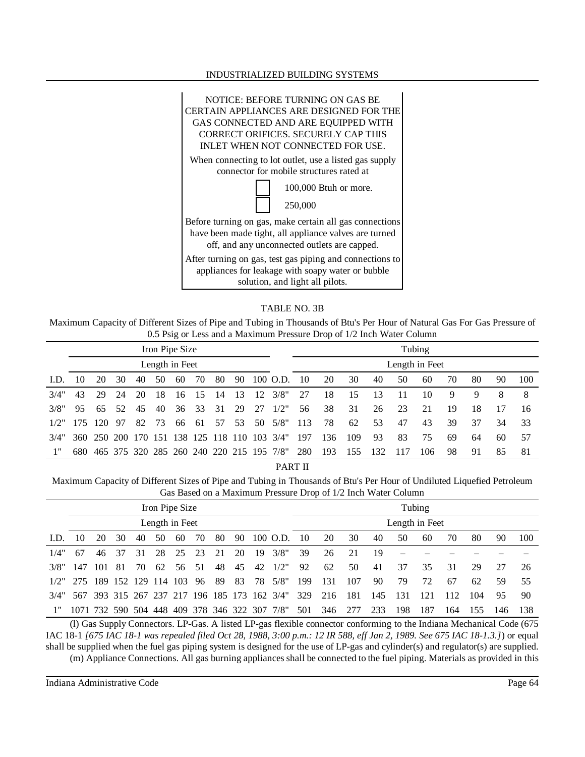NOTICE: BEFORE TURNING ON GAS BE CERTAIN APPLIANCES ARE DESIGNED FOR THE GAS CONNECTED AND ARE EQUIPPED WITH CORRECT ORIFICES. SECURELY CAP THIS INLET WHEN NOT CONNECTED FOR USE.

When connecting to lot outlet, use a listed gas supply connector for mobile structures rated at

☐ 100,000 Btuh or more.

☐ 250,000

Before turning on gas, make certain all gas connections have been made tight, all appliance valves are turned off, and any unconnected outlets are capped.

After turning on gas, test gas piping and connections to appliances for leakage with soapy water or bubble solution, and light all pilots.

TABLE NO. 3B

Maximum Capacity of Different Sizes of Pipe and Tubing in Thousands of Btu's Per Hour of Natural Gas For Gas Pressure of 0.5 Psig or Less and a Maximum Pressure Drop of 1/2 Inch Water Column

| | Iron Pipe Size | | | | | | | | | | | Tubing | | | | | | | | | |
|---|---|---|---|---|---|---|---|---|---|---|---|---|---|---|---|---|---|---|---|---|---|
| | Length in Feet | | | | | | | | | | | Length in Feet | | | | | | | | | |
| I.D. | 10 | 20 | 30 | 40 | 50 | 60 | 70 | 80 | 90 | 100 | O.D. | 10 | 20 | 30 | 40 | 50 | 60 | 70 | 80 | 90 | 100 |
| 3/4" | 43 | 29 | 24 | 20 | 18 | 16 | 15 | 14 | 13 | 12 | 3/8" | 27 | 18 | 15 | 13 | 11 | 10 | 9 | 9 | 8 | 8 |
| 3/8" | 95 | 65 | 52 | 45 | 40 | 36 | 33 | 31 | 29 | 27 | 1/2" | 56 | 38 | 31 | 26 | 23 | 21 | 19 | 18 | 17 | 16 |
| 1/2" | 175 | 120 | 97 | 82 | 73 | 66 | 61 | 57 | 53 | 50 | 5/8" | 113 | 78 | 62 | 53 | 47 | 43 | 39 | 37 | 34 | 33 |
| 3/4" | 360 | 250 | 200 | 170 | 151 | 138 | 125 | 118 | 110 | 103 | 3/4" | 197 | 136 | 109 | 93 | 83 | 75 | 69 | 64 | 60 | 57 |
| 1" | 680 | 465 | 375 | 320 | 285 | 260 | 240 | 220 | 215 | 195 | 7/8" | 280 | 193 | 155 | 132 | 117 | 106 | 98 | 91 | 85 | 81 |

PART II

Maximum Capacity of Different Sizes of Pipe and Tubing in Thousands of Btu's Per Hour of Undiluted Liquefied Petroleum Gas Based on a Maximum Pressure Drop of 1/2 Inch Water Column

| | Iron Pipe Size | | | | | | | | | | | Tubing | | | | | | | | | |
|---|---|---|---|---|---|---|---|---|---|---|---|---|---|---|---|---|---|---|---|---|---|
| | Length in Feet | | | | | | | | | | | Length in Feet | | | | | | | | | |
| I.D. | 10 | 20 | 30 | 40 | 50 | 60 | 70 | 80 | 90 | 100 | O.D. | 10 | 20 | 30 | 40 | 50 | 60 | 70 | 80 | 90 | 100 |
| 1/4" | 67 | 46 | 37 | 31 | 28 | 25 | 23 | 21 | 20 | 19 | 3/8" | 39 | 26 | 21 | 19 | – | – | – | – | – | – |
| 3/8" | 147 | 101 | 81 | 70 | 62 | 56 | 51 | 48 | 45 | 42 | 1/2" | 92 | 62 | 50 | 41 | 37 | 35 | 31 | 29 | 27 | 26 |
| 1/2" | 275 | 189 | 152 | 129 | 114 | 103 | 96 | 89 | 83 | 78 | 5/8" | 199 | 131 | 107 | 90 | 79 | 72 | 67 | 62 | 59 | 55 |
| 3/4" | 567 | 393 | 315 | 267 | 237 | 217 | 196 | 185 | 173 | 162 | 3/4" | 329 | 216 | 181 | 145 | 131 | 121 | 112 | 104 | 95 | 90 |
| 1" | 1071 | 732 | 590 | 504 | 448 | 409 | 378 | 346 | 322 | 307 | 7/8" | 501 | 346 | 277 | 233 | 198 | 187 | 164 | 155 | 146 | 138 |

(l) Gas Supply Connectors. LP-Gas. A listed LP-gas flexible connector conforming to the Indiana Mechanical Code (675 IAC 18-1 *[675 IAC 18-1 was repealed filed Oct 28, 1988, 3:00 p.m.: 12 IR 588, eff Jan 2, 1989. See 675 IAC 18-1.3.]*) or equal shall be supplied when the fuel gas piping system is designed for the use of LP-gas and cylinder(s) and regulator(s) are supplied.

(m) Appliance Connections. All gas burning appliances shall be connected to the fuel piping. Materials as provided in this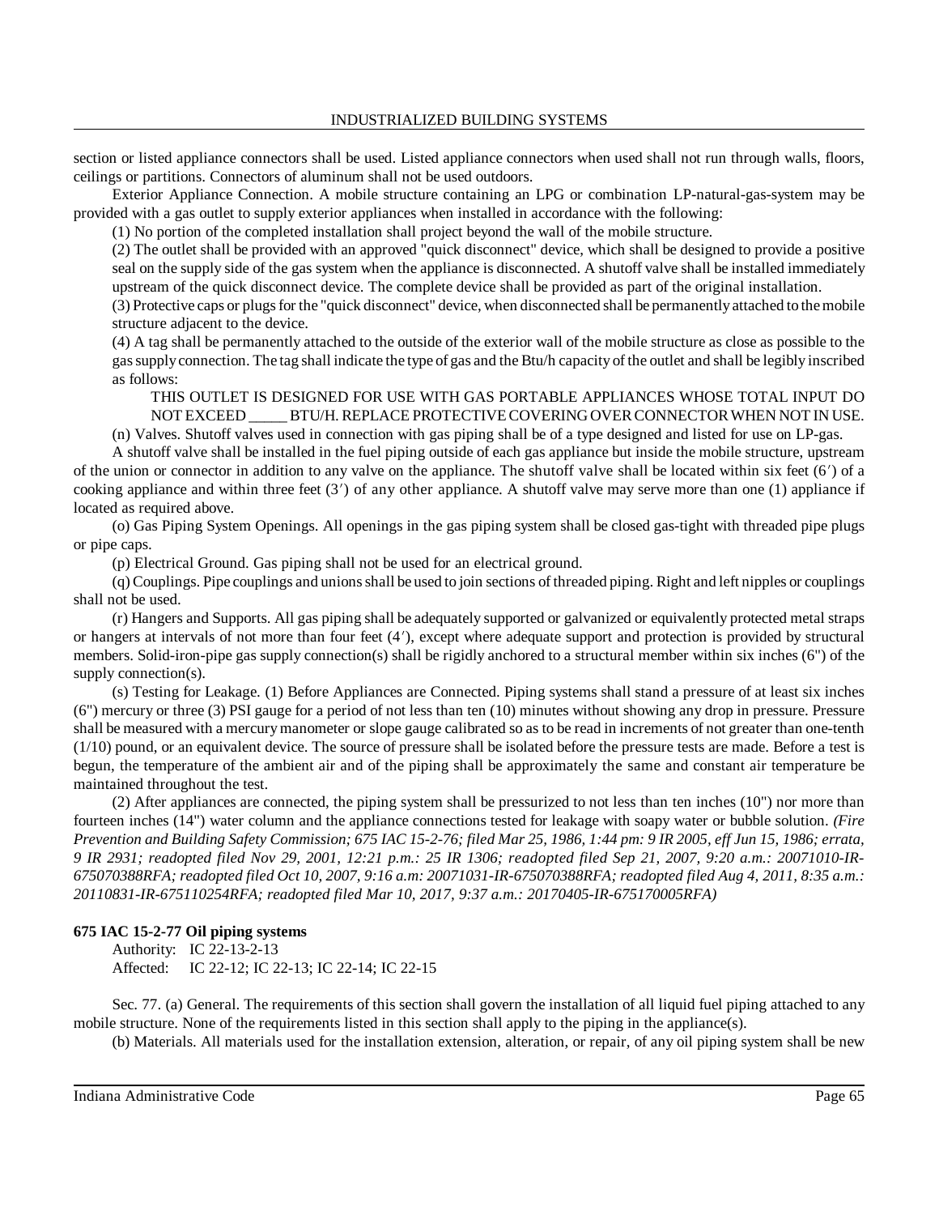section or listed appliance connectors shall be used. Listed appliance connectors when used shall not run through walls, floors, ceilings or partitions. Connectors of aluminum shall not be used outdoors.

Exterior Appliance Connection. A mobile structure containing an LPG or combination LP-natural-gas-system may be provided with a gas outlet to supply exterior appliances when installed in accordance with the following:

(1) No portion of the completed installation shall project beyond the wall of the mobile structure.

(2) The outlet shall be provided with an approved "quick disconnect" device, which shall be designed to provide a positive seal on the supply side of the gas system when the appliance is disconnected. A shutoff valve shall be installed immediately upstream of the quick disconnect device. The complete device shall be provided as part of the original installation.

(3) Protective caps or plugs for the "quick disconnect" device, when disconnected shall be permanently attached to the mobile structure adjacent to the device.

(4) A tag shall be permanently attached to the outside of the exterior wall of the mobile structure as close as possible to the gas supply connection. The tag shall indicate the type of gas and the Btu/h capacity of the outlet and shall be legibly inscribed as follows:

THIS OUTLET IS DESIGNED FOR USE WITH GAS PORTABLE APPLIANCES WHOSE TOTAL INPUT DO NOT EXCEED _____ BTU/H. REPLACE PROTECTIVE COVERING OVER CONNECTOR WHEN NOT IN USE.

(n) Valves. Shutoff valves used in connection with gas piping shall be of a type designed and listed for use on LP-gas.

A shutoff valve shall be installed in the fuel piping outside of each gas appliance but inside the mobile structure, upstream of the union or connector in addition to any valve on the appliance. The shutoff valve shall be located within six feet (6′) of a cooking appliance and within three feet (3′) of any other appliance. A shutoff valve may serve more than one (1) appliance if located as required above.

(o) Gas Piping System Openings. All openings in the gas piping system shall be closed gas-tight with threaded pipe plugs or pipe caps.

(p) Electrical Ground. Gas piping shall not be used for an electrical ground.

(q) Couplings. Pipe couplings and unions shall be used to join sections of threaded piping. Right and left nipples or couplings shall not be used.

(r) Hangers and Supports. All gas piping shall be adequately supported or galvanized or equivalently protected metal straps or hangers at intervals of not more than four feet (4′), except where adequate support and protection is provided by structural members. Solid-iron-pipe gas supply connection(s) shall be rigidly anchored to a structural member within six inches (6") of the supply connection(s).

(s) Testing for Leakage. (1) Before Appliances are Connected. Piping systems shall stand a pressure of at least six inches (6") mercury or three (3) PSI gauge for a period of not less than ten (10) minutes without showing any drop in pressure. Pressure shall be measured with a mercury manometer or slope gauge calibrated so as to be read in increments of not greater than one-tenth (1/10) pound, or an equivalent device. The source of pressure shall be isolated before the pressure tests are made. Before a test is begun, the temperature of the ambient air and of the piping shall be approximately the same and constant air temperature be maintained throughout the test.

(2) After appliances are connected, the piping system shall be pressurized to not less than ten inches (10") nor more than fourteen inches (14") water column and the appliance connections tested for leakage with soapy water or bubble solution. *(Fire Prevention and Building Safety Commission; 675 IAC 15-2-76; filed Mar 25, 1986, 1:44 pm: 9 IR 2005, eff Jun 15, 1986; errata, 9 IR 2931; readopted filed Nov 29, 2001, 12:21 p.m.: 25 IR 1306; readopted filed Sep 21, 2007, 9:20 a.m.: 20071010-IR-675070388RFA; readopted filed Oct 10, 2007, 9:16 a.m: 20071031-IR-675070388RFA; readopted filed Aug 4, 2011, 8:35 a.m.: 20110831-IR-675110254RFA; readopted filed Mar 10, 2017, 9:37 a.m.: 20170405-IR-675170005RFA)*

**675 IAC 15-2-77 Oil piping systems**

Authority: IC 22-13-2-13
Affected: IC 22-12; IC 22-13; IC 22-14; IC 22-15

Sec. 77. (a) General. The requirements of this section shall govern the installation of all liquid fuel piping attached to any mobile structure. None of the requirements listed in this section shall apply to the piping in the appliance(s).

(b) Materials. All materials used for the installation extension, alteration, or repair, of any oil piping system shall be new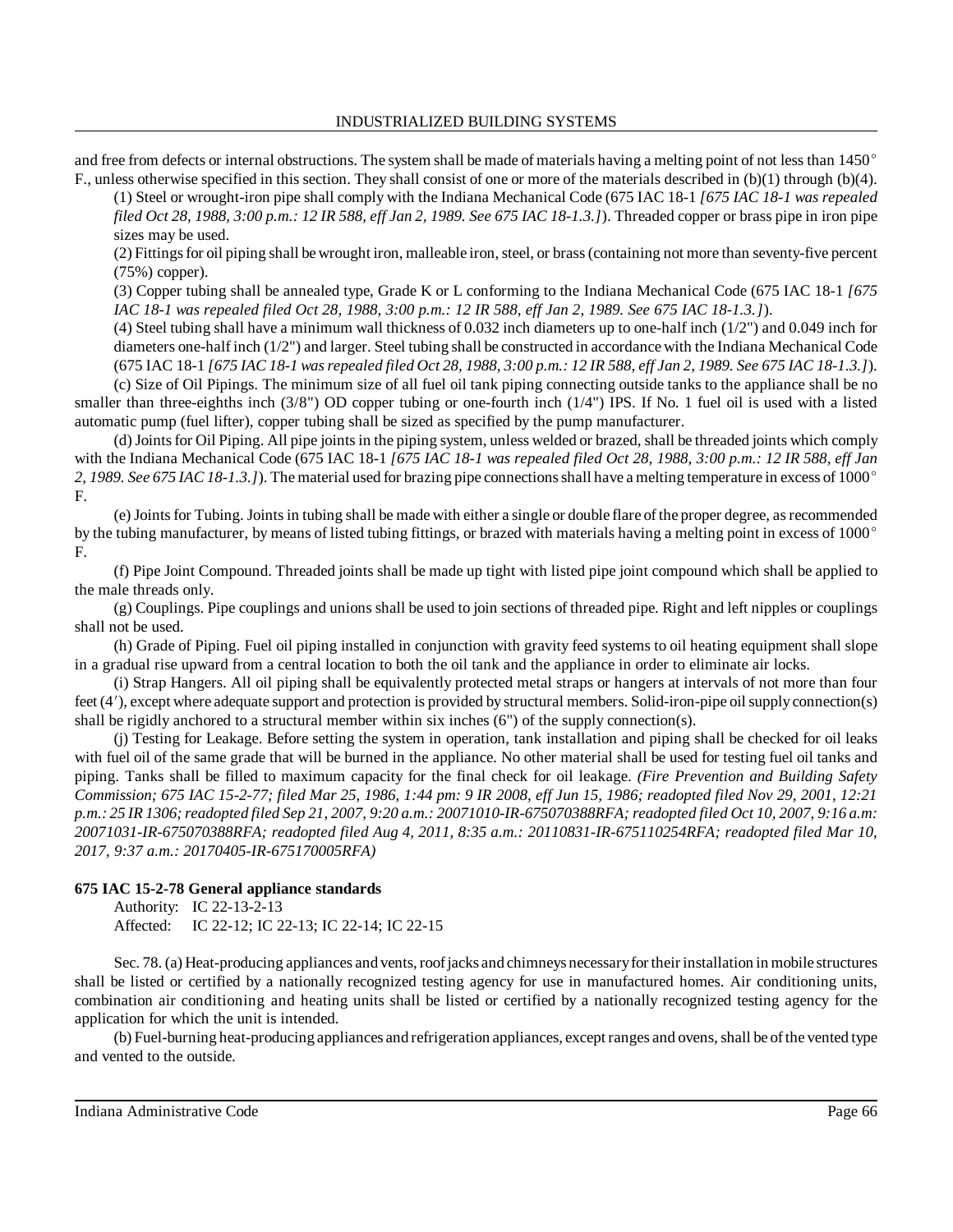and free from defects or internal obstructions. The system shall be made of materials having a melting point of not less than 1450° F., unless otherwise specified in this section. They shall consist of one or more of the materials described in (b)(1) through (b)(4).

(1) Steel or wrought-iron pipe shall comply with the Indiana Mechanical Code (675 IAC 18-1 *[675 IAC 18-1 was repealed filed Oct 28, 1988, 3:00 p.m.: 12 IR 588, eff Jan 2, 1989. See 675 IAC 18-1.3.]*). Threaded copper or brass pipe in iron pipe sizes may be used.

(2) Fittings for oil piping shall be wrought iron, malleable iron, steel, or brass (containing not more than seventy-five percent (75%) copper).

(3) Copper tubing shall be annealed type, Grade K or L conforming to the Indiana Mechanical Code (675 IAC 18-1 *[675 IAC 18-1 was repealed filed Oct 28, 1988, 3:00 p.m.: 12 IR 588, eff Jan 2, 1989. See 675 IAC 18-1.3.]*).

(4) Steel tubing shall have a minimum wall thickness of 0.032 inch diameters up to one-half inch (1/2") and 0.049 inch for diameters one-half inch (1/2") and larger. Steel tubing shall be constructed in accordance with the Indiana Mechanical Code (675 IAC 18-1 *[675 IAC 18-1 was repealed filed Oct 28, 1988, 3:00 p.m.: 12 IR 588, eff Jan 2, 1989. See 675 IAC 18-1.3.]*).

(c) Size of Oil Pipings. The minimum size of all fuel oil tank piping connecting outside tanks to the appliance shall be no smaller than three-eighths inch (3/8") OD copper tubing or one-fourth inch (1/4") IPS. If No. 1 fuel oil is used with a listed automatic pump (fuel lifter), copper tubing shall be sized as specified by the pump manufacturer.

(d) Joints for Oil Piping. All pipe joints in the piping system, unless welded or brazed, shall be threaded joints which comply with the Indiana Mechanical Code (675 IAC 18-1 *[675 IAC 18-1 was repealed filed Oct 28, 1988, 3:00 p.m.: 12 IR 588, eff Jan 2, 1989. See 675 IAC 18-1.3.]*). The material used for brazing pipe connections shall have a melting temperature in excess of 1000° F.

(e) Joints for Tubing. Joints in tubing shall be made with either a single or double flare of the proper degree, as recommended by the tubing manufacturer, by means of listed tubing fittings, or brazed with materials having a melting point in excess of 1000° F.

(f) Pipe Joint Compound. Threaded joints shall be made up tight with listed pipe joint compound which shall be applied to the male threads only.

(g) Couplings. Pipe couplings and unions shall be used to join sections of threaded pipe. Right and left nipples or couplings shall not be used.

(h) Grade of Piping. Fuel oil piping installed in conjunction with gravity feed systems to oil heating equipment shall slope in a gradual rise upward from a central location to both the oil tank and the appliance in order to eliminate air locks.

(i) Strap Hangers. All oil piping shall be equivalently protected metal straps or hangers at intervals of not more than four feet (4′), except where adequate support and protection is provided by structural members. Solid-iron-pipe oil supply connection(s) shall be rigidly anchored to a structural member within six inches (6") of the supply connection(s).

(j) Testing for Leakage. Before setting the system in operation, tank installation and piping shall be checked for oil leaks with fuel oil of the same grade that will be burned in the appliance. No other material shall be used for testing fuel oil tanks and piping. Tanks shall be filled to maximum capacity for the final check for oil leakage. *(Fire Prevention and Building Safety Commission; 675 IAC 15-2-77; filed Mar 25, 1986, 1:44 pm: 9 IR 2008, eff Jun 15, 1986; readopted filed Nov 29, 2001, 12:21 p.m.: 25 IR 1306; readopted filed Sep 21, 2007, 9:20 a.m.: 20071010-IR-675070388RFA; readopted filed Oct 10, 2007, 9:16 a.m: 20071031-IR-675070388RFA; readopted filed Aug 4, 2011, 8:35 a.m.: 20110831-IR-675110254RFA; readopted filed Mar 10, 2017, 9:37 a.m.: 20170405-IR-675170005RFA)*

**675 IAC 15-2-78 General appliance standards**

Authority: IC 22-13-2-13
Affected: IC 22-12; IC 22-13; IC 22-14; IC 22-15

Sec. 78. (a) Heat-producing appliances and vents, roof jacks and chimneys necessary for their installation in mobile structures shall be listed or certified by a nationally recognized testing agency for use in manufactured homes. Air conditioning units, combination air conditioning and heating units shall be listed or certified by a nationally recognized testing agency for the application for which the unit is intended.

(b) Fuel-burning heat-producing appliances and refrigeration appliances, except ranges and ovens, shall be of the vented type and vented to the outside.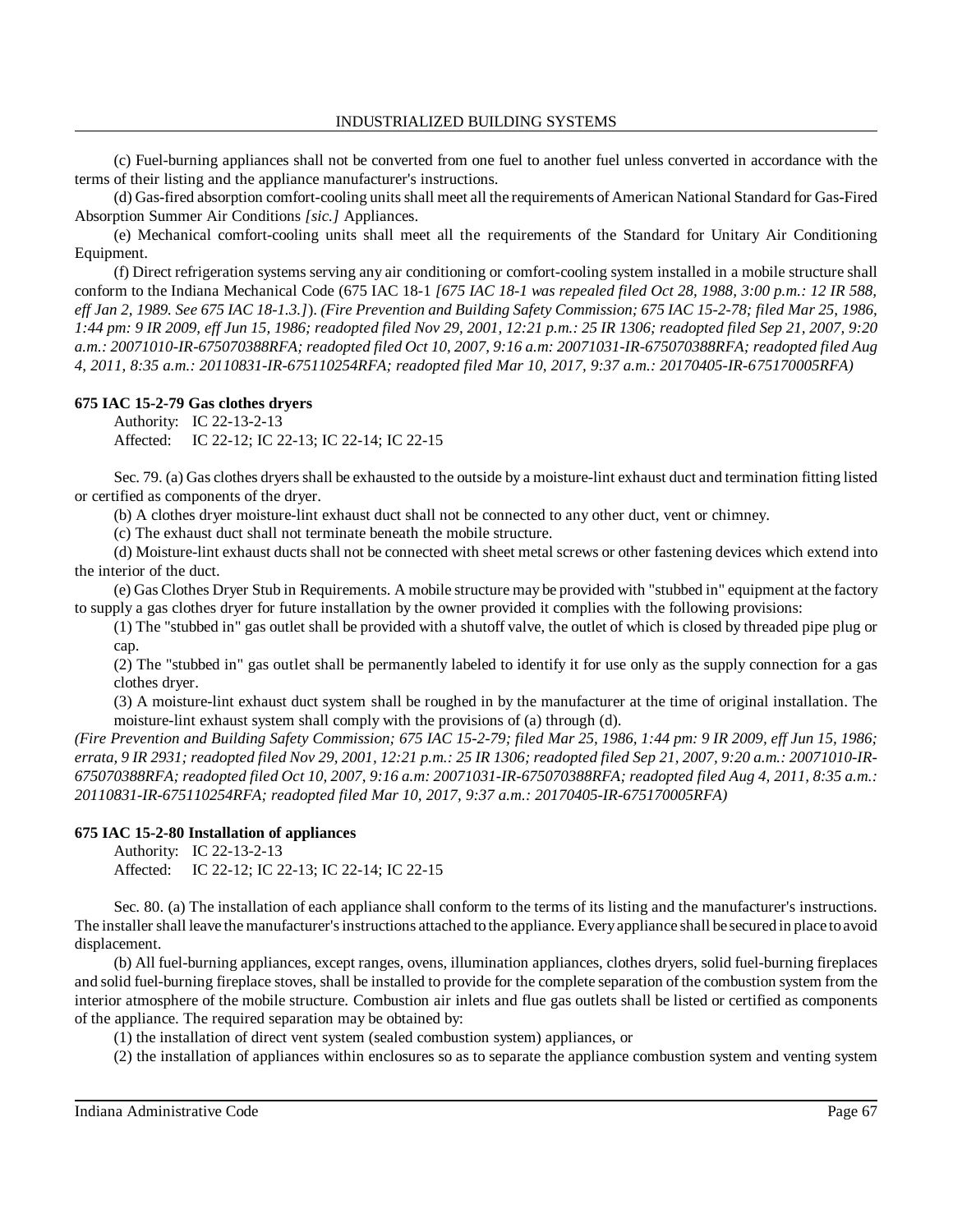(c) Fuel-burning appliances shall not be converted from one fuel to another fuel unless converted in accordance with the terms of their listing and the appliance manufacturer's instructions.

(d) Gas-fired absorption comfort-cooling units shall meet all the requirements of American National Standard for Gas-Fired Absorption Summer Air Conditions *[sic.]* Appliances.

(e) Mechanical comfort-cooling units shall meet all the requirements of the Standard for Unitary Air Conditioning Equipment.

(f) Direct refrigeration systems serving any air conditioning or comfort-cooling system installed in a mobile structure shall conform to the Indiana Mechanical Code (675 IAC 18-1 *[675 IAC 18-1 was repealed filed Oct 28, 1988, 3:00 p.m.: 12 IR 588, eff Jan 2, 1989. See 675 IAC 18-1.3.]*). *(Fire Prevention and Building Safety Commission; 675 IAC 15-2-78; filed Mar 25, 1986, 1:44 pm: 9 IR 2009, eff Jun 15, 1986; readopted filed Nov 29, 2001, 12:21 p.m.: 25 IR 1306; readopted filed Sep 21, 2007, 9:20 a.m.: 20071010-IR-675070388RFA; readopted filed Oct 10, 2007, 9:16 a.m: 20071031-IR-675070388RFA; readopted filed Aug 4, 2011, 8:35 a.m.: 20110831-IR-675110254RFA; readopted filed Mar 10, 2017, 9:37 a.m.: 20170405-IR-675170005RFA)*

**675 IAC 15-2-79 Gas clothes dryers**

Authority: IC 22-13-2-13
Affected: IC 22-12; IC 22-13; IC 22-14; IC 22-15

Sec. 79. (a) Gas clothes dryers shall be exhausted to the outside by a moisture-lint exhaust duct and termination fitting listed or certified as components of the dryer.

(b) A clothes dryer moisture-lint exhaust duct shall not be connected to any other duct, vent or chimney.

(c) The exhaust duct shall not terminate beneath the mobile structure.

(d) Moisture-lint exhaust ducts shall not be connected with sheet metal screws or other fastening devices which extend into the interior of the duct.

(e) Gas Clothes Dryer Stub in Requirements. A mobile structure may be provided with "stubbed in" equipment at the factory to supply a gas clothes dryer for future installation by the owner provided it complies with the following provisions:

(1) The "stubbed in" gas outlet shall be provided with a shutoff valve, the outlet of which is closed by threaded pipe plug or cap.

(2) The "stubbed in" gas outlet shall be permanently labeled to identify it for use only as the supply connection for a gas clothes dryer.

(3) A moisture-lint exhaust duct system shall be roughed in by the manufacturer at the time of original installation. The moisture-lint exhaust system shall comply with the provisions of (a) through (d).

*(Fire Prevention and Building Safety Commission; 675 IAC 15-2-79; filed Mar 25, 1986, 1:44 pm: 9 IR 2009, eff Jun 15, 1986; errata, 9 IR 2931; readopted filed Nov 29, 2001, 12:21 p.m.: 25 IR 1306; readopted filed Sep 21, 2007, 9:20 a.m.: 20071010-IR-675070388RFA; readopted filed Oct 10, 2007, 9:16 a.m: 20071031-IR-675070388RFA; readopted filed Aug 4, 2011, 8:35 a.m.: 20110831-IR-675110254RFA; readopted filed Mar 10, 2017, 9:37 a.m.: 20170405-IR-675170005RFA)*

**675 IAC 15-2-80 Installation of appliances**

Authority: IC 22-13-2-13
Affected: IC 22-12; IC 22-13; IC 22-14; IC 22-15

Sec. 80. (a) The installation of each appliance shall conform to the terms of its listing and the manufacturer's instructions. The installer shall leave the manufacturer's instructions attached to the appliance. Every appliance shall be secured in place to avoid displacement.

(b) All fuel-burning appliances, except ranges, ovens, illumination appliances, clothes dryers, solid fuel-burning fireplaces and solid fuel-burning fireplace stoves, shall be installed to provide for the complete separation of the combustion system from the interior atmosphere of the mobile structure. Combustion air inlets and flue gas outlets shall be listed or certified as components of the appliance. The required separation may be obtained by:

(1) the installation of direct vent system (sealed combustion system) appliances, or

(2) the installation of appliances within enclosures so as to separate the appliance combustion system and venting system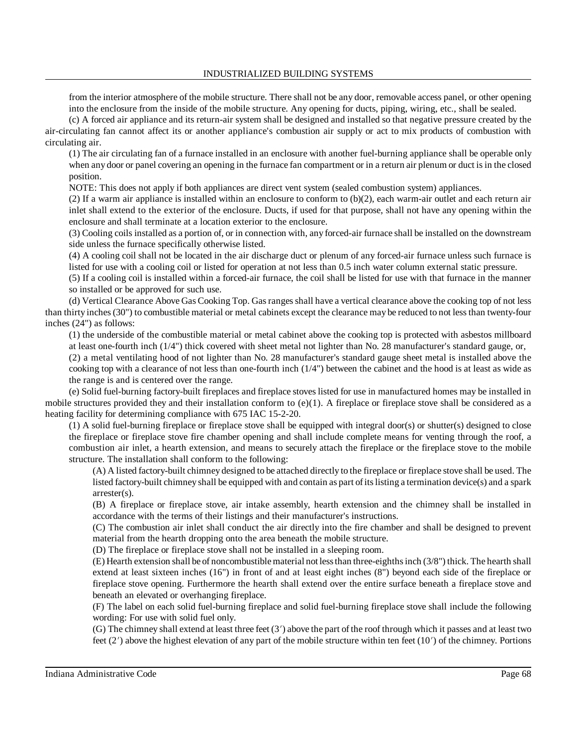from the interior atmosphere of the mobile structure. There shall not be any door, removable access panel, or other opening into the enclosure from the inside of the mobile structure. Any opening for ducts, piping, wiring, etc., shall be sealed.

(c) A forced air appliance and its return-air system shall be designed and installed so that negative pressure created by the air-circulating fan cannot affect its or another appliance's combustion air supply or act to mix products of combustion with circulating air.

(1) The air circulating fan of a furnace installed in an enclosure with another fuel-burning appliance shall be operable only when any door or panel covering an opening in the furnace fan compartment or in a return air plenum or duct is in the closed position.

NOTE: This does not apply if both appliances are direct vent system (sealed combustion system) appliances.

(2) If a warm air appliance is installed within an enclosure to conform to (b)(2), each warm-air outlet and each return air inlet shall extend to the exterior of the enclosure. Ducts, if used for that purpose, shall not have any opening within the enclosure and shall terminate at a location exterior to the enclosure.

(3) Cooling coils installed as a portion of, or in connection with, any forced-air furnace shall be installed on the downstream side unless the furnace specifically otherwise listed.

(4) A cooling coil shall not be located in the air discharge duct or plenum of any forced-air furnace unless such furnace is listed for use with a cooling coil or listed for operation at not less than 0.5 inch water column external static pressure.

(5) If a cooling coil is installed within a forced-air furnace, the coil shall be listed for use with that furnace in the manner so installed or be approved for such use.

(d) Vertical Clearance Above Gas Cooking Top. Gas ranges shall have a vertical clearance above the cooking top of not less than thirty inches (30") to combustible material or metal cabinets except the clearance may be reduced to not less than twenty-four inches (24") as follows:

(1) the underside of the combustible material or metal cabinet above the cooking top is protected with asbestos millboard at least one-fourth inch (1/4") thick covered with sheet metal not lighter than No. 28 manufacturer's standard gauge, or,

(2) a metal ventilating hood of not lighter than No. 28 manufacturer's standard gauge sheet metal is installed above the cooking top with a clearance of not less than one-fourth inch (1/4") between the cabinet and the hood is at least as wide as the range is and is centered over the range.

(e) Solid fuel-burning factory-built fireplaces and fireplace stoves listed for use in manufactured homes may be installed in mobile structures provided they and their installation conform to (e)(1). A fireplace or fireplace stove shall be considered as a heating facility for determining compliance with 675 IAC 15-2-20.

(1) A solid fuel-burning fireplace or fireplace stove shall be equipped with integral door(s) or shutter(s) designed to close the fireplace or fireplace stove fire chamber opening and shall include complete means for venting through the roof, a combustion air inlet, a hearth extension, and means to securely attach the fireplace or the fireplace stove to the mobile structure. The installation shall conform to the following:

(A) A listed factory-built chimney designed to be attached directly to the fireplace or fireplace stove shall be used. The listed factory-built chimney shall be equipped with and contain as part of its listing a termination device(s) and a spark arrester(s).

(B) A fireplace or fireplace stove, air intake assembly, hearth extension and the chimney shall be installed in accordance with the terms of their listings and their manufacturer's instructions.

(C) The combustion air inlet shall conduct the air directly into the fire chamber and shall be designed to prevent material from the hearth dropping onto the area beneath the mobile structure.

(D) The fireplace or fireplace stove shall not be installed in a sleeping room.

(E) Hearth extension shall be of noncombustible material not less than three-eighths inch (3/8") thick. The hearth shall extend at least sixteen inches (16") in front of and at least eight inches (8") beyond each side of the fireplace or fireplace stove opening. Furthermore the hearth shall extend over the entire surface beneath a fireplace stove and beneath an elevated or overhanging fireplace.

(F) The label on each solid fuel-burning fireplace and solid fuel-burning fireplace stove shall include the following wording: For use with solid fuel only.

(G) The chimney shall extend at least three feet (3′) above the part of the roof through which it passes and at least two feet (2′) above the highest elevation of any part of the mobile structure within ten feet (10′) of the chimney. Portions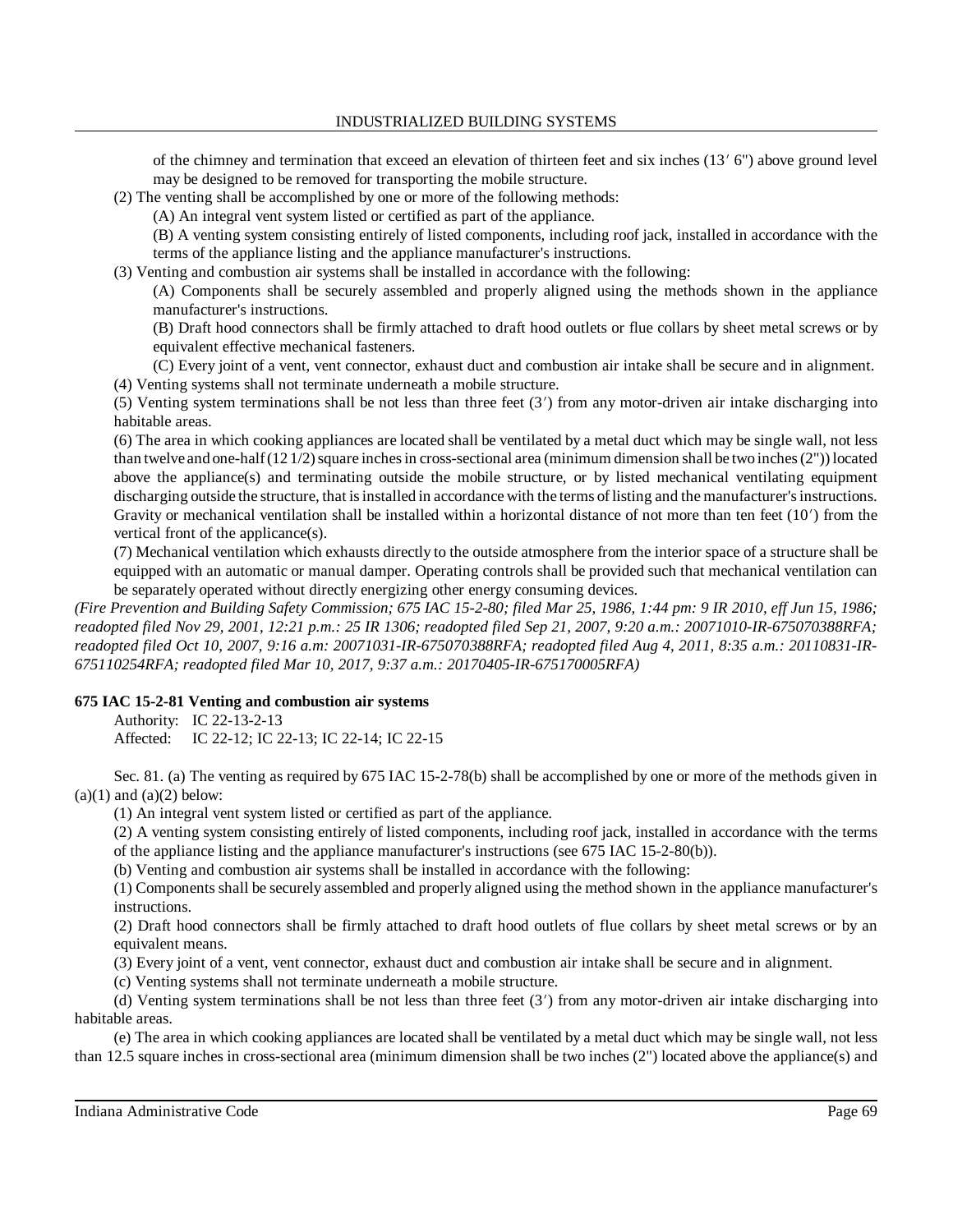of the chimney and termination that exceed an elevation of thirteen feet and six inches (13′ 6") above ground level may be designed to be removed for transporting the mobile structure.

(2) The venting shall be accomplished by one or more of the following methods:

(A) An integral vent system listed or certified as part of the appliance.

(B) A venting system consisting entirely of listed components, including roof jack, installed in accordance with the terms of the appliance listing and the appliance manufacturer's instructions.

(3) Venting and combustion air systems shall be installed in accordance with the following:

(A) Components shall be securely assembled and properly aligned using the methods shown in the appliance manufacturer's instructions.

(B) Draft hood connectors shall be firmly attached to draft hood outlets or flue collars by sheet metal screws or by equivalent effective mechanical fasteners.

(C) Every joint of a vent, vent connector, exhaust duct and combustion air intake shall be secure and in alignment.

(4) Venting systems shall not terminate underneath a mobile structure.

(5) Venting system terminations shall be not less than three feet (3′) from any motor-driven air intake discharging into habitable areas.

(6) The area in which cooking appliances are located shall be ventilated by a metal duct which may be single wall, not less than twelve and one-half (12 1/2) square inches in cross-sectional area (minimum dimension shall be two inches (2")) located above the appliance(s) and terminating outside the mobile structure, or by listed mechanical ventilating equipment discharging outside the structure, that is installed in accordance with the terms of listing and the manufacturer's instructions. Gravity or mechanical ventilation shall be installed within a horizontal distance of not more than ten feet (10′) from the vertical front of the applicance(s).

(7) Mechanical ventilation which exhausts directly to the outside atmosphere from the interior space of a structure shall be equipped with an automatic or manual damper. Operating controls shall be provided such that mechanical ventilation can be separately operated without directly energizing other energy consuming devices.

*(Fire Prevention and Building Safety Commission; 675 IAC 15-2-80; filed Mar 25, 1986, 1:44 pm: 9 IR 2010, eff Jun 15, 1986; readopted filed Nov 29, 2001, 12:21 p.m.: 25 IR 1306; readopted filed Sep 21, 2007, 9:20 a.m.: 20071010-IR-675070388RFA; readopted filed Oct 10, 2007, 9:16 a.m: 20071031-IR-675070388RFA; readopted filed Aug 4, 2011, 8:35 a.m.: 20110831-IR-675110254RFA; readopted filed Mar 10, 2017, 9:37 a.m.: 20170405-IR-675170005RFA)*

**675 IAC 15-2-81 Venting and combustion air systems**

Authority: IC 22-13-2-13
Affected: IC 22-12; IC 22-13; IC 22-14; IC 22-15

Sec. 81. (a) The venting as required by 675 IAC 15-2-78(b) shall be accomplished by one or more of the methods given in (a)(1) and (a)(2) below:

(1) An integral vent system listed or certified as part of the appliance.

(2) A venting system consisting entirely of listed components, including roof jack, installed in accordance with the terms of the appliance listing and the appliance manufacturer's instructions (see 675 IAC 15-2-80(b)).

(b) Venting and combustion air systems shall be installed in accordance with the following:

(1) Components shall be securely assembled and properly aligned using the method shown in the appliance manufacturer's instructions.

(2) Draft hood connectors shall be firmly attached to draft hood outlets of flue collars by sheet metal screws or by an equivalent means.

(3) Every joint of a vent, vent connector, exhaust duct and combustion air intake shall be secure and in alignment.

(c) Venting systems shall not terminate underneath a mobile structure.

(d) Venting system terminations shall be not less than three feet (3′) from any motor-driven air intake discharging into habitable areas.

(e) The area in which cooking appliances are located shall be ventilated by a metal duct which may be single wall, not less than 12.5 square inches in cross-sectional area (minimum dimension shall be two inches (2") located above the appliance(s) and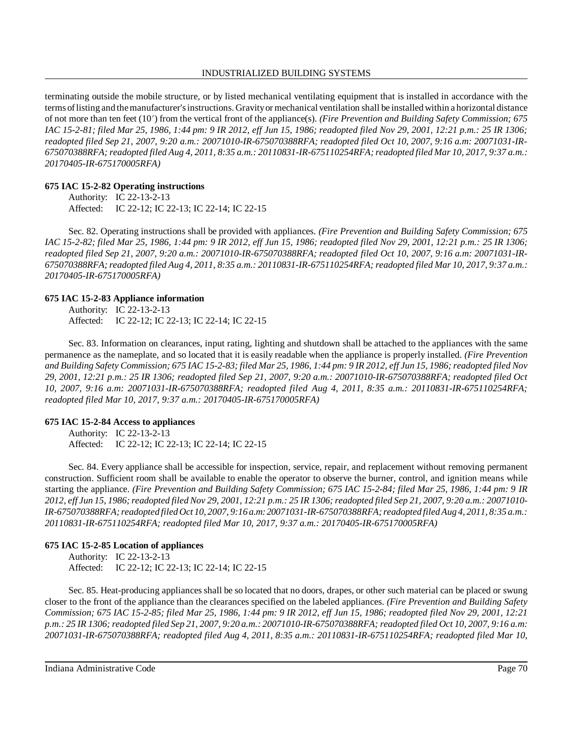terminating outside the mobile structure, or by listed mechanical ventilating equipment that is installed in accordance with the terms of listing and the manufacturer's instructions. Gravity or mechanical ventilation shall be installed within a horizontal distance of not more than ten feet (10′) from the vertical front of the appliance(s). *(Fire Prevention and Building Safety Commission; 675 IAC 15-2-81; filed Mar 25, 1986, 1:44 pm: 9 IR 2012, eff Jun 15, 1986; readopted filed Nov 29, 2001, 12:21 p.m.: 25 IR 1306; readopted filed Sep 21, 2007, 9:20 a.m.: 20071010-IR-675070388RFA; readopted filed Oct 10, 2007, 9:16 a.m: 20071031-IR-675070388RFA; readopted filed Aug 4, 2011, 8:35 a.m.: 20110831-IR-675110254RFA; readopted filed Mar 10, 2017, 9:37 a.m.: 20170405-IR-675170005RFA)*

**675 IAC 15-2-82 Operating instructions**

Authority: IC 22-13-2-13
Affected: IC 22-12; IC 22-13; IC 22-14; IC 22-15

Sec. 82. Operating instructions shall be provided with appliances. *(Fire Prevention and Building Safety Commission; 675 IAC 15-2-82; filed Mar 25, 1986, 1:44 pm: 9 IR 2012, eff Jun 15, 1986; readopted filed Nov 29, 2001, 12:21 p.m.: 25 IR 1306; readopted filed Sep 21, 2007, 9:20 a.m.: 20071010-IR-675070388RFA; readopted filed Oct 10, 2007, 9:16 a.m: 20071031-IR-675070388RFA; readopted filed Aug 4, 2011, 8:35 a.m.: 20110831-IR-675110254RFA; readopted filed Mar 10, 2017, 9:37 a.m.: 20170405-IR-675170005RFA)*

**675 IAC 15-2-83 Appliance information**

Authority: IC 22-13-2-13
Affected: IC 22-12; IC 22-13; IC 22-14; IC 22-15

Sec. 83. Information on clearances, input rating, lighting and shutdown shall be attached to the appliances with the same permanence as the nameplate, and so located that it is easily readable when the appliance is properly installed. *(Fire Prevention and Building Safety Commission; 675 IAC 15-2-83; filed Mar 25, 1986, 1:44 pm: 9 IR 2012, eff Jun 15, 1986; readopted filed Nov 29, 2001, 12:21 p.m.: 25 IR 1306; readopted filed Sep 21, 2007, 9:20 a.m.: 20071010-IR-675070388RFA; readopted filed Oct 10, 2007, 9:16 a.m: 20071031-IR-675070388RFA; readopted filed Aug 4, 2011, 8:35 a.m.: 20110831-IR-675110254RFA; readopted filed Mar 10, 2017, 9:37 a.m.: 20170405-IR-675170005RFA)*

**675 IAC 15-2-84 Access to appliances**

Authority: IC 22-13-2-13
Affected: IC 22-12; IC 22-13; IC 22-14; IC 22-15

Sec. 84. Every appliance shall be accessible for inspection, service, repair, and replacement without removing permanent construction. Sufficient room shall be available to enable the operator to observe the burner, control, and ignition means while starting the appliance. *(Fire Prevention and Building Safety Commission; 675 IAC 15-2-84; filed Mar 25, 1986, 1:44 pm: 9 IR 2012, eff Jun 15, 1986; readopted filed Nov 29, 2001, 12:21 p.m.: 25 IR 1306; readopted filed Sep 21, 2007, 9:20 a.m.: 20071010-IR-675070388RFA; readopted filed Oct 10, 2007, 9:16 a.m: 20071031-IR-675070388RFA; readopted filed Aug 4, 2011, 8:35 a.m.: 20110831-IR-675110254RFA; readopted filed Mar 10, 2017, 9:37 a.m.: 20170405-IR-675170005RFA)*

**675 IAC 15-2-85 Location of appliances**

Authority: IC 22-13-2-13
Affected: IC 22-12; IC 22-13; IC 22-14; IC 22-15

Sec. 85. Heat-producing appliances shall be so located that no doors, drapes, or other such material can be placed or swung closer to the front of the appliance than the clearances specified on the labeled appliances. *(Fire Prevention and Building Safety Commission; 675 IAC 15-2-85; filed Mar 25, 1986, 1:44 pm: 9 IR 2012, eff Jun 15, 1986; readopted filed Nov 29, 2001, 12:21 p.m.: 25 IR 1306; readopted filed Sep 21, 2007, 9:20 a.m.: 20071010-IR-675070388RFA; readopted filed Oct 10, 2007, 9:16 a.m: 20071031-IR-675070388RFA; readopted filed Aug 4, 2011, 8:35 a.m.: 20110831-IR-675110254RFA; readopted filed Mar 10,*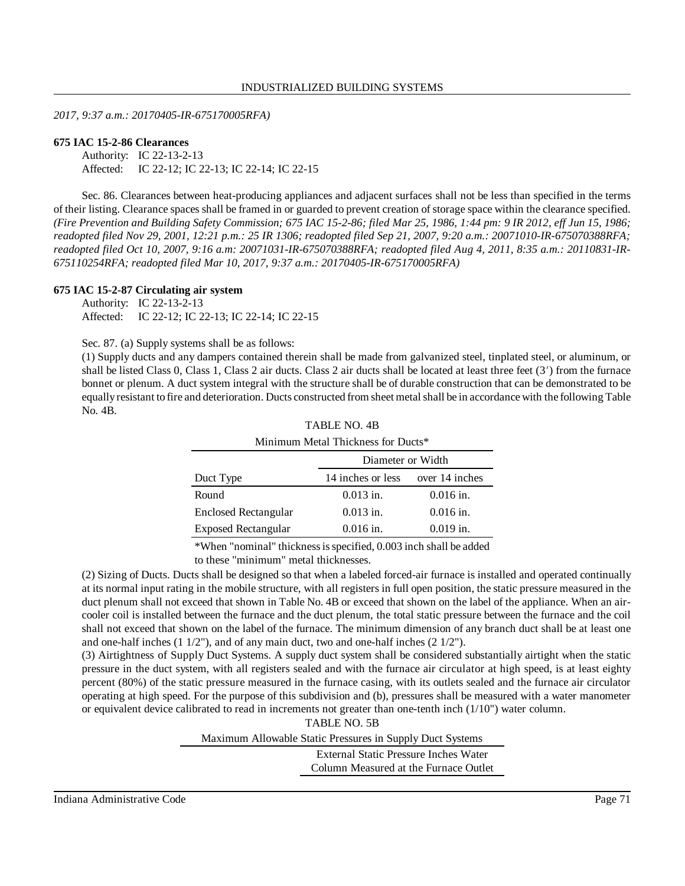*2017, 9:37 a.m.: 20170405-IR-675170005RFA)*

**675 IAC 15-2-86 Clearances**

Authority: IC 22-13-2-13
Affected: IC 22-12; IC 22-13; IC 22-14; IC 22-15

Sec. 86. Clearances between heat-producing appliances and adjacent surfaces shall not be less than specified in the terms of their listing. Clearance spaces shall be framed in or guarded to prevent creation of storage space within the clearance specified. *(Fire Prevention and Building Safety Commission; 675 IAC 15-2-86; filed Mar 25, 1986, 1:44 pm: 9 IR 2012, eff Jun 15, 1986; readopted filed Nov 29, 2001, 12:21 p.m.: 25 IR 1306; readopted filed Sep 21, 2007, 9:20 a.m.: 20071010-IR-675070388RFA; readopted filed Oct 10, 2007, 9:16 a.m: 20071031-IR-675070388RFA; readopted filed Aug 4, 2011, 8:35 a.m.: 20110831-IR-675110254RFA; readopted filed Mar 10, 2017, 9:37 a.m.: 20170405-IR-675170005RFA)*

**675 IAC 15-2-87 Circulating air system**

Authority: IC 22-13-2-13
Affected: IC 22-12; IC 22-13; IC 22-14; IC 22-15

Sec. 87. (a) Supply systems shall be as follows:

(1) Supply ducts and any dampers contained therein shall be made from galvanized steel, tinplated steel, or aluminum, or shall be listed Class 0, Class 1, Class 2 air ducts. Class 2 air ducts shall be located at least three feet (3′) from the furnace bonnet or plenum. A duct system integral with the structure shall be of durable construction that can be demonstrated to be equally resistant to fire and deterioration. Ducts constructed from sheet metal shall be in accordance with the following Table No. 4B.

TABLE NO. 4B
Minimum Metal Thickness for Ducts*

| | Diameter or Width | |
|---|---|---|
| Duct Type | 14 inches or less | over 14 inches |
| Round | 0.013 in. | 0.016 in. |
| Enclosed Rectangular | 0.013 in. | 0.016 in. |
| Exposed Rectangular | 0.016 in. | 0.019 in. |

*When "nominal" thickness is specified, 0.003 inch shall be added to these "minimum" metal thicknesses.

(2) Sizing of Ducts. Ducts shall be designed so that when a labeled forced-air furnace is installed and operated continually at its normal input rating in the mobile structure, with all registers in full open position, the static pressure measured in the duct plenum shall not exceed that shown in Table No. 4B or exceed that shown on the label of the appliance. When an air-cooler coil is installed between the furnace and the duct plenum, the total static pressure between the furnace and the coil shall not exceed that shown on the label of the furnace. The minimum dimension of any branch duct shall be at least one and one-half inches (1 1/2"), and of any main duct, two and one-half inches (2 1/2").

(3) Airtightness of Supply Duct Systems. A supply duct system shall be considered substantially airtight when the static pressure in the duct system, with all registers sealed and with the furnace air circulator at high speed, is at least eighty percent (80%) of the static pressure measured in the furnace casing, with its outlets sealed and the furnace air circulator operating at high speed. For the purpose of this subdivision and (b), pressures shall be measured with a water manometer or equivalent device calibrated to read in increments not greater than one-tenth inch (1/10") water column.

TABLE NO. 5B
Maximum Allowable Static Pressures in Supply Duct Systems

| | External Static Pressure Inches Water Column Measured at the Furnace Outlet |
|---|---|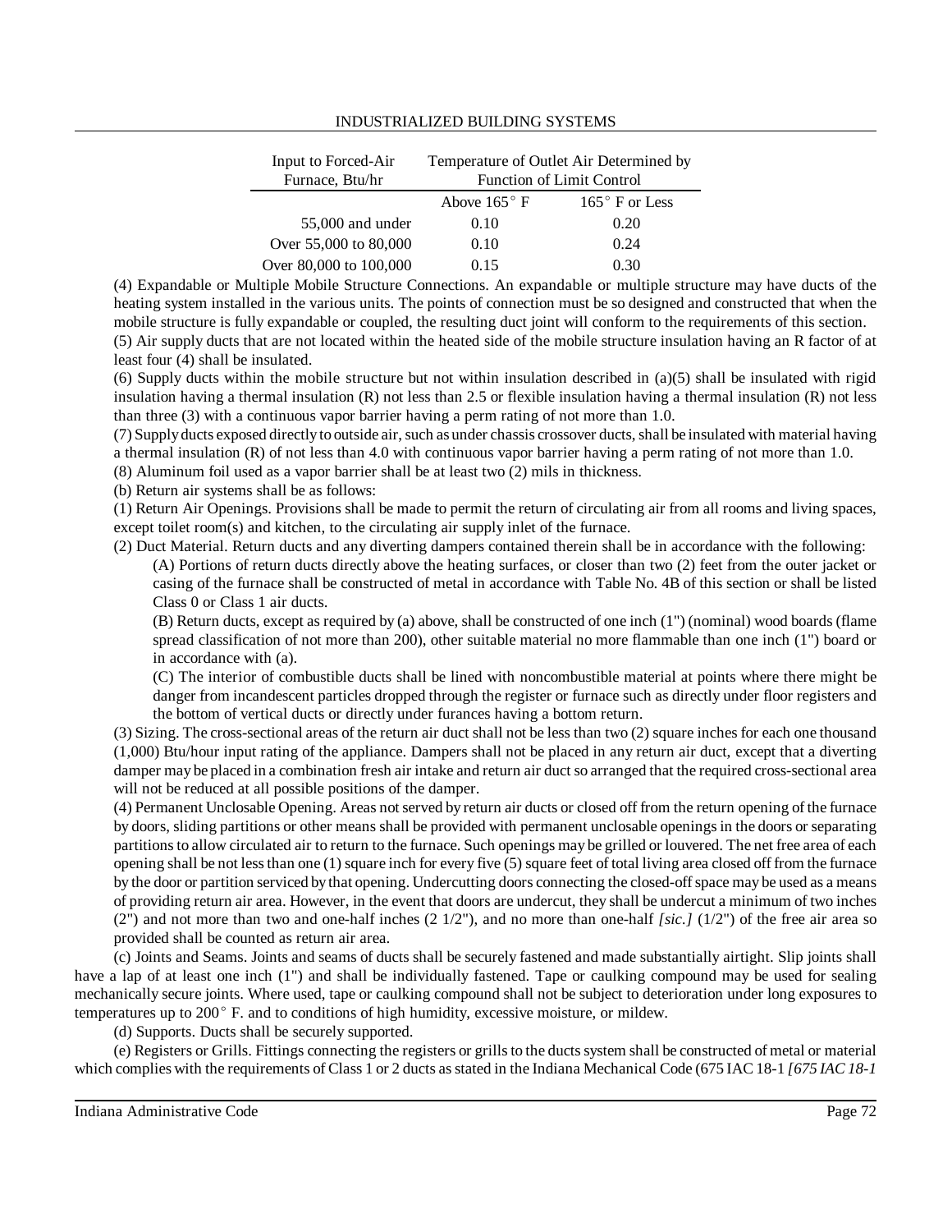| Input to Forced-Air Furnace, Btu/hr | Temperature of Outlet Air Determined by Function of Limit Control | |
|---|---|---|
| | Above 165° F | 165° F or Less |
| 55,000 and under | 0.10 | 0.20 |
| Over 55,000 to 80,000 | 0.10 | 0.24 |
| Over 80,000 to 100,000 | 0.15 | 0.30 |

(4) Expandable or Multiple Mobile Structure Connections. An expandable or multiple structure may have ducts of the heating system installed in the various units. The points of connection must be so designed and constructed that when the mobile structure is fully expandable or coupled, the resulting duct joint will conform to the requirements of this section.

(5) Air supply ducts that are not located within the heated side of the mobile structure insulation having an R factor of at least four (4) shall be insulated.

(6) Supply ducts within the mobile structure but not within insulation described in (a)(5) shall be insulated with rigid insulation having a thermal insulation (R) not less than 2.5 or flexible insulation having a thermal insulation (R) not less than three (3) with a continuous vapor barrier having a perm rating of not more than 1.0.

(7) Supply ducts exposed directly to outside air, such as under chassis crossover ducts, shall be insulated with material having a thermal insulation (R) of not less than 4.0 with continuous vapor barrier having a perm rating of not more than 1.0.

(8) Aluminum foil used as a vapor barrier shall be at least two (2) mils in thickness.

(b) Return air systems shall be as follows:

(1) Return Air Openings. Provisions shall be made to permit the return of circulating air from all rooms and living spaces, except toilet room(s) and kitchen, to the circulating air supply inlet of the furnace.

(2) Duct Material. Return ducts and any diverting dampers contained therein shall be in accordance with the following:

(A) Portions of return ducts directly above the heating surfaces, or closer than two (2) feet from the outer jacket or casing of the furnace shall be constructed of metal in accordance with Table No. 4B of this section or shall be listed Class 0 or Class 1 air ducts.

(B) Return ducts, except as required by (a) above, shall be constructed of one inch (1") (nominal) wood boards (flame spread classification of not more than 200), other suitable material no more flammable than one inch (1") board or in accordance with (a).

(C) The interior of combustible ducts shall be lined with noncombustible material at points where there might be danger from incandescent particles dropped through the register or furnace such as directly under floor registers and the bottom of vertical ducts or directly under furances having a bottom return.

(3) Sizing. The cross-sectional areas of the return air duct shall not be less than two (2) square inches for each one thousand (1,000) Btu/hour input rating of the appliance. Dampers shall not be placed in any return air duct, except that a diverting damper may be placed in a combination fresh air intake and return air duct so arranged that the required cross-sectional area will not be reduced at all possible positions of the damper.

(4) Permanent Unclosable Opening. Areas not served by return air ducts or closed off from the return opening of the furnace by doors, sliding partitions or other means shall be provided with permanent unclosable openings in the doors or separating partitions to allow circulated air to return to the furnace. Such openings may be grilled or louvered. The net free area of each opening shall be not less than one (1) square inch for every five (5) square feet of total living area closed off from the furnace by the door or partition serviced by that opening. Undercutting doors connecting the closed-off space may be used as a means of providing return air area. However, in the event that doors are undercut, they shall be undercut a minimum of two inches (2") and not more than two and one-half inches (2 1/2"), and no more than one-half *[sic.]* (1/2") of the free air area so provided shall be counted as return air area.

(c) Joints and Seams. Joints and seams of ducts shall be securely fastened and made substantially airtight. Slip joints shall have a lap of at least one inch (1") and shall be individually fastened. Tape or caulking compound may be used for sealing mechanically secure joints. Where used, tape or caulking compound shall not be subject to deterioration under long exposures to temperatures up to 200° F. and to conditions of high humidity, excessive moisture, or mildew.

(d) Supports. Ducts shall be securely supported.

(e) Registers or Grills. Fittings connecting the registers or grills to the ducts system shall be constructed of metal or material which complies with the requirements of Class 1 or 2 ducts as stated in the Indiana Mechanical Code (675 IAC 18-1 *[675 IAC 18-1*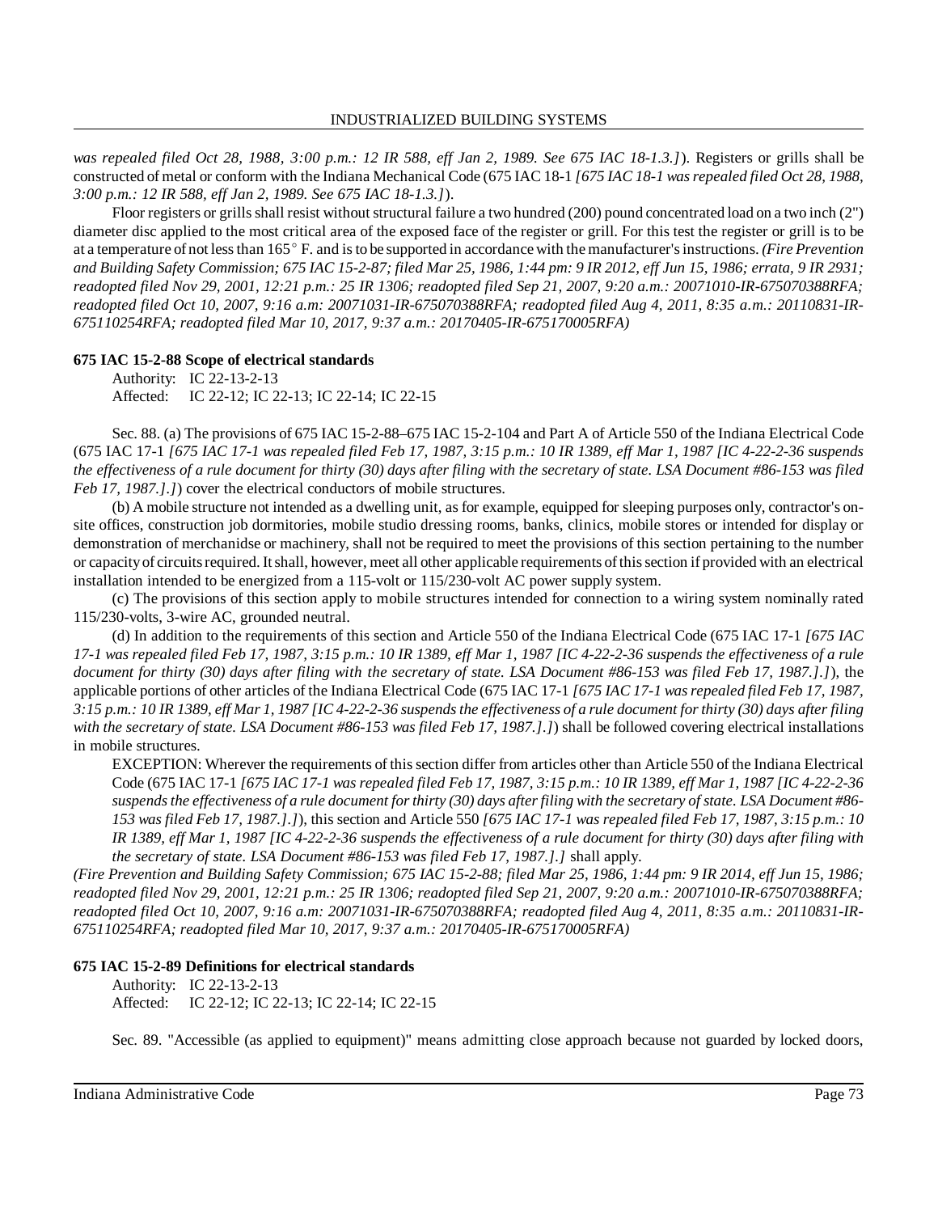*was repealed filed Oct 28, 1988, 3:00 p.m.: 12 IR 588, eff Jan 2, 1989. See 675 IAC 18-1.3.]*). Registers or grills shall be constructed of metal or conform with the Indiana Mechanical Code (675 IAC 18-1 *[675 IAC 18-1 was repealed filed Oct 28, 1988, 3:00 p.m.: 12 IR 588, eff Jan 2, 1989. See 675 IAC 18-1.3.]*).

Floor registers or grills shall resist without structural failure a two hundred (200) pound concentrated load on a two inch (2") diameter disc applied to the most critical area of the exposed face of the register or grill. For this test the register or grill is to be at a temperature of not less than 165° F. and is to be supported in accordance with the manufacturer's instructions. *(Fire Prevention and Building Safety Commission; 675 IAC 15-2-87; filed Mar 25, 1986, 1:44 pm: 9 IR 2012, eff Jun 15, 1986; errata, 9 IR 2931; readopted filed Nov 29, 2001, 12:21 p.m.: 25 IR 1306; readopted filed Sep 21, 2007, 9:20 a.m.: 20071010-IR-675070388RFA; readopted filed Oct 10, 2007, 9:16 a.m: 20071031-IR-675070388RFA; readopted filed Aug 4, 2011, 8:35 a.m.: 20110831-IR-675110254RFA; readopted filed Mar 10, 2017, 9:37 a.m.: 20170405-IR-675170005RFA)*

**675 IAC 15-2-88 Scope of electrical standards**

Authority: IC 22-13-2-13
Affected: IC 22-12; IC 22-13; IC 22-14; IC 22-15

Sec. 88. (a) The provisions of 675 IAC 15-2-88–675 IAC 15-2-104 and Part A of Article 550 of the Indiana Electrical Code (675 IAC 17-1 *[675 IAC 17-1 was repealed filed Feb 17, 1987, 3:15 p.m.: 10 IR 1389, eff Mar 1, 1987 [IC 4-22-2-36 suspends the effectiveness of a rule document for thirty (30) days after filing with the secretary of state. LSA Document #86-153 was filed Feb 17, 1987.].]*) cover the electrical conductors of mobile structures.

(b) A mobile structure not intended as a dwelling unit, as for example, equipped for sleeping purposes only, contractor's on-site offices, construction job dormitories, mobile studio dressing rooms, banks, clinics, mobile stores or intended for display or demonstration of merchandise or machinery, shall not be required to meet the provisions of this section pertaining to the number or capacity of circuits required. It shall, however, meet all other applicable requirements of this section if provided with an electrical installation intended to be energized from a 115-volt or 115/230-volt AC power supply system.

(c) The provisions of this section apply to mobile structures intended for connection to a wiring system nominally rated 115/230-volts, 3-wire AC, grounded neutral.

(d) In addition to the requirements of this section and Article 550 of the Indiana Electrical Code (675 IAC 17-1 *[675 IAC 17-1 was repealed filed Feb 17, 1987, 3:15 p.m.: 10 IR 1389, eff Mar 1, 1987 [IC 4-22-2-36 suspends the effectiveness of a rule document for thirty (30) days after filing with the secretary of state. LSA Document #86-153 was filed Feb 17, 1987.].]*), the applicable portions of other articles of the Indiana Electrical Code (675 IAC 17-1 *[675 IAC 17-1 was repealed filed Feb 17, 1987, 3:15 p.m.: 10 IR 1389, eff Mar 1, 1987 [IC 4-22-2-36 suspends the effectiveness of a rule document for thirty (30) days after filing with the secretary of state. LSA Document #86-153 was filed Feb 17, 1987.].]*) shall be followed covering electrical installations in mobile structures.

EXCEPTION: Wherever the requirements of this section differ from articles other than Article 550 of the Indiana Electrical Code (675 IAC 17-1 *[675 IAC 17-1 was repealed filed Feb 17, 1987, 3:15 p.m.: 10 IR 1389, eff Mar 1, 1987 [IC 4-22-2-36 suspends the effectiveness of a rule document for thirty (30) days after filing with the secretary of state. LSA Document #86-153 was filed Feb 17, 1987.].]*), this section and Article 550 *[675 IAC 17-1 was repealed filed Feb 17, 1987, 3:15 p.m.: 10 IR 1389, eff Mar 1, 1987 [IC 4-22-2-36 suspends the effectiveness of a rule document for thirty (30) days after filing with the secretary of state. LSA Document #86-153 was filed Feb 17, 1987.].]* shall apply.

*(Fire Prevention and Building Safety Commission; 675 IAC 15-2-88; filed Mar 25, 1986, 1:44 pm: 9 IR 2014, eff Jun 15, 1986; readopted filed Nov 29, 2001, 12:21 p.m.: 25 IR 1306; readopted filed Sep 21, 2007, 9:20 a.m.: 20071010-IR-675070388RFA; readopted filed Oct 10, 2007, 9:16 a.m: 20071031-IR-675070388RFA; readopted filed Aug 4, 2011, 8:35 a.m.: 20110831-IR-675110254RFA; readopted filed Mar 10, 2017, 9:37 a.m.: 20170405-IR-675170005RFA)*

**675 IAC 15-2-89 Definitions for electrical standards**

Authority: IC 22-13-2-13
Affected: IC 22-12; IC 22-13; IC 22-14; IC 22-15

Sec. 89. "Accessible (as applied to equipment)" means admitting close approach because not guarded by locked doors,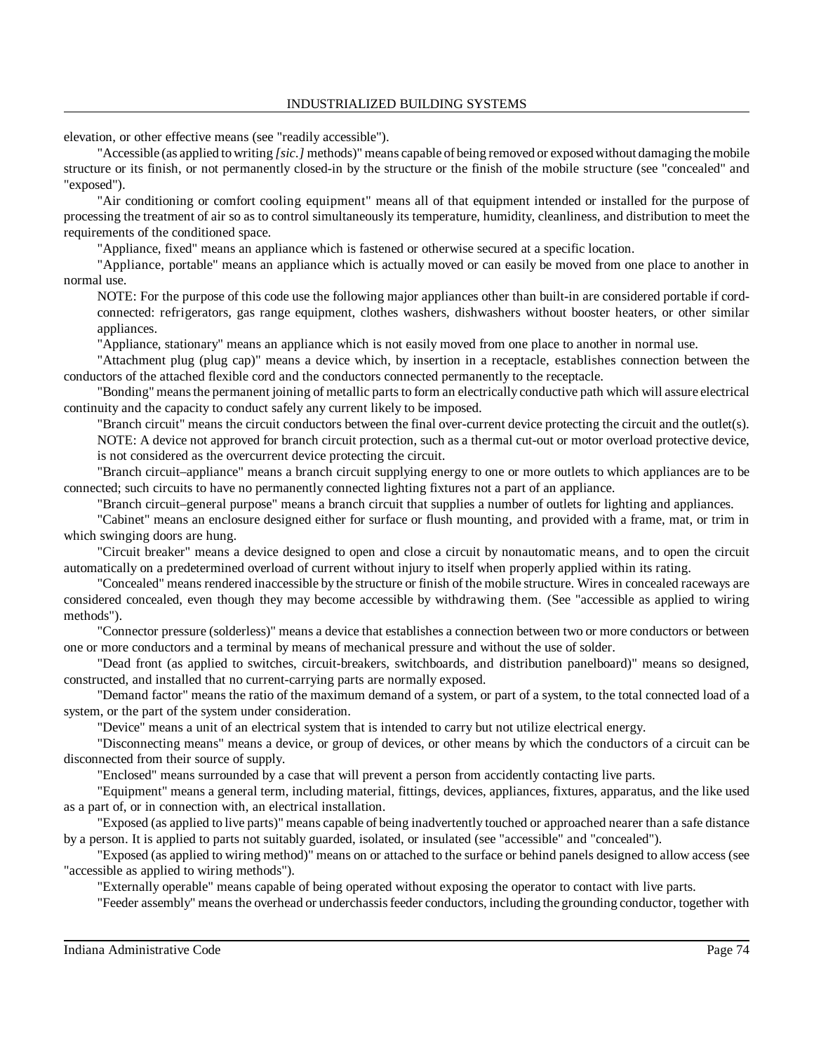elevation, or other effective means (see "readily accessible").

"Accessible (as applied to writing *[sic.]* methods)" means capable of being removed or exposed without damaging the mobile structure or its finish, or not permanently closed-in by the structure or the finish of the mobile structure (see "concealed" and "exposed").

"Air conditioning or comfort cooling equipment" means all of that equipment intended or installed for the purpose of processing the treatment of air so as to control simultaneously its temperature, humidity, cleanliness, and distribution to meet the requirements of the conditioned space.

"Appliance, fixed" means an appliance which is fastened or otherwise secured at a specific location.

"Appliance, portable" means an appliance which is actually moved or can easily be moved from one place to another in normal use.

NOTE: For the purpose of this code use the following major appliances other than built-in are considered portable if cord-connected: refrigerators, gas range equipment, clothes washers, dishwashers without booster heaters, or other similar appliances.

"Appliance, stationary" means an appliance which is not easily moved from one place to another in normal use.

"Attachment plug (plug cap)" means a device which, by insertion in a receptacle, establishes connection between the conductors of the attached flexible cord and the conductors connected permanently to the receptacle.

"Bonding" means the permanent joining of metallic parts to form an electrically conductive path which will assure electrical continuity and the capacity to conduct safely any current likely to be imposed.

"Branch circuit" means the circuit conductors between the final over-current device protecting the circuit and the outlet(s).

NOTE: A device not approved for branch circuit protection, such as a thermal cut-out or motor overload protective device, is not considered as the overcurrent device protecting the circuit.

"Branch circuit–appliance" means a branch circuit supplying energy to one or more outlets to which appliances are to be connected; such circuits to have no permanently connected lighting fixtures not a part of an appliance.

"Branch circuit–general purpose" means a branch circuit that supplies a number of outlets for lighting and appliances.

"Cabinet" means an enclosure designed either for surface or flush mounting, and provided with a frame, mat, or trim in which swinging doors are hung.

"Circuit breaker" means a device designed to open and close a circuit by nonautomatic means, and to open the circuit automatically on a predetermined overload of current without injury to itself when properly applied within its rating.

"Concealed" means rendered inaccessible by the structure or finish of the mobile structure. Wires in concealed raceways are considered concealed, even though they may become accessible by withdrawing them. (See "accessible as applied to wiring methods").

"Connector pressure (solderless)" means a device that establishes a connection between two or more conductors or between one or more conductors and a terminal by means of mechanical pressure and without the use of solder.

"Dead front (as applied to switches, circuit-breakers, switchboards, and distribution panelboard)" means so designed, constructed, and installed that no current-carrying parts are normally exposed.

"Demand factor" means the ratio of the maximum demand of a system, or part of a system, to the total connected load of a system, or the part of the system under consideration.

"Device" means a unit of an electrical system that is intended to carry but not utilize electrical energy.

"Disconnecting means" means a device, or group of devices, or other means by which the conductors of a circuit can be disconnected from their source of supply.

"Enclosed" means surrounded by a case that will prevent a person from accidently contacting live parts.

"Equipment" means a general term, including material, fittings, devices, appliances, fixtures, apparatus, and the like used as a part of, or in connection with, an electrical installation.

"Exposed (as applied to live parts)" means capable of being inadvertently touched or approached nearer than a safe distance by a person. It is applied to parts not suitably guarded, isolated, or insulated (see "accessible" and "concealed").

"Exposed (as applied to wiring method)" means on or attached to the surface or behind panels designed to allow access (see "accessible as applied to wiring methods").

"Externally operable" means capable of being operated without exposing the operator to contact with live parts.

"Feeder assembly" means the overhead or underchassis feeder conductors, including the grounding conductor, together with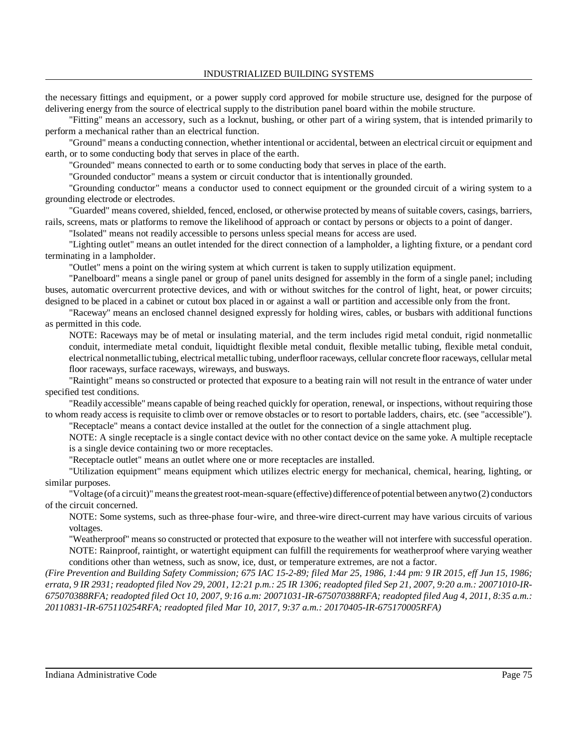the necessary fittings and equipment, or a power supply cord approved for mobile structure use, designed for the purpose of delivering energy from the source of electrical supply to the distribution panel board within the mobile structure.

"Fitting" means an accessory, such as a locknut, bushing, or other part of a wiring system, that is intended primarily to perform a mechanical rather than an electrical function.

"Ground" means a conducting connection, whether intentional or accidental, between an electrical circuit or equipment and earth, or to some conducting body that serves in place of the earth.

"Grounded" means connected to earth or to some conducting body that serves in place of the earth.

"Grounded conductor" means a system or circuit conductor that is intentionally grounded.

"Grounding conductor" means a conductor used to connect equipment or the grounded circuit of a wiring system to a grounding electrode or electrodes.

"Guarded" means covered, shielded, fenced, enclosed, or otherwise protected by means of suitable covers, casings, barriers, rails, screens, mats or platforms to remove the likelihood of approach or contact by persons or objects to a point of danger.

"Isolated" means not readily accessible to persons unless special means for access are used.

"Lighting outlet" means an outlet intended for the direct connection of a lampholder, a lighting fixture, or a pendant cord terminating in a lampholder.

"Outlet" mens a point on the wiring system at which current is taken to supply utilization equipment.

"Panelboard" means a single panel or group of panel units designed for assembly in the form of a single panel; including buses, automatic overcurrent protective devices, and with or without switches for the control of light, heat, or power circuits; designed to be placed in a cabinet or cutout box placed in or against a wall or partition and accessible only from the front.

"Raceway" means an enclosed channel designed expressly for holding wires, cables, or busbars with additional functions as permitted in this code.

NOTE: Raceways may be of metal or insulating material, and the term includes rigid metal conduit, rigid nonmetallic conduit, intermediate metal conduit, liquidtight flexible metal conduit, flexible metallic tubing, flexible metal conduit, electrical nonmetallic tubing, electrical metallic tubing, underfloor raceways, cellular concrete floor raceways, cellular metal floor raceways, surface raceways, wireways, and busways.

"Raintight" means so constructed or protected that exposure to a beating rain will not result in the entrance of water under specified test conditions.

"Readily accessible" means capable of being reached quickly for operation, renewal, or inspections, without requiring those to whom ready access is requisite to climb over or remove obstacles or to resort to portable ladders, chairs, etc. (see "accessible").

"Receptacle" means a contact device installed at the outlet for the connection of a single attachment plug.

NOTE: A single receptacle is a single contact device with no other contact device on the same yoke. A multiple receptacle is a single device containing two or more receptacles.

"Receptacle outlet" means an outlet where one or more receptacles are installed.

"Utilization equipment" means equipment which utilizes electric energy for mechanical, chemical, hearing, lighting, or similar purposes.

"Voltage (of a circuit)" means the greatest root-mean-square (effective) difference of potential between any two (2) conductors of the circuit concerned.

NOTE: Some systems, such as three-phase four-wire, and three-wire direct-current may have various circuits of various voltages.

"Weatherproof" means so constructed or protected that exposure to the weather will not interfere with successful operation.

NOTE: Rainproof, raintight, or watertight equipment can fulfill the requirements for weatherproof where varying weather conditions other than wetness, such as snow, ice, dust, or temperature extremes, are not a factor.

*(Fire Prevention and Building Safety Commission; 675 IAC 15-2-89; filed Mar 25, 1986, 1:44 pm: 9 IR 2015, eff Jun 15, 1986; errata, 9 IR 2931; readopted filed Nov 29, 2001, 12:21 p.m.: 25 IR 1306; readopted filed Sep 21, 2007, 9:20 a.m.: 20071010-IR-675070388RFA; readopted filed Oct 10, 2007, 9:16 a.m: 20071031-IR-675070388RFA; readopted filed Aug 4, 2011, 8:35 a.m.: 20110831-IR-675110254RFA; readopted filed Mar 10, 2017, 9:37 a.m.: 20170405-IR-675170005RFA)*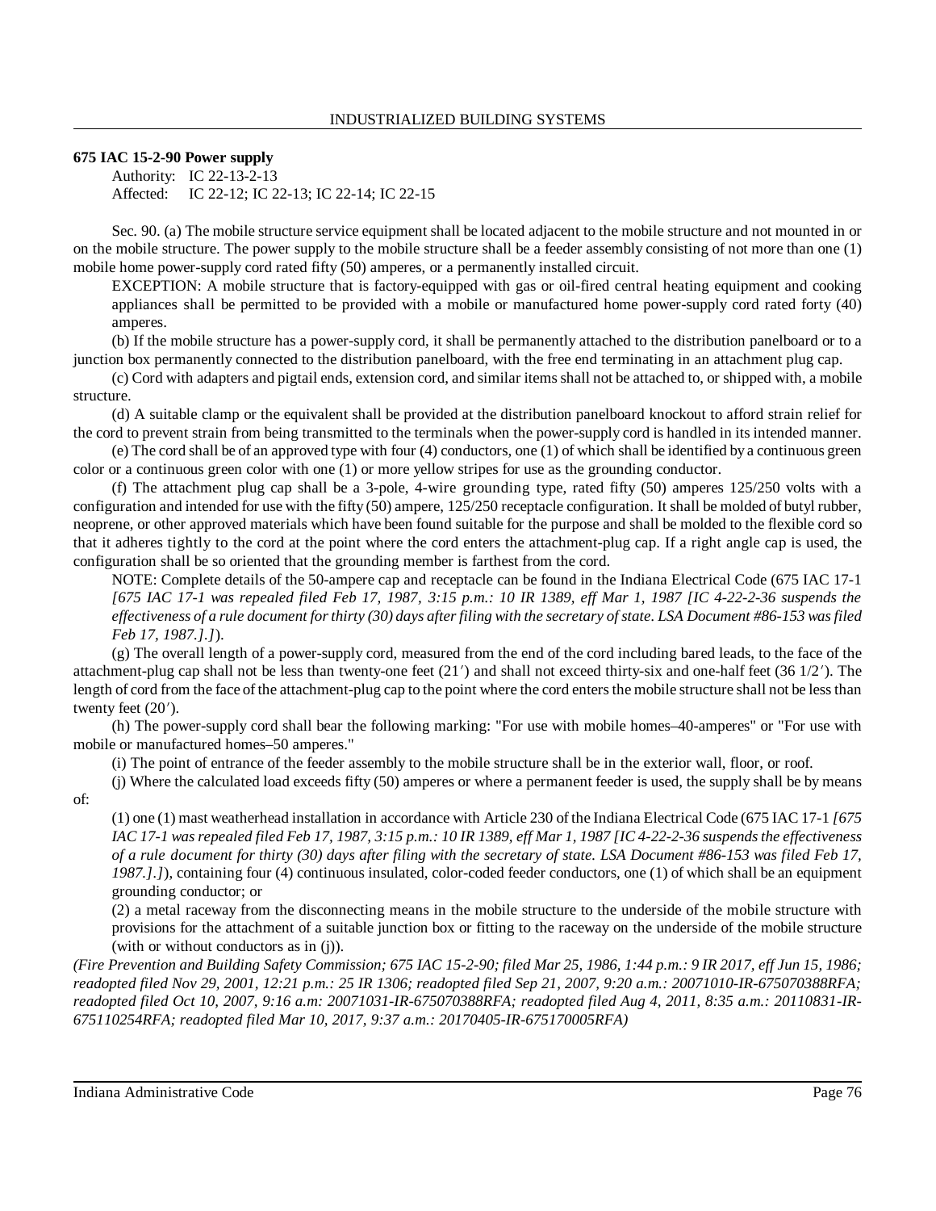**675 IAC 15-2-90 Power supply**

Authority: IC 22-13-2-13
Affected: IC 22-12; IC 22-13; IC 22-14; IC 22-15

Sec. 90. (a) The mobile structure service equipment shall be located adjacent to the mobile structure and not mounted in or on the mobile structure. The power supply to the mobile structure shall be a feeder assembly consisting of not more than one (1) mobile home power-supply cord rated fifty (50) amperes, or a permanently installed circuit.

EXCEPTION: A mobile structure that is factory-equipped with gas or oil-fired central heating equipment and cooking appliances shall be permitted to be provided with a mobile or manufactured home power-supply cord rated forty (40) amperes.

(b) If the mobile structure has a power-supply cord, it shall be permanently attached to the distribution panelboard or to a junction box permanently connected to the distribution panelboard, with the free end terminating in an attachment plug cap.

(c) Cord with adapters and pigtail ends, extension cord, and similar items shall not be attached to, or shipped with, a mobile structure.

(d) A suitable clamp or the equivalent shall be provided at the distribution panelboard knockout to afford strain relief for the cord to prevent strain from being transmitted to the terminals when the power-supply cord is handled in its intended manner.

(e) The cord shall be of an approved type with four (4) conductors, one (1) of which shall be identified by a continuous green color or a continuous green color with one (1) or more yellow stripes for use as the grounding conductor.

(f) The attachment plug cap shall be a 3-pole, 4-wire grounding type, rated fifty (50) amperes 125/250 volts with a configuration and intended for use with the fifty (50) ampere, 125/250 receptacle configuration. It shall be molded of butyl rubber, neoprene, or other approved materials which have been found suitable for the purpose and shall be molded to the flexible cord so that it adheres tightly to the cord at the point where the cord enters the attachment-plug cap. If a right angle cap is used, the configuration shall be so oriented that the grounding member is farthest from the cord.

NOTE: Complete details of the 50-ampere cap and receptacle can be found in the Indiana Electrical Code (675 IAC 17-1 *[675 IAC 17-1 was repealed filed Feb 17, 1987, 3:15 p.m.: 10 IR 1389, eff Mar 1, 1987 [IC 4-22-2-36 suspends the effectiveness of a rule document for thirty (30) days after filing with the secretary of state. LSA Document #86-153 was filed Feb 17, 1987.].]*).

(g) The overall length of a power-supply cord, measured from the end of the cord including bared leads, to the face of the attachment-plug cap shall not be less than twenty-one feet (21′) and shall not exceed thirty-six and one-half feet (36 1/2′). The length of cord from the face of the attachment-plug cap to the point where the cord enters the mobile structure shall not be less than twenty feet (20′).

(h) The power-supply cord shall bear the following marking: "For use with mobile homes–40-amperes" or "For use with mobile or manufactured homes–50 amperes."

(i) The point of entrance of the feeder assembly to the mobile structure shall be in the exterior wall, floor, or roof.

(j) Where the calculated load exceeds fifty (50) amperes or where a permanent feeder is used, the supply shall be by means of:

(1) one (1) mast weatherhead installation in accordance with Article 230 of the Indiana Electrical Code (675 IAC 17-1 *[675 IAC 17-1 was repealed filed Feb 17, 1987, 3:15 p.m.: 10 IR 1389, eff Mar 1, 1987 [IC 4-22-2-36 suspends the effectiveness of a rule document for thirty (30) days after filing with the secretary of state. LSA Document #86-153 was filed Feb 17, 1987.].]*), containing four (4) continuous insulated, color-coded feeder conductors, one (1) of which shall be an equipment grounding conductor; or

(2) a metal raceway from the disconnecting means in the mobile structure to the underside of the mobile structure with provisions for the attachment of a suitable junction box or fitting to the raceway on the underside of the mobile structure (with or without conductors as in (j)).

*(Fire Prevention and Building Safety Commission; 675 IAC 15-2-90; filed Mar 25, 1986, 1:44 p.m.: 9 IR 2017, eff Jun 15, 1986; readopted filed Nov 29, 2001, 12:21 p.m.: 25 IR 1306; readopted filed Sep 21, 2007, 9:20 a.m.: 20071010-IR-675070388RFA; readopted filed Oct 10, 2007, 9:16 a.m: 20071031-IR-675070388RFA; readopted filed Aug 4, 2011, 8:35 a.m.: 20110831-IR-675110254RFA; readopted filed Mar 10, 2017, 9:37 a.m.: 20170405-IR-675170005RFA)*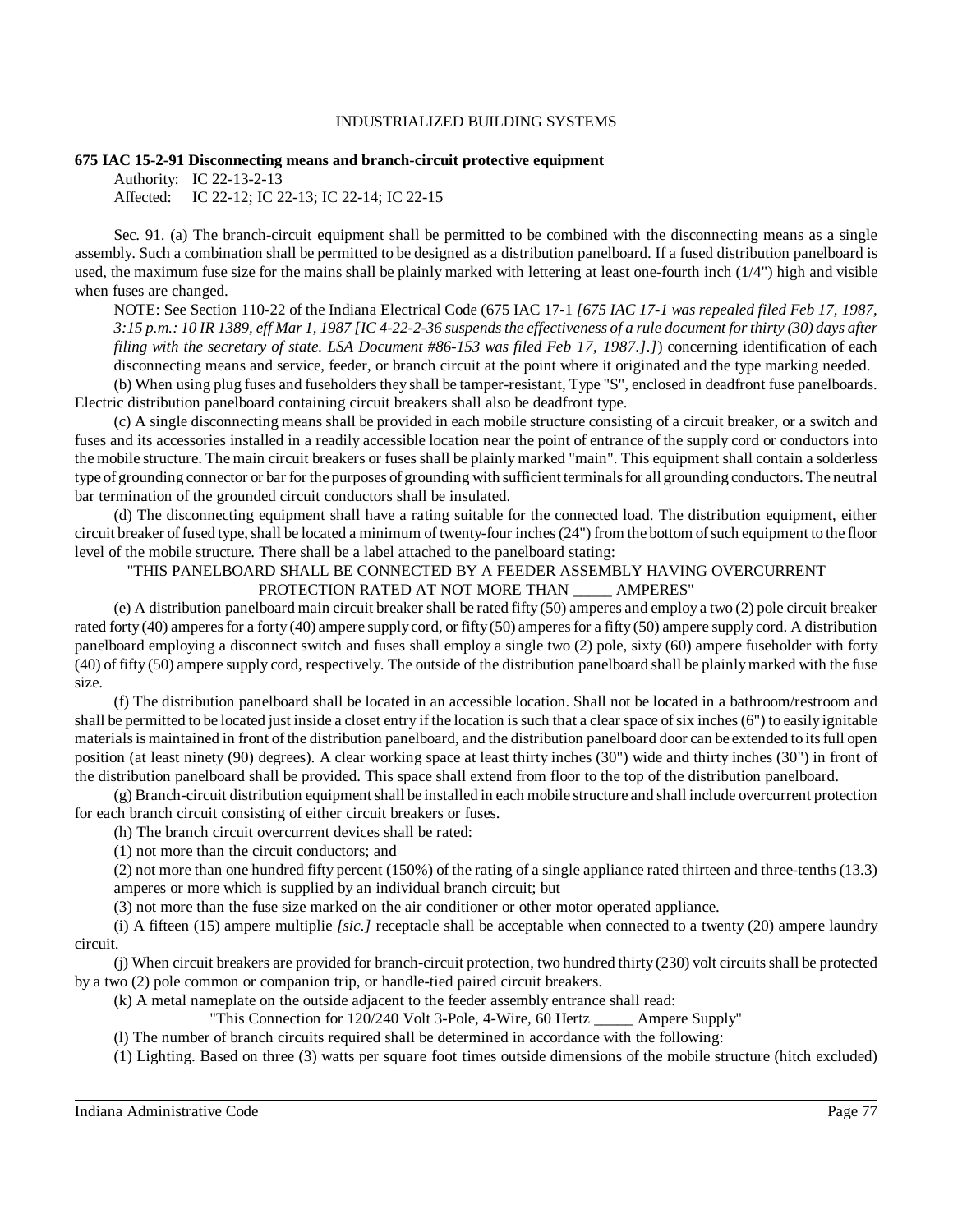**675 IAC 15-2-91 Disconnecting means and branch-circuit protective equipment**

Authority: IC 22-13-2-13

Affected: IC 22-12; IC 22-13; IC 22-14; IC 22-15

Sec. 91. (a) The branch-circuit equipment shall be permitted to be combined with the disconnecting means as a single assembly. Such a combination shall be permitted to be designed as a distribution panelboard. If a fused distribution panelboard is used, the maximum fuse size for the mains shall be plainly marked with lettering at least one-fourth inch (1/4") high and visible when fuses are changed.

NOTE: See Section 110-22 of the Indiana Electrical Code (675 IAC 17-1 *[675 IAC 17-1 was repealed filed Feb 17, 1987, 3:15 p.m.: 10 IR 1389, eff Mar 1, 1987 [IC 4-22-2-36 suspends the effectiveness of a rule document for thirty (30) days after filing with the secretary of state. LSA Document #86-153 was filed Feb 17, 1987.].]*) concerning identification of each disconnecting means and service, feeder, or branch circuit at the point where it originated and the type marking needed.

(b) When using plug fuses and fuseholders they shall be tamper-resistant, Type "S", enclosed in deadfront fuse panelboards. Electric distribution panelboard containing circuit breakers shall also be deadfront type.

(c) A single disconnecting means shall be provided in each mobile structure consisting of a circuit breaker, or a switch and fuses and its accessories installed in a readily accessible location near the point of entrance of the supply cord or conductors into the mobile structure. The main circuit breakers or fuses shall be plainly marked "main". This equipment shall contain a solderless type of grounding connector or bar for the purposes of grounding with sufficient terminals for all grounding conductors. The neutral bar termination of the grounded circuit conductors shall be insulated.

(d) The disconnecting equipment shall have a rating suitable for the connected load. The distribution equipment, either circuit breaker of fused type, shall be located a minimum of twenty-four inches (24") from the bottom of such equipment to the floor level of the mobile structure. There shall be a label attached to the panelboard stating:

"THIS PANELBOARD SHALL BE CONNECTED BY A FEEDER ASSEMBLY HAVING OVERCURRENT PROTECTION RATED AT NOT MORE THAN _____ AMPERES"

(e) A distribution panelboard main circuit breaker shall be rated fifty (50) amperes and employ a two (2) pole circuit breaker rated forty (40) amperes for a forty (40) ampere supply cord, or fifty (50) amperes for a fifty (50) ampere supply cord. A distribution panelboard employing a disconnect switch and fuses shall employ a single two (2) pole, sixty (60) ampere fuseholder with forty (40) of fifty (50) ampere supply cord, respectively. The outside of the distribution panelboard shall be plainly marked with the fuse size.

(f) The distribution panelboard shall be located in an accessible location. Shall not be located in a bathroom/restroom and shall be permitted to be located just inside a closet entry if the location is such that a clear space of six inches (6") to easily ignitable materials is maintained in front of the distribution panelboard, and the distribution panelboard door can be extended to its full open position (at least ninety (90) degrees). A clear working space at least thirty inches (30") wide and thirty inches (30") in front of the distribution panelboard shall be provided. This space shall extend from floor to the top of the distribution panelboard.

(g) Branch-circuit distribution equipment shall be installed in each mobile structure and shall include overcurrent protection for each branch circuit consisting of either circuit breakers or fuses.

(h) The branch circuit overcurrent devices shall be rated:

(1) not more than the circuit conductors; and

(2) not more than one hundred fifty percent (150%) of the rating of a single appliance rated thirteen and three-tenths (13.3) amperes or more which is supplied by an individual branch circuit; but

(3) not more than the fuse size marked on the air conditioner or other motor operated appliance.

(i) A fifteen (15) ampere multiplie *[sic.]* receptacle shall be acceptable when connected to a twenty (20) ampere laundry circuit.

(j) When circuit breakers are provided for branch-circuit protection, two hundred thirty (230) volt circuits shall be protected by a two (2) pole common or companion trip, or handle-tied paired circuit breakers.

(k) A metal nameplate on the outside adjacent to the feeder assembly entrance shall read:

"This Connection for 120/240 Volt 3-Pole, 4-Wire, 60 Hertz _____ Ampere Supply"

(l) The number of branch circuits required shall be determined in accordance with the following:

(1) Lighting. Based on three (3) watts per square foot times outside dimensions of the mobile structure (hitch excluded)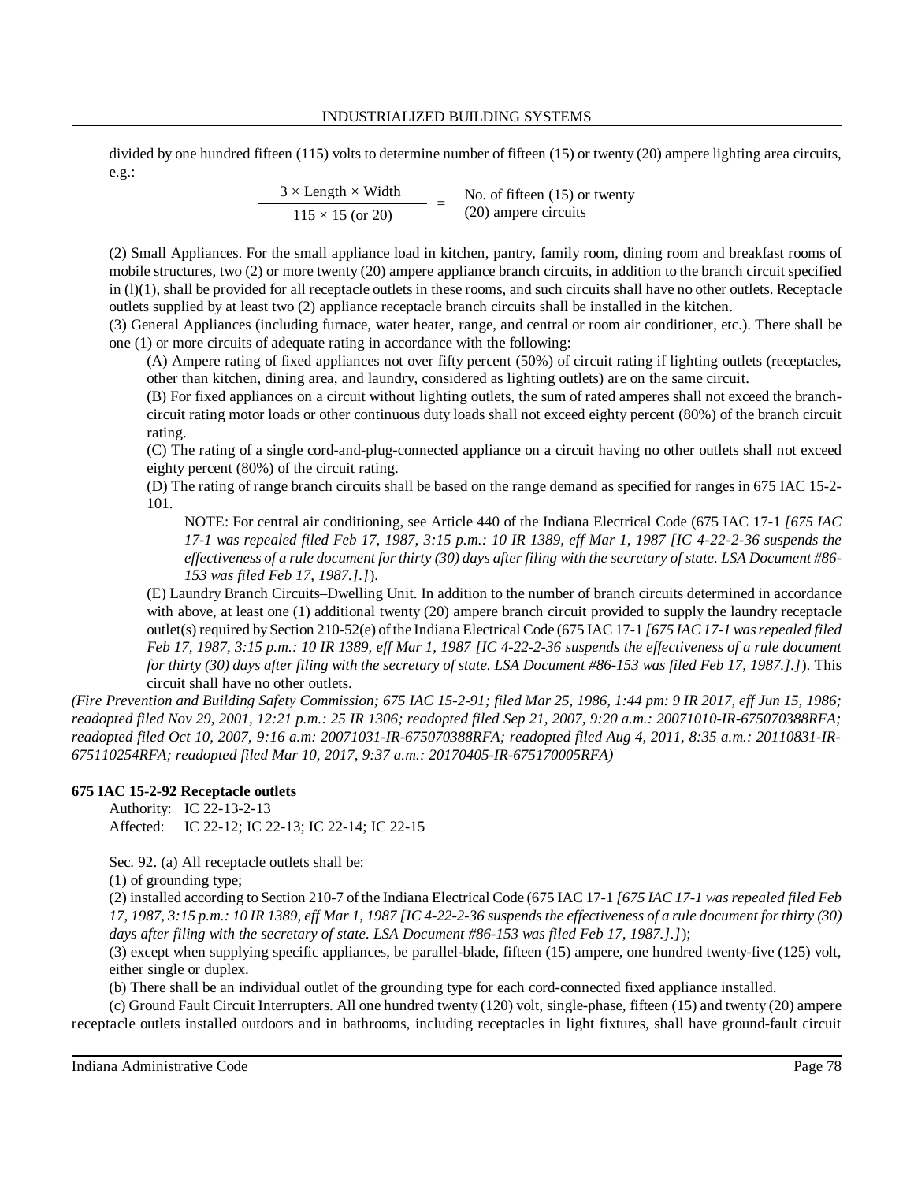divided by one hundred fifteen (115) volts to determine number of fifteen (15) or twenty (20) ampere lighting area circuits, e.g.:

$$\frac{3 \times \text{Length} \times \text{Width}}{115 \times 15 \text{ (or 20)}} = \text{No. of fifteen (15) or twenty (20) ampere circuits}$$

(2) Small Appliances. For the small appliance load in kitchen, pantry, family room, dining room and breakfast rooms of mobile structures, two (2) or more twenty (20) ampere appliance branch circuits, in addition to the branch circuit specified in (l)(1), shall be provided for all receptacle outlets in these rooms, and such circuits shall have no other outlets. Receptacle outlets supplied by at least two (2) appliance receptacle branch circuits shall be installed in the kitchen.

(3) General Appliances (including furnace, water heater, range, and central or room air conditioner, etc.). There shall be one (1) or more circuits of adequate rating in accordance with the following:

(A) Ampere rating of fixed appliances not over fifty percent (50%) of circuit rating if lighting outlets (receptacles, other than kitchen, dining area, and laundry, considered as lighting outlets) are on the same circuit.

(B) For fixed appliances on a circuit without lighting outlets, the sum of rated amperes shall not exceed the branch-circuit rating motor loads or other continuous duty loads shall not exceed eighty percent (80%) of the branch circuit rating.

(C) The rating of a single cord-and-plug-connected appliance on a circuit having no other outlets shall not exceed eighty percent (80%) of the circuit rating.

(D) The rating of range branch circuits shall be based on the range demand as specified for ranges in 675 IAC 15-2-101.

NOTE: For central air conditioning, see Article 440 of the Indiana Electrical Code (675 IAC 17-1 *[675 IAC 17-1 was repealed filed Feb 17, 1987, 3:15 p.m.: 10 IR 1389, eff Mar 1, 1987 [IC 4-22-2-36 suspends the effectiveness of a rule document for thirty (30) days after filing with the secretary of state. LSA Document #86-153 was filed Feb 17, 1987.].]*).

(E) Laundry Branch Circuits–Dwelling Unit. In addition to the number of branch circuits determined in accordance with above, at least one (1) additional twenty (20) ampere branch circuit provided to supply the laundry receptacle outlet(s) required by Section 210-52(e) of the Indiana Electrical Code (675 IAC 17-1 *[675 IAC 17-1 was repealed filed Feb 17, 1987, 3:15 p.m.: 10 IR 1389, eff Mar 1, 1987 [IC 4-22-2-36 suspends the effectiveness of a rule document for thirty (30) days after filing with the secretary of state. LSA Document #86-153 was filed Feb 17, 1987.].]*). This circuit shall have no other outlets.

*(Fire Prevention and Building Safety Commission; 675 IAC 15-2-91; filed Mar 25, 1986, 1:44 pm: 9 IR 2017, eff Jun 15, 1986; readopted filed Nov 29, 2001, 12:21 p.m.: 25 IR 1306; readopted filed Sep 21, 2007, 9:20 a.m.: 20071010-IR-675070388RFA; readopted filed Oct 10, 2007, 9:16 a.m: 20071031-IR-675070388RFA; readopted filed Aug 4, 2011, 8:35 a.m.: 20110831-IR-675110254RFA; readopted filed Mar 10, 2017, 9:37 a.m.: 20170405-IR-675170005RFA)*

**675 IAC 15-2-92 Receptacle outlets**

Authority: IC 22-13-2-13
Affected: IC 22-12; IC 22-13; IC 22-14; IC 22-15

Sec. 92. (a) All receptacle outlets shall be:

(1) of grounding type;

(2) installed according to Section 210-7 of the Indiana Electrical Code (675 IAC 17-1 *[675 IAC 17-1 was repealed filed Feb 17, 1987, 3:15 p.m.: 10 IR 1389, eff Mar 1, 1987 [IC 4-22-2-36 suspends the effectiveness of a rule document for thirty (30) days after filing with the secretary of state. LSA Document #86-153 was filed Feb 17, 1987.].]*);

(3) except when supplying specific appliances, be parallel-blade, fifteen (15) ampere, one hundred twenty-five (125) volt, either single or duplex.

(b) There shall be an individual outlet of the grounding type for each cord-connected fixed appliance installed.

(c) Ground Fault Circuit Interrupters. All one hundred twenty (120) volt, single-phase, fifteen (15) and twenty (20) ampere receptacle outlets installed outdoors and in bathrooms, including receptacles in light fixtures, shall have ground-fault circuit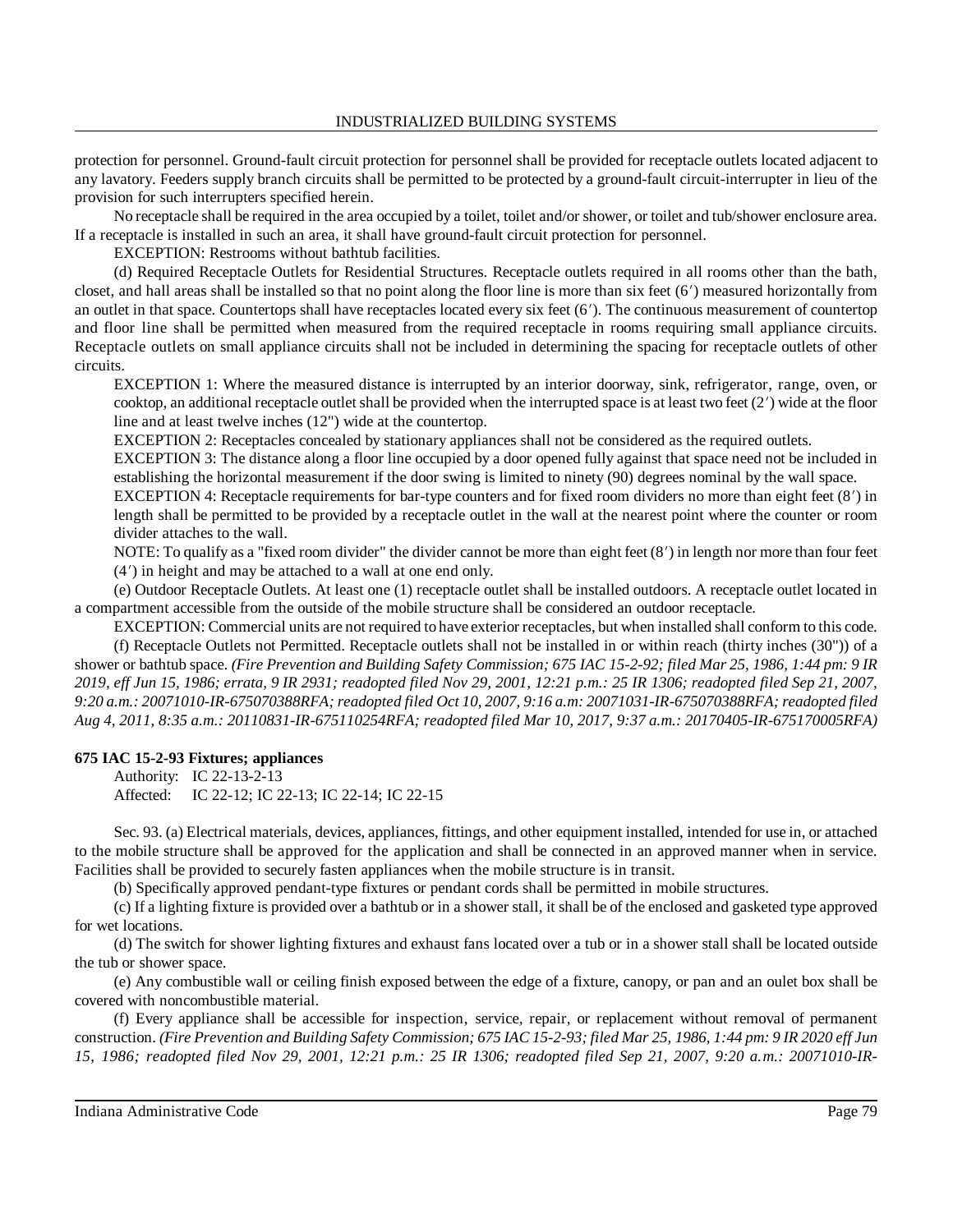protection for personnel. Ground-fault circuit protection for personnel shall be provided for receptacle outlets located adjacent to any lavatory. Feeders supply branch circuits shall be permitted to be protected by a ground-fault circuit-interrupter in lieu of the provision for such interrupters specified herein.

No receptacle shall be required in the area occupied by a toilet, toilet and/or shower, or toilet and tub/shower enclosure area. If a receptacle is installed in such an area, it shall have ground-fault circuit protection for personnel.

EXCEPTION: Restrooms without bathtub facilities.

(d) Required Receptacle Outlets for Residential Structures. Receptacle outlets required in all rooms other than the bath, closet, and hall areas shall be installed so that no point along the floor line is more than six feet (6′) measured horizontally from an outlet in that space. Countertops shall have receptacles located every six feet (6′). The continuous measurement of countertop and floor line shall be permitted when measured from the required receptacle in rooms requiring small appliance circuits. Receptacle outlets on small appliance circuits shall not be included in determining the spacing for receptacle outlets of other circuits.

EXCEPTION 1: Where the measured distance is interrupted by an interior doorway, sink, refrigerator, range, oven, or cooktop, an additional receptacle outlet shall be provided when the interrupted space is at least two feet (2′) wide at the floor line and at least twelve inches (12") wide at the countertop.

EXCEPTION 2: Receptacles concealed by stationary appliances shall not be considered as the required outlets.

EXCEPTION 3: The distance along a floor line occupied by a door opened fully against that space need not be included in establishing the horizontal measurement if the door swing is limited to ninety (90) degrees nominal by the wall space.

EXCEPTION 4: Receptacle requirements for bar-type counters and for fixed room dividers no more than eight feet (8′) in length shall be permitted to be provided by a receptacle outlet in the wall at the nearest point where the counter or room divider attaches to the wall.

NOTE: To qualify as a "fixed room divider" the divider cannot be more than eight feet (8′) in length nor more than four feet (4′) in height and may be attached to a wall at one end only.

(e) Outdoor Receptacle Outlets. At least one (1) receptacle outlet shall be installed outdoors. A receptacle outlet located in a compartment accessible from the outside of the mobile structure shall be considered an outdoor receptacle.

EXCEPTION: Commercial units are not required to have exterior receptacles, but when installed shall conform to this code.

(f) Receptacle Outlets not Permitted. Receptacle outlets shall not be installed in or within reach (thirty inches (30")) of a shower or bathtub space. *(Fire Prevention and Building Safety Commission; 675 IAC 15-2-92; filed Mar 25, 1986, 1:44 pm: 9 IR 2019, eff Jun 15, 1986; errata, 9 IR 2931; readopted filed Nov 29, 2001, 12:21 p.m.: 25 IR 1306; readopted filed Sep 21, 2007, 9:20 a.m.: 20071010-IR-675070388RFA; readopted filed Oct 10, 2007, 9:16 a.m: 20071031-IR-675070388RFA; readopted filed Aug 4, 2011, 8:35 a.m.: 20110831-IR-675110254RFA; readopted filed Mar 10, 2017, 9:37 a.m.: 20170405-IR-675170005RFA)*

**675 IAC 15-2-93 Fixtures; appliances**

Authority: IC 22-13-2-13
Affected: IC 22-12; IC 22-13; IC 22-14; IC 22-15

Sec. 93. (a) Electrical materials, devices, appliances, fittings, and other equipment installed, intended for use in, or attached to the mobile structure shall be approved for the application and shall be connected in an approved manner when in service. Facilities shall be provided to securely fasten appliances when the mobile structure is in transit.

(b) Specifically approved pendant-type fixtures or pendant cords shall be permitted in mobile structures.

(c) If a lighting fixture is provided over a bathtub or in a shower stall, it shall be of the enclosed and gasketed type approved for wet locations.

(d) The switch for shower lighting fixtures and exhaust fans located over a tub or in a shower stall shall be located outside the tub or shower space.

(e) Any combustible wall or ceiling finish exposed between the edge of a fixture, canopy, or pan and an oulet box shall be covered with noncombustible material.

(f) Every appliance shall be accessible for inspection, service, repair, or replacement without removal of permanent construction. *(Fire Prevention and Building Safety Commission; 675 IAC 15-2-93; filed Mar 25, 1986, 1:44 pm: 9 IR 2020 eff Jun 15, 1986; readopted filed Nov 29, 2001, 12:21 p.m.: 25 IR 1306; readopted filed Sep 21, 2007, 9:20 a.m.: 20071010-IR-*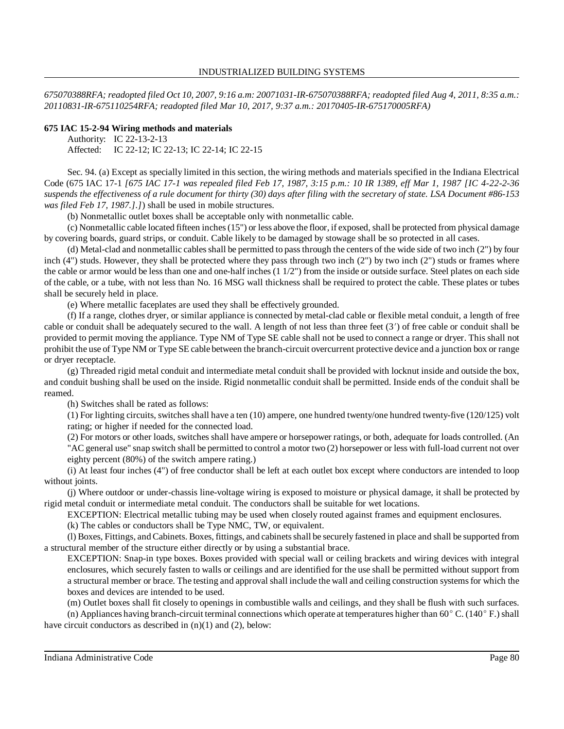*675070388RFA; readopted filed Oct 10, 2007, 9:16 a.m: 20071031-IR-675070388RFA; readopted filed Aug 4, 2011, 8:35 a.m.: 20110831-IR-675110254RFA; readopted filed Mar 10, 2017, 9:37 a.m.: 20170405-IR-675170005RFA)*

**675 IAC 15-2-94 Wiring methods and materials**

Authority: IC 22-13-2-13
Affected: IC 22-12; IC 22-13; IC 22-14; IC 22-15

Sec. 94. (a) Except as specially limited in this section, the wiring methods and materials specified in the Indiana Electrical Code (675 IAC 17-1 *[675 IAC 17-1 was repealed filed Feb 17, 1987, 3:15 p.m.: 10 IR 1389, eff Mar 1, 1987 [IC 4-22-2-36 suspends the effectiveness of a rule document for thirty (30) days after filing with the secretary of state. LSA Document #86-153 was filed Feb 17, 1987.].]*) shall be used in mobile structures.

(b) Nonmetallic outlet boxes shall be acceptable only with nonmetallic cable.

(c) Nonmetallic cable located fifteen inches (15") or less above the floor, if exposed, shall be protected from physical damage by covering boards, guard strips, or conduit. Cable likely to be damaged by stowage shall be so protected in all cases.

(d) Metal-clad and nonmetallic cables shall be permitted to pass through the centers of the wide side of two inch (2") by four inch (4") studs. However, they shall be protected where they pass through two inch (2") by two inch (2") studs or frames where the cable or armor would be less than one and one-half inches (1 1/2") from the inside or outside surface. Steel plates on each side of the cable, or a tube, with not less than No. 16 MSG wall thickness shall be required to protect the cable. These plates or tubes shall be securely held in place.

(e) Where metallic faceplates are used they shall be effectively grounded.

(f) If a range, clothes dryer, or similar appliance is connected by metal-clad cable or flexible metal conduit, a length of free cable or conduit shall be adequately secured to the wall. A length of not less than three feet (3′) of free cable or conduit shall be provided to permit moving the appliance. Type NM of Type SE cable shall not be used to connect a range or dryer. This shall not prohibit the use of Type NM or Type SE cable between the branch-circuit overcurrent protective device and a junction box or range or dryer receptacle.

(g) Threaded rigid metal conduit and intermediate metal conduit shall be provided with locknut inside and outside the box, and conduit bushing shall be used on the inside. Rigid nonmetallic conduit shall be permitted. Inside ends of the conduit shall be reamed.

(h) Switches shall be rated as follows:

(1) For lighting circuits, switches shall have a ten (10) ampere, one hundred twenty/one hundred twenty-five (120/125) volt rating; or higher if needed for the connected load.

(2) For motors or other loads, switches shall have ampere or horsepower ratings, or both, adequate for loads controlled. (An "AC general use" snap switch shall be permitted to control a motor two (2) horsepower or less with full-load current not over eighty percent (80%) of the switch ampere rating.)

(i) At least four inches (4") of free conductor shall be left at each outlet box except where conductors are intended to loop without joints.

(j) Where outdoor or under-chassis line-voltage wiring is exposed to moisture or physical damage, it shall be protected by rigid metal conduit or intermediate metal conduit. The conductors shall be suitable for wet locations.

EXCEPTION: Electrical metallic tubing may be used when closely routed against frames and equipment enclosures.

(k) The cables or conductors shall be Type NMC, TW, or equivalent.

(l) Boxes, Fittings, and Cabinets. Boxes, fittings, and cabinets shall be securely fastened in place and shall be supported from a structural member of the structure either directly or by using a substantial brace.

EXCEPTION: Snap-in type boxes. Boxes provided with special wall or ceiling brackets and wiring devices with integral enclosures, which securely fasten to walls or ceilings and are identified for the use shall be permitted without support from a structural member or brace. The testing and approval shall include the wall and ceiling construction systems for which the boxes and devices are intended to be used.

(m) Outlet boxes shall fit closely to openings in combustible walls and ceilings, and they shall be flush with such surfaces.

(n) Appliances having branch-circuit terminal connections which operate at temperatures higher than 60° C. (140° F.) shall have circuit conductors as described in (n)(1) and (2), below: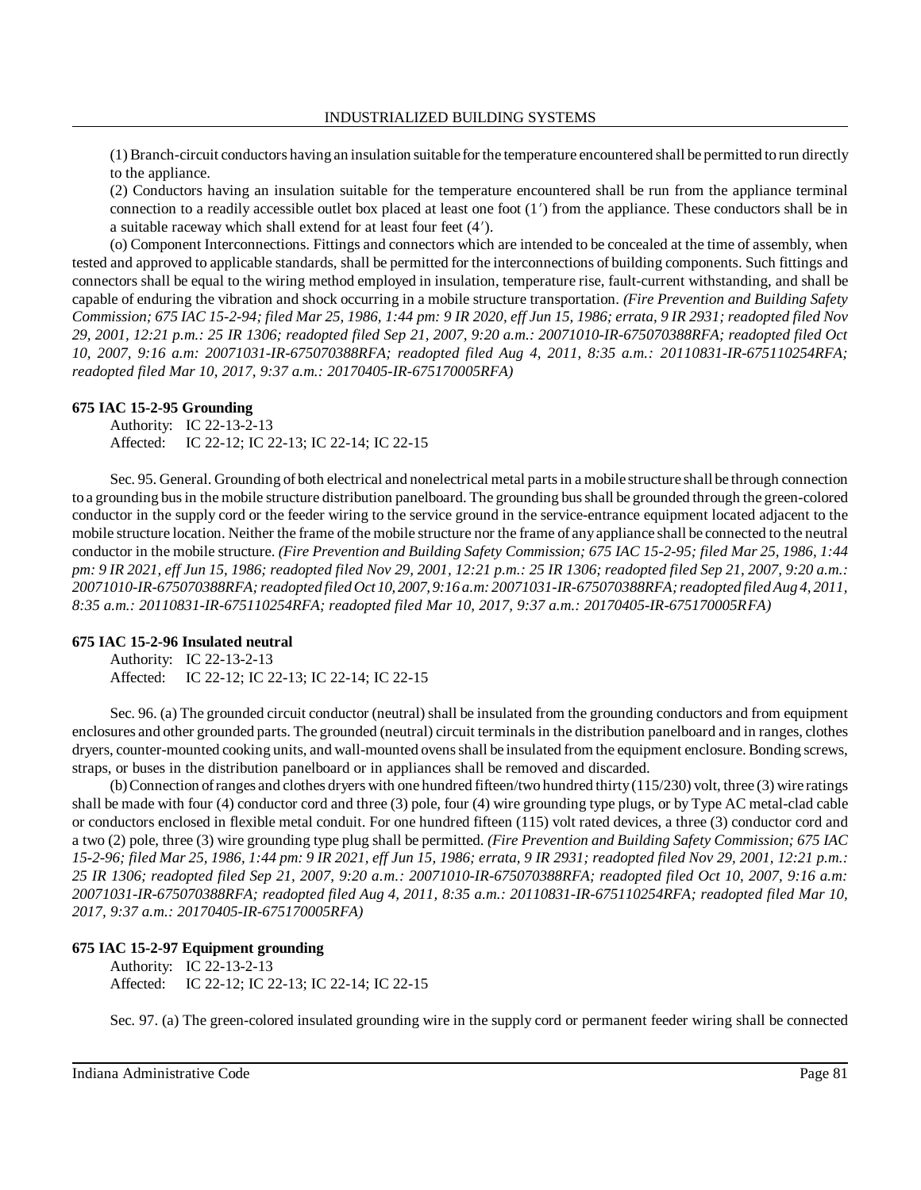(1) Branch-circuit conductors having an insulation suitable for the temperature encountered shall be permitted to run directly to the appliance.

(2) Conductors having an insulation suitable for the temperature encountered shall be run from the appliance terminal connection to a readily accessible outlet box placed at least one foot (1′) from the appliance. These conductors shall be in a suitable raceway which shall extend for at least four feet (4′).

(o) Component Interconnections. Fittings and connectors which are intended to be concealed at the time of assembly, when tested and approved to applicable standards, shall be permitted for the interconnections of building components. Such fittings and connectors shall be equal to the wiring method employed in insulation, temperature rise, fault-current withstanding, and shall be capable of enduring the vibration and shock occurring in a mobile structure transportation. *(Fire Prevention and Building Safety Commission; 675 IAC 15-2-94; filed Mar 25, 1986, 1:44 pm: 9 IR 2020, eff Jun 15, 1986; errata, 9 IR 2931; readopted filed Nov 29, 2001, 12:21 p.m.: 25 IR 1306; readopted filed Sep 21, 2007, 9:20 a.m.: 20071010-IR-675070388RFA; readopted filed Oct 10, 2007, 9:16 a.m: 20071031-IR-675070388RFA; readopted filed Aug 4, 2011, 8:35 a.m.: 20110831-IR-675110254RFA; readopted filed Mar 10, 2017, 9:37 a.m.: 20170405-IR-675170005RFA)*

**675 IAC 15-2-95 Grounding**

Authority: IC 22-13-2-13
Affected: IC 22-12; IC 22-13; IC 22-14; IC 22-15

Sec. 95. General. Grounding of both electrical and nonelectrical metal parts in a mobile structure shall be through connection to a grounding bus in the mobile structure distribution panelboard. The grounding bus shall be grounded through the green-colored conductor in the supply cord or the feeder wiring to the service ground in the service-entrance equipment located adjacent to the mobile structure location. Neither the frame of the mobile structure nor the frame of any appliance shall be connected to the neutral conductor in the mobile structure. *(Fire Prevention and Building Safety Commission; 675 IAC 15-2-95; filed Mar 25, 1986, 1:44 pm: 9 IR 2021, eff Jun 15, 1986; readopted filed Nov 29, 2001, 12:21 p.m.: 25 IR 1306; readopted filed Sep 21, 2007, 9:20 a.m.: 20071010-IR-675070388RFA; readopted filed Oct 10, 2007, 9:16 a.m: 20071031-IR-675070388RFA; readopted filed Aug 4, 2011, 8:35 a.m.: 20110831-IR-675110254RFA; readopted filed Mar 10, 2017, 9:37 a.m.: 20170405-IR-675170005RFA)*

**675 IAC 15-2-96 Insulated neutral**

Authority: IC 22-13-2-13
Affected: IC 22-12; IC 22-13; IC 22-14; IC 22-15

Sec. 96. (a) The grounded circuit conductor (neutral) shall be insulated from the grounding conductors and from equipment enclosures and other grounded parts. The grounded (neutral) circuit terminals in the distribution panelboard and in ranges, clothes dryers, counter-mounted cooking units, and wall-mounted ovens shall be insulated from the equipment enclosure. Bonding screws, straps, or buses in the distribution panelboard or in appliances shall be removed and discarded.

(b) Connection of ranges and clothes dryers with one hundred fifteen/two hundred thirty (115/230) volt, three (3) wire ratings shall be made with four (4) conductor cord and three (3) pole, four (4) wire grounding type plugs, or by Type AC metal-clad cable or conductors enclosed in flexible metal conduit. For one hundred fifteen (115) volt rated devices, a three (3) conductor cord and a two (2) pole, three (3) wire grounding type plug shall be permitted. *(Fire Prevention and Building Safety Commission; 675 IAC 15-2-96; filed Mar 25, 1986, 1:44 pm: 9 IR 2021, eff Jun 15, 1986; errata, 9 IR 2931; readopted filed Nov 29, 2001, 12:21 p.m.: 25 IR 1306; readopted filed Sep 21, 2007, 9:20 a.m.: 20071010-IR-675070388RFA; readopted filed Oct 10, 2007, 9:16 a.m: 20071031-IR-675070388RFA; readopted filed Aug 4, 2011, 8:35 a.m.: 20110831-IR-675110254RFA; readopted filed Mar 10, 2017, 9:37 a.m.: 20170405-IR-675170005RFA)*

**675 IAC 15-2-97 Equipment grounding**

Authority: IC 22-13-2-13
Affected: IC 22-12; IC 22-13; IC 22-14; IC 22-15

Sec. 97. (a) The green-colored insulated grounding wire in the supply cord or permanent feeder wiring shall be connected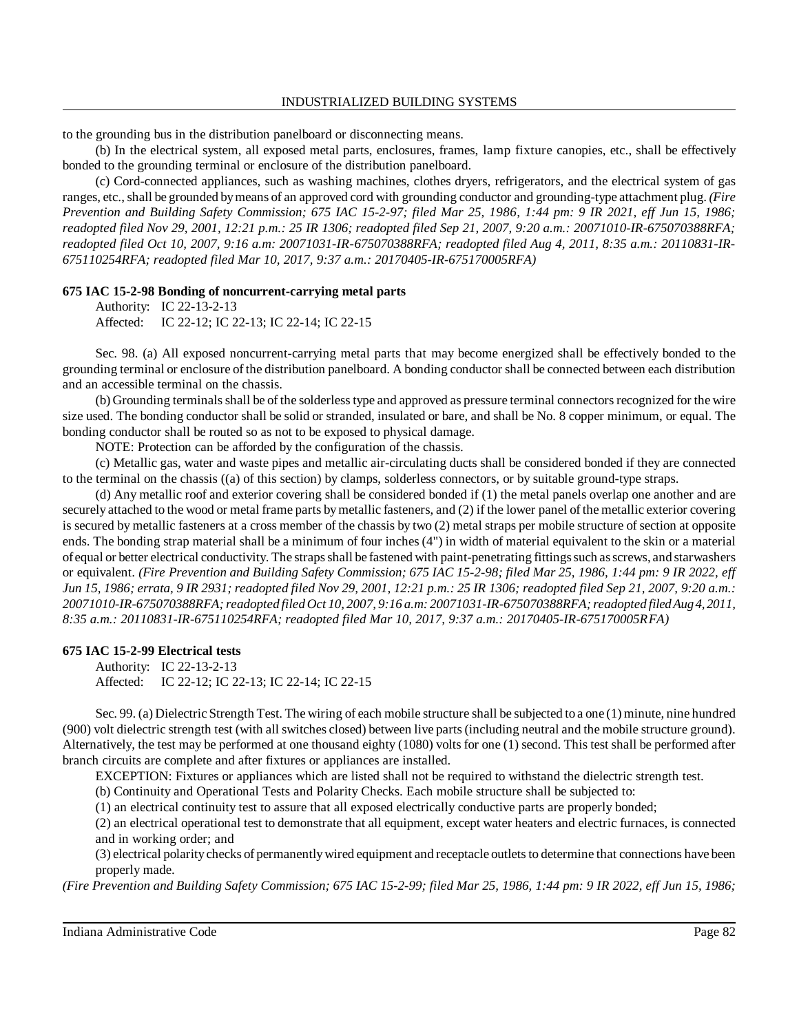to the grounding bus in the distribution panelboard or disconnecting means.

(b) In the electrical system, all exposed metal parts, enclosures, frames, lamp fixture canopies, etc., shall be effectively bonded to the grounding terminal or enclosure of the distribution panelboard.

(c) Cord-connected appliances, such as washing machines, clothes dryers, refrigerators, and the electrical system of gas ranges, etc., shall be grounded by means of an approved cord with grounding conductor and grounding-type attachment plug. *(Fire Prevention and Building Safety Commission; 675 IAC 15-2-97; filed Mar 25, 1986, 1:44 pm: 9 IR 2021, eff Jun 15, 1986; readopted filed Nov 29, 2001, 12:21 p.m.: 25 IR 1306; readopted filed Sep 21, 2007, 9:20 a.m.: 20071010-IR-675070388RFA; readopted filed Oct 10, 2007, 9:16 a.m: 20071031-IR-675070388RFA; readopted filed Aug 4, 2011, 8:35 a.m.: 20110831-IR-675110254RFA; readopted filed Mar 10, 2017, 9:37 a.m.: 20170405-IR-675170005RFA)*

**675 IAC 15-2-98 Bonding of noncurrent-carrying metal parts**

Authority: IC 22-13-2-13
Affected: IC 22-12; IC 22-13; IC 22-14; IC 22-15

Sec. 98. (a) All exposed noncurrent-carrying metal parts that may become energized shall be effectively bonded to the grounding terminal or enclosure of the distribution panelboard. A bonding conductor shall be connected between each distribution and an accessible terminal on the chassis.

(b) Grounding terminals shall be of the solderless type and approved as pressure terminal connectors recognized for the wire size used. The bonding conductor shall be solid or stranded, insulated or bare, and shall be No. 8 copper minimum, or equal. The bonding conductor shall be routed so as not to be exposed to physical damage.

NOTE: Protection can be afforded by the configuration of the chassis.

(c) Metallic gas, water and waste pipes and metallic air-circulating ducts shall be considered bonded if they are connected to the terminal on the chassis ((a) of this section) by clamps, solderless connectors, or by suitable ground-type straps.

(d) Any metallic roof and exterior covering shall be considered bonded if (1) the metal panels overlap one another and are securely attached to the wood or metal frame parts by metallic fasteners, and (2) if the lower panel of the metallic exterior covering is secured by metallic fasteners at a cross member of the chassis by two (2) metal straps per mobile structure of section at opposite ends. The bonding strap material shall be a minimum of four inches (4") in width of material equivalent to the skin or a material of equal or better electrical conductivity. The straps shall be fastened with paint-penetrating fittings such as screws, and starwashers or equivalent. *(Fire Prevention and Building Safety Commission; 675 IAC 15-2-98; filed Mar 25, 1986, 1:44 pm: 9 IR 2022, eff Jun 15, 1986; errata, 9 IR 2931; readopted filed Nov 29, 2001, 12:21 p.m.: 25 IR 1306; readopted filed Sep 21, 2007, 9:20 a.m.: 20071010-IR-675070388RFA; readopted filed Oct 10, 2007, 9:16 a.m: 20071031-IR-675070388RFA; readopted filed Aug 4, 2011, 8:35 a.m.: 20110831-IR-675110254RFA; readopted filed Mar 10, 2017, 9:37 a.m.: 20170405-IR-675170005RFA)*

**675 IAC 15-2-99 Electrical tests**

Authority: IC 22-13-2-13
Affected: IC 22-12; IC 22-13; IC 22-14; IC 22-15

Sec. 99. (a) Dielectric Strength Test. The wiring of each mobile structure shall be subjected to a one (1) minute, nine hundred (900) volt dielectric strength test (with all switches closed) between live parts (including neutral and the mobile structure ground). Alternatively, the test may be performed at one thousand eighty (1080) volts for one (1) second. This test shall be performed after branch circuits are complete and after fixtures or appliances are installed.

EXCEPTION: Fixtures or appliances which are listed shall not be required to withstand the dielectric strength test.

(b) Continuity and Operational Tests and Polarity Checks. Each mobile structure shall be subjected to:

(1) an electrical continuity test to assure that all exposed electrically conductive parts are properly bonded;

(2) an electrical operational test to demonstrate that all equipment, except water heaters and electric furnaces, is connected and in working order; and

(3) electrical polarity checks of permanently wired equipment and receptacle outlets to determine that connections have been properly made.

*(Fire Prevention and Building Safety Commission; 675 IAC 15-2-99; filed Mar 25, 1986, 1:44 pm: 9 IR 2022, eff Jun 15, 1986;*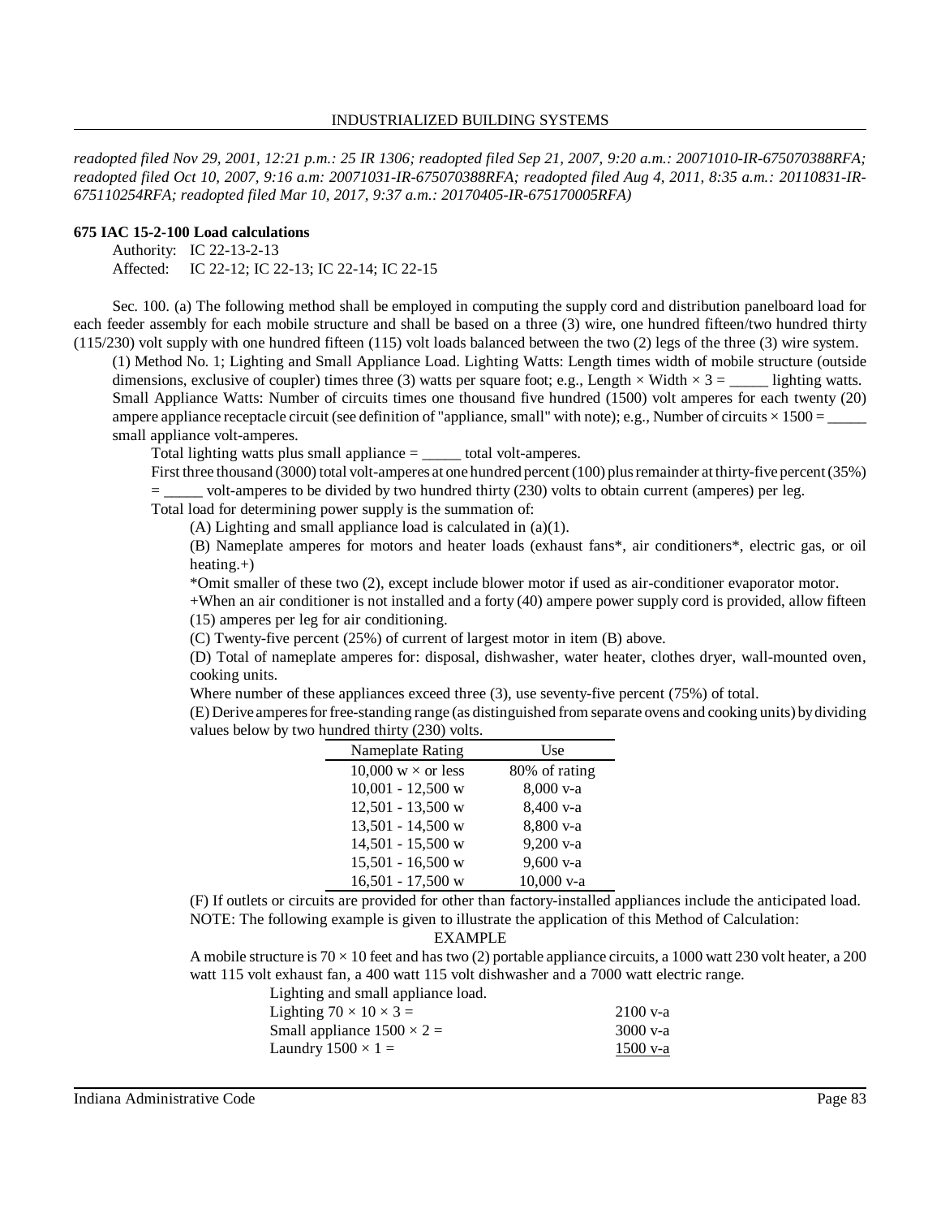*readopted filed Nov 29, 2001, 12:21 p.m.: 25 IR 1306; readopted filed Sep 21, 2007, 9:20 a.m.: 20071010-IR-675070388RFA; readopted filed Oct 10, 2007, 9:16 a.m: 20071031-IR-675070388RFA; readopted filed Aug 4, 2011, 8:35 a.m.: 20110831-IR-675110254RFA; readopted filed Mar 10, 2017, 9:37 a.m.: 20170405-IR-675170005RFA)*

**675 IAC 15-2-100 Load calculations**

Authority: IC 22-13-2-13
Affected: IC 22-12; IC 22-13; IC 22-14; IC 22-15

Sec. 100. (a) The following method shall be employed in computing the supply cord and distribution panelboard load for each feeder assembly for each mobile structure and shall be based on a three (3) wire, one hundred fifteen/two hundred thirty (115/230) volt supply with one hundred fifteen (115) volt loads balanced between the two (2) legs of the three (3) wire system.

(1) Method No. 1; Lighting and Small Appliance Load. Lighting Watts: Length times width of mobile structure (outside dimensions, exclusive of coupler) times three (3) watts per square foot; e.g., Length × Width × 3 = _____ lighting watts. Small Appliance Watts: Number of circuits times one thousand five hundred (1500) volt amperes for each twenty (20) ampere appliance receptacle circuit (see definition of "appliance, small" with note); e.g., Number of circuits × 1500 = _____ small appliance volt-amperes.

Total lighting watts plus small appliance = _____ total volt-amperes.

First three thousand (3000) total volt-amperes at one hundred percent (100) plus remainder at thirty-five percent (35%) = _____ volt-amperes to be divided by two hundred thirty (230) volts to obtain current (amperes) per leg.

Total load for determining power supply is the summation of:

(A) Lighting and small appliance load is calculated in (a)(1).

(B) Nameplate amperes for motors and heater loads (exhaust fans*, air conditioners*, electric gas, or oil heating.+)

*Omit smaller of these two (2), except include blower motor if used as air-conditioner evaporator motor.

+When an air conditioner is not installed and a forty (40) ampere power supply cord is provided, allow fifteen (15) amperes per leg for air conditioning.

(C) Twenty-five percent (25%) of current of largest motor in item (B) above.

(D) Total of nameplate amperes for: disposal, dishwasher, water heater, clothes dryer, wall-mounted oven, cooking units.

Where number of these appliances exceed three (3), use seventy-five percent (75%) of total.

(E) Derive amperes for free-standing range (as distinguished from separate ovens and cooking units) by dividing values below by two hundred thirty (230) volts.

| Nameplate Rating | Use |
|---|---|
| 10,000 w × or less | 80% of rating |
| 10,001 - 12,500 w | 8,000 v-a |
| 12,501 - 13,500 w | 8,400 v-a |
| 13,501 - 14,500 w | 8,800 v-a |
| 14,501 - 15,500 w | 9,200 v-a |
| 15,501 - 16,500 w | 9,600 v-a |
| 16,501 - 17,500 w | 10,000 v-a |

(F) If outlets or circuits are provided for other than factory-installed appliances include the anticipated load.

NOTE: The following example is given to illustrate the application of this Method of Calculation:

EXAMPLE

A mobile structure is 70 × 10 feet and has two (2) portable appliance circuits, a 1000 watt 230 volt heater, a 200 watt 115 volt exhaust fan, a 400 watt 115 volt dishwasher and a 7000 watt electric range.

Lighting and small appliance load.

| | |
|---|---|
| Lighting 70 × 10 × 3 = | 2100 v-a |
| Small appliance 1500 × 2 = | 3000 v-a |
| Laundry 1500 × 1 = | 1500 v-a |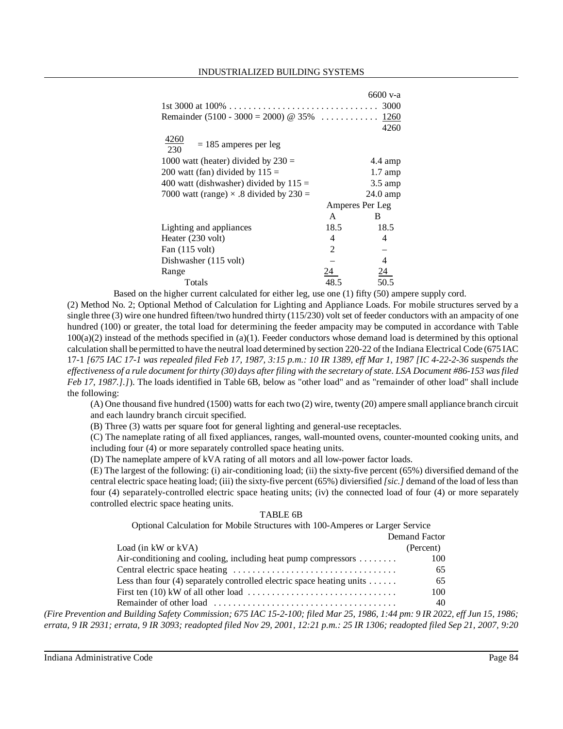| | |
|---|---|
| | 6600 v-a |
| 1st 3000 at 100% . . . . . . . . . . . . . . . . . . . . . . . . . . . . . . . | 3000 |
| Remainder (5100 - 3000 = 2000) @ 35% . . . . . . . . . . . . | 1260 |
| | 4260 |

$\frac{4260}{230}$ = 185 amperes per leg

| | |
|---|---|
| 1000 watt (heater) divided by 230 = | 4.4 amp |
| 200 watt (fan) divided by 115 = | 1.7 amp |
| 400 watt (dishwasher) divided by 115 = | 3.5 amp |
| 7000 watt (range) × .8 divided by 230 = | 24.0 amp |

| | Amperes Per Leg | |
|---|---|---|
| | A | B |
| Lighting and appliances | 18.5 | 18.5 |
| Heater (230 volt) | 4 | 4 |
| Fan (115 volt) | 2 | – |
| Dishwasher (115 volt) | – | 4 |
| Range | 24 | 24 |
| Totals | 48.5 | 50.5 |

Based on the higher current calculated for either leg, use one (1) fifty (50) ampere supply cord.

(2) Method No. 2; Optional Method of Calculation for Lighting and Appliance Loads. For mobile structures served by a single three (3) wire one hundred fifteen/two hundred thirty (115/230) volt set of feeder conductors with an ampacity of one hundred (100) or greater, the total load for determining the feeder ampacity may be computed in accordance with Table 100(a)(2) instead of the methods specified in (a)(1). Feeder conductors whose demand load is determined by this optional calculation shall be permitted to have the neutral load determined by section 220-22 of the Indiana Electrical Code (675 IAC 17-1 *[675 IAC 17-1 was repealed filed Feb 17, 1987, 3:15 p.m.: 10 IR 1389, eff Mar 1, 1987 [IC 4-22-2-36 suspends the effectiveness of a rule document for thirty (30) days after filing with the secretary of state. LSA Document #86-153 was filed Feb 17, 1987.].]*). The loads identified in Table 6B, below as "other load" and as "remainder of other load" shall include the following:

(A) One thousand five hundred (1500) watts for each two (2) wire, twenty (20) ampere small appliance branch circuit and each laundry branch circuit specified.

(B) Three (3) watts per square foot for general lighting and general-use receptacles.

(C) The nameplate rating of all fixed appliances, ranges, wall-mounted ovens, counter-mounted cooking units, and including four (4) or more separately controlled space heating units.

(D) The nameplate ampere of kVA rating of all motors and all low-power factor loads.

(E) The largest of the following: (i) air-conditioning load; (ii) the sixty-five percent (65%) diversified demand of the central electric space heating load; (iii) the sixty-five percent (65%) diviersified *[sic.]* demand of the load of less than four (4) separately-controlled electric space heating units; (iv) the connected load of four (4) or more separately controlled electric space heating units.

TABLE 6B

Optional Calculation for Mobile Structures with 100-Amperes or Larger Service

| Load (in kW or kVA) | Demand Factor (Percent) |
|---|---|
| Air-conditioning and cooling, including heat pump compressors . . . . . . . . | 100 |
| Central electric space heating . . . . . . . . . . . . . . . . . . . . . . . . . . . . . . . . . . | 65 |
| Less than four (4) separately controlled electric space heating units . . . . . . | 65 |
| First ten (10) kW of all other load . . . . . . . . . . . . . . . . . . . . . . . . . . . . . . . | 100 |
| Remainder of other load . . . . . . . . . . . . . . . . . . . . . . . . . . . . . . . . . . . . . . | 40 |

*(Fire Prevention and Building Safety Commission; 675 IAC 15-2-100; filed Mar 25, 1986, 1:44 pm: 9 IR 2022, eff Jun 15, 1986; errata, 9 IR 2931; errata, 9 IR 3093; readopted filed Nov 29, 2001, 12:21 p.m.: 25 IR 1306; readopted filed Sep 21, 2007, 9:20*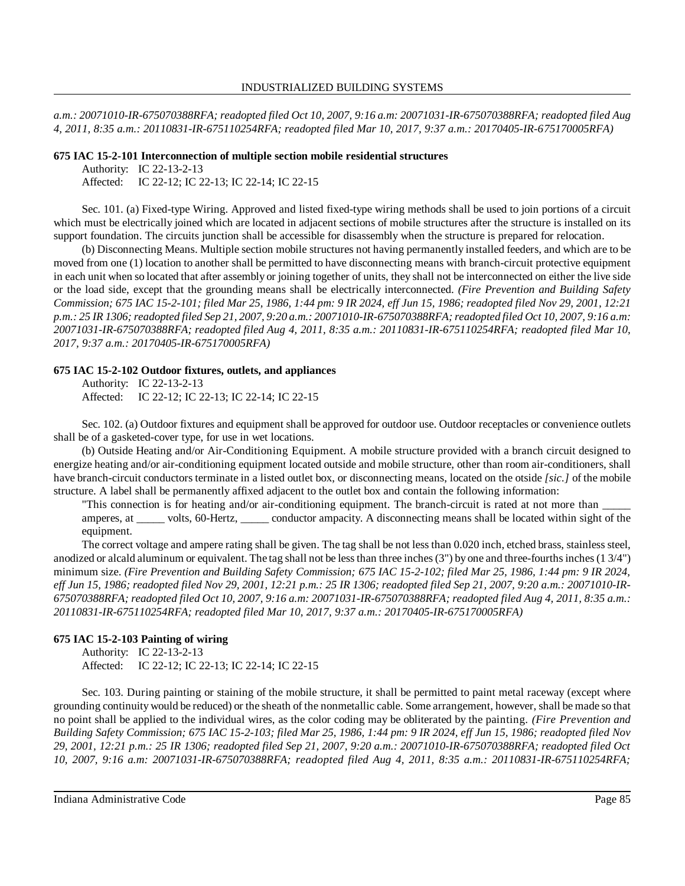*a.m.: 20071010-IR-675070388RFA; readopted filed Oct 10, 2007, 9:16 a.m: 20071031-IR-675070388RFA; readopted filed Aug 4, 2011, 8:35 a.m.: 20110831-IR-675110254RFA; readopted filed Mar 10, 2017, 9:37 a.m.: 20170405-IR-675170005RFA)*

**675 IAC 15-2-101 Interconnection of multiple section mobile residential structures**

Authority: IC 22-13-2-13
Affected: IC 22-12; IC 22-13; IC 22-14; IC 22-15

Sec. 101. (a) Fixed-type Wiring. Approved and listed fixed-type wiring methods shall be used to join portions of a circuit which must be electrically joined which are located in adjacent sections of mobile structures after the structure is installed on its support foundation. The circuits junction shall be accessible for disassembly when the structure is prepared for relocation.

(b) Disconnecting Means. Multiple section mobile structures not having permanently installed feeders, and which are to be moved from one (1) location to another shall be permitted to have disconnecting means with branch-circuit protective equipment in each unit when so located that after assembly or joining together of units, they shall not be interconnected on either the live side or the load side, except that the grounding means shall be electrically interconnected. *(Fire Prevention and Building Safety Commission; 675 IAC 15-2-101; filed Mar 25, 1986, 1:44 pm: 9 IR 2024, eff Jun 15, 1986; readopted filed Nov 29, 2001, 12:21 p.m.: 25 IR 1306; readopted filed Sep 21, 2007, 9:20 a.m.: 20071010-IR-675070388RFA; readopted filed Oct 10, 2007, 9:16 a.m: 20071031-IR-675070388RFA; readopted filed Aug 4, 2011, 8:35 a.m.: 20110831-IR-675110254RFA; readopted filed Mar 10, 2017, 9:37 a.m.: 20170405-IR-675170005RFA)*

**675 IAC 15-2-102 Outdoor fixtures, outlets, and appliances**

Authority: IC 22-13-2-13
Affected: IC 22-12; IC 22-13; IC 22-14; IC 22-15

Sec. 102. (a) Outdoor fixtures and equipment shall be approved for outdoor use. Outdoor receptacles or convenience outlets shall be of a gasketed-cover type, for use in wet locations.

(b) Outside Heating and/or Air-Conditioning Equipment. A mobile structure provided with a branch circuit designed to energize heating and/or air-conditioning equipment located outside and mobile structure, other than room air-conditioners, shall have branch-circuit conductors terminate in a listed outlet box, or disconnecting means, located on the otside *[sic.]* of the mobile structure. A label shall be permanently affixed adjacent to the outlet box and contain the following information:

"This connection is for heating and/or air-conditioning equipment. The branch-circuit is rated at not more than _____ amperes, at _____ volts, 60-Hertz, _____ conductor ampacity. A disconnecting means shall be located within sight of the equipment.

The correct voltage and ampere rating shall be given. The tag shall be not less than 0.020 inch, etched brass, stainless steel, anodized or alcald aluminum or equivalent. The tag shall not be less than three inches (3") by one and three-fourths inches (1 3/4") minimum size. *(Fire Prevention and Building Safety Commission; 675 IAC 15-2-102; filed Mar 25, 1986, 1:44 pm: 9 IR 2024, eff Jun 15, 1986; readopted filed Nov 29, 2001, 12:21 p.m.: 25 IR 1306; readopted filed Sep 21, 2007, 9:20 a.m.: 20071010-IR-675070388RFA; readopted filed Oct 10, 2007, 9:16 a.m: 20071031-IR-675070388RFA; readopted filed Aug 4, 2011, 8:35 a.m.: 20110831-IR-675110254RFA; readopted filed Mar 10, 2017, 9:37 a.m.: 20170405-IR-675170005RFA)*

**675 IAC 15-2-103 Painting of wiring**

Authority: IC 22-13-2-13
Affected: IC 22-12; IC 22-13; IC 22-14; IC 22-15

Sec. 103. During painting or staining of the mobile structure, it shall be permitted to paint metal raceway (except where grounding continuity would be reduced) or the sheath of the nonmetallic cable. Some arrangement, however, shall be made so that no point shall be applied to the individual wires, as the color coding may be obliterated by the painting. *(Fire Prevention and Building Safety Commission; 675 IAC 15-2-103; filed Mar 25, 1986, 1:44 pm: 9 IR 2024, eff Jun 15, 1986; readopted filed Nov 29, 2001, 12:21 p.m.: 25 IR 1306; readopted filed Sep 21, 2007, 9:20 a.m.: 20071010-IR-675070388RFA; readopted filed Oct 10, 2007, 9:16 a.m: 20071031-IR-675070388RFA; readopted filed Aug 4, 2011, 8:35 a.m.: 20110831-IR-675110254RFA;*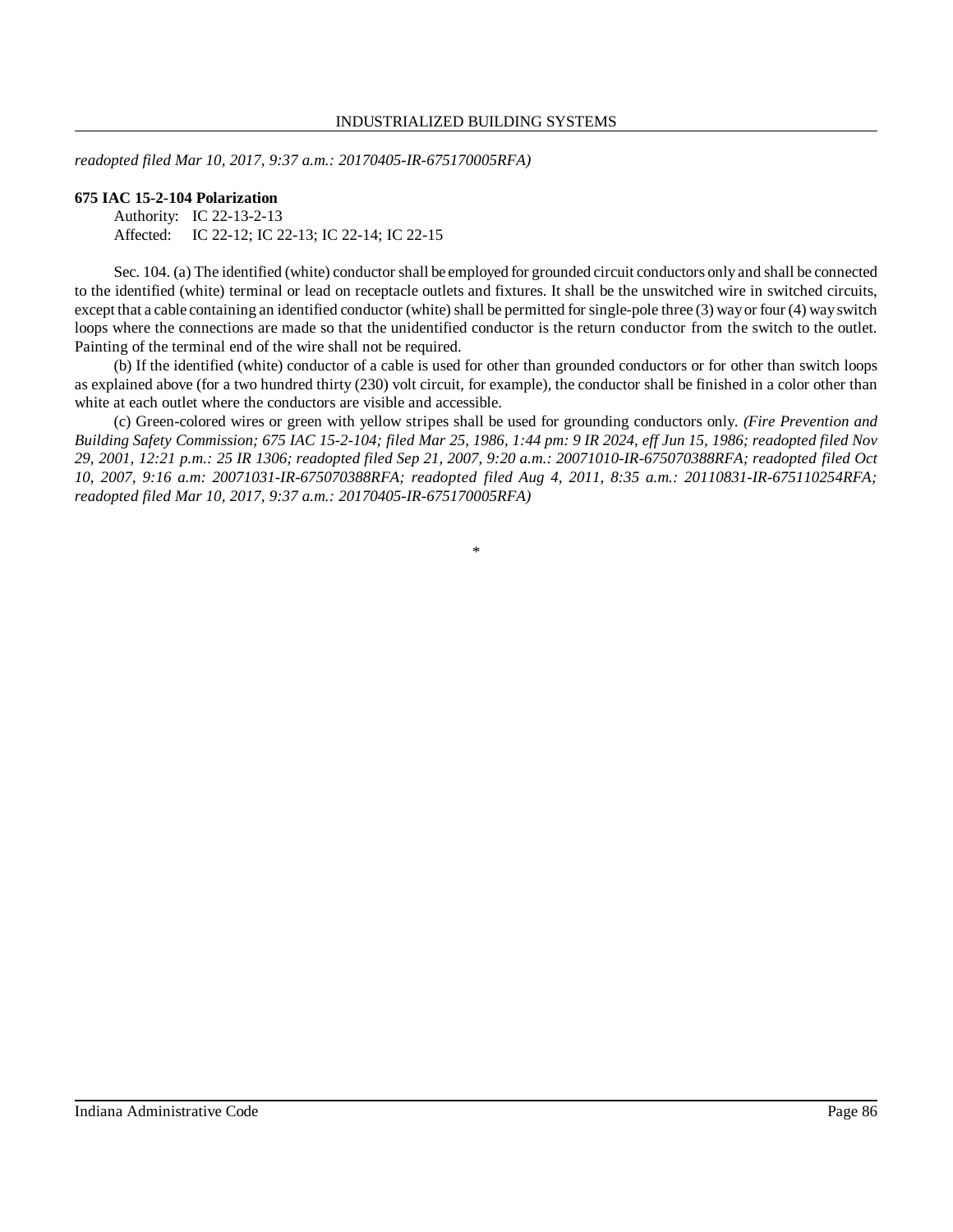*readopted filed Mar 10, 2017, 9:37 a.m.: 20170405-IR-675170005RFA)*

**675 IAC 15-2-104 Polarization**

Authority: IC 22-13-2-13
Affected: IC 22-12; IC 22-13; IC 22-14; IC 22-15

Sec. 104. (a) The identified (white) conductor shall be employed for grounded circuit conductors only and shall be connected to the identified (white) terminal or lead on receptacle outlets and fixtures. It shall be the unswitched wire in switched circuits, except that a cable containing an identified conductor (white) shall be permitted for single-pole three (3) way or four (4) way switch loops where the connections are made so that the unidentified conductor is the return conductor from the switch to the outlet. Painting of the terminal end of the wire shall not be required.

(b) If the identified (white) conductor of a cable is used for other than grounded conductors or for other than switch loops as explained above (for a two hundred thirty (230) volt circuit, for example), the conductor shall be finished in a color other than white at each outlet where the conductors are visible and accessible.

(c) Green-colored wires or green with yellow stripes shall be used for grounding conductors only. *(Fire Prevention and Building Safety Commission; 675 IAC 15-2-104; filed Mar 25, 1986, 1:44 pm: 9 IR 2024, eff Jun 15, 1986; readopted filed Nov 29, 2001, 12:21 p.m.: 25 IR 1306; readopted filed Sep 21, 2007, 9:20 a.m.: 20071010-IR-675070388RFA; readopted filed Oct 10, 2007, 9:16 a.m: 20071031-IR-675070388RFA; readopted filed Aug 4, 2011, 8:35 a.m.: 20110831-IR-675110254RFA; readopted filed Mar 10, 2017, 9:37 a.m.: 20170405-IR-675170005RFA)*

*